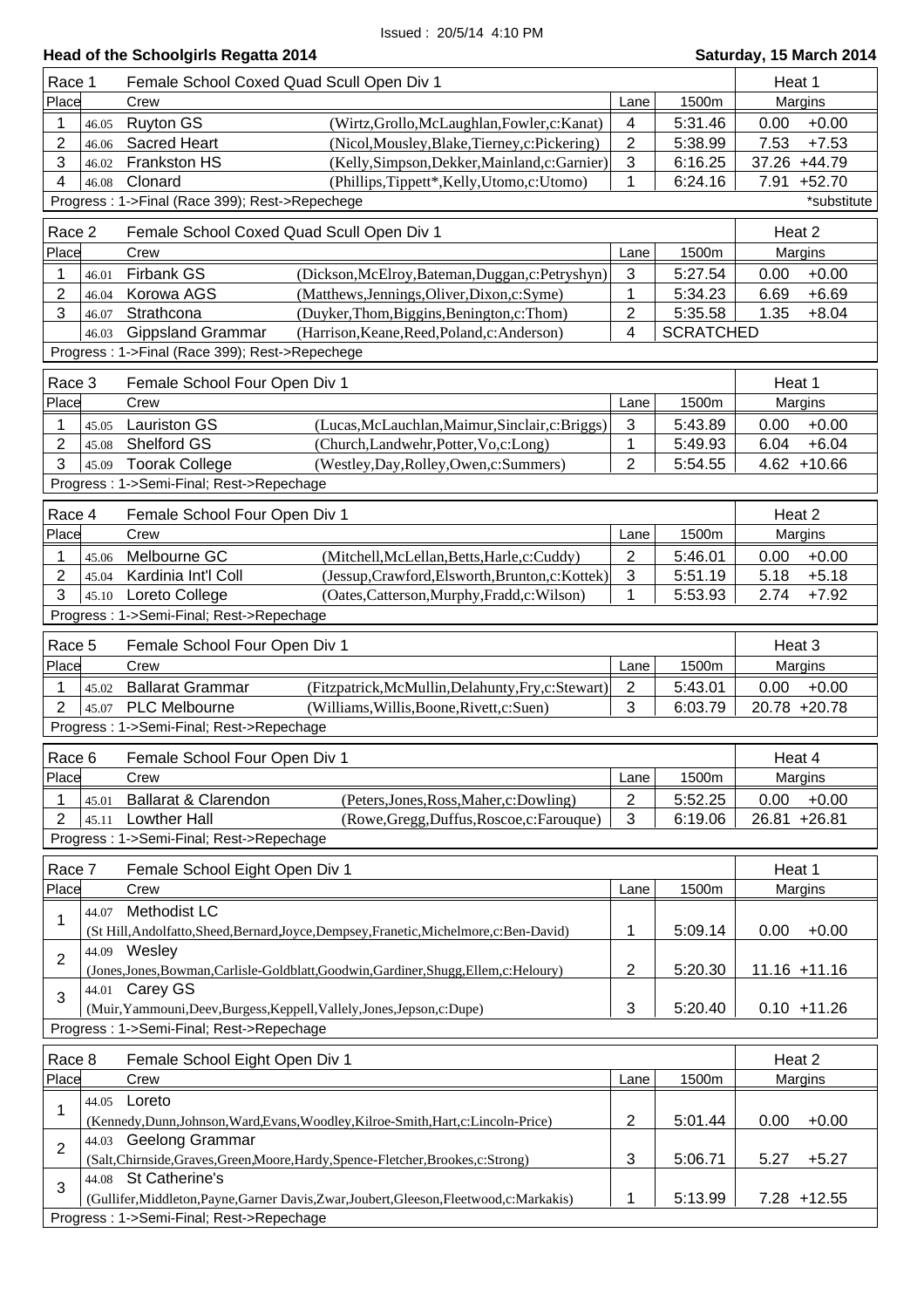Issued : 20/5/14 4:10 PM

## Head of the Schoolgirls Regatta 2014

**Saturday, 15 March 2014**

### Race 1 — Female School Coxed Quad Scull Open Div 1 — Heat 1

| Place | | Crew | | Lane | 1500m | Margins | |
|---|---|---|---|---|---|---|---|
| 1 | 46.05 | Ruyton GS | (Wirtz,Grollo,McLaughlan,Fowler,c:Kanat) | 4 | 5:31.46 | 0.00 | +0.00 |
| 2 | 46.06 | Sacred Heart | (Nicol,Mousley,Blake,Tierney,c:Pickering) | 2 | 5:38.99 | 7.53 | +7.53 |
| 3 | 46.02 | Frankston HS | (Kelly,Simpson,Dekker,Mainland,c:Garnier) | 3 | 6:16.25 | 37.26 | +44.79 |
| 4 | 46.08 | Clonard | (Phillips,Tippett*,Kelly,Utomo,c:Utomo) | 1 | 6:24.16 | 7.91 | +52.70 |

Progress : 1->Final (Race 399); Rest->Repechage

*substitute

### Race 2 — Female School Coxed Quad Scull Open Div 1 — Heat 2

| Place | | Crew | | Lane | 1500m | Margins | |
|---|---|---|---|---|---|---|---|
| 1 | 46.01 | Firbank GS | (Dickson,McElroy,Bateman,Duggan,c:Petryshyn) | 3 | 5:27.54 | 0.00 | +0.00 |
| 2 | 46.04 | Korowa AGS | (Matthews,Jennings,Oliver,Dixon,c:Syme) | 1 | 5:34.23 | 6.69 | +6.69 |
| 3 | 46.07 | Strathcona | (Duyker,Thom,Biggins,Benington,c:Thom) | 2 | 5:35.58 | 1.35 | +8.04 |
| | 46.03 | Gippsland Grammar | (Harrison,Keane,Reed,Poland,c:Anderson) | 4 | SCRATCHED | | |

Progress : 1->Final (Race 399); Rest->Repechage

### Race 3 — Female School Four Open Div 1 — Heat 1

| Place | | Crew | | Lane | 1500m | Margins | |
|---|---|---|---|---|---|---|---|
| 1 | 45.05 | Lauriston GS | (Lucas,McLauchlan,Maimur,Sinclair,c:Briggs) | 3 | 5:43.89 | 0.00 | +0.00 |
| 2 | 45.08 | Shelford GS | (Church,Landwehr,Potter,Vo,c:Long) | 1 | 5:49.93 | 6.04 | +6.04 |
| 3 | 45.09 | Toorak College | (Westley,Day,Rolley,Owen,c:Summers) | 2 | 5:54.55 | 4.62 | +10.66 |

Progress : 1->Semi-Final; Rest->Repechage

### Race 4 — Female School Four Open Div 1 — Heat 2

| Place | | Crew | | Lane | 1500m | Margins | |
|---|---|---|---|---|---|---|---|
| 1 | 45.06 | Melbourne GC | (Mitchell,McLellan,Betts,Harle,c:Cuddy) | 2 | 5:46.01 | 0.00 | +0.00 |
| 2 | 45.04 | Kardinia Int'l Coll | (Jessup,Crawford,Elsworth,Brunton,c:Kottek) | 3 | 5:51.19 | 5.18 | +5.18 |
| 3 | 45.10 | Loreto College | (Oates,Catterson,Murphy,Fradd,c:Wilson) | 1 | 5:53.93 | 2.74 | +7.92 |

Progress : 1->Semi-Final; Rest->Repechage

### Race 5 — Female School Four Open Div 1 — Heat 3

| Place | | Crew | | Lane | 1500m | Margins | |
|---|---|---|---|---|---|---|---|
| 1 | 45.02 | Ballarat Grammar | (Fitzpatrick,McMullin,Delahunty,Fry,c:Stewart) | 2 | 5:43.01 | 0.00 | +0.00 |
| 2 | 45.07 | PLC Melbourne | (Williams,Willis,Boone,Rivett,c:Suen) | 3 | 6:03.79 | 20.78 | +20.78 |

Progress : 1->Semi-Final; Rest->Repechage

### Race 6 — Female School Four Open Div 1 — Heat 4

| Place | | Crew | | Lane | 1500m | Margins | |
|---|---|---|---|---|---|---|---|
| 1 | 45.01 | Ballarat & Clarendon | (Peters,Jones,Ross,Maher,c:Dowling) | 2 | 5:52.25 | 0.00 | +0.00 |
| 2 | 45.11 | Lowther Hall | (Rowe,Gregg,Duffus,Roscoe,c:Farouque) | 3 | 6:19.06 | 26.81 | +26.81 |

Progress : 1->Semi-Final; Rest->Repechage

### Race 7 — Female School Eight Open Div 1 — Heat 1

| Place | | Crew | Lane | 1500m | Margins | |
|---|---|---|---|---|---|---|
| 1 | 44.07 | Methodist LC (St Hill,Andolfatto,Sheed,Bernard,Joyce,Dempsey,Franetic,Michelmore,c:Ben-David) | 1 | 5:09.14 | 0.00 | +0.00 |
| 2 | 44.09 | Wesley (Jones,Jones,Bowman,Carlisle-Goldblatt,Goodwin,Gardiner,Shugg,Ellem,c:Heloury) | 2 | 5:20.30 | 11.16 | +11.16 |
| 3 | 44.01 | Carey GS (Muir,Yammouni,Deev,Burgess,Keppell,Vallely,Jones,Jepson,c:Dupe) | 3 | 5:20.40 | 0.10 | +11.26 |

Progress : 1->Semi-Final; Rest->Repechage

### Race 8 — Female School Eight Open Div 1 — Heat 2

| Place | | Crew | Lane | 1500m | Margins | |
|---|---|---|---|---|---|---|
| 1 | 44.05 | Loreto (Kennedy,Dunn,Johnson,Ward,Evans,Woodley,Kilroe-Smith,Hart,c:Lincoln-Price) | 2 | 5:01.44 | 0.00 | +0.00 |
| 2 | 44.03 | Geelong Grammar (Salt,Chirnside,Graves,Green,Moore,Hardy,Spence-Fletcher,Brookes,c:Strong) | 3 | 5:06.71 | 5.27 | +5.27 |
| 3 | 44.08 | St Catherine's (Gullifer,Middleton,Payne,Garner Davis,Zwar,Joubert,Gleeson,Fleetwood,c:Markakis) | 1 | 5:13.99 | 7.28 | +12.55 |

Progress : 1->Semi-Final; Rest->Repechage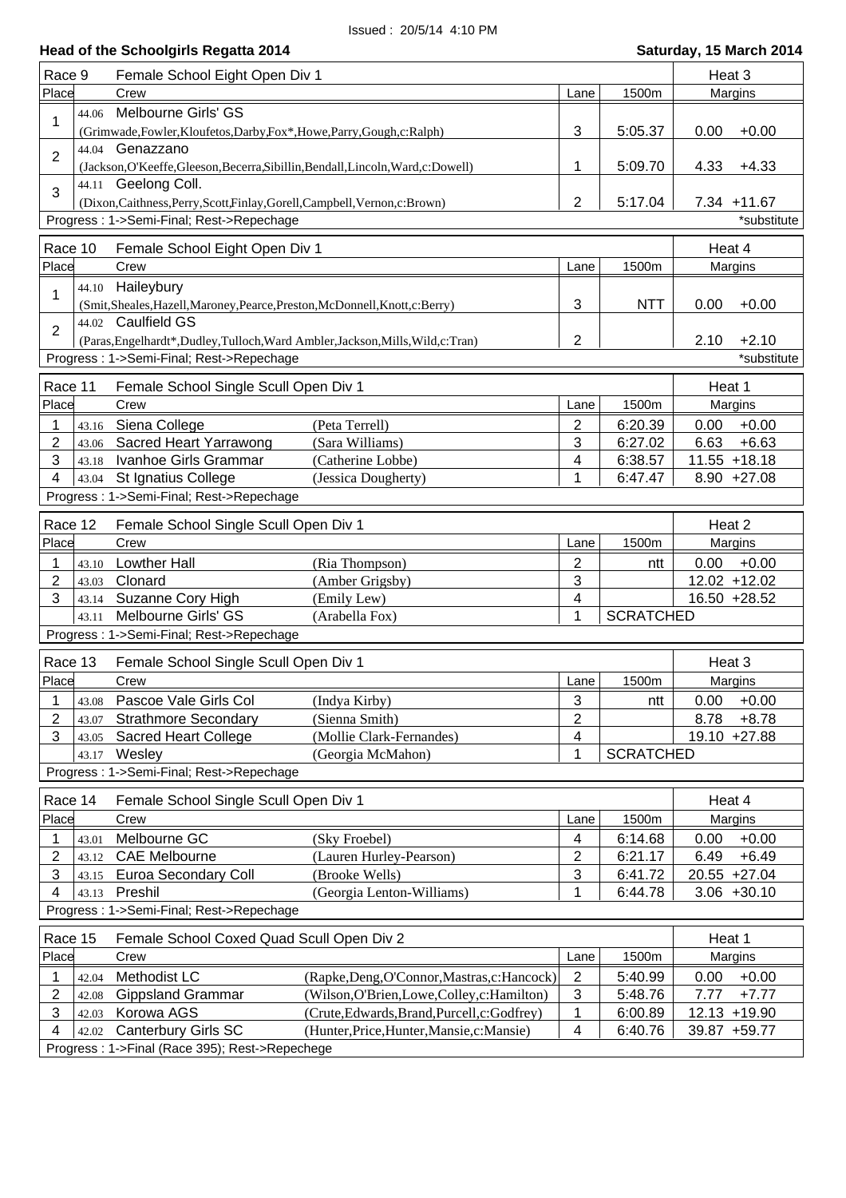Issued : 20/5/14 4:10 PM

## Head of the Schoolgirls Regatta 2014

**Saturday, 15 March 2014**

### Race 9 — Female School Eight Open Div 1 — Heat 3

| Place | | Crew | Lane | 1500m | Margins | |
|---|---|---|---|---|---|---|
| 1 | 44.06 | Melbourne Girls' GS (Grimwade,Fowler,Kloufetos,Darby,Fox*,Howe,Parry,Gough,c:Ralph) | 3 | 5:05.37 | 0.00 | +0.00 |
| 2 | 44.04 | Genazzano (Jackson,O'Keeffe,Gleeson,Becerra,Sibillin,Bendall,Lincoln,Ward,c:Dowell) | 1 | 5:09.70 | 4.33 | +4.33 |
| 3 | 44.11 | Geelong Coll. (Dixon,Caithness,Perry,Scott,Finlay,Gorell,Campbell,Vernon,c:Brown) | 2 | 5:17.04 | 7.34 | +11.67 |

Progress : 1->Semi-Final; Rest->Repechage

*substitute

### Race 10 — Female School Eight Open Div 1 — Heat 4

| Place | | Crew | Lane | 1500m | Margins | |
|---|---|---|---|---|---|---|
| 1 | 44.10 | Haileybury (Smit,Sheales,Hazell,Maroney,Pearce,Preston,McDonnell,Knott,c:Berry) | 3 | NTT | 0.00 | +0.00 |
| 2 | 44.02 | Caulfield GS (Paras,Engelhardt*,Dudley,Tulloch,Ward Ambler,Jackson,Mills,Wild,c:Tran) | 2 | | 2.10 | +2.10 |

Progress : 1->Semi-Final; Rest->Repechage

*substitute

### Race 11 — Female School Single Scull Open Div 1 — Heat 1

| Place | | Crew | | Lane | 1500m | Margins | |
|---|---|---|---|---|---|---|---|
| 1 | 43.16 | Siena College | (Peta Terrell) | 2 | 6:20.39 | 0.00 | +0.00 |
| 2 | 43.06 | Sacred Heart Yarrawong | (Sara Williams) | 3 | 6:27.02 | 6.63 | +6.63 |
| 3 | 43.18 | Ivanhoe Girls Grammar | (Catherine Lobbe) | 4 | 6:38.57 | 11.55 | +18.18 |
| 4 | 43.04 | St Ignatius College | (Jessica Dougherty) | 1 | 6:47.47 | 8.90 | +27.08 |

Progress : 1->Semi-Final; Rest->Repechage

### Race 12 — Female School Single Scull Open Div 1 — Heat 2

| Place | | Crew | | Lane | 1500m | Margins | |
|---|---|---|---|---|---|---|---|
| 1 | 43.10 | Lowther Hall | (Ria Thompson) | 2 | ntt | 0.00 | +0.00 |
| 2 | 43.03 | Clonard | (Amber Grigsby) | 3 | | 12.02 | +12.02 |
| 3 | 43.14 | Suzanne Cory High | (Emily Lew) | 4 | | 16.50 | +28.52 |
| | 43.11 | Melbourne Girls' GS | (Arabella Fox) | 1 | SCRATCHED | | |

Progress : 1->Semi-Final; Rest->Repechage

### Race 13 — Female School Single Scull Open Div 1 — Heat 3

| Place | | Crew | | Lane | 1500m | Margins | |
|---|---|---|---|---|---|---|---|
| 1 | 43.08 | Pascoe Vale Girls Col | (Indya Kirby) | 3 | ntt | 0.00 | +0.00 |
| 2 | 43.07 | Strathmore Secondary | (Sienna Smith) | 2 | | 8.78 | +8.78 |
| 3 | 43.05 | Sacred Heart College | (Mollie Clark-Fernandes) | 4 | | 19.10 | +27.88 |
| | 43.17 | Wesley | (Georgia McMahon) | 1 | SCRATCHED | | |

Progress : 1->Semi-Final; Rest->Repechage

### Race 14 — Female School Single Scull Open Div 1 — Heat 4

| Place | | Crew | | Lane | 1500m | Margins | |
|---|---|---|---|---|---|---|---|
| 1 | 43.01 | Melbourne GC | (Sky Froebel) | 4 | 6:14.68 | 0.00 | +0.00 |
| 2 | 43.12 | CAE Melbourne | (Lauren Hurley-Pearson) | 2 | 6:21.17 | 6.49 | +6.49 |
| 3 | 43.15 | Euroa Secondary Coll | (Brooke Wells) | 3 | 6:41.72 | 20.55 | +27.04 |
| 4 | 43.13 | Preshil | (Georgia Lenton-Williams) | 1 | 6:44.78 | 3.06 | +30.10 |

Progress : 1->Semi-Final; Rest->Repechage

### Race 15 — Female School Coxed Quad Scull Open Div 2 — Heat 1

| Place | | Crew | | Lane | 1500m | Margins | |
|---|---|---|---|---|---|---|---|
| 1 | 42.04 | Methodist LC | (Rapke,Deng,O'Connor,Mastras,c:Hancock) | 2 | 5:40.99 | 0.00 | +0.00 |
| 2 | 42.08 | Gippsland Grammar | (Wilson,O'Brien,Lowe,Colley,c:Hamilton) | 3 | 5:48.76 | 7.77 | +7.77 |
| 3 | 42.03 | Korowa AGS | (Crute,Edwards,Brand,Purcell,c:Godfrey) | 1 | 6:00.89 | 12.13 | +19.90 |
| 4 | 42.02 | Canterbury Girls SC | (Hunter,Price,Hunter,Mansie,c:Mansie) | 4 | 6:40.76 | 39.87 | +59.77 |

Progress : 1->Final (Race 395); Rest->Repechege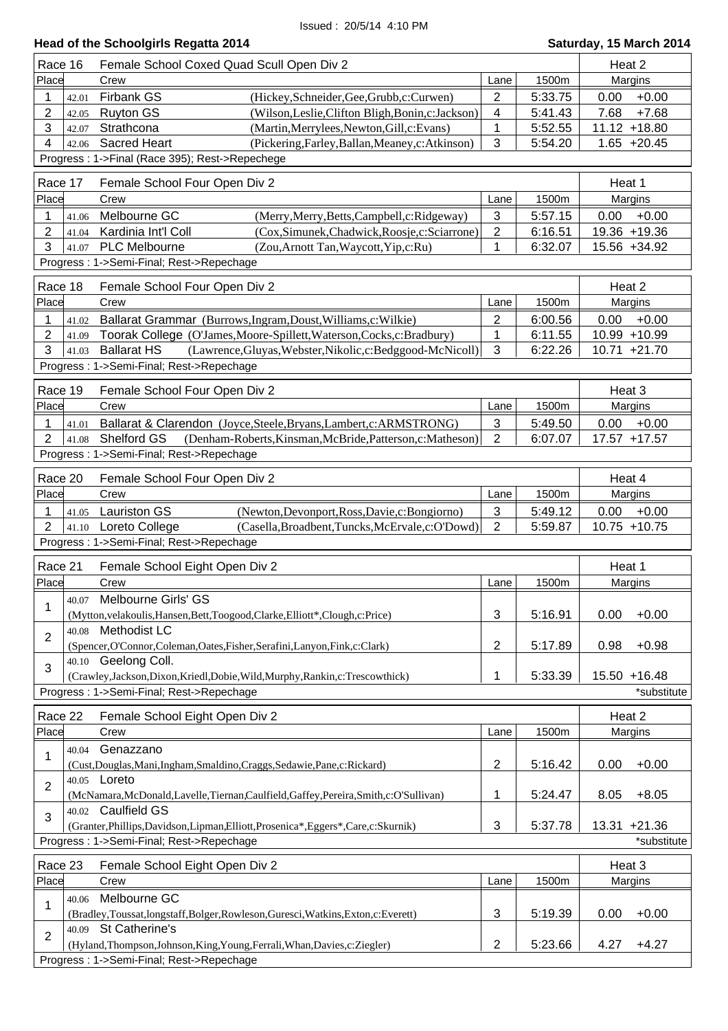Issued : 20/5/14 4:10 PM

## Head of the Schoolgirls Regatta 2014

**Saturday, 15 March 2014**

| Race 16 | Female School Coxed Quad Scull Open Div 2 | | | | Heat 2 | |
|---|---|---|---|---|---|---|
| Place | Crew | | Lane | 1500m | Margins | |
| 1 | 42.01 Firbank GS | (Hickey,Schneider,Gee,Grubb,c:Curwen) | 2 | 5:33.75 | 0.00 | +0.00 |
| 2 | 42.05 Ruyton GS | (Wilson,Leslie,Clifton Bligh,Bonin,c:Jackson) | 4 | 5:41.43 | 7.68 | +7.68 |
| 3 | 42.07 Strathcona | (Martin,Merrylees,Newton,Gill,c:Evans) | 1 | 5:52.55 | 11.12 | +18.80 |
| 4 | 42.06 Sacred Heart | (Pickering,Farley,Ballan,Meaney,c:Atkinson) | 3 | 5:54.20 | 1.65 | +20.45 |
| Progress : 1->Final (Race 395); Rest->Repechege | | | | | | |

| Race 17 | Female School Four Open Div 2 | | | | Heat 1 | |
|---|---|---|---|---|---|---|
| Place | Crew | | Lane | 1500m | Margins | |
| 1 | 41.06 Melbourne GC | (Merry,Merry,Betts,Campbell,c:Ridgeway) | 3 | 5:57.15 | 0.00 | +0.00 |
| 2 | 41.04 Kardinia Int'l Coll | (Cox,Simunek,Chadwick,Roosje,c:Sciarrone) | 2 | 6:16.51 | 19.36 | +19.36 |
| 3 | 41.07 PLC Melbourne | (Zou,Arnott Tan,Waycott,Yip,c:Ru) | 1 | 6:32.07 | 15.56 | +34.92 |
| Progress : 1->Semi-Final; Rest->Repechage | | | | | | |

| Race 18 | Female School Four Open Div 2 | | | | Heat 2 | |
|---|---|---|---|---|---|---|
| Place | Crew | | Lane | 1500m | Margins | |
| 1 | 41.02 Ballarat Grammar | (Burrows,Ingram,Doust,Williams,c:Wilkie) | 2 | 6:00.56 | 0.00 | +0.00 |
| 2 | 41.09 Toorak College | (O'James,Moore-Spillett,Waterson,Cocks,c:Bradbury) | 1 | 6:11.55 | 10.99 | +10.99 |
| 3 | 41.03 Ballarat HS | (Lawrence,Gluyas,Webster,Nikolic,c:Bedggood-McNicoll) | 3 | 6:22.26 | 10.71 | +21.70 |
| Progress : 1->Semi-Final; Rest->Repechage | | | | | | |

| Race 19 | Female School Four Open Div 2 | | | | Heat 3 | |
|---|---|---|---|---|---|---|
| Place | Crew | | Lane | 1500m | Margins | |
| 1 | 41.01 Ballarat & Clarendon | (Joyce,Steele,Bryans,Lambert,c:ARMSTRONG) | 3 | 5:49.50 | 0.00 | +0.00 |
| 2 | 41.08 Shelford GS | (Denham-Roberts,Kinsman,McBride,Patterson,c:Matheson) | 2 | 6:07.07 | 17.57 | +17.57 |
| Progress : 1->Semi-Final; Rest->Repechage | | | | | | |

| Race 20 | Female School Four Open Div 2 | | | | Heat 4 | |
|---|---|---|---|---|---|---|
| Place | Crew | | Lane | 1500m | Margins | |
| 1 | 41.05 Lauriston GS | (Newton,Devonport,Ross,Davie,c:Bongiorno) | 3 | 5:49.12 | 0.00 | +0.00 |
| 2 | 41.10 Loreto College | (Casella,Broadbent,Tuncks,McErvale,c:O'Dowd) | 2 | 5:59.87 | 10.75 | +10.75 |
| Progress : 1->Semi-Final; Rest->Repechage | | | | | | |

| Race 21 | Female School Eight Open Div 2 | | | Heat 1 | |
|---|---|---|---|---|---|
| Place | Crew | Lane | 1500m | Margins | |
| 1 | 40.07 Melbourne Girls' GS<br>(Mytton,velakoulis,Hansen,Bett,Toogood,Clarke,Elliott*,Clough,c:Price) | 3 | 5:16.91 | 0.00 | +0.00 |
| 2 | 40.08 Methodist LC<br>(Spencer,O'Connor,Coleman,Oates,Fisher,Serafini,Lanyon,Fink,c:Clark) | 2 | 5:17.89 | 0.98 | +0.98 |
| 3 | 40.10 Geelong Coll.<br>(Crawley,Jackson,Dixon,Kriedl,Dobie,Wild,Murphy,Rankin,c:Trescowthick) | 1 | 5:33.39 | 15.50 | +16.48 |
| Progress : 1->Semi-Final; Rest->Repechage | | | | | *substitute |

| Race 22 | Female School Eight Open Div 2 | | | Heat 2 | |
|---|---|---|---|---|---|
| Place | Crew | Lane | 1500m | Margins | |
| 1 | 40.04 Genazzano<br>(Cust,Douglas,Mani,Ingham,Smaldino,Craggs,Sedawie,Pane,c:Rickard) | 2 | 5:16.42 | 0.00 | +0.00 |
| 2 | 40.05 Loreto<br>(McNamara,McDonald,Lavelle,Tiernan,Caulfield,Gaffey,Pereira,Smith,c:O'Sullivan) | 1 | 5:24.47 | 8.05 | +8.05 |
| 3 | 40.02 Caulfield GS<br>(Granter,Phillips,Davidson,Lipman,Elliott,Prosenica*,Eggers*,Care,c:Skurnik) | 3 | 5:37.78 | 13.31 | +21.36 |
| Progress : 1->Semi-Final; Rest->Repechage | | | | | *substitute |

| Race 23 | Female School Eight Open Div 2 | | | Heat 3 | |
|---|---|---|---|---|---|
| Place | Crew | Lane | 1500m | Margins | |
| 1 | 40.06 Melbourne GC<br>(Bradley,Toussat,longstaff,Bolger,Rowleson,Guresci,Watkins,Exton,c:Everett) | 3 | 5:19.39 | 0.00 | +0.00 |
| 2 | 40.09 St Catherine's<br>(Hyland,Thompson,Johnson,King,Young,Ferrali,Whan,Davies,c:Ziegler) | 2 | 5:23.66 | 4.27 | +4.27 |
| Progress : 1->Semi-Final; Rest->Repechage | | | | | |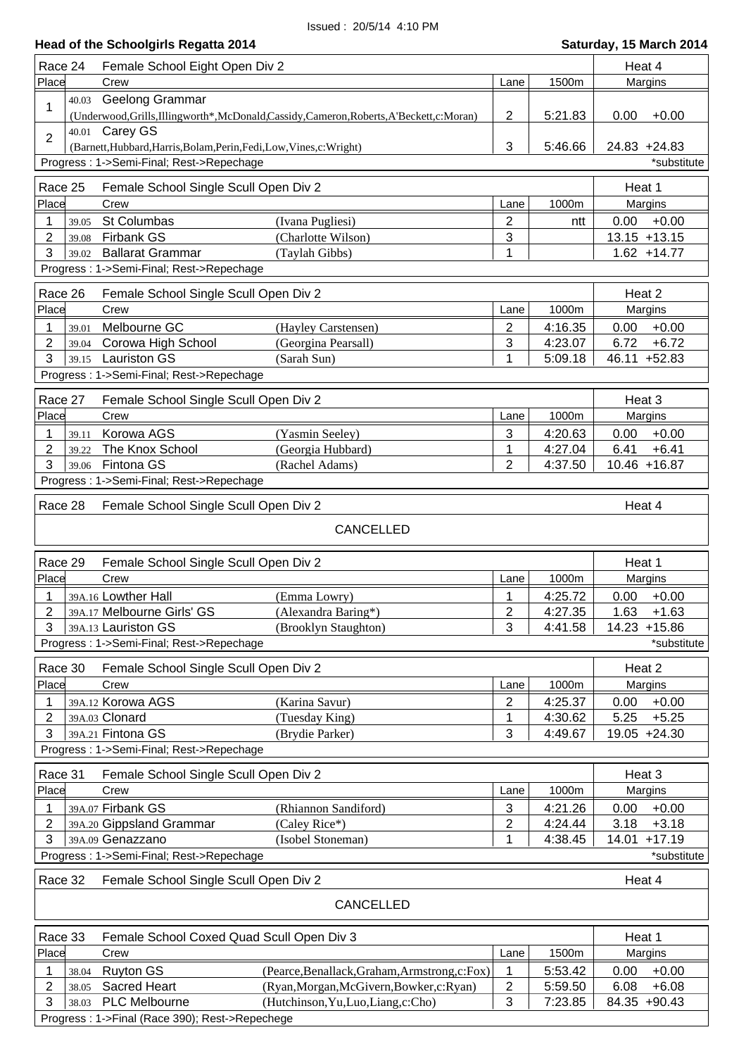Issued : 20/5/14 4:10 PM

**Head of the Schoolgirls Regatta 2014** — **Saturday, 15 March 2014**

### Race 24 — Female School Eight Open Div 2 — Heat 4

| Place | | Crew | | Lane | 1500m | Margins | |
|---|---|---|---|---|---|---|---|
| 1 | 40.03 | Geelong Grammar (Underwood,Grills,Illingworth*,McDonald,Cassidy,Cameron,Roberts,A'Beckett,c:Moran) | | 2 | 5:21.83 | 0.00 | +0.00 |
| 2 | 40.01 | Carey GS (Barnett,Hubbard,Harris,Bolam,Perin,Fedi,Low,Vines,c:Wright) | | 3 | 5:46.66 | 24.83 | +24.83 |

Progress : 1->Semi-Final; Rest->Repechage — *substitute

### Race 25 — Female School Single Scull Open Div 2 — Heat 1

| Place | | Crew | | Lane | 1000m | Margins | |
|---|---|---|---|---|---|---|---|
| 1 | 39.05 | St Columbas | (Ivana Pugliesi) | 2 | ntt | 0.00 | +0.00 |
| 2 | 39.08 | Firbank GS | (Charlotte Wilson) | 3 | | 13.15 | +13.15 |
| 3 | 39.02 | Ballarat Grammar | (Taylah Gibbs) | 1 | | 1.62 | +14.77 |

Progress : 1->Semi-Final; Rest->Repechage

### Race 26 — Female School Single Scull Open Div 2 — Heat 2

| Place | | Crew | | Lane | 1000m | Margins | |
|---|---|---|---|---|---|---|---|
| 1 | 39.01 | Melbourne GC | (Hayley Carstensen) | 2 | 4:16.35 | 0.00 | +0.00 |
| 2 | 39.04 | Corowa High School | (Georgina Pearsall) | 3 | 4:23.07 | 6.72 | +6.72 |
| 3 | 39.15 | Lauriston GS | (Sarah Sun) | 1 | 5:09.18 | 46.11 | +52.83 |

Progress : 1->Semi-Final; Rest->Repechage

### Race 27 — Female School Single Scull Open Div 2 — Heat 3

| Place | | Crew | | Lane | 1000m | Margins | |
|---|---|---|---|---|---|---|---|
| 1 | 39.11 | Korowa AGS | (Yasmin Seeley) | 3 | 4:20.63 | 0.00 | +0.00 |
| 2 | 39.22 | The Knox School | (Georgia Hubbard) | 1 | 4:27.04 | 6.41 | +6.41 |
| 3 | 39.06 | Fintona GS | (Rachel Adams) | 2 | 4:37.50 | 10.46 | +16.87 |

Progress : 1->Semi-Final; Rest->Repechage

### Race 28 — Female School Single Scull Open Div 2 — Heat 4

CANCELLED

### Race 29 — Female School Single Scull Open Div 2 — Heat 1

| Place | | Crew | | Lane | 1000m | Margins | |
|---|---|---|---|---|---|---|---|
| 1 | 39A.16 | Lowther Hall | (Emma Lowry) | 1 | 4:25.72 | 0.00 | +0.00 |
| 2 | 39A.17 | Melbourne Girls' GS | (Alexandra Baring*) | 2 | 4:27.35 | 1.63 | +1.63 |
| 3 | 39A.13 | Lauriston GS | (Brooklyn Staughton) | 3 | 4:41.58 | 14.23 | +15.86 |

Progress : 1->Semi-Final; Rest->Repechage — *substitute

### Race 30 — Female School Single Scull Open Div 2 — Heat 2

| Place | | Crew | | Lane | 1000m | Margins | |
|---|---|---|---|---|---|---|---|
| 1 | 39A.12 | Korowa AGS | (Karina Savur) | 2 | 4:25.37 | 0.00 | +0.00 |
| 2 | 39A.03 | Clonard | (Tuesday King) | 1 | 4:30.62 | 5.25 | +5.25 |
| 3 | 39A.21 | Fintona GS | (Brydie Parker) | 3 | 4:49.67 | 19.05 | +24.30 |

Progress : 1->Semi-Final; Rest->Repechage

### Race 31 — Female School Single Scull Open Div 2 — Heat 3

| Place | | Crew | | Lane | 1000m | Margins | |
|---|---|---|---|---|---|---|---|
| 1 | 39A.07 | Firbank GS | (Rhiannon Sandiford) | 3 | 4:21.26 | 0.00 | +0.00 |
| 2 | 39A.20 | Gippsland Grammar | (Caley Rice*) | 2 | 4:24.44 | 3.18 | +3.18 |
| 3 | 39A.09 | Genazzano | (Isobel Stoneman) | 1 | 4:38.45 | 14.01 | +17.19 |

Progress : 1->Semi-Final; Rest->Repechage — *substitute

### Race 32 — Female School Single Scull Open Div 2 — Heat 4

CANCELLED

### Race 33 — Female School Coxed Quad Scull Open Div 3 — Heat 1

| Place | | Crew | | Lane | 1500m | Margins | |
|---|---|---|---|---|---|---|---|
| 1 | 38.04 | Ruyton GS | (Pearce,Benallack,Graham,Armstrong,c:Fox) | 1 | 5:53.42 | 0.00 | +0.00 |
| 2 | 38.05 | Sacred Heart | (Ryan,Morgan,McGivern,Bowker,c:Ryan) | 2 | 5:59.50 | 6.08 | +6.08 |
| 3 | 38.03 | PLC Melbourne | (Hutchinson,Yu,Luo,Liang,c:Cho) | 3 | 7:23.85 | 84.35 | +90.43 |

Progress : 1->Final (Race 390); Rest->Repechege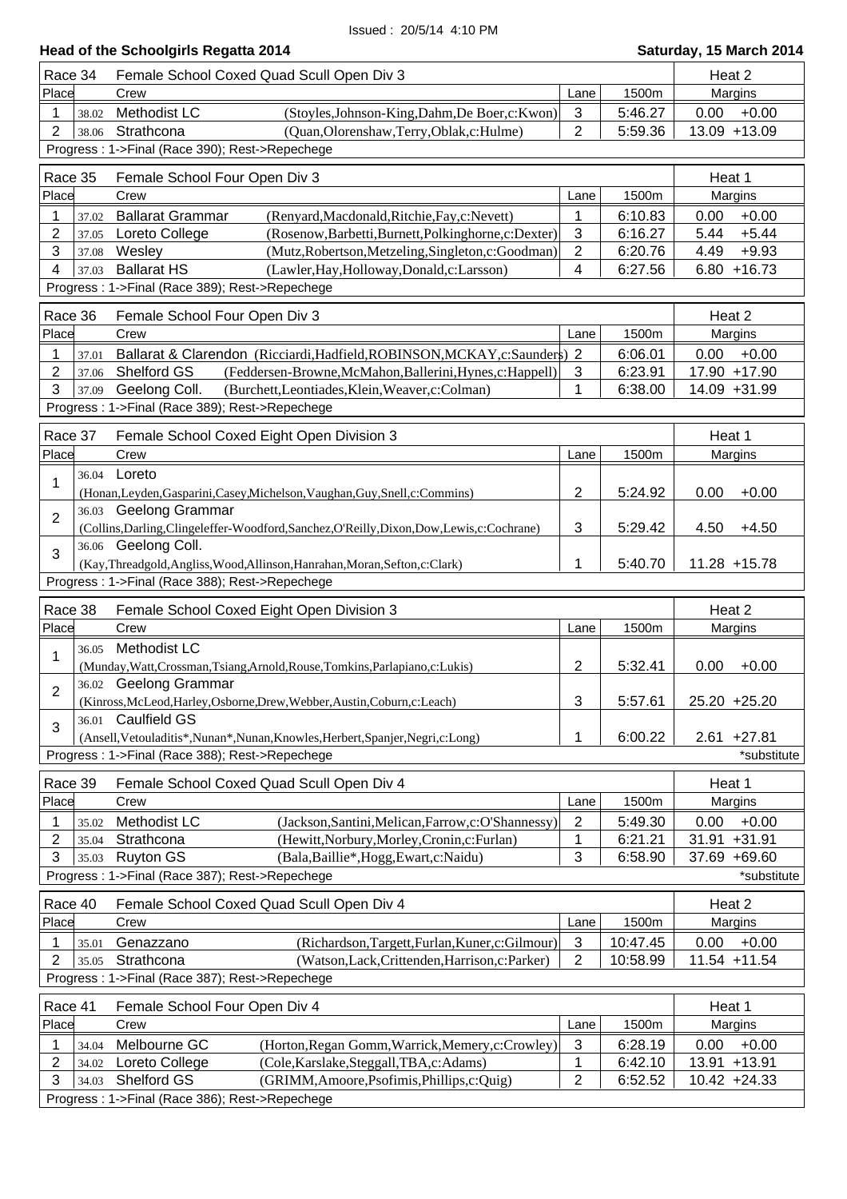Issued : 20/5/14 4:10 PM

**Head of the Schoolgirls Regatta 2014** — **Saturday, 15 March 2014**

### Race 34 — Female School Coxed Quad Scull Open Div 3 — Heat 2

| Place | | Crew | | Lane | 1500m | Margins | |
|---|---|---|---|---|---|---|---|
| 1 | 38.02 | Methodist LC | (Stoyles,Johnson-King,Dahm,De Boer,c:Kwon) | 3 | 5:46.27 | 0.00 | +0.00 |
| 2 | 38.06 | Strathcona | (Quan,Olorenshaw,Terry,Oblak,c:Hulme) | 2 | 5:59.36 | 13.09 | +13.09 |

Progress : 1->Final (Race 390); Rest->Repechege

### Race 35 — Female School Four Open Div 3 — Heat 1

| Place | | Crew | | Lane | 1500m | Margins | |
|---|---|---|---|---|---|---|---|
| 1 | 37.02 | Ballarat Grammar | (Renyard,Macdonald,Ritchie,Fay,c:Nevett) | 1 | 6:10.83 | 0.00 | +0.00 |
| 2 | 37.05 | Loreto College | (Rosenow,Barbetti,Burnett,Polkinghorne,c:Dexter) | 3 | 6:16.27 | 5.44 | +5.44 |
| 3 | 37.08 | Wesley | (Mutz,Robertson,Metzeling,Singleton,c:Goodman) | 2 | 6:20.76 | 4.49 | +9.93 |
| 4 | 37.03 | Ballarat HS | (Lawler,Hay,Holloway,Donald,c:Larsson) | 4 | 6:27.56 | 6.80 | +16.73 |

Progress : 1->Final (Race 389); Rest->Repechege

### Race 36 — Female School Four Open Div 3 — Heat 2

| Place | | Crew | | Lane | 1500m | Margins | |
|---|---|---|---|---|---|---|---|
| 1 | 37.01 | Ballarat & Clarendon | (Ricciardi,Hadfield,ROBINSON,MCKAY,c:Saunders) | 2 | 6:06.01 | 0.00 | +0.00 |
| 2 | 37.06 | Shelford GS | (Feddersen-Browne,McMahon,Ballerini,Hynes,c:Happell) | 3 | 6:23.91 | 17.90 | +17.90 |
| 3 | 37.09 | Geelong Coll. | (Burchett,Leontiades,Klein,Weaver,c:Colman) | 1 | 6:38.00 | 14.09 | +31.99 |

Progress : 1->Final (Race 389); Rest->Repechege

### Race 37 — Female School Coxed Eight Open Division 3 — Heat 1

| Place | | Crew | Lane | 1500m | Margins | |
|---|---|---|---|---|---|---|
| 1 | 36.04 | Loreto (Honan,Leyden,Gasparini,Casey,Michelson,Vaughan,Guy,Snell,c:Commins) | 2 | 5:24.92 | 0.00 | +0.00 |
| 2 | 36.03 | Geelong Grammar (Collins,Darling,Clingeleffer-Woodford,Sanchez,O'Reilly,Dixon,Dow,Lewis,c:Cochrane) | 3 | 5:29.42 | 4.50 | +4.50 |
| 3 | 36.06 | Geelong Coll. (Kay,Threadgold,Angliss,Wood,Allinson,Hanrahan,Moran,Sefton,c:Clark) | 1 | 5:40.70 | 11.28 | +15.78 |

Progress : 1->Final (Race 388); Rest->Repechege

### Race 38 — Female School Coxed Eight Open Division 3 — Heat 2

| Place | | Crew | Lane | 1500m | Margins | |
|---|---|---|---|---|---|---|
| 1 | 36.05 | Methodist LC (Munday,Watt,Crossman,Tsiang,Arnold,Rouse,Tomkins,Parlapiano,c:Lukis) | 2 | 5:32.41 | 0.00 | +0.00 |
| 2 | 36.02 | Geelong Grammar (Kinross,McLeod,Harley,Osborne,Drew,Webber,Austin,Coburn,c:Leach) | 3 | 5:57.61 | 25.20 | +25.20 |
| 3 | 36.01 | Caulfield GS (Ansell,Vetouladitis*,Nunan*,Nunan,Knowles,Herbert,Spanjer,Negri,c:Long) | 1 | 6:00.22 | 2.61 | +27.81 |

Progress : 1->Final (Race 388); Rest->Repechege — *substitute

### Race 39 — Female School Coxed Quad Scull Open Div 4 — Heat 1

| Place | | Crew | | Lane | 1500m | Margins | |
|---|---|---|---|---|---|---|---|
| 1 | 35.02 | Methodist LC | (Jackson,Santini,Melican,Farrow,c:O'Shannessy) | 2 | 5:49.30 | 0.00 | +0.00 |
| 2 | 35.04 | Strathcona | (Hewitt,Norbury,Morley,Cronin,c:Furlan) | 1 | 6:21.21 | 31.91 | +31.91 |
| 3 | 35.03 | Ruyton GS | (Bala,Baillie*,Hogg,Ewart,c:Naidu) | 3 | 6:58.90 | 37.69 | +69.60 |

Progress : 1->Final (Race 387); Rest->Repechege — *substitute

### Race 40 — Female School Coxed Quad Scull Open Div 4 — Heat 2

| Place | | Crew | | Lane | 1500m | Margins | |
|---|---|---|---|---|---|---|---|
| 1 | 35.01 | Genazzano | (Richardson,Targett,Furlan,Kuner,c:Gilmour) | 3 | 10:47.45 | 0.00 | +0.00 |
| 2 | 35.05 | Strathcona | (Watson,Lack,Crittenden,Harrison,c:Parker) | 2 | 10:58.99 | 11.54 | +11.54 |

Progress : 1->Final (Race 387); Rest->Repechege

### Race 41 — Female School Four Open Div 4 — Heat 1

| Place | | Crew | | Lane | 1500m | Margins | |
|---|---|---|---|---|---|---|---|
| 1 | 34.04 | Melbourne GC | (Horton,Regan Gomm,Warrick,Memery,c:Crowley) | 3 | 6:28.19 | 0.00 | +0.00 |
| 2 | 34.02 | Loreto College | (Cole,Karslake,Steggall,TBA,c:Adams) | 1 | 6:42.10 | 13.91 | +13.91 |
| 3 | 34.03 | Shelford GS | (GRIMM,Amoore,Psofimis,Phillips,c:Quig) | 2 | 6:52.52 | 10.42 | +24.33 |

Progress : 1->Final (Race 386); Rest->Repechege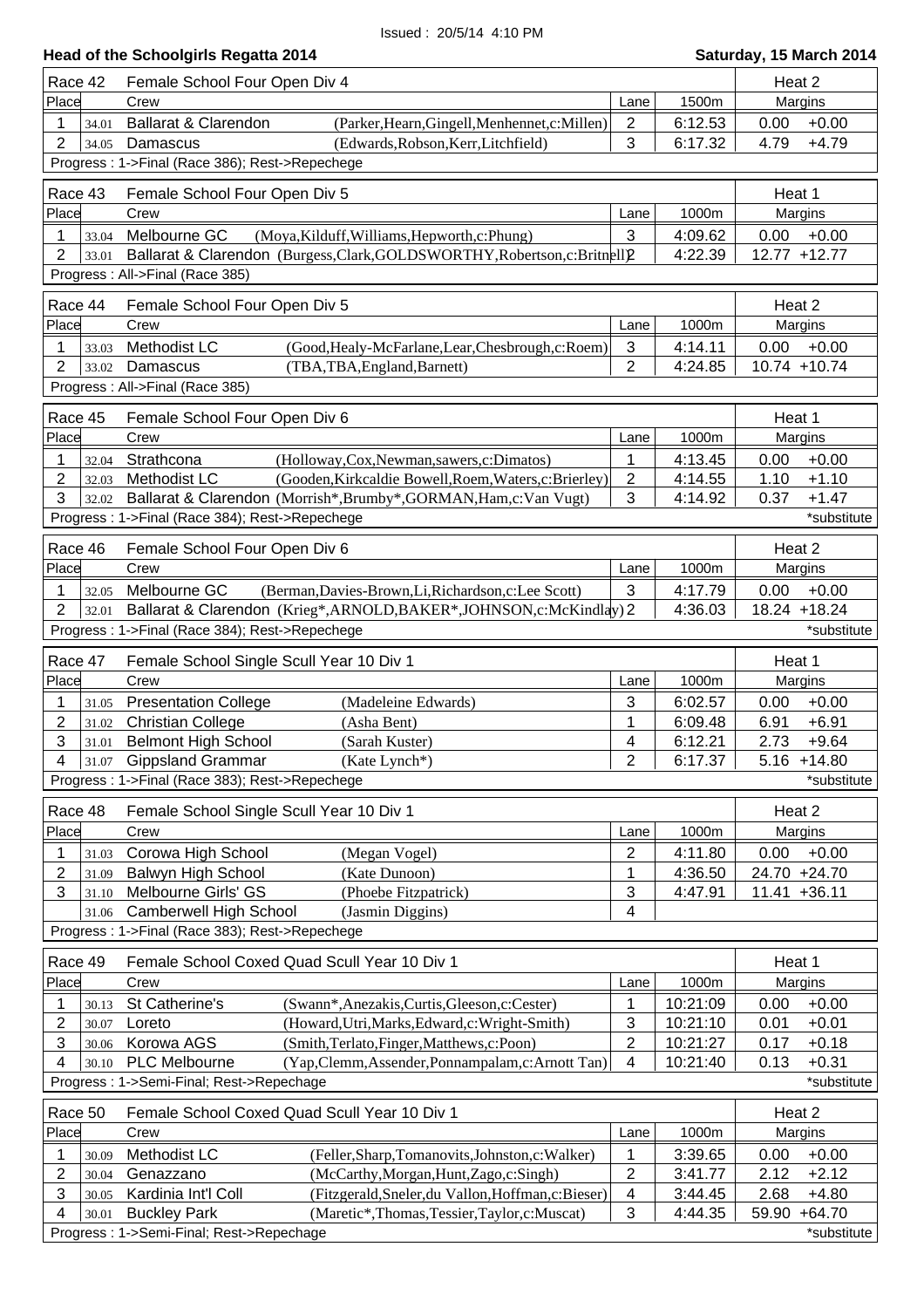Issued : 20/5/14 4:10 PM

## Head of the Schoolgirls Regatta 2014

**Saturday, 15 March 2014**

### Race 42 — Female School Four Open Div 4 — Heat 2

| Place | | Crew | | Lane | 1500m | Margins | |
|---|---|---|---|---|---|---|---|
| 1 | 34.01 | Ballarat & Clarendon | (Parker,Hearn,Gingell,Menhennet,c:Millen) | 2 | 6:12.53 | 0.00 | +0.00 |
| 2 | 34.05 | Damascus | (Edwards,Robson,Kerr,Litchfield) | 3 | 6:17.32 | 4.79 | +4.79 |

Progress : 1->Final (Race 386); Rest->Repechege

### Race 43 — Female School Four Open Div 5 — Heat 1

| Place | | Crew | | Lane | 1000m | Margins | |
|---|---|---|---|---|---|---|---|
| 1 | 33.04 | Melbourne GC | (Moya,Kilduff,Williams,Hepworth,c:Phung) | 3 | 4:09.62 | 0.00 | +0.00 |
| 2 | 33.01 | Ballarat & Clarendon | (Burgess,Clark,GOLDSWORTHY,Robertson,c:Britnell) | 2 | 4:22.39 | 12.77 | +12.77 |

Progress : All->Final (Race 385)

### Race 44 — Female School Four Open Div 5 — Heat 2

| Place | | Crew | | Lane | 1000m | Margins | |
|---|---|---|---|---|---|---|---|
| 1 | 33.03 | Methodist LC | (Good,Healy-McFarlane,Lear,Chesbrough,c:Roem) | 3 | 4:14.11 | 0.00 | +0.00 |
| 2 | 33.02 | Damascus | (TBA,TBA,England,Barnett) | 2 | 4:24.85 | 10.74 | +10.74 |

Progress : All->Final (Race 385)

### Race 45 — Female School Four Open Div 6 — Heat 1

| Place | | Crew | | Lane | 1000m | Margins | |
|---|---|---|---|---|---|---|---|
| 1 | 32.04 | Strathcona | (Holloway,Cox,Newman,sawers,c:Dimatos) | 1 | 4:13.45 | 0.00 | +0.00 |
| 2 | 32.03 | Methodist LC | (Gooden,Kirkcaldie Bowell,Roem,Waters,c:Brierley) | 2 | 4:14.55 | 1.10 | +1.10 |
| 3 | 32.02 | Ballarat & Clarendon | (Morrish*,Brumby*,GORMAN,Ham,c:Van Vugt) | 3 | 4:14.92 | 0.37 | +1.47 |

Progress : 1->Final (Race 384); Rest->Repechege — *substitute

### Race 46 — Female School Four Open Div 6 — Heat 2

| Place | | Crew | | Lane | 1000m | Margins | |
|---|---|---|---|---|---|---|---|
| 1 | 32.05 | Melbourne GC | (Berman,Davies-Brown,Li,Richardson,c:Lee Scott) | 3 | 4:17.79 | 0.00 | +0.00 |
| 2 | 32.01 | Ballarat & Clarendon | (Krieg*,ARNOLD,BAKER*,JOHNSON,c:McKindlay) | 2 | 4:36.03 | 18.24 | +18.24 |

Progress : 1->Final (Race 384); Rest->Repechege — *substitute

### Race 47 — Female School Single Scull Year 10 Div 1 — Heat 1

| Place | | Crew | | Lane | 1000m | Margins | |
|---|---|---|---|---|---|---|---|
| 1 | 31.05 | Presentation College | (Madeleine Edwards) | 3 | 6:02.57 | 0.00 | +0.00 |
| 2 | 31.02 | Christian College | (Asha Bent) | 1 | 6:09.48 | 6.91 | +6.91 |
| 3 | 31.01 | Belmont High School | (Sarah Kuster) | 4 | 6:12.21 | 2.73 | +9.64 |
| 4 | 31.07 | Gippsland Grammar | (Kate Lynch*) | 2 | 6:17.37 | 5.16 | +14.80 |

Progress : 1->Final (Race 383); Rest->Repechege — *substitute

### Race 48 — Female School Single Scull Year 10 Div 1 — Heat 2

| Place | | Crew | | Lane | 1000m | Margins | |
|---|---|---|---|---|---|---|---|
| 1 | 31.03 | Corowa High School | (Megan Vogel) | 2 | 4:11.80 | 0.00 | +0.00 |
| 2 | 31.09 | Balwyn High School | (Kate Dunoon) | 1 | 4:36.50 | 24.70 | +24.70 |
| 3 | 31.10 | Melbourne Girls' GS | (Phoebe Fitzpatrick) | 3 | 4:47.91 | 11.41 | +36.11 |
| | 31.06 | Camberwell High School | (Jasmin Diggins) | 4 | | | |

Progress : 1->Final (Race 383); Rest->Repechege

### Race 49 — Female School Coxed Quad Scull Year 10 Div 1 — Heat 1

| Place | | Crew | | Lane | 1000m | Margins | |
|---|---|---|---|---|---|---|---|
| 1 | 30.13 | St Catherine's | (Swann*,Anezakis,Curtis,Gleeson,c:Cester) | 1 | 10:21:09 | 0.00 | +0.00 |
| 2 | 30.07 | Loreto | (Howard,Utri,Marks,Edward,c:Wright-Smith) | 3 | 10:21:10 | 0.01 | +0.01 |
| 3 | 30.06 | Korowa AGS | (Smith,Terlato,Finger,Matthews,c:Poon) | 2 | 10:21:27 | 0.17 | +0.18 |
| 4 | 30.10 | PLC Melbourne | (Yap,Clemm,Assender,Ponnampalam,c:Arnott Tan) | 4 | 10:21:40 | 0.13 | +0.31 |

Progress : 1->Semi-Final; Rest->Repechage — *substitute

### Race 50 — Female School Coxed Quad Scull Year 10 Div 1 — Heat 2

| Place | | Crew | | Lane | 1000m | Margins | |
|---|---|---|---|---|---|---|---|
| 1 | 30.09 | Methodist LC | (Feller,Sharp,Tomanovits,Johnston,c:Walker) | 1 | 3:39.65 | 0.00 | +0.00 |
| 2 | 30.04 | Genazzano | (McCarthy,Morgan,Hunt,Zago,c:Singh) | 2 | 3:41.77 | 2.12 | +2.12 |
| 3 | 30.05 | Kardinia Int'l Coll | (Fitzgerald,Sneler,du Vallon,Hoffman,c:Bieser) | 4 | 3:44.45 | 2.68 | +4.80 |
| 4 | 30.01 | Buckley Park | (Maretic*,Thomas,Tessier,Taylor,c:Muscat) | 3 | 4:44.35 | 59.90 | +64.70 |

Progress : 1->Semi-Final; Rest->Repechage — *substitute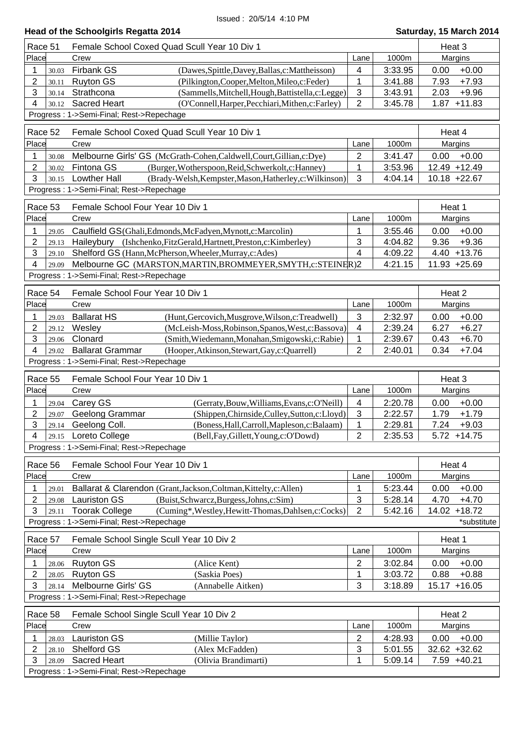Issued : 20/5/14 4:10 PM

## Head of the Schoolgirls Regatta 2014

**Saturday, 15 March 2014**

### Race 51 — Female School Coxed Quad Scull Year 10 Div 1 — Heat 3

| Place | | Crew | | Lane | 1000m | Margins | |
|---|---|---|---|---|---|---|---|
| 1 | 30.03 | Firbank GS | (Dawes,Spittle,Davey,Ballas,c:Mattheisson) | 4 | 3:33.95 | 0.00 | +0.00 |
| 2 | 30.11 | Ruyton GS | (Pilkington,Cooper,Melton,Mileo,c:Feder) | 1 | 3:41.88 | 7.93 | +7.93 |
| 3 | 30.14 | Strathcona | (Sammells,Mitchell,Hough,Battistella,c:Legge) | 3 | 3:43.91 | 2.03 | +9.96 |
| 4 | 30.12 | Sacred Heart | (O'Connell,Harper,Pecchiari,Mithen,c:Farley) | 2 | 3:45.78 | 1.87 | +11.83 |

Progress : 1->Semi-Final; Rest->Repechage

### Race 52 — Female School Coxed Quad Scull Year 10 Div 1 — Heat 4

| Place | | Crew | | Lane | 1000m | Margins | |
|---|---|---|---|---|---|---|---|
| 1 | 30.08 | Melbourne Girls' GS | (McGrath-Cohen,Caldwell,Court,Gillian,c:Dye) | 2 | 3:41.47 | 0.00 | +0.00 |
| 2 | 30.02 | Fintona GS | (Burger,Wotherspoon,Reid,Schwerkolt,c:Hanney) | 1 | 3:53.96 | 12.49 | +12.49 |
| 3 | 30.15 | Lowther Hall | (Brady-Welsh,Kempster,Mason,Hatherley,c:Wilkinson) | 3 | 4:04.14 | 10.18 | +22.67 |

Progress : 1->Semi-Final; Rest->Repechage

### Race 53 — Female School Four Year 10 Div 1 — Heat 1

| Place | | Crew | | Lane | 1000m | Margins | |
|---|---|---|---|---|---|---|---|
| 1 | 29.05 | Caulfield GS | (Ghali,Edmonds,McFadyen,Mynott,c:Marcolin) | 1 | 3:55.46 | 0.00 | +0.00 |
| 2 | 29.13 | Haileybury | (Ishchenko,FitzGerald,Hartnett,Preston,c:Kimberley) | 3 | 4:04.82 | 9.36 | +9.36 |
| 3 | 29.10 | Shelford GS | (Hann,McPherson,Wheeler,Murray,c:Ades) | 4 | 4:09.22 | 4.40 | +13.76 |
| 4 | 29.09 | Melbourne GC | (MARSTON,MARTIN,BROMMEYER,SMYTH,c:STEINER) | 2 | 4:21.15 | 11.93 | +25.69 |

Progress : 1->Semi-Final; Rest->Repechage

### Race 54 — Female School Four Year 10 Div 1 — Heat 2

| Place | | Crew | | Lane | 1000m | Margins | |
|---|---|---|---|---|---|---|---|
| 1 | 29.03 | Ballarat HS | (Hunt,Gercovich,Musgrove,Wilson,c:Treadwell) | 3 | 2:32.97 | 0.00 | +0.00 |
| 2 | 29.12 | Wesley | (McLeish-Moss,Robinson,Spanos,West,c:Bassova) | 4 | 2:39.24 | 6.27 | +6.27 |
| 3 | 29.06 | Clonard | (Smith,Wiedemann,Monahan,Smigowski,c:Rabie) | 1 | 2:39.67 | 0.43 | +6.70 |
| 4 | 29.02 | Ballarat Grammar | (Hooper,Atkinson,Stewart,Gay,c:Quarrell) | 2 | 2:40.01 | 0.34 | +7.04 |

Progress : 1->Semi-Final; Rest->Repechage

### Race 55 — Female School Four Year 10 Div 1 — Heat 3

| Place | | Crew | | Lane | 1000m | Margins | |
|---|---|---|---|---|---|---|---|
| 1 | 29.04 | Carey GS | (Gerraty,Bouw,Williams,Evans,c:O'Neill) | 4 | 2:20.78 | 0.00 | +0.00 |
| 2 | 29.07 | Geelong Grammar | (Shippen,Chirnside,Culley,Sutton,c:Lloyd) | 3 | 2:22.57 | 1.79 | +1.79 |
| 3 | 29.14 | Geelong Coll. | (Boness,Hall,Carroll,Mapleson,c:Balaam) | 1 | 2:29.81 | 7.24 | +9.03 |
| 4 | 29.15 | Loreto College | (Bell,Fay,Gillett,Young,c:O'Dowd) | 2 | 2:35.53 | 5.72 | +14.75 |

Progress : 1->Semi-Final; Rest->Repechage

### Race 56 — Female School Four Year 10 Div 1 — Heat 4

| Place | | Crew | | Lane | 1000m | Margins | |
|---|---|---|---|---|---|---|---|
| 1 | 29.01 | Ballarat & Clarendon | (Grant,Jackson,Coltman,Kittelty,c:Allen) | 1 | 5:23.44 | 0.00 | +0.00 |
| 2 | 29.08 | Lauriston GS | (Buist,Schwarcz,Burgess,Johns,c:Sim) | 3 | 5:28.14 | 4.70 | +4.70 |
| 3 | 29.11 | Toorak College | (Cuming*,Westley,Hewitt-Thomas,Dahlsen,c:Cocks) | 2 | 5:42.16 | 14.02 | +18.72 |

Progress : 1->Semi-Final; Rest->Repechage

*substitute

### Race 57 — Female School Single Scull Year 10 Div 2 — Heat 1

| Place | | Crew | | Lane | 1000m | Margins | |
|---|---|---|---|---|---|---|---|
| 1 | 28.06 | Ruyton GS | (Alice Kent) | 2 | 3:02.84 | 0.00 | +0.00 |
| 2 | 28.05 | Ruyton GS | (Saskia Poes) | 1 | 3:03.72 | 0.88 | +0.88 |
| 3 | 28.14 | Melbourne Girls' GS | (Annabelle Aitken) | 3 | 3:18.89 | 15.17 | +16.05 |

Progress : 1->Semi-Final; Rest->Repechage

### Race 58 — Female School Single Scull Year 10 Div 2 — Heat 2

| Place | | Crew | | Lane | 1000m | Margins | |
|---|---|---|---|---|---|---|---|
| 1 | 28.03 | Lauriston GS | (Millie Taylor) | 2 | 4:28.93 | 0.00 | +0.00 |
| 2 | 28.10 | Shelford GS | (Alex McFadden) | 3 | 5:01.55 | 32.62 | +32.62 |
| 3 | 28.09 | Sacred Heart | (Olivia Brandimarti) | 1 | 5:09.14 | 7.59 | +40.21 |

Progress : 1->Semi-Final; Rest->Repechage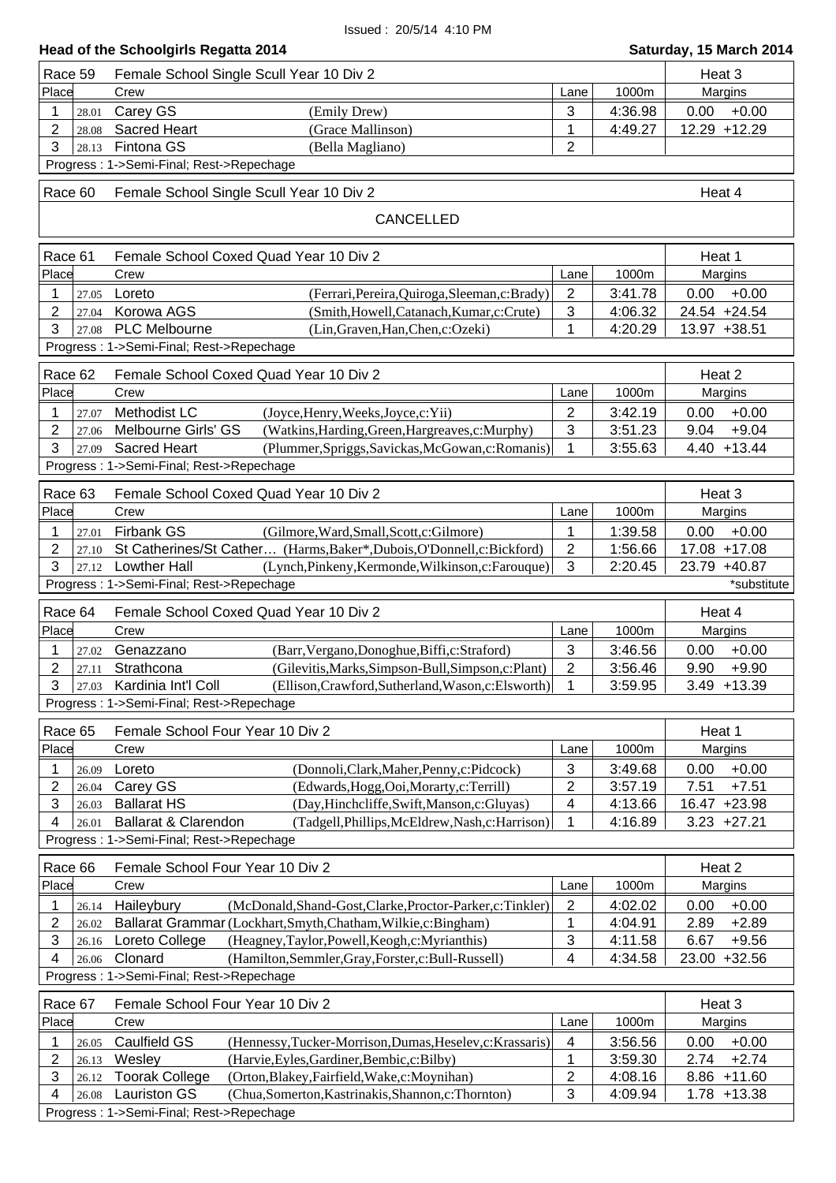Issued : 20/5/14 4:10 PM

**Head of the Schoolgirls Regatta 2014** **Saturday, 15 March 2014**

**Race 59 — Female School Single Scull Year 10 Div 2 — Heat 3**

| Place | | Crew | | Lane | 1000m | Margins | |
|---|---|---|---|---|---|---|---|
| 1 | 28.01 | Carey GS | (Emily Drew) | 3 | 4:36.98 | 0.00 | +0.00 |
| 2 | 28.08 | Sacred Heart | (Grace Mallinson) | 1 | 4:49.27 | 12.29 | +12.29 |
| 3 | 28.13 | Fintona GS | (Bella Magliano) | 2 | | | |

Progress : 1->Semi-Final; Rest->Repechage

**Race 60 — Female School Single Scull Year 10 Div 2 — Heat 4**

CANCELLED

**Race 61 — Female School Coxed Quad Year 10 Div 2 — Heat 1**

| Place | | Crew | | Lane | 1000m | Margins | |
|---|---|---|---|---|---|---|---|
| 1 | 27.05 | Loreto | (Ferrari,Pereira,Quiroga,Sleeman,c:Brady) | 2 | 3:41.78 | 0.00 | +0.00 |
| 2 | 27.04 | Korowa AGS | (Smith,Howell,Catanach,Kumar,c:Crute) | 3 | 4:06.32 | 24.54 | +24.54 |
| 3 | 27.08 | PLC Melbourne | (Lin,Graven,Han,Chen,c:Ozeki) | 1 | 4:20.29 | 13.97 | +38.51 |

Progress : 1->Semi-Final; Rest->Repechage

**Race 62 — Female School Coxed Quad Year 10 Div 2 — Heat 2**

| Place | | Crew | | Lane | 1000m | Margins | |
|---|---|---|---|---|---|---|---|
| 1 | 27.07 | Methodist LC | (Joyce,Henry,Weeks,Joyce,c:Yii) | 2 | 3:42.19 | 0.00 | +0.00 |
| 2 | 27.06 | Melbourne Girls' GS | (Watkins,Harding,Green,Hargreaves,c:Murphy) | 3 | 3:51.23 | 9.04 | +9.04 |
| 3 | 27.09 | Sacred Heart | (Plummer,Spriggs,Savickas,McGowan,c:Romanis) | 1 | 3:55.63 | 4.40 | +13.44 |

Progress : 1->Semi-Final; Rest->Repechage

**Race 63 — Female School Coxed Quad Year 10 Div 2 — Heat 3**

| Place | | Crew | | Lane | 1000m | Margins | |
|---|---|---|---|---|---|---|---|
| 1 | 27.01 | Firbank GS | (Gilmore,Ward,Small,Scott,c:Gilmore) | 1 | 1:39.58 | 0.00 | +0.00 |
| 2 | 27.10 | St Catherines/St Cather… | (Harms,Baker*,Dubois,O'Donnell,c:Bickford) | 2 | 1:56.66 | 17.08 | +17.08 |
| 3 | 27.12 | Lowther Hall | (Lynch,Pinkeny,Kermonde,Wilkinson,c:Farouque) | 3 | 2:20.45 | 23.79 | +40.87 |

Progress : 1->Semi-Final; Rest->Repechage — *substitute

**Race 64 — Female School Coxed Quad Year 10 Div 2 — Heat 4**

| Place | | Crew | | Lane | 1000m | Margins | |
|---|---|---|---|---|---|---|---|
| 1 | 27.02 | Genazzano | (Barr,Vergano,Donoghue,Biffi,c:Straford) | 3 | 3:46.56 | 0.00 | +0.00 |
| 2 | 27.11 | Strathcona | (Gilevitis,Marks,Simpson-Bull,Simpson,c:Plant) | 2 | 3:56.46 | 9.90 | +9.90 |
| 3 | 27.03 | Kardinia Int'l Coll | (Ellison,Crawford,Sutherland,Wason,c:Elsworth) | 1 | 3:59.95 | 3.49 | +13.39 |

Progress : 1->Semi-Final; Rest->Repechage

**Race 65 — Female School Four Year 10 Div 2 — Heat 1**

| Place | | Crew | | Lane | 1000m | Margins | |
|---|---|---|---|---|---|---|---|
| 1 | 26.09 | Loreto | (Donnoli,Clark,Maher,Penny,c:Pidcock) | 3 | 3:49.68 | 0.00 | +0.00 |
| 2 | 26.04 | Carey GS | (Edwards,Hogg,Ooi,Morarty,c:Terrill) | 2 | 3:57.19 | 7.51 | +7.51 |
| 3 | 26.03 | Ballarat HS | (Day,Hinchcliffe,Swift,Manson,c:Gluyas) | 4 | 4:13.66 | 16.47 | +23.98 |
| 4 | 26.01 | Ballarat & Clarendon | (Tadgell,Phillips,McEldrew,Nash,c:Harrison) | 1 | 4:16.89 | 3.23 | +27.21 |

Progress : 1->Semi-Final; Rest->Repechage

**Race 66 — Female School Four Year 10 Div 2 — Heat 2**

| Place | | Crew | | Lane | 1000m | Margins | |
|---|---|---|---|---|---|---|---|
| 1 | 26.14 | Haileybury | (McDonald,Shand-Gost,Clarke,Proctor-Parker,c:Tinkler) | 2 | 4:02.02 | 0.00 | +0.00 |
| 2 | 26.02 | Ballarat Grammar | (Lockhart,Smyth,Chatham,Wilkie,c:Bingham) | 1 | 4:04.91 | 2.89 | +2.89 |
| 3 | 26.16 | Loreto College | (Heagney,Taylor,Powell,Keogh,c:Myrianthis) | 3 | 4:11.58 | 6.67 | +9.56 |
| 4 | 26.06 | Clonard | (Hamilton,Semmler,Gray,Forster,c:Bull-Russell) | 4 | 4:34.58 | 23.00 | +32.56 |

Progress : 1->Semi-Final; Rest->Repechage

**Race 67 — Female School Four Year 10 Div 2 — Heat 3**

| Place | | Crew | | Lane | 1000m | Margins | |
|---|---|---|---|---|---|---|---|
| 1 | 26.05 | Caulfield GS | (Hennessy,Tucker-Morrison,Dumas,Heselev,c:Krassaris) | 4 | 3:56.56 | 0.00 | +0.00 |
| 2 | 26.13 | Wesley | (Harvie,Eyles,Gardiner,Bembic,c:Bilby) | 1 | 3:59.30 | 2.74 | +2.74 |
| 3 | 26.12 | Toorak College | (Orton,Blakey,Fairfield,Wake,c:Moynihan) | 2 | 4:08.16 | 8.86 | +11.60 |
| 4 | 26.08 | Lauriston GS | (Chua,Somerton,Kastrinakis,Shannon,c:Thornton) | 3 | 4:09.94 | 1.78 | +13.38 |

Progress : 1->Semi-Final; Rest->Repechage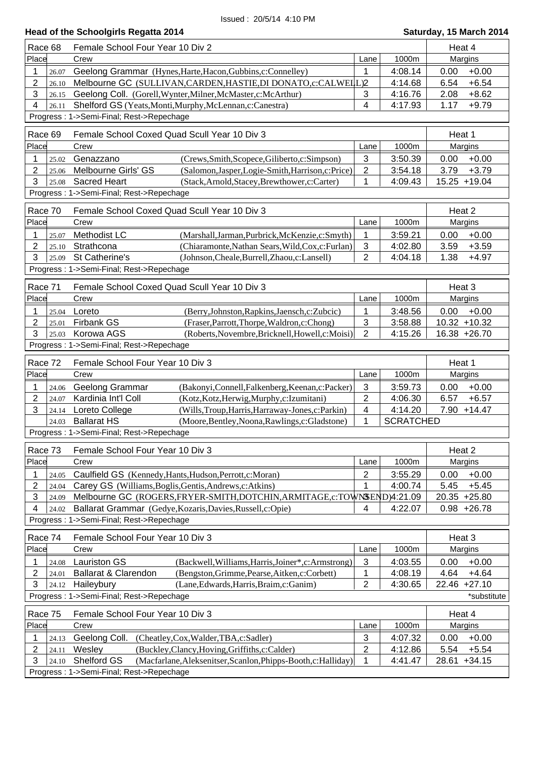Issued : 20/5/14 4:10 PM

## Head of the Schoolgirls Regatta 2014

**Saturday, 15 March 2014**

### Race 68 — Female School Four Year 10 Div 2 — Heat 4

| Place | | Crew | Lane | 1000m | Margins | |
|---|---|---|---|---|---|---|
| 1 | 26.07 | Geelong Grammar (Hynes,Harte,Hacon,Gubbins,c:Connelley) | 1 | 4:08.14 | 0.00 | +0.00 |
| 2 | 26.10 | Melbourne GC (SULLIVAN,CARDEN,HASTIE,DI DONATO,c:CALWELL) | 2 | 4:14.68 | 6.54 | +6.54 |
| 3 | 26.15 | Geelong Coll. (Gorell,Wynter,Milner,McMaster,c:McArthur) | 3 | 4:16.76 | 2.08 | +8.62 |
| 4 | 26.11 | Shelford GS (Yeats,Monti,Murphy,McLennan,c:Canestra) | 4 | 4:17.93 | 1.17 | +9.79 |

Progress : 1->Semi-Final; Rest->Repechage

### Race 69 — Female School Coxed Quad Scull Year 10 Div 3 — Heat 1

| Place | | Crew | | Lane | 1000m | Margins | |
|---|---|---|---|---|---|---|---|
| 1 | 25.02 | Genazzano | (Crews,Smith,Scopece,Giliberto,c:Simpson) | 3 | 3:50.39 | 0.00 | +0.00 |
| 2 | 25.06 | Melbourne Girls' GS | (Salomon,Jasper,Logie-Smith,Harrison,c:Price) | 2 | 3:54.18 | 3.79 | +3.79 |
| 3 | 25.08 | Sacred Heart | (Stack,Arnold,Stacey,Brewthower,c:Carter) | 1 | 4:09.43 | 15.25 | +19.04 |

Progress : 1->Semi-Final; Rest->Repechage

### Race 70 — Female School Coxed Quad Scull Year 10 Div 3 — Heat 2

| Place | | Crew | | Lane | 1000m | Margins | |
|---|---|---|---|---|---|---|---|
| 1 | 25.07 | Methodist LC | (Marshall,Jarman,Purbrick,McKenzie,c:Smyth) | 1 | 3:59.21 | 0.00 | +0.00 |
| 2 | 25.10 | Strathcona | (Chiaramonte,Nathan Sears,Wild,Cox,c:Furlan) | 3 | 4:02.80 | 3.59 | +3.59 |
| 3 | 25.09 | St Catherine's | (Johnson,Cheale,Burrell,Zhaou,c:Lansell) | 2 | 4:04.18 | 1.38 | +4.97 |

Progress : 1->Semi-Final; Rest->Repechage

### Race 71 — Female School Coxed Quad Scull Year 10 Div 3 — Heat 3

| Place | | Crew | | Lane | 1000m | Margins | |
|---|---|---|---|---|---|---|---|
| 1 | 25.04 | Loreto | (Berry,Johnston,Rapkins,Jaensch,c:Zubcic) | 1 | 3:48.56 | 0.00 | +0.00 |
| 2 | 25.01 | Firbank GS | (Fraser,Parrott,Thorpe,Waldron,c:Chong) | 3 | 3:58.88 | 10.32 | +10.32 |
| 3 | 25.03 | Korowa AGS | (Roberts,Novembre,Bricknell,Howell,c:Moisi) | 2 | 4:15.26 | 16.38 | +26.70 |

Progress : 1->Semi-Final; Rest->Repechage

### Race 72 — Female School Four Year 10 Div 3 — Heat 1

| Place | | Crew | | Lane | 1000m | Margins | |
|---|---|---|---|---|---|---|---|
| 1 | 24.06 | Geelong Grammar | (Bakonyi,Connell,Falkenberg,Keenan,c:Packer) | 3 | 3:59.73 | 0.00 | +0.00 |
| 2 | 24.07 | Kardinia Int'l Coll | (Kotz,Kotz,Herwig,Murphy,c:Izumitani) | 2 | 4:06.30 | 6.57 | +6.57 |
| 3 | 24.14 | Loreto College | (Wills,Troup,Harris,Harraway-Jones,c:Parkin) | 4 | 4:14.20 | 7.90 | +14.47 |
| | 24.03 | Ballarat HS | (Moore,Bentley,Noona,Rawlings,c:Gladstone) | 1 | SCRATCHED | | |

Progress : 1->Semi-Final; Rest->Repechage

### Race 73 — Female School Four Year 10 Div 3 — Heat 2

| Place | | Crew | Lane | 1000m | Margins | |
|---|---|---|---|---|---|---|
| 1 | 24.05 | Caulfield GS (Kennedy,Hants,Hudson,Perrott,c:Moran) | 2 | 3:55.29 | 0.00 | +0.00 |
| 2 | 24.04 | Carey GS (Williams,Boglis,Gentis,Andrews,c:Atkins) | 1 | 4:00.74 | 5.45 | +5.45 |
| 3 | 24.09 | Melbourne GC (ROGERS,FRYER-SMITH,DOTCHIN,ARMITAGE,c:TOWNSEND) | 3 | 4:21.09 | 20.35 | +25.80 |
| 4 | 24.02 | Ballarat Grammar (Gedye,Kozaris,Davies,Russell,c:Opie) | 4 | 4:22.07 | 0.98 | +26.78 |

Progress : 1->Semi-Final; Rest->Repechage

### Race 74 — Female School Four Year 10 Div 3 — Heat 3

| Place | | Crew | | Lane | 1000m | Margins | |
|---|---|---|---|---|---|---|---|
| 1 | 24.08 | Lauriston GS | (Backwell,Williams,Harris,Joiner*,c:Armstrong) | 3 | 4:03.55 | 0.00 | +0.00 |
| 2 | 24.01 | Ballarat & Clarendon | (Bengston,Grimme,Pearse,Aitken,c:Corbett) | 1 | 4:08.19 | 4.64 | +4.64 |
| 3 | 24.12 | Haileybury | (Lane,Edwards,Harris,Braim,c:Ganim) | 2 | 4:30.65 | 22.46 | +27.10 |

Progress : 1->Semi-Final; Rest->Repechage

*substitute

### Race 75 — Female School Four Year 10 Div 3 — Heat 4

| Place | | Crew | | Lane | 1000m | Margins | |
|---|---|---|---|---|---|---|---|
| 1 | 24.13 | Geelong Coll. | (Cheatley,Cox,Walder,TBA,c:Sadler) | 3 | 4:07.32 | 0.00 | +0.00 |
| 2 | 24.11 | Wesley | (Buckley,Clancy,Hoving,Griffiths,c:Calder) | 2 | 4:12.86 | 5.54 | +5.54 |
| 3 | 24.10 | Shelford GS | (Macfarlane,Aleksenitser,Scanlon,Phipps-Booth,c:Halliday) | 1 | 4:41.47 | 28.61 | +34.15 |

Progress : 1->Semi-Final; Rest->Repechage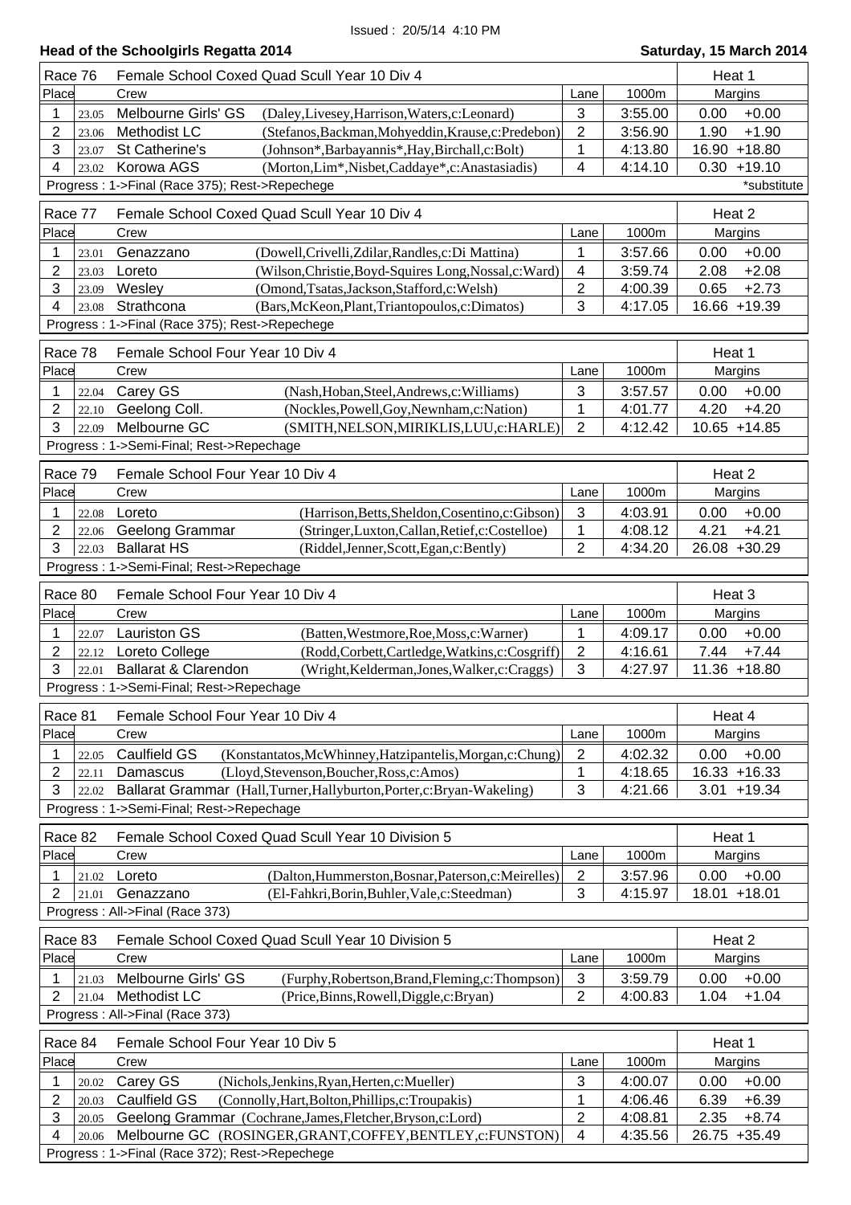Issued : 20/5/14 4:10 PM

## Head of the Schoolgirls Regatta 2014

**Saturday, 15 March 2014**

### Race 76 — Female School Coxed Quad Scull Year 10 Div 4 — Heat 1

| Place | | Crew | | Lane | 1000m | Margins | |
|---|---|---|---|---|---|---|---|
| 1 | 23.05 | Melbourne Girls' GS | (Daley,Livesey,Harrison,Waters,c:Leonard) | 3 | 3:55.00 | 0.00 | +0.00 |
| 2 | 23.06 | Methodist LC | (Stefanos,Backman,Mohyeddin,Krause,c:Predebon) | 2 | 3:56.90 | 1.90 | +1.90 |
| 3 | 23.07 | St Catherine's | (Johnson*,Barbayannis*,Hay,Birchall,c:Bolt) | 1 | 4:13.80 | 16.90 | +18.80 |
| 4 | 23.02 | Korowa AGS | (Morton,Lim*,Nisbet,Caddaye*,c:Anastasiadis) | 4 | 4:14.10 | 0.30 | +19.10 |

Progress : 1->Final (Race 375); Rest->Repechege — *substitute

### Race 77 — Female School Coxed Quad Scull Year 10 Div 4 — Heat 2

| Place | | Crew | | Lane | 1000m | Margins | |
|---|---|---|---|---|---|---|---|
| 1 | 23.01 | Genazzano | (Dowell,Crivelli,Zdilar,Randles,c:Di Mattina) | 1 | 3:57.66 | 0.00 | +0.00 |
| 2 | 23.03 | Loreto | (Wilson,Christie,Boyd-Squires Long,Nossal,c:Ward) | 4 | 3:59.74 | 2.08 | +2.08 |
| 3 | 23.09 | Wesley | (Omond,Tsatas,Jackson,Stafford,c:Welsh) | 2 | 4:00.39 | 0.65 | +2.73 |
| 4 | 23.08 | Strathcona | (Bars,McKeon,Plant,Triantopoulos,c:Dimatos) | 3 | 4:17.05 | 16.66 | +19.39 |

Progress : 1->Final (Race 375); Rest->Repechege

### Race 78 — Female School Four Year 10 Div 4 — Heat 1

| Place | | Crew | | Lane | 1000m | Margins | |
|---|---|---|---|---|---|---|---|
| 1 | 22.04 | Carey GS | (Nash,Hoban,Steel,Andrews,c:Williams) | 3 | 3:57.57 | 0.00 | +0.00 |
| 2 | 22.10 | Geelong Coll. | (Nockles,Powell,Goy,Newnham,c:Nation) | 1 | 4:01.77 | 4.20 | +4.20 |
| 3 | 22.09 | Melbourne GC | (SMITH,NELSON,MIRIKLIS,LUU,c:HARLE) | 2 | 4:12.42 | 10.65 | +14.85 |

Progress : 1->Semi-Final; Rest->Repechage

### Race 79 — Female School Four Year 10 Div 4 — Heat 2

| Place | | Crew | | Lane | 1000m | Margins | |
|---|---|---|---|---|---|---|---|
| 1 | 22.08 | Loreto | (Harrison,Betts,Sheldon,Cosentino,c:Gibson) | 3 | 4:03.91 | 0.00 | +0.00 |
| 2 | 22.06 | Geelong Grammar | (Stringer,Luxton,Callan,Retief,c:Costelloe) | 1 | 4:08.12 | 4.21 | +4.21 |
| 3 | 22.03 | Ballarat HS | (Riddel,Jenner,Scott,Egan,c:Bently) | 2 | 4:34.20 | 26.08 | +30.29 |

Progress : 1->Semi-Final; Rest->Repechage

### Race 80 — Female School Four Year 10 Div 4 — Heat 3

| Place | | Crew | | Lane | 1000m | Margins | |
|---|---|---|---|---|---|---|---|
| 1 | 22.07 | Lauriston GS | (Batten,Westmore,Roe,Moss,c:Warner) | 1 | 4:09.17 | 0.00 | +0.00 |
| 2 | 22.12 | Loreto College | (Rodd,Corbett,Cartledge,Watkins,c:Cosgriff) | 2 | 4:16.61 | 7.44 | +7.44 |
| 3 | 22.01 | Ballarat & Clarendon | (Wright,Kelderman,Jones,Walker,c:Craggs) | 3 | 4:27.97 | 11.36 | +18.80 |

Progress : 1->Semi-Final; Rest->Repechage

### Race 81 — Female School Four Year 10 Div 4 — Heat 4

| Place | | Crew | | Lane | 1000m | Margins | |
|---|---|---|---|---|---|---|---|
| 1 | 22.05 | Caulfield GS | (Konstantatos,McWhinney,Hatzipantelis,Morgan,c:Chung) | 2 | 4:02.32 | 0.00 | +0.00 |
| 2 | 22.11 | Damascus | (Lloyd,Stevenson,Boucher,Ross,c:Amos) | 1 | 4:18.65 | 16.33 | +16.33 |
| 3 | 22.02 | Ballarat Grammar | (Hall,Turner,Hallyburton,Porter,c:Bryan-Wakeling) | 3 | 4:21.66 | 3.01 | +19.34 |

Progress : 1->Semi-Final; Rest->Repechage

### Race 82 — Female School Coxed Quad Scull Year 10 Division 5 — Heat 1

| Place | | Crew | | Lane | 1000m | Margins | |
|---|---|---|---|---|---|---|---|
| 1 | 21.02 | Loreto | (Dalton,Hummerston,Bosnar,Paterson,c:Meirelles) | 2 | 3:57.96 | 0.00 | +0.00 |
| 2 | 21.01 | Genazzano | (El-Fahkri,Borin,Buhler,Vale,c:Steedman) | 3 | 4:15.97 | 18.01 | +18.01 |

Progress : All->Final (Race 373)

### Race 83 — Female School Coxed Quad Scull Year 10 Division 5 — Heat 2

| Place | | Crew | | Lane | 1000m | Margins | |
|---|---|---|---|---|---|---|---|
| 1 | 21.03 | Melbourne Girls' GS | (Furphy,Robertson,Brand,Fleming,c:Thompson) | 3 | 3:59.79 | 0.00 | +0.00 |
| 2 | 21.04 | Methodist LC | (Price,Binns,Rowell,Diggle,c:Bryan) | 2 | 4:00.83 | 1.04 | +1.04 |

Progress : All->Final (Race 373)

### Race 84 — Female School Four Year 10 Div 5 — Heat 1

| Place | | Crew | | Lane | 1000m | Margins | |
|---|---|---|---|---|---|---|---|
| 1 | 20.02 | Carey GS | (Nichols,Jenkins,Ryan,Herten,c:Mueller) | 3 | 4:00.07 | 0.00 | +0.00 |
| 2 | 20.03 | Caulfield GS | (Connolly,Hart,Bolton,Phillips,c:Troupakis) | 1 | 4:06.46 | 6.39 | +6.39 |
| 3 | 20.05 | Geelong Grammar | (Cochrane,James,Fletcher,Bryson,c:Lord) | 2 | 4:08.81 | 2.35 | +8.74 |
| 4 | 20.06 | Melbourne GC | (ROSINGER,GRANT,COFFEY,BENTLEY,c:FUNSTON) | 4 | 4:35.56 | 26.75 | +35.49 |

Progress : 1->Final (Race 372); Rest->Repechege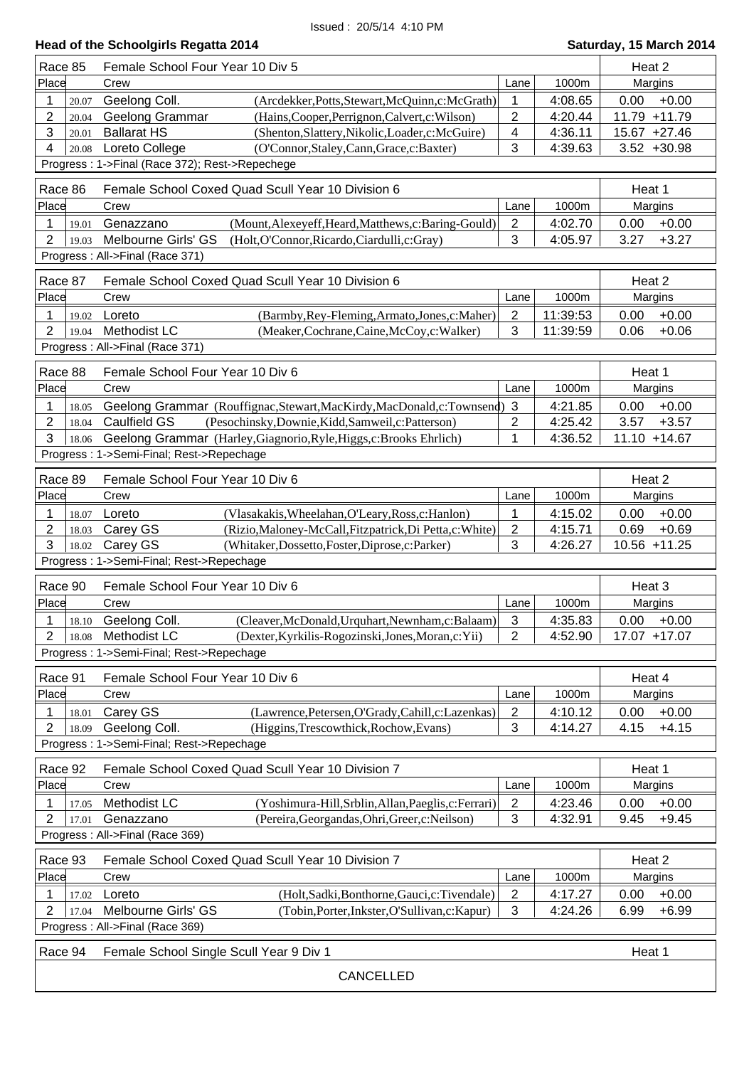Issued : 20/5/14 4:10 PM

## Head of the Schoolgirls Regatta 2014

**Saturday, 15 March 2014**

### Race 85 — Female School Four Year 10 Div 5 — Heat 2

| Place | | Crew | | Lane | 1000m | Margins | |
|---|---|---|---|---|---|---|---|
| 1 | 20.07 | Geelong Coll. | (Arcdekker,Potts,Stewart,McQuinn,c:McGrath) | 1 | 4:08.65 | 0.00 | +0.00 |
| 2 | 20.04 | Geelong Grammar | (Hains,Cooper,Perrignon,Calvert,c:Wilson) | 2 | 4:20.44 | 11.79 | +11.79 |
| 3 | 20.01 | Ballarat HS | (Shenton,Slattery,Nikolic,Loader,c:McGuire) | 4 | 4:36.11 | 15.67 | +27.46 |
| 4 | 20.08 | Loreto College | (O'Connor,Staley,Cann,Grace,c:Baxter) | 3 | 4:39.63 | 3.52 | +30.98 |

Progress : 1->Final (Race 372); Rest->Repechege

### Race 86 — Female School Coxed Quad Scull Year 10 Division 6 — Heat 1

| Place | | Crew | | Lane | 1000m | Margins | |
|---|---|---|---|---|---|---|---|
| 1 | 19.01 | Genazzano | (Mount,Alexeyeff,Heard,Matthews,c:Baring-Gould) | 2 | 4:02.70 | 0.00 | +0.00 |
| 2 | 19.03 | Melbourne Girls' GS | (Holt,O'Connor,Ricardo,Ciardulli,c:Gray) | 3 | 4:05.97 | 3.27 | +3.27 |

Progress : All->Final (Race 371)

### Race 87 — Female School Coxed Quad Scull Year 10 Division 6 — Heat 2

| Place | | Crew | | Lane | 1000m | Margins | |
|---|---|---|---|---|---|---|---|
| 1 | 19.02 | Loreto | (Barmby,Rey-Fleming,Armato,Jones,c:Maher) | 2 | 11:39:53 | 0.00 | +0.00 |
| 2 | 19.04 | Methodist LC | (Meaker,Cochrane,Caine,McCoy,c:Walker) | 3 | 11:39:59 | 0.06 | +0.06 |

Progress : All->Final (Race 371)

### Race 88 — Female School Four Year 10 Div 6 — Heat 1

| Place | | Crew | | Lane | 1000m | Margins | |
|---|---|---|---|---|---|---|---|
| 1 | 18.05 | Geelong Grammar | (Rouffignac,Stewart,MacKirdy,MacDonald,c:Townsend) | 3 | 4:21.85 | 0.00 | +0.00 |
| 2 | 18.04 | Caulfield GS | (Pesochinsky,Downie,Kidd,Samweil,c:Patterson) | 2 | 4:25.42 | 3.57 | +3.57 |
| 3 | 18.06 | Geelong Grammar | (Harley,Giagnorio,Ryle,Higgs,c:Brooks Ehrlich) | 1 | 4:36.52 | 11.10 | +14.67 |

Progress : 1->Semi-Final; Rest->Repechage

### Race 89 — Female School Four Year 10 Div 6 — Heat 2

| Place | | Crew | | Lane | 1000m | Margins | |
|---|---|---|---|---|---|---|---|
| 1 | 18.07 | Loreto | (Vlasakakis,Wheelahan,O'Leary,Ross,c:Hanlon) | 1 | 4:15.02 | 0.00 | +0.00 |
| 2 | 18.03 | Carey GS | (Rizio,Maloney-McCall,Fitzpatrick,Di Petta,c:White) | 2 | 4:15.71 | 0.69 | +0.69 |
| 3 | 18.02 | Carey GS | (Whitaker,Dossetto,Foster,Diprose,c:Parker) | 3 | 4:26.27 | 10.56 | +11.25 |

Progress : 1->Semi-Final; Rest->Repechage

### Race 90 — Female School Four Year 10 Div 6 — Heat 3

| Place | | Crew | | Lane | 1000m | Margins | |
|---|---|---|---|---|---|---|---|
| 1 | 18.10 | Geelong Coll. | (Cleaver,McDonald,Urquhart,Newnham,c:Balaam) | 3 | 4:35.83 | 0.00 | +0.00 |
| 2 | 18.08 | Methodist LC | (Dexter,Kyrkilis-Rogozinski,Jones,Moran,c:Yii) | 2 | 4:52.90 | 17.07 | +17.07 |

Progress : 1->Semi-Final; Rest->Repechage

### Race 91 — Female School Four Year 10 Div 6 — Heat 4

| Place | | Crew | | Lane | 1000m | Margins | |
|---|---|---|---|---|---|---|---|
| 1 | 18.01 | Carey GS | (Lawrence,Petersen,O'Grady,Cahill,c:Lazenkas) | 2 | 4:10.12 | 0.00 | +0.00 |
| 2 | 18.09 | Geelong Coll. | (Higgins,Trescowthick,Rochow,Evans) | 3 | 4:14.27 | 4.15 | +4.15 |

Progress : 1->Semi-Final; Rest->Repechage

### Race 92 — Female School Coxed Quad Scull Year 10 Division 7 — Heat 1

| Place | | Crew | | Lane | 1000m | Margins | |
|---|---|---|---|---|---|---|---|
| 1 | 17.05 | Methodist LC | (Yoshimura-Hill,Srblin,Allan,Paeglis,c:Ferrari) | 2 | 4:23.46 | 0.00 | +0.00 |
| 2 | 17.01 | Genazzano | (Pereira,Georgandas,Ohri,Greer,c:Neilson) | 3 | 4:32.91 | 9.45 | +9.45 |

Progress : All->Final (Race 369)

### Race 93 — Female School Coxed Quad Scull Year 10 Division 7 — Heat 2

| Place | | Crew | | Lane | 1000m | Margins | |
|---|---|---|---|---|---|---|---|
| 1 | 17.02 | Loreto | (Holt,Sadki,Bonthorne,Gauci,c:Tivendale) | 2 | 4:17.27 | 0.00 | +0.00 |
| 2 | 17.04 | Melbourne Girls' GS | (Tobin,Porter,Inkster,O'Sullivan,c:Kapur) | 3 | 4:24.26 | 6.99 | +6.99 |

Progress : All->Final (Race 369)

### Race 94 — Female School Single Scull Year 9 Div 1 — Heat 1

CANCELLED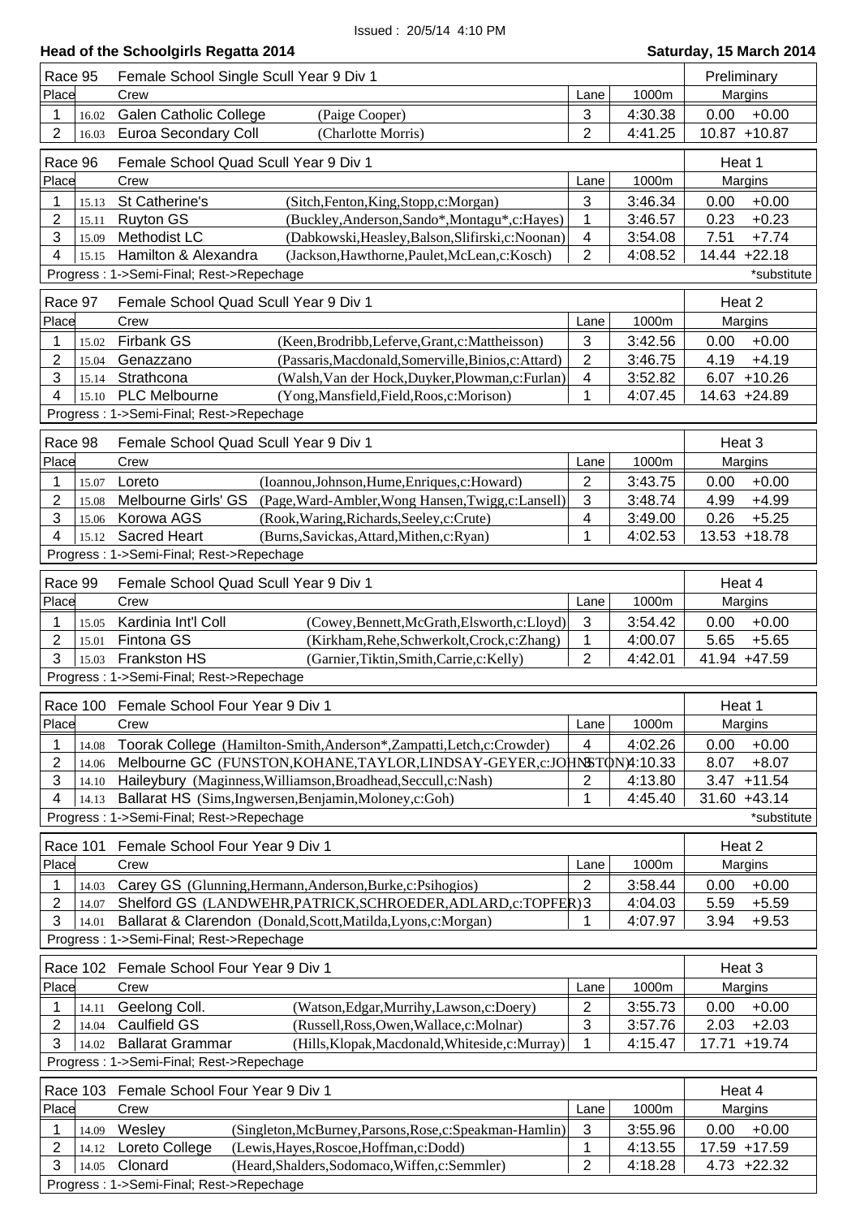Issued : 20/5/14 4:10 PM

**Head of the Schoolgirls Regatta 2014** — **Saturday, 15 March 2014**

### Race 95 — Female School Single Scull Year 9 Div 1 — Preliminary

| Place | | Crew | | Lane | 1000m | Margins | |
|---|---|---|---|---|---|---|---|
| 1 | 16.02 | Galen Catholic College | (Paige Cooper) | 3 | 4:30.38 | 0.00 | +0.00 |
| 2 | 16.03 | Euroa Secondary Coll | (Charlotte Morris) | 2 | 4:41.25 | 10.87 | +10.87 |

### Race 96 — Female School Quad Scull Year 9 Div 1 — Heat 1

| Place | | Crew | | Lane | 1000m | Margins | |
|---|---|---|---|---|---|---|---|
| 1 | 15.13 | St Catherine's | (Sitch,Fenton,King,Stopp,c:Morgan) | 3 | 3:46.34 | 0.00 | +0.00 |
| 2 | 15.11 | Ruyton GS | (Buckley,Anderson,Sando*,Montagu*,c:Hayes) | 1 | 3:46.57 | 0.23 | +0.23 |
| 3 | 15.09 | Methodist LC | (Dabkowski,Heasley,Balson,Slifirski,c:Noonan) | 4 | 3:54.08 | 7.51 | +7.74 |
| 4 | 15.15 | Hamilton & Alexandra | (Jackson,Hawthorne,Paulet,McLean,c:Kosch) | 2 | 4:08.52 | 14.44 | +22.18 |

Progress : 1->Semi-Final; Rest->Repechage — *substitute

### Race 97 — Female School Quad Scull Year 9 Div 1 — Heat 2

| Place | | Crew | | Lane | 1000m | Margins | |
|---|---|---|---|---|---|---|---|
| 1 | 15.02 | Firbank GS | (Keen,Brodribb,Leferve,Grant,c:Mattheisson) | 3 | 3:42.56 | 0.00 | +0.00 |
| 2 | 15.04 | Genazzano | (Passaris,Macdonald,Somerville,Binios,c:Attard) | 2 | 3:46.75 | 4.19 | +4.19 |
| 3 | 15.14 | Strathcona | (Walsh,Van der Hock,Duyker,Plowman,c:Furlan) | 4 | 3:52.82 | 6.07 | +10.26 |
| 4 | 15.10 | PLC Melbourne | (Yong,Mansfield,Field,Roos,c:Morison) | 1 | 4:07.45 | 14.63 | +24.89 |

Progress : 1->Semi-Final; Rest->Repechage

### Race 98 — Female School Quad Scull Year 9 Div 1 — Heat 3

| Place | | Crew | | Lane | 1000m | Margins | |
|---|---|---|---|---|---|---|---|
| 1 | 15.07 | Loreto | (Ioannou,Johnson,Hume,Enriques,c:Howard) | 2 | 3:43.75 | 0.00 | +0.00 |
| 2 | 15.08 | Melbourne Girls' GS | (Page,Ward-Ambler,Wong Hansen,Twigg,c:Lansell) | 3 | 3:48.74 | 4.99 | +4.99 |
| 3 | 15.06 | Korowa AGS | (Rook,Waring,Richards,Seeley,c:Crute) | 4 | 3:49.00 | 0.26 | +5.25 |
| 4 | 15.12 | Sacred Heart | (Burns,Savickas,Attard,Mithen,c:Ryan) | 1 | 4:02.53 | 13.53 | +18.78 |

Progress : 1->Semi-Final; Rest->Repechage

### Race 99 — Female School Quad Scull Year 9 Div 1 — Heat 4

| Place | | Crew | | Lane | 1000m | Margins | |
|---|---|---|---|---|---|---|---|
| 1 | 15.05 | Kardinia Int'l Coll | (Cowey,Bennett,McGrath,Elsworth,c:Lloyd) | 3 | 3:54.42 | 0.00 | +0.00 |
| 2 | 15.01 | Fintona GS | (Kirkham,Rehe,Schwerkolt,Crock,c:Zhang) | 1 | 4:00.07 | 5.65 | +5.65 |
| 3 | 15.03 | Frankston HS | (Garnier,Tiktin,Smith,Carrie,c:Kelly) | 2 | 4:42.01 | 41.94 | +47.59 |

Progress : 1->Semi-Final; Rest->Repechage

### Race 100 — Female School Four Year 9 Div 1 — Heat 1

| Place | | Crew | Lane | 1000m | Margins | |
|---|---|---|---|---|---|---|
| 1 | 14.08 | Toorak College (Hamilton-Smith,Anderson*,Zampatti,Letch,c:Crowder) | 4 | 4:02.26 | 0.00 | +0.00 |
| 2 | 14.06 | Melbourne GC (FUNSTON,KOHANE,TAYLOR,LINDSAY-GEYER,c:JOHNSTON) | 3 | 4:10.33 | 8.07 | +8.07 |
| 3 | 14.10 | Haileybury (Maginness,Williamson,Broadhead,Seccull,c:Nash) | 2 | 4:13.80 | 3.47 | +11.54 |
| 4 | 14.13 | Ballarat HS (Sims,Ingwersen,Benjamin,Moloney,c:Goh) | 1 | 4:45.40 | 31.60 | +43.14 |

Progress : 1->Semi-Final; Rest->Repechage — *substitute

### Race 101 — Female School Four Year 9 Div 1 — Heat 2

| Place | | Crew | Lane | 1000m | Margins | |
|---|---|---|---|---|---|---|
| 1 | 14.03 | Carey GS (Glunning,Hermann,Anderson,Burke,c:Psihogios) | 2 | 3:58.44 | 0.00 | +0.00 |
| 2 | 14.07 | Shelford GS (LANDWEHR,PATRICK,SCHROEDER,ADLARD,c:TOPFER) | 3 | 4:04.03 | 5.59 | +5.59 |
| 3 | 14.01 | Ballarat & Clarendon (Donald,Scott,Matilda,Lyons,c:Morgan) | 1 | 4:07.97 | 3.94 | +9.53 |

Progress : 1->Semi-Final; Rest->Repechage

### Race 102 — Female School Four Year 9 Div 1 — Heat 3

| Place | | Crew | | Lane | 1000m | Margins | |
|---|---|---|---|---|---|---|---|
| 1 | 14.11 | Geelong Coll. | (Watson,Edgar,Murrihy,Lawson,c:Doery) | 2 | 3:55.73 | 0.00 | +0.00 |
| 2 | 14.04 | Caulfield GS | (Russell,Ross,Owen,Wallace,c:Molnar) | 3 | 3:57.76 | 2.03 | +2.03 |
| 3 | 14.02 | Ballarat Grammar | (Hills,Klopak,Macdonald,Whiteside,c:Murray) | 1 | 4:15.47 | 17.71 | +19.74 |

Progress : 1->Semi-Final; Rest->Repechage

### Race 103 — Female School Four Year 9 Div 1 — Heat 4

| Place | | Crew | | Lane | 1000m | Margins | |
|---|---|---|---|---|---|---|---|
| 1 | 14.09 | Wesley | (Singleton,McBurney,Parsons,Rose,c:Speakman-Hamlin) | 3 | 3:55.96 | 0.00 | +0.00 |
| 2 | 14.12 | Loreto College | (Lewis,Hayes,Roscoe,Hoffman,c:Dodd) | 1 | 4:13.55 | 17.59 | +17.59 |
| 3 | 14.05 | Clonard | (Heard,Shalders,Sodomaco,Wiffen,c:Semmler) | 2 | 4:18.28 | 4.73 | +22.32 |

Progress : 1->Semi-Final; Rest->Repechage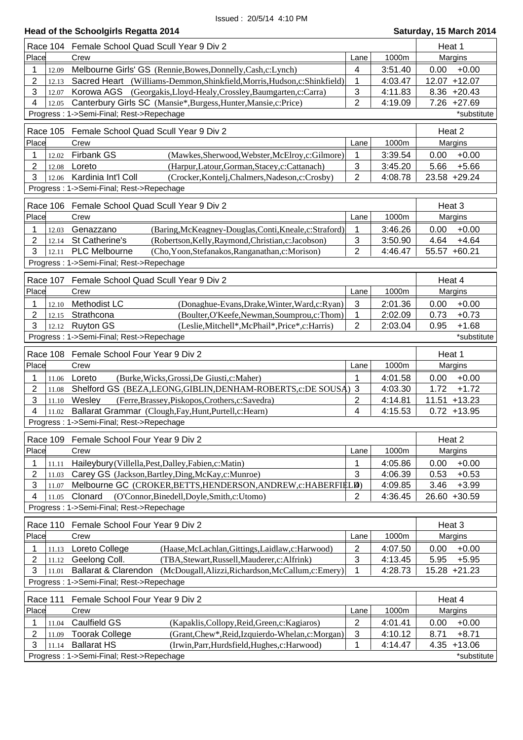Issued : 20/5/14 4:10 PM

## Head of the Schoolgirls Regatta 2014

**Saturday, 15 March 2014**

### Race 104 Female School Quad Scull Year 9 Div 2 — Heat 1

| Place | | Crew | Lane | 1000m | Margins | |
|---|---|---|---|---|---|---|
| 1 | 12.09 | Melbourne Girls' GS (Rennie,Bowes,Donnelly,Cash,c:Lynch) | 4 | 3:51.40 | 0.00 | +0.00 |
| 2 | 12.13 | Sacred Heart (Williams-Demmon,Shinkfield,Morris,Hudson,c:Shinkfield) | 1 | 4:03.47 | 12.07 | +12.07 |
| 3 | 12.07 | Korowa AGS (Georgakis,Lloyd-Healy,Crossley,Baumgarten,c:Carra) | 3 | 4:11.83 | 8.36 | +20.43 |
| 4 | 12.05 | Canterbury Girls SC (Mansie*,Burgess,Hunter,Mansie,c:Price) | 2 | 4:19.09 | 7.26 | +27.69 |

Progress : 1->Semi-Final; Rest->Repechage — *substitute

### Race 105 Female School Quad Scull Year 9 Div 2 — Heat 2

| Place | | Crew | Lane | 1000m | Margins | |
|---|---|---|---|---|---|---|
| 1 | 12.02 | Firbank GS (Mawkes,Sherwood,Webster,McElroy,c:Gilmore) | 1 | 3:39.54 | 0.00 | +0.00 |
| 2 | 12.08 | Loreto (Harpur,Latour,Gorman,Stacey,c:Cattanach) | 3 | 3:45.20 | 5.66 | +5.66 |
| 3 | 12.06 | Kardinia Int'l Coll (Crocker,Kontelj,Chalmers,Nadeson,c:Crosby) | 2 | 4:08.78 | 23.58 | +29.24 |

Progress : 1->Semi-Final; Rest->Repechage

### Race 106 Female School Quad Scull Year 9 Div 2 — Heat 3

| Place | | Crew | Lane | 1000m | Margins | |
|---|---|---|---|---|---|---|
| 1 | 12.03 | Genazzano (Baring,McKeagney-Douglas,Conti,Kneale,c:Straford) | 1 | 3:46.26 | 0.00 | +0.00 |
| 2 | 12.14 | St Catherine's (Robertson,Kelly,Raymond,Christian,c:Jacobson) | 3 | 3:50.90 | 4.64 | +4.64 |
| 3 | 12.11 | PLC Melbourne (Cho,Yoon,Stefanakos,Ranganathan,c:Morison) | 2 | 4:46.47 | 55.57 | +60.21 |

Progress : 1->Semi-Final; Rest->Repechage

### Race 107 Female School Quad Scull Year 9 Div 2 — Heat 4

| Place | | Crew | Lane | 1000m | Margins | |
|---|---|---|---|---|---|---|
| 1 | 12.10 | Methodist LC (Donaghue-Evans,Drake,Winter,Ward,c:Ryan) | 3 | 2:01.36 | 0.00 | +0.00 |
| 2 | 12.15 | Strathcona (Boulter,O'Keefe,Newman,Soumprou,c:Thom) | 1 | 2:02.09 | 0.73 | +0.73 |
| 3 | 12.12 | Ruyton GS (Leslie,Mitchell*,McPhail*,Price*,c:Harris) | 2 | 2:03.04 | 0.95 | +1.68 |

Progress : 1->Semi-Final; Rest->Repechage — *substitute

### Race 108 Female School Four Year 9 Div 2 — Heat 1

| Place | | Crew | Lane | 1000m | Margins | |
|---|---|---|---|---|---|---|
| 1 | 11.06 | Loreto (Burke,Wicks,Grossi,De Giusti,c:Maher) | 1 | 4:01.58 | 0.00 | +0.00 |
| 2 | 11.08 | Shelford GS (BEZA,LEONG,GIBLIN,DENHAM-ROBERTS,c:DE SOUSA) | 3 | 4:03.30 | 1.72 | +1.72 |
| 3 | 11.10 | Wesley (Ferre,Brassey,Piskopos,Crothers,c:Savedra) | 2 | 4:14.81 | 11.51 | +13.23 |
| 4 | 11.02 | Ballarat Grammar (Clough,Fay,Hunt,Purtell,c:Hearn) | 4 | 4:15.53 | 0.72 | +13.95 |

Progress : 1->Semi-Final; Rest->Repechage

### Race 109 Female School Four Year 9 Div 2 — Heat 2

| Place | | Crew | Lane | 1000m | Margins | |
|---|---|---|---|---|---|---|
| 1 | 11.11 | Haileybury (Villella,Pest,Dalley,Fabien,c:Matin) | 1 | 4:05.86 | 0.00 | +0.00 |
| 2 | 11.03 | Carey GS (Jackson,Bartley,Ding,McKay,c:Munroe) | 3 | 4:06.39 | 0.53 | +0.53 |
| 3 | 11.07 | Melbourne GC (CROKER,BETTS,HENDERSON,ANDREW,c:HABERFIELD) | 4 | 4:09.85 | 3.46 | +3.99 |
| 4 | 11.05 | Clonard (O'Connor,Binedell,Doyle,Smith,c:Utomo) | 2 | 4:36.45 | 26.60 | +30.59 |

Progress : 1->Semi-Final; Rest->Repechage

### Race 110 Female School Four Year 9 Div 2 — Heat 3

| Place | | Crew | Lane | 1000m | Margins | |
|---|---|---|---|---|---|---|
| 1 | 11.13 | Loreto College (Haase,McLachlan,Gittings,Laidlaw,c:Harwood) | 2 | 4:07.50 | 0.00 | +0.00 |
| 2 | 11.12 | Geelong Coll. (TBA,Stewart,Russell,Mauderer,c:Alfrink) | 3 | 4:13.45 | 5.95 | +5.95 |
| 3 | 11.01 | Ballarat & Clarendon (McDougall,Alizzi,Richardson,McCallum,c:Emery) | 1 | 4:28.73 | 15.28 | +21.23 |

Progress : 1->Semi-Final; Rest->Repechage

### Race 111 Female School Four Year 9 Div 2 — Heat 4

| Place | | Crew | Lane | 1000m | Margins | |
|---|---|---|---|---|---|---|
| 1 | 11.04 | Caulfield GS (Kapaklis,Collopy,Reid,Green,c:Kagiaros) | 2 | 4:01.41 | 0.00 | +0.00 |
| 2 | 11.09 | Toorak College (Grant,Chew*,Reid,Izquierdo-Whelan,c:Morgan) | 3 | 4:10.12 | 8.71 | +8.71 |
| 3 | 11.14 | Ballarat HS (Irwin,Parr,Hurdsfield,Hughes,c:Harwood) | 1 | 4:14.47 | 4.35 | +13.06 |

Progress : 1->Semi-Final; Rest->Repechage — *substitute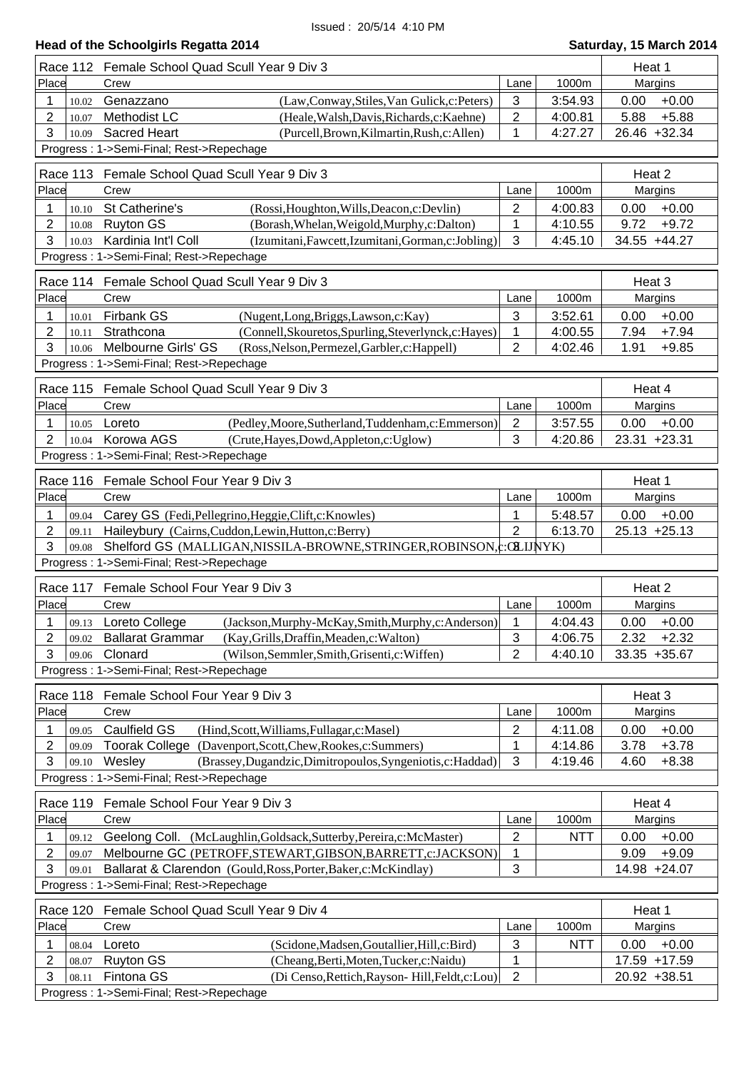Issued : 20/5/14 4:10 PM

## Head of the Schoolgirls Regatta 2014

**Saturday, 15 March 2014**

### Race 112 Female School Quad Scull Year 9 Div 3 — Heat 1

| Place | | Crew | | Lane | 1000m | Margins | |
|---|---|---|---|---|---|---|---|
| 1 | 10.02 | Genazzano | (Law,Conway,Stiles,Van Gulick,c:Peters) | 3 | 3:54.93 | 0.00 | +0.00 |
| 2 | 10.07 | Methodist LC | (Heale,Walsh,Davis,Richards,c:Kaehne) | 2 | 4:00.81 | 5.88 | +5.88 |
| 3 | 10.09 | Sacred Heart | (Purcell,Brown,Kilmartin,Rush,c:Allen) | 1 | 4:27.27 | 26.46 | +32.34 |

Progress : 1->Semi-Final; Rest->Repechage

### Race 113 Female School Quad Scull Year 9 Div 3 — Heat 2

| Place | | Crew | | Lane | 1000m | Margins | |
|---|---|---|---|---|---|---|---|
| 1 | 10.10 | St Catherine's | (Rossi,Houghton,Wills,Deacon,c:Devlin) | 2 | 4:00.83 | 0.00 | +0.00 |
| 2 | 10.08 | Ruyton GS | (Borash,Whelan,Weigold,Murphy,c:Dalton) | 1 | 4:10.55 | 9.72 | +9.72 |
| 3 | 10.03 | Kardinia Int'l Coll | (Izumitani,Fawcett,Izumitani,Gorman,c:Jobling) | 3 | 4:45.10 | 34.55 | +44.27 |

Progress : 1->Semi-Final; Rest->Repechage

### Race 114 Female School Quad Scull Year 9 Div 3 — Heat 3

| Place | | Crew | | Lane | 1000m | Margins | |
|---|---|---|---|---|---|---|---|
| 1 | 10.01 | Firbank GS | (Nugent,Long,Briggs,Lawson,c:Kay) | 3 | 3:52.61 | 0.00 | +0.00 |
| 2 | 10.11 | Strathcona | (Connell,Skouretos,Spurling,Steverlynck,c:Hayes) | 1 | 4:00.55 | 7.94 | +7.94 |
| 3 | 10.06 | Melbourne Girls' GS | (Ross,Nelson,Permezel,Garbler,c:Happell) | 2 | 4:02.46 | 1.91 | +9.85 |

Progress : 1->Semi-Final; Rest->Repechage

### Race 115 Female School Quad Scull Year 9 Div 3 — Heat 4

| Place | | Crew | | Lane | 1000m | Margins | |
|---|---|---|---|---|---|---|---|
| 1 | 10.05 | Loreto | (Pedley,Moore,Sutherland,Tuddenham,c:Emmerson) | 2 | 3:57.55 | 0.00 | +0.00 |
| 2 | 10.04 | Korowa AGS | (Crute,Hayes,Dowd,Appleton,c:Uglow) | 3 | 4:20.86 | 23.31 | +23.31 |

Progress : 1->Semi-Final; Rest->Repechage

### Race 116 Female School Four Year 9 Div 3 — Heat 1

| Place | | Crew | Lane | 1000m | Margins | |
|---|---|---|---|---|---|---|
| 1 | 09.04 | Carey GS (Fedi,Pellegrino,Heggie,Clift,c:Knowles) | 1 | 5:48.57 | 0.00 | +0.00 |
| 2 | 09.11 | Haileybury (Cairns,Cuddon,Lewin,Hutton,c:Berry) | 2 | 6:13.70 | 25.13 | +25.13 |
| 3 | 09.08 | Shelford GS (MALLIGAN,NISSILA-BROWNE,STRINGER,ROBINSON,c:OLIJNYK) | 3 | | | |

Progress : 1->Semi-Final; Rest->Repechage

### Race 117 Female School Four Year 9 Div 3 — Heat 2

| Place | | Crew | | Lane | 1000m | Margins | |
|---|---|---|---|---|---|---|---|
| 1 | 09.13 | Loreto College | (Jackson,Murphy-McKay,Smith,Murphy,c:Anderson) | 1 | 4:04.43 | 0.00 | +0.00 |
| 2 | 09.02 | Ballarat Grammar | (Kay,Grills,Draffin,Meaden,c:Walton) | 3 | 4:06.75 | 2.32 | +2.32 |
| 3 | 09.06 | Clonard | (Wilson,Semmler,Smith,Grisenti,c:Wiffen) | 2 | 4:40.10 | 33.35 | +35.67 |

Progress : 1->Semi-Final; Rest->Repechage

### Race 118 Female School Four Year 9 Div 3 — Heat 3

| Place | | Crew | | Lane | 1000m | Margins | |
|---|---|---|---|---|---|---|---|
| 1 | 09.05 | Caulfield GS | (Hind,Scott,Williams,Fullagar,c:Masel) | 2 | 4:11.08 | 0.00 | +0.00 |
| 2 | 09.09 | Toorak College | (Davenport,Scott,Chew,Rookes,c:Summers) | 1 | 4:14.86 | 3.78 | +3.78 |
| 3 | 09.10 | Wesley | (Brassey,Dugandzic,Dimitropoulos,Syngeniotis,c:Haddad) | 3 | 4:19.46 | 4.60 | +8.38 |

Progress : 1->Semi-Final; Rest->Repechage

### Race 119 Female School Four Year 9 Div 3 — Heat 4

| Place | | Crew | Lane | 1000m | Margins | |
|---|---|---|---|---|---|---|
| 1 | 09.12 | Geelong Coll. (McLaughlin,Goldsack,Sutterby,Pereira,c:McMaster) | 2 | NTT | 0.00 | +0.00 |
| 2 | 09.07 | Melbourne GC (PETROFF,STEWART,GIBSON,BARRETT,c:JACKSON) | 1 | | 9.09 | +9.09 |
| 3 | 09.01 | Ballarat & Clarendon (Gould,Ross,Porter,Baker,c:McKindlay) | 3 | | 14.98 | +24.07 |

Progress : 1->Semi-Final; Rest->Repechage

### Race 120 Female School Quad Scull Year 9 Div 4 — Heat 1

| Place | | Crew | | Lane | 1000m | Margins | |
|---|---|---|---|---|---|---|---|
| 1 | 08.04 | Loreto | (Scidone,Madsen,Goutallier,Hill,c:Bird) | 3 | NTT | 0.00 | +0.00 |
| 2 | 08.07 | Ruyton GS | (Cheang,Berti,Moten,Tucker,c:Naidu) | 1 | | 17.59 | +17.59 |
| 3 | 08.11 | Fintona GS | (Di Censo,Rettich,Rayson- Hill,Feldt,c:Lou) | 2 | | 20.92 | +38.51 |

Progress : 1->Semi-Final; Rest->Repechage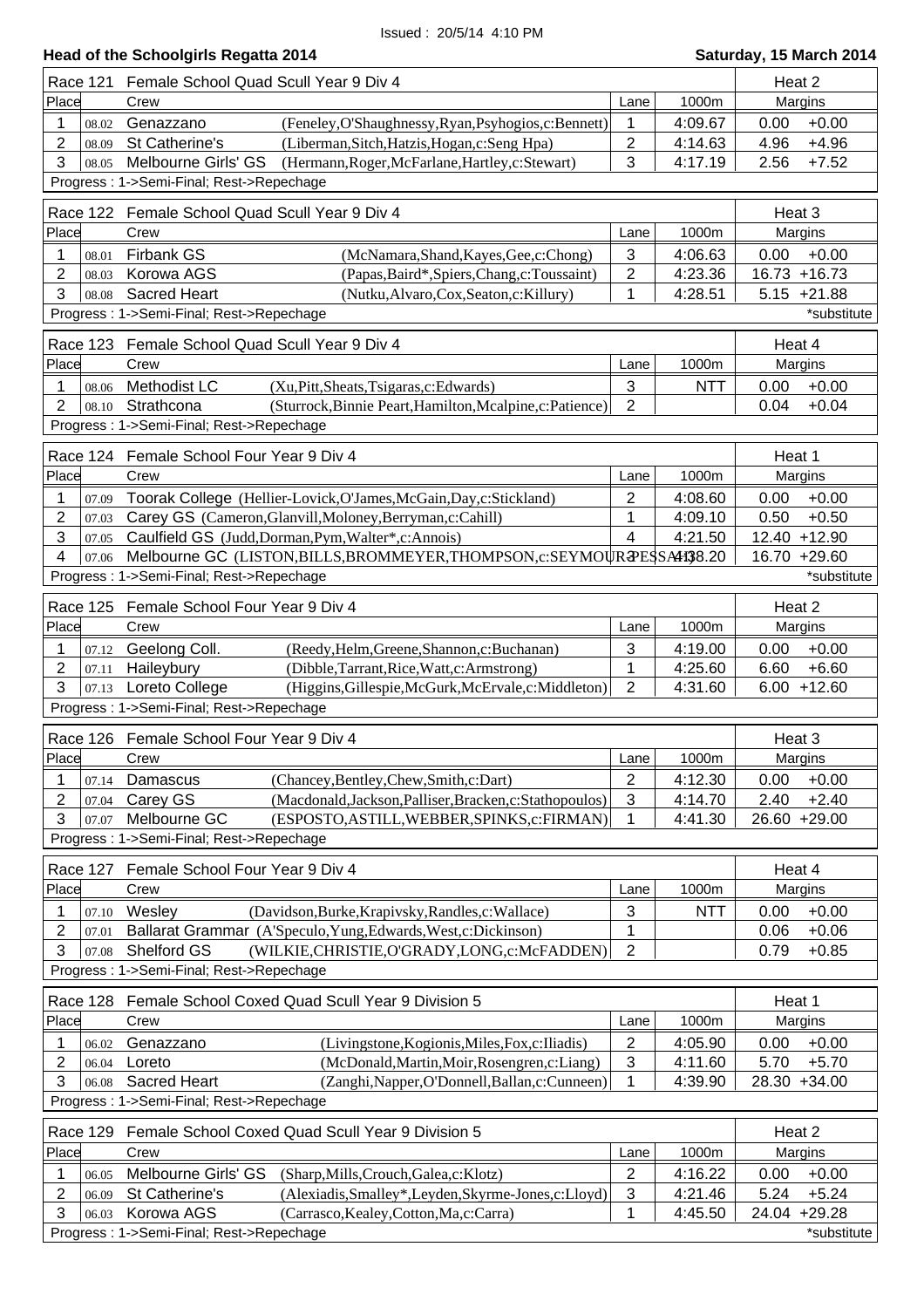Issued : 20/5/14 4:10 PM

## Head of the Schoolgirls Regatta 2014

**Saturday, 15 March 2014**

### Race 121 Female School Quad Scull Year 9 Div 4 — Heat 2

| Place | | Crew | | Lane | 1000m | Margins | |
|---|---|---|---|---|---|---|---|
| 1 | 08.02 | Genazzano | (Feneley,O'Shaughnessy,Ryan,Psyhogios,c:Bennett) | 1 | 4:09.67 | 0.00 | +0.00 |
| 2 | 08.09 | St Catherine's | (Liberman,Sitch,Hatzis,Hogan,c:Seng Hpa) | 2 | 4:14.63 | 4.96 | +4.96 |
| 3 | 08.05 | Melbourne Girls' GS | (Hermann,Roger,McFarlane,Hartley,c:Stewart) | 3 | 4:17.19 | 2.56 | +7.52 |

Progress : 1->Semi-Final; Rest->Repechage

### Race 122 Female School Quad Scull Year 9 Div 4 — Heat 3

| Place | | Crew | | Lane | 1000m | Margins | |
|---|---|---|---|---|---|---|---|
| 1 | 08.01 | Firbank GS | (McNamara,Shand,Kayes,Gee,c:Chong) | 3 | 4:06.63 | 0.00 | +0.00 |
| 2 | 08.03 | Korowa AGS | (Papas,Baird*,Spiers,Chang,c:Toussaint) | 2 | 4:23.36 | 16.73 | +16.73 |
| 3 | 08.08 | Sacred Heart | (Nutku,Alvaro,Cox,Seaton,c:Killury) | 1 | 4:28.51 | 5.15 | +21.88 |

Progress : 1->Semi-Final; Rest->Repechage *substitute

### Race 123 Female School Quad Scull Year 9 Div 4 — Heat 4

| Place | | Crew | | Lane | 1000m | Margins | |
|---|---|---|---|---|---|---|---|
| 1 | 08.06 | Methodist LC | (Xu,Pitt,Sheats,Tsigaras,c:Edwards) | 3 | NTT | 0.00 | +0.00 |
| 2 | 08.10 | Strathcona | (Sturrock,Binnie Peart,Hamilton,Mcalpine,c:Patience) | 2 | | 0.04 | +0.04 |

Progress : 1->Semi-Final; Rest->Repechage

### Race 124 Female School Four Year 9 Div 4 — Heat 1

| Place | | Crew | Lane | 1000m | Margins | |
|---|---|---|---|---|---|---|
| 1 | 07.09 | Toorak College (Hellier-Lovick,O'James,McGain,Day,c:Stickland) | 2 | 4:08.60 | 0.00 | +0.00 |
| 2 | 07.03 | Carey GS (Cameron,Glanvill,Moloney,Berryman,c:Cahill) | 1 | 4:09.10 | 0.50 | +0.50 |
| 3 | 07.05 | Caulfield GS (Judd,Dorman,Pym,Walter*,c:Annois) | 4 | 4:21.50 | 12.40 | +12.90 |
| 4 | 07.06 | Melbourne GC (LISTON,BILLS,BROMMEYER,THOMPSON,c:SEYMOUR-PESSAH) | 3 | 4:38.20 | 16.70 | +29.60 |

Progress : 1->Semi-Final; Rest->Repechage *substitute

### Race 125 Female School Four Year 9 Div 4 — Heat 2

| Place | | Crew | | Lane | 1000m | Margins | |
|---|---|---|---|---|---|---|---|
| 1 | 07.12 | Geelong Coll. | (Reedy,Helm,Greene,Shannon,c:Buchanan) | 3 | 4:19.00 | 0.00 | +0.00 |
| 2 | 07.11 | Haileybury | (Dibble,Tarrant,Rice,Watt,c:Armstrong) | 1 | 4:25.60 | 6.60 | +6.60 |
| 3 | 07.13 | Loreto College | (Higgins,Gillespie,McGurk,McErvale,c:Middleton) | 2 | 4:31.60 | 6.00 | +12.60 |

Progress : 1->Semi-Final; Rest->Repechage

### Race 126 Female School Four Year 9 Div 4 — Heat 3

| Place | | Crew | | Lane | 1000m | Margins | |
|---|---|---|---|---|---|---|---|
| 1 | 07.14 | Damascus | (Chancey,Bentley,Chew,Smith,c:Dart) | 2 | 4:12.30 | 0.00 | +0.00 |
| 2 | 07.04 | Carey GS | (Macdonald,Jackson,Palliser,Bracken,c:Stathopoulos) | 3 | 4:14.70 | 2.40 | +2.40 |
| 3 | 07.07 | Melbourne GC | (ESPOSTO,ASTILL,WEBBER,SPINKS,c:FIRMAN) | 1 | 4:41.30 | 26.60 | +29.00 |

Progress : 1->Semi-Final; Rest->Repechage

### Race 127 Female School Four Year 9 Div 4 — Heat 4

| Place | | Crew | | Lane | 1000m | Margins | |
|---|---|---|---|---|---|---|---|
| 1 | 07.10 | Wesley | (Davidson,Burke,Krapivsky,Randles,c:Wallace) | 3 | NTT | 0.00 | +0.00 |
| 2 | 07.01 | Ballarat Grammar | (A'Speculo,Yung,Edwards,West,c:Dickinson) | 1 | | 0.06 | +0.06 |
| 3 | 07.08 | Shelford GS | (WILKIE,CHRISTIE,O'GRADY,LONG,c:McFADDEN) | 2 | | 0.79 | +0.85 |

Progress : 1->Semi-Final; Rest->Repechage

### Race 128 Female School Coxed Quad Scull Year 9 Division 5 — Heat 1

| Place | | Crew | | Lane | 1000m | Margins | |
|---|---|---|---|---|---|---|---|
| 1 | 06.02 | Genazzano | (Livingstone,Kogionis,Miles,Fox,c:Iliadis) | 2 | 4:05.90 | 0.00 | +0.00 |
| 2 | 06.04 | Loreto | (McDonald,Martin,Moir,Rosengren,c:Liang) | 3 | 4:11.60 | 5.70 | +5.70 |
| 3 | 06.08 | Sacred Heart | (Zanghi,Napper,O'Donnell,Ballan,c:Cunneen) | 1 | 4:39.90 | 28.30 | +34.00 |

Progress : 1->Semi-Final; Rest->Repechage

### Race 129 Female School Coxed Quad Scull Year 9 Division 5 — Heat 2

| Place | | Crew | | Lane | 1000m | Margins | |
|---|---|---|---|---|---|---|---|
| 1 | 06.05 | Melbourne Girls' GS | (Sharp,Mills,Crouch,Galea,c:Klotz) | 2 | 4:16.22 | 0.00 | +0.00 |
| 2 | 06.09 | St Catherine's | (Alexiadis,Smalley*,Leyden,Skyrme-Jones,c:Lloyd) | 3 | 4:21.46 | 5.24 | +5.24 |
| 3 | 06.03 | Korowa AGS | (Carrasco,Kealey,Cotton,Ma,c:Carra) | 1 | 4:45.50 | 24.04 | +29.28 |

Progress : 1->Semi-Final; Rest->Repechage *substitute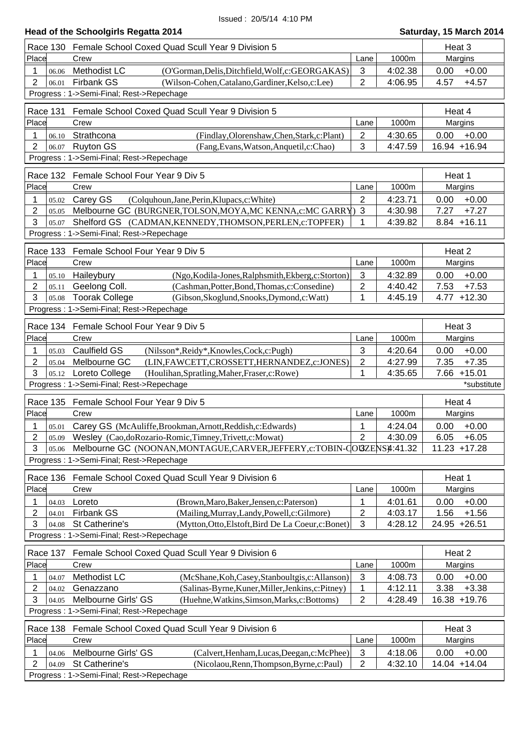Issued : 20/5/14 4:10 PM

## Head of the Schoolgirls Regatta 2014

**Saturday, 15 March 2014**

### Race 130 Female School Coxed Quad Scull Year 9 Division 5 — Heat 3

| Place | | Crew | | Lane | 1000m | Margins | |
|---|---|---|---|---|---|---|---|
| 1 | 06.06 | Methodist LC | (O'Gorman,Delis,Ditchfield,Wolf,c:GEORGAKAS) | 3 | 4:02.38 | 0.00 | +0.00 |
| 2 | 06.01 | Firbank GS | (Wilson-Cohen,Catalano,Gardiner,Kelso,c:Lee) | 2 | 4:06.95 | 4.57 | +4.57 |

Progress : 1->Semi-Final; Rest->Repechage

### Race 131 Female School Coxed Quad Scull Year 9 Division 5 — Heat 4

| Place | | Crew | | Lane | 1000m | Margins | |
|---|---|---|---|---|---|---|---|
| 1 | 06.10 | Strathcona | (Findlay,Olorenshaw,Chen,Stark,c:Plant) | 2 | 4:30.65 | 0.00 | +0.00 |
| 2 | 06.07 | Ruyton GS | (Fang,Evans,Watson,Anquetil,c:Chao) | 3 | 4:47.59 | 16.94 | +16.94 |

Progress : 1->Semi-Final; Rest->Repechage

### Race 132 Female School Four Year 9 Div 5 — Heat 1

| Place | | Crew | | Lane | 1000m | Margins | |
|---|---|---|---|---|---|---|---|
| 1 | 05.02 | Carey GS | (Colquhoun,Jane,Perin,Klupacs,c:White) | 2 | 4:23.71 | 0.00 | +0.00 |
| 2 | 05.05 | Melbourne GC | (BURGNER,TOLSON,MOYA,MC KENNA,c:MC GARRY) | 3 | 4:30.98 | 7.27 | +7.27 |
| 3 | 05.07 | Shelford GS | (CADMAN,KENNEDY,THOMSON,PERLEN,c:TOPFER) | 1 | 4:39.82 | 8.84 | +16.11 |

Progress : 1->Semi-Final; Rest->Repechage

### Race 133 Female School Four Year 9 Div 5 — Heat 2

| Place | | Crew | | Lane | 1000m | Margins | |
|---|---|---|---|---|---|---|---|
| 1 | 05.10 | Haileybury | (Ngo,Kodila-Jones,Ralphsmith,Ekberg,c:Storton) | 3 | 4:32.89 | 0.00 | +0.00 |
| 2 | 05.11 | Geelong Coll. | (Cashman,Potter,Bond,Thomas,c:Consedine) | 2 | 4:40.42 | 7.53 | +7.53 |
| 3 | 05.08 | Toorak College | (Gibson,Skoglund,Snooks,Dymond,c:Watt) | 1 | 4:45.19 | 4.77 | +12.30 |

Progress : 1->Semi-Final; Rest->Repechage

### Race 134 Female School Four Year 9 Div 5 — Heat 3

| Place | | Crew | | Lane | 1000m | Margins | |
|---|---|---|---|---|---|---|---|
| 1 | 05.03 | Caulfield GS | (Nilsson*,Reidy*,Knowles,Cock,c:Pugh) | 3 | 4:20.64 | 0.00 | +0.00 |
| 2 | 05.04 | Melbourne GC | (LIN,FAWCETT,CROSSETT,HERNANDEZ,c:JONES) | 2 | 4:27.99 | 7.35 | +7.35 |
| 3 | 05.12 | Loreto College | (Houlihan,Spratling,Maher,Fraser,c:Rowe) | 1 | 4:35.65 | 7.66 | +15.01 |

Progress : 1->Semi-Final; Rest->Repechage — *substitute

### Race 135 Female School Four Year 9 Div 5 — Heat 4

| Place | | Crew | | Lane | 1000m | Margins | |
|---|---|---|---|---|---|---|---|
| 1 | 05.01 | Carey GS | (McAuliffe,Brookman,Arnott,Reddish,c:Edwards) | 1 | 4:24.04 | 0.00 | +0.00 |
| 2 | 05.09 | Wesley | (Cao,doRozario-Romic,Timney,Trivett,c:Mowat) | 2 | 4:30.09 | 6.05 | +6.05 |
| 3 | 05.06 | Melbourne GC | (NOONAN,MONTAGUE,CARVER,JEFFERY,c:TOBIN-COUZENS) | 3 | 4:41.32 | 11.23 | +17.28 |

Progress : 1->Semi-Final; Rest->Repechage

### Race 136 Female School Coxed Quad Scull Year 9 Division 6 — Heat 1

| Place | | Crew | | Lane | 1000m | Margins | |
|---|---|---|---|---|---|---|---|
| 1 | 04.03 | Loreto | (Brown,Maro,Baker,Jensen,c:Paterson) | 1 | 4:01.61 | 0.00 | +0.00 |
| 2 | 04.01 | Firbank GS | (Mailing,Murray,Landy,Powell,c:Gilmore) | 2 | 4:03.17 | 1.56 | +1.56 |
| 3 | 04.08 | St Catherine's | (Mytton,Otto,Elstoft,Bird De La Coeur,c:Bonet) | 3 | 4:28.12 | 24.95 | +26.51 |

Progress : 1->Semi-Final; Rest->Repechage

### Race 137 Female School Coxed Quad Scull Year 9 Division 6 — Heat 2

| Place | | Crew | | Lane | 1000m | Margins | |
|---|---|---|---|---|---|---|---|
| 1 | 04.07 | Methodist LC | (McShane,Koh,Casey,Stanboultgis,c:Allanson) | 3 | 4:08.73 | 0.00 | +0.00 |
| 2 | 04.02 | Genazzano | (Salinas-Byrne,Kuner,Miller,Jenkins,c:Pitney) | 1 | 4:12.11 | 3.38 | +3.38 |
| 3 | 04.05 | Melbourne Girls' GS | (Huehne,Watkins,Simson,Marks,c:Bottoms) | 2 | 4:28.49 | 16.38 | +19.76 |

Progress : 1->Semi-Final; Rest->Repechage

### Race 138 Female School Coxed Quad Scull Year 9 Division 6 — Heat 3

| Place | | Crew | | Lane | 1000m | Margins | |
|---|---|---|---|---|---|---|---|
| 1 | 04.06 | Melbourne Girls' GS | (Calvert,Henham,Lucas,Deegan,c:McPhee) | 3 | 4:18.06 | 0.00 | +0.00 |
| 2 | 04.09 | St Catherine's | (Nicolaou,Renn,Thompson,Byrne,c:Paul) | 2 | 4:32.10 | 14.04 | +14.04 |

Progress : 1->Semi-Final; Rest->Repechage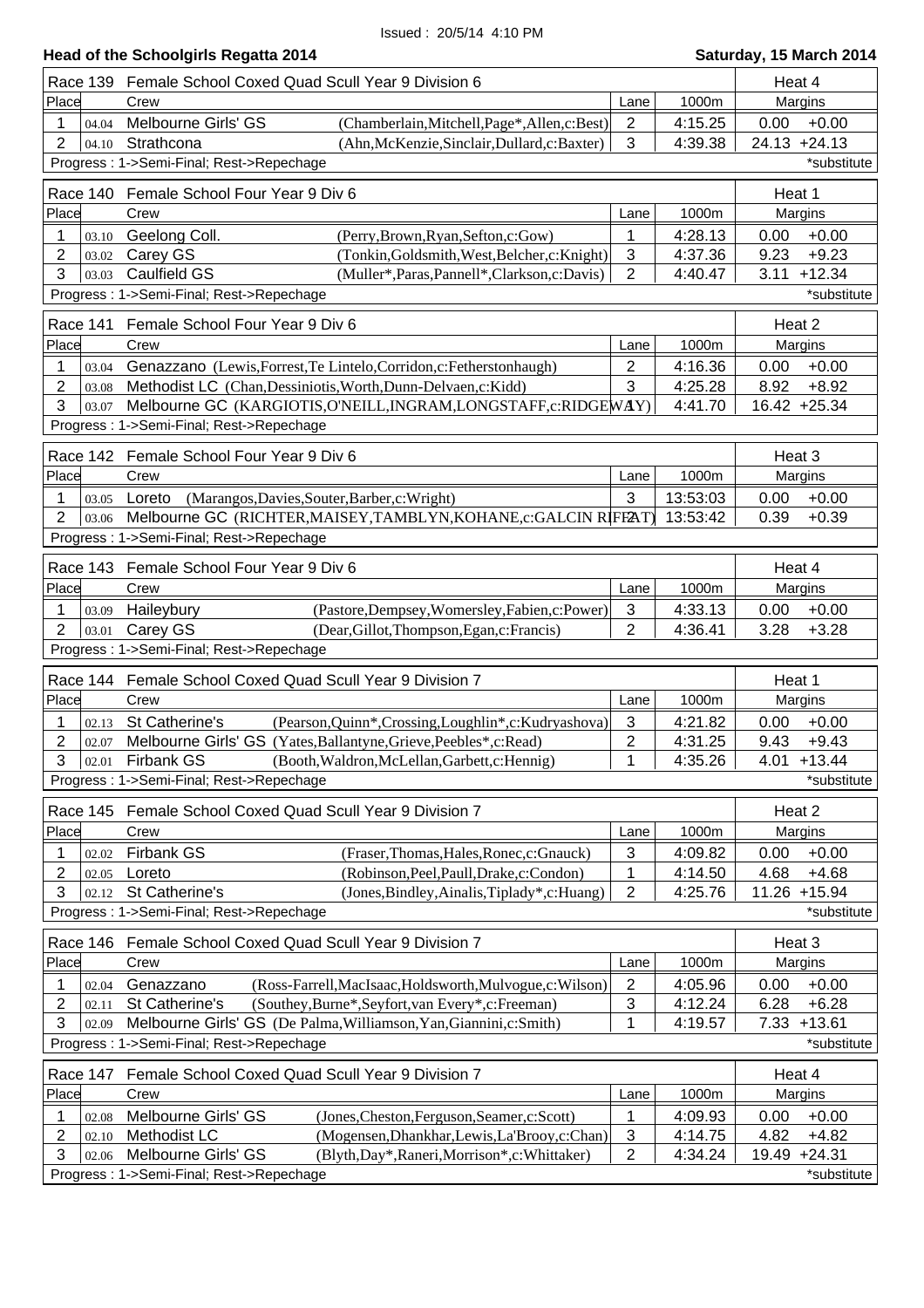Issued : 20/5/14 4:10 PM

**Head of the Schoolgirls Regatta 2014** — **Saturday, 15 March 2014**

**Race 139 Female School Coxed Quad Scull Year 9 Division 6 — Heat 4**

| Place | | Crew | | Lane | 1000m | Margins | |
|---|---|---|---|---|---|---|---|
| 1 | 04.04 | Melbourne Girls' GS | (Chamberlain,Mitchell,Page*,Allen,c:Best) | 2 | 4:15.25 | 0.00 | +0.00 |
| 2 | 04.10 | Strathcona | (Ahn,McKenzie,Sinclair,Dullard,c:Baxter) | 3 | 4:39.38 | 24.13 | +24.13 |

Progress : 1->Semi-Final; Rest->Repechage — *substitute

**Race 140 Female School Four Year 9 Div 6 — Heat 1**

| Place | | Crew | | Lane | 1000m | Margins | |
|---|---|---|---|---|---|---|---|
| 1 | 03.10 | Geelong Coll. | (Perry,Brown,Ryan,Sefton,c:Gow) | 1 | 4:28.13 | 0.00 | +0.00 |
| 2 | 03.02 | Carey GS | (Tonkin,Goldsmith,West,Belcher,c:Knight) | 3 | 4:37.36 | 9.23 | +9.23 |
| 3 | 03.03 | Caulfield GS | (Muller*,Paras,Pannell*,Clarkson,c:Davis) | 2 | 4:40.47 | 3.11 | +12.34 |

Progress : 1->Semi-Final; Rest->Repechage — *substitute

**Race 141 Female School Four Year 9 Div 6 — Heat 2**

| Place | | Crew | | Lane | 1000m | Margins | |
|---|---|---|---|---|---|---|---|
| 1 | 03.04 | Genazzano | (Lewis,Forrest,Te Lintelo,Corridon,c:Fetherstonhaugh) | 2 | 4:16.36 | 0.00 | +0.00 |
| 2 | 03.08 | Methodist LC | (Chan,Dessiniotis,Worth,Dunn-Delvaen,c:Kidd) | 3 | 4:25.28 | 8.92 | +8.92 |
| 3 | 03.07 | Melbourne GC | (KARGIOTIS,O'NEILL,INGRAM,LONGSTAFF,c:RIDGEWAY) | 1 | 4:41.70 | 16.42 | +25.34 |

Progress : 1->Semi-Final; Rest->Repechage

**Race 142 Female School Four Year 9 Div 6 — Heat 3**

| Place | | Crew | | Lane | 1000m | Margins | |
|---|---|---|---|---|---|---|---|
| 1 | 03.05 | Loreto | (Marangos,Davies,Souter,Barber,c:Wright) | 3 | 13:53:03 | 0.00 | +0.00 |
| 2 | 03.06 | Melbourne GC | (RICHTER,MAISEY,TAMBLYN,KOHANE,c:GALCIN RIFFAT) | 2 | 13:53:42 | 0.39 | +0.39 |

Progress : 1->Semi-Final; Rest->Repechage

**Race 143 Female School Four Year 9 Div 6 — Heat 4**

| Place | | Crew | | Lane | 1000m | Margins | |
|---|---|---|---|---|---|---|---|
| 1 | 03.09 | Haileybury | (Pastore,Dempsey,Womersley,Fabien,c:Power) | 3 | 4:33.13 | 0.00 | +0.00 |
| 2 | 03.01 | Carey GS | (Dear,Gillot,Thompson,Egan,c:Francis) | 2 | 4:36.41 | 3.28 | +3.28 |

Progress : 1->Semi-Final; Rest->Repechage

**Race 144 Female School Coxed Quad Scull Year 9 Division 7 — Heat 1**

| Place | | Crew | | Lane | 1000m | Margins | |
|---|---|---|---|---|---|---|---|
| 1 | 02.13 | St Catherine's | (Pearson,Quinn*,Crossing,Loughlin*,c:Kudryashova) | 3 | 4:21.82 | 0.00 | +0.00 |
| 2 | 02.07 | Melbourne Girls' GS | (Yates,Ballantyne,Grieve,Peebles*,c:Read) | 2 | 4:31.25 | 9.43 | +9.43 |
| 3 | 02.01 | Firbank GS | (Booth,Waldron,McLellan,Garbett,c:Hennig) | 1 | 4:35.26 | 4.01 | +13.44 |

Progress : 1->Semi-Final; Rest->Repechage — *substitute

**Race 145 Female School Coxed Quad Scull Year 9 Division 7 — Heat 2**

| Place | | Crew | | Lane | 1000m | Margins | |
|---|---|---|---|---|---|---|---|
| 1 | 02.02 | Firbank GS | (Fraser,Thomas,Hales,Ronec,c:Gnauck) | 3 | 4:09.82 | 0.00 | +0.00 |
| 2 | 02.05 | Loreto | (Robinson,Peel,Paull,Drake,c:Condon) | 1 | 4:14.50 | 4.68 | +4.68 |
| 3 | 02.12 | St Catherine's | (Jones,Bindley,Ainalis,Tiplady*,c:Huang) | 2 | 4:25.76 | 11.26 | +15.94 |

Progress : 1->Semi-Final; Rest->Repechage — *substitute

**Race 146 Female School Coxed Quad Scull Year 9 Division 7 — Heat 3**

| Place | | Crew | | Lane | 1000m | Margins | |
|---|---|---|---|---|---|---|---|
| 1 | 02.04 | Genazzano | (Ross-Farrell,MacIsaac,Holdsworth,Mulvogue,c:Wilson) | 2 | 4:05.96 | 0.00 | +0.00 |
| 2 | 02.11 | St Catherine's | (Southey,Burne*,Seyfort,van Every*,c:Freeman) | 3 | 4:12.24 | 6.28 | +6.28 |
| 3 | 02.09 | Melbourne Girls' GS | (De Palma,Williamson,Yan,Giannini,c:Smith) | 1 | 4:19.57 | 7.33 | +13.61 |

Progress : 1->Semi-Final; Rest->Repechage — *substitute

**Race 147 Female School Coxed Quad Scull Year 9 Division 7 — Heat 4**

| Place | | Crew | | Lane | 1000m | Margins | |
|---|---|---|---|---|---|---|---|
| 1 | 02.08 | Melbourne Girls' GS | (Jones,Cheston,Ferguson,Seamer,c:Scott) | 1 | 4:09.93 | 0.00 | +0.00 |
| 2 | 02.10 | Methodist LC | (Mogensen,Dhankhar,Lewis,La'Brooy,c:Chan) | 3 | 4:14.75 | 4.82 | +4.82 |
| 3 | 02.06 | Melbourne Girls' GS | (Blyth,Day*,Raneri,Morrison*,c:Whittaker) | 2 | 4:34.24 | 19.49 | +24.31 |

Progress : 1->Semi-Final; Rest->Repechage — *substitute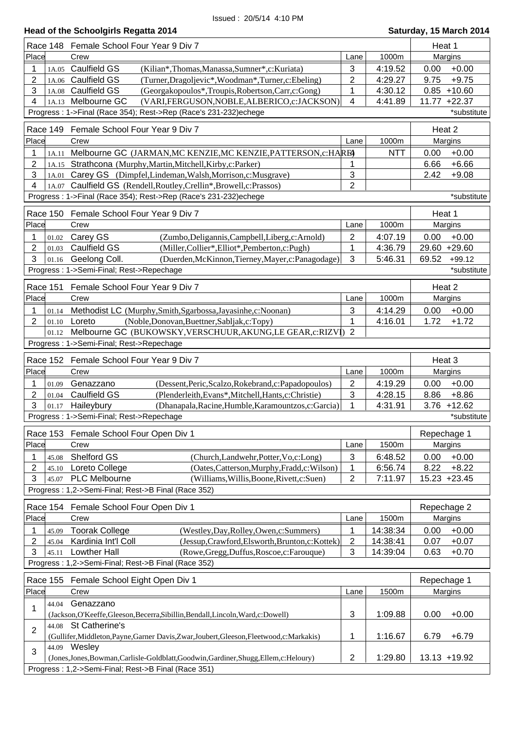Issued : 20/5/14 4:10 PM

## Head of the Schoolgirls Regatta 2014

**Saturday, 15 March 2014**

| Race 148 Female School Four Year 9 Div 7 | | | | | Heat 1 | |
|---|---|---|---|---|---|---|
| Place | | Crew | Lane | 1000m | Margins | |
| 1 | 1A.05 | Caulfield GS (Kilian*,Thomas,Manassa,Sumner*,c:Kuriata) | 3 | 4:19.52 | 0.00 | +0.00 |
| 2 | 1A.06 | Caulfield GS (Turner,Dragoljevic*,Woodman*,Turner,c:Ebeling) | 2 | 4:29.27 | 9.75 | +9.75 |
| 3 | 1A.08 | Caulfield GS (Georgakopoulos*,Troupis,Robertson,Carr,c:Gong) | 1 | 4:30.12 | 0.85 | +10.60 |
| 4 | 1A.13 | Melbourne GC (VARI,FERGUSON,NOBLE,ALBERICO,c:JACKSON) | 4 | 4:41.89 | 11.77 | +22.37 |

Progress : 1->Final (Race 354); Rest->Rep (Race's 231-232)echege — *substitute

| Race 149 Female School Four Year 9 Div 7 | | | | | Heat 2 | |
|---|---|---|---|---|---|---|
| Place | | Crew | Lane | 1000m | Margins | |
| 1 | 1A.11 | Melbourne GC (JARMAN,MC KENZIE,MC KENZIE,PATTERSON,c:HARE) | 4 | NTT | 0.00 | +0.00 |
| 2 | 1A.15 | Strathcona (Murphy,Martin,Mitchell,Kirby,c:Parker) | 1 | | 6.66 | +6.66 |
| 3 | 1A.01 | Carey GS (Dimpfel,Lindeman,Walsh,Morrison,c:Musgrave) | 3 | | 2.42 | +9.08 |
| 4 | 1A.07 | Caulfield GS (Rendell,Routley,Crellin*,Browell,c:Prassos) | 2 | | | |

Progress : 1->Final (Race 354); Rest->Rep (Race's 231-232)echege — *substitute

| Race 150 Female School Four Year 9 Div 7 | | | | | Heat 1 | |
|---|---|---|---|---|---|---|
| Place | | Crew | Lane | 1000m | Margins | |
| 1 | 01.02 | Carey GS (Zumbo,Deligannis,Campbell,Liberg,c:Arnold) | 2 | 4:07.19 | 0.00 | +0.00 |
| 2 | 01.03 | Caulfield GS (Miller,Collier*,Elliot*,Pemberton,c:Pugh) | 1 | 4:36.79 | 29.60 | +29.60 |
| 3 | 01.16 | Geelong Coll. (Duerden,McKinnon,Tierney,Mayer,c:Panagodage) | 3 | 5:46.31 | 69.52 | +99.12 |

Progress : 1->Semi-Final; Rest->Repechage — *substitute

| Race 151 Female School Four Year 9 Div 7 | | | | | Heat 2 | |
|---|---|---|---|---|---|---|
| Place | | Crew | Lane | 1000m | Margins | |
| 1 | 01.14 | Methodist LC (Murphy,Smith,Sgarbossa,Jayasinhe,c:Noonan) | 3 | 4:14.29 | 0.00 | +0.00 |
| 2 | 01.10 | Loreto (Noble,Donovan,Buettner,Sabljak,c:Topy) | 1 | 4:16.01 | 1.72 | +1.72 |
| | 01.12 | Melbourne GC (BUKOWSKY,VERSCHUUR,AKUNG,LE GEAR,c:RIZVI) | 2 | | | |

Progress : 1->Semi-Final; Rest->Repechage

| Race 152 Female School Four Year 9 Div 7 | | | | | Heat 3 | |
|---|---|---|---|---|---|---|
| Place | | Crew | Lane | 1000m | Margins | |
| 1 | 01.09 | Genazzano (Dessent,Peric,Scalzo,Rokebrand,c:Papadopoulos) | 2 | 4:19.29 | 0.00 | +0.00 |
| 2 | 01.04 | Caulfield GS (Plenderleith,Evans*,Mitchell,Hants,c:Christie) | 3 | 4:28.15 | 8.86 | +8.86 |
| 3 | 01.17 | Haileybury (Dhanapala,Racine,Humble,Karamountzos,c:Garcia) | 1 | 4:31.91 | 3.76 | +12.62 |

Progress : 1->Semi-Final; Rest->Repechage — *substitute

| Race 153 Female School Four Open Div 1 | | | | | Repechage 1 | |
|---|---|---|---|---|---|---|
| Place | | Crew | Lane | 1500m | Margins | |
| 1 | 45.08 | Shelford GS (Church,Landwehr,Potter,Vo,c:Long) | 3 | 6:48.52 | 0.00 | +0.00 |
| 2 | 45.10 | Loreto College (Oates,Catterson,Murphy,Fradd,c:Wilson) | 1 | 6:56.74 | 8.22 | +8.22 |
| 3 | 45.07 | PLC Melbourne (Williams,Willis,Boone,Rivett,c:Suen) | 2 | 7:11.97 | 15.23 | +23.45 |

Progress : 1,2->Semi-Final; Rest->B Final (Race 352)

| Race 154 Female School Four Open Div 1 | | | | | Repechage 2 | |
|---|---|---|---|---|---|---|
| Place | | Crew | Lane | 1500m | Margins | |
| 1 | 45.09 | Toorak College (Westley,Day,Rolley,Owen,c:Summers) | 1 | 14:38:34 | 0.00 | +0.00 |
| 2 | 45.04 | Kardinia Int'l Coll (Jessup,Crawford,Elsworth,Brunton,c:Kottek) | 2 | 14:38:41 | 0.07 | +0.07 |
| 3 | 45.11 | Lowther Hall (Rowe,Gregg,Duffus,Roscoe,c:Farouque) | 3 | 14:39:04 | 0.63 | +0.70 |

Progress : 1,2->Semi-Final; Rest->B Final (Race 352)

| Race 155 Female School Eight Open Div 1 | | | | | Repechage 1 | |
|---|---|---|---|---|---|---|
| Place | | Crew | Lane | 1500m | Margins | |
| 1 | 44.04 | Genazzano (Jackson,O'Keeffe,Gleeson,Becerra,Sibillin,Bendall,Lincoln,Ward,c:Dowell) | 3 | 1:09.88 | 0.00 | +0.00 |
| 2 | 44.08 | St Catherine's (Gullifer,Middleton,Payne,Garner Davis,Zwar,Joubert,Gleeson,Fleetwood,c:Markakis) | 1 | 1:16.67 | 6.79 | +6.79 |
| 3 | 44.09 | Wesley (Jones,Jones,Bowman,Carlisle-Goldblatt,Goodwin,Gardiner,Shugg,Ellem,c:Heloury) | 2 | 1:29.80 | 13.13 | +19.92 |

Progress : 1,2->Semi-Final; Rest->B Final (Race 351)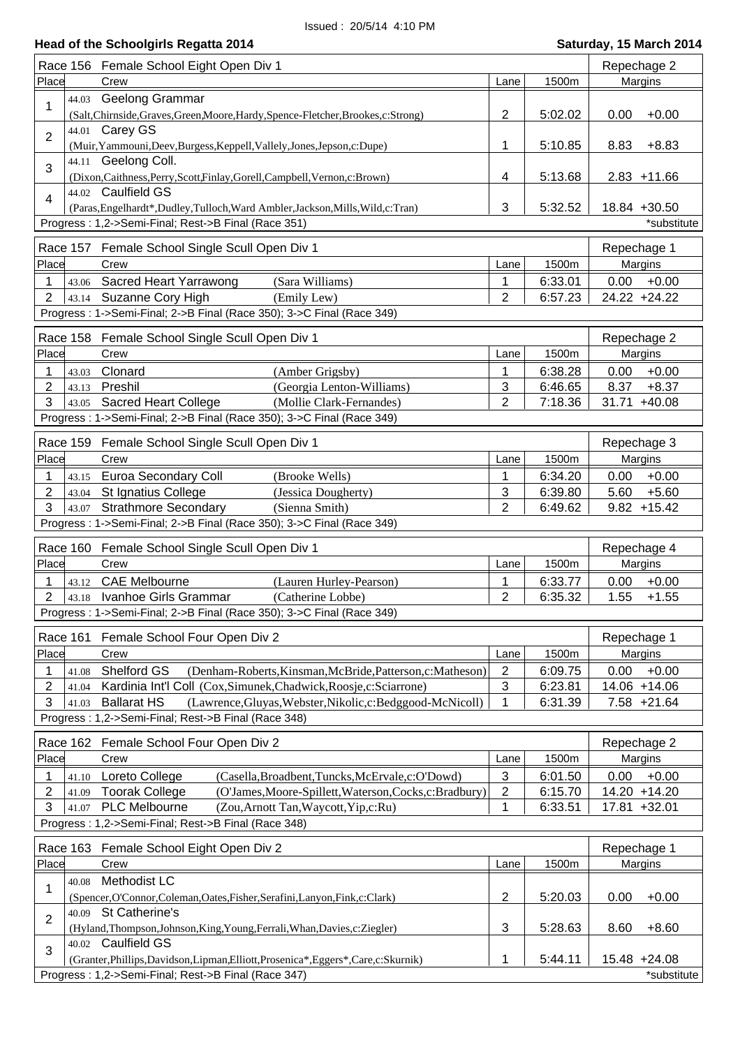Issued : 20/5/14 4:10 PM

## Head of the Schoolgirls Regatta 2014

**Saturday, 15 March 2014**

### Race 156 Female School Eight Open Div 1 — Repechage 2

| Place | | Crew | Lane | 1500m | Margins | |
|---|---|---|---|---|---|---|
| 1 | 44.03 | Geelong Grammar (Salt,Chirnside,Graves,Green,Moore,Hardy,Spence-Fletcher,Brookes,c:Strong) | 2 | 5:02.02 | 0.00 | +0.00 |
| 2 | 44.01 | Carey GS (Muir,Yammouni,Deev,Burgess,Keppell,Vallely,Jones,Jepson,c:Dupe) | 1 | 5:10.85 | 8.83 | +8.83 |
| 3 | 44.11 | Geelong Coll. (Dixon,Caithness,Perry,Scott,Finlay,Gorell,Campbell,Vernon,c:Brown) | 4 | 5:13.68 | 2.83 | +11.66 |
| 4 | 44.02 | Caulfield GS (Paras,Engelhardt*,Dudley,Tulloch,Ward Ambler,Jackson,Mills,Wild,c:Tran) | 3 | 5:32.52 | 18.84 | +30.50 |

Progress : 1,2->Semi-Final; Rest->B Final (Race 351) *substitute

### Race 157 Female School Single Scull Open Div 1 — Repechage 1

| Place | | Crew | | Lane | 1500m | Margins | |
|---|---|---|---|---|---|---|---|
| 1 | 43.06 | Sacred Heart Yarrawong | (Sara Williams) | 1 | 6:33.01 | 0.00 | +0.00 |
| 2 | 43.14 | Suzanne Cory High | (Emily Lew) | 2 | 6:57.23 | 24.22 | +24.22 |

Progress : 1->Semi-Final; 2->B Final (Race 350); 3->C Final (Race 349)

### Race 158 Female School Single Scull Open Div 1 — Repechage 2

| Place | | Crew | | Lane | 1500m | Margins | |
|---|---|---|---|---|---|---|---|
| 1 | 43.03 | Clonard | (Amber Grigsby) | 1 | 6:38.28 | 0.00 | +0.00 |
| 2 | 43.13 | Preshil | (Georgia Lenton-Williams) | 3 | 6:46.65 | 8.37 | +8.37 |
| 3 | 43.05 | Sacred Heart College | (Mollie Clark-Fernandes) | 2 | 7:18.36 | 31.71 | +40.08 |

Progress : 1->Semi-Final; 2->B Final (Race 350); 3->C Final (Race 349)

### Race 159 Female School Single Scull Open Div 1 — Repechage 3

| Place | | Crew | | Lane | 1500m | Margins | |
|---|---|---|---|---|---|---|---|
| 1 | 43.15 | Euroa Secondary Coll | (Brooke Wells) | 1 | 6:34.20 | 0.00 | +0.00 |
| 2 | 43.04 | St Ignatius College | (Jessica Dougherty) | 3 | 6:39.80 | 5.60 | +5.60 |
| 3 | 43.07 | Strathmore Secondary | (Sienna Smith) | 2 | 6:49.62 | 9.82 | +15.42 |

Progress : 1->Semi-Final; 2->B Final (Race 350); 3->C Final (Race 349)

### Race 160 Female School Single Scull Open Div 1 — Repechage 4

| Place | | Crew | | Lane | 1500m | Margins | |
|---|---|---|---|---|---|---|---|
| 1 | 43.12 | CAE Melbourne | (Lauren Hurley-Pearson) | 1 | 6:33.77 | 0.00 | +0.00 |
| 2 | 43.18 | Ivanhoe Girls Grammar | (Catherine Lobbe) | 2 | 6:35.32 | 1.55 | +1.55 |

Progress : 1->Semi-Final; 2->B Final (Race 350); 3->C Final (Race 349)

### Race 161 Female School Four Open Div 2 — Repechage 1

| Place | | Crew | | Lane | 1500m | Margins | |
|---|---|---|---|---|---|---|---|
| 1 | 41.08 | Shelford GS | (Denham-Roberts,Kinsman,McBride,Patterson,c:Matheson) | 2 | 6:09.75 | 0.00 | +0.00 |
| 2 | 41.04 | Kardinia Int'l Coll | (Cox,Simunek,Chadwick,Roosje,c:Sciarrone) | 3 | 6:23.81 | 14.06 | +14.06 |
| 3 | 41.03 | Ballarat HS | (Lawrence,Gluyas,Webster,Nikolic,c:Bedggood-McNicoll) | 1 | 6:31.39 | 7.58 | +21.64 |

Progress : 1,2->Semi-Final; Rest->B Final (Race 348)

### Race 162 Female School Four Open Div 2 — Repechage 2

| Place | | Crew | | Lane | 1500m | Margins | |
|---|---|---|---|---|---|---|---|
| 1 | 41.10 | Loreto College | (Casella,Broadbent,Tuncks,McErvale,c:O'Dowd) | 3 | 6:01.50 | 0.00 | +0.00 |
| 2 | 41.09 | Toorak College | (O'James,Moore-Spillett,Waterson,Cocks,c:Bradbury) | 2 | 6:15.70 | 14.20 | +14.20 |
| 3 | 41.07 | PLC Melbourne | (Zou,Arnott Tan,Waycott,Yip,c:Ru) | 1 | 6:33.51 | 17.81 | +32.01 |

Progress : 1,2->Semi-Final; Rest->B Final (Race 348)

### Race 163 Female School Eight Open Div 2 — Repechage 1

| Place | | Crew | Lane | 1500m | Margins | |
|---|---|---|---|---|---|---|
| 1 | 40.08 | Methodist LC (Spencer,O'Connor,Coleman,Oates,Fisher,Serafini,Lanyon,Fink,c:Clark) | 2 | 5:20.03 | 0.00 | +0.00 |
| 2 | 40.09 | St Catherine's (Hyland,Thompson,Johnson,King,Young,Ferrali,Whan,Davies,c:Ziegler) | 3 | 5:28.63 | 8.60 | +8.60 |
| 3 | 40.02 | Caulfield GS (Granter,Phillips,Davidson,Lipman,Elliott,Prosenica*,Eggers*,Care,c:Skurnik) | 1 | 5:44.11 | 15.48 | +24.08 |

Progress : 1,2->Semi-Final; Rest->B Final (Race 347) *substitute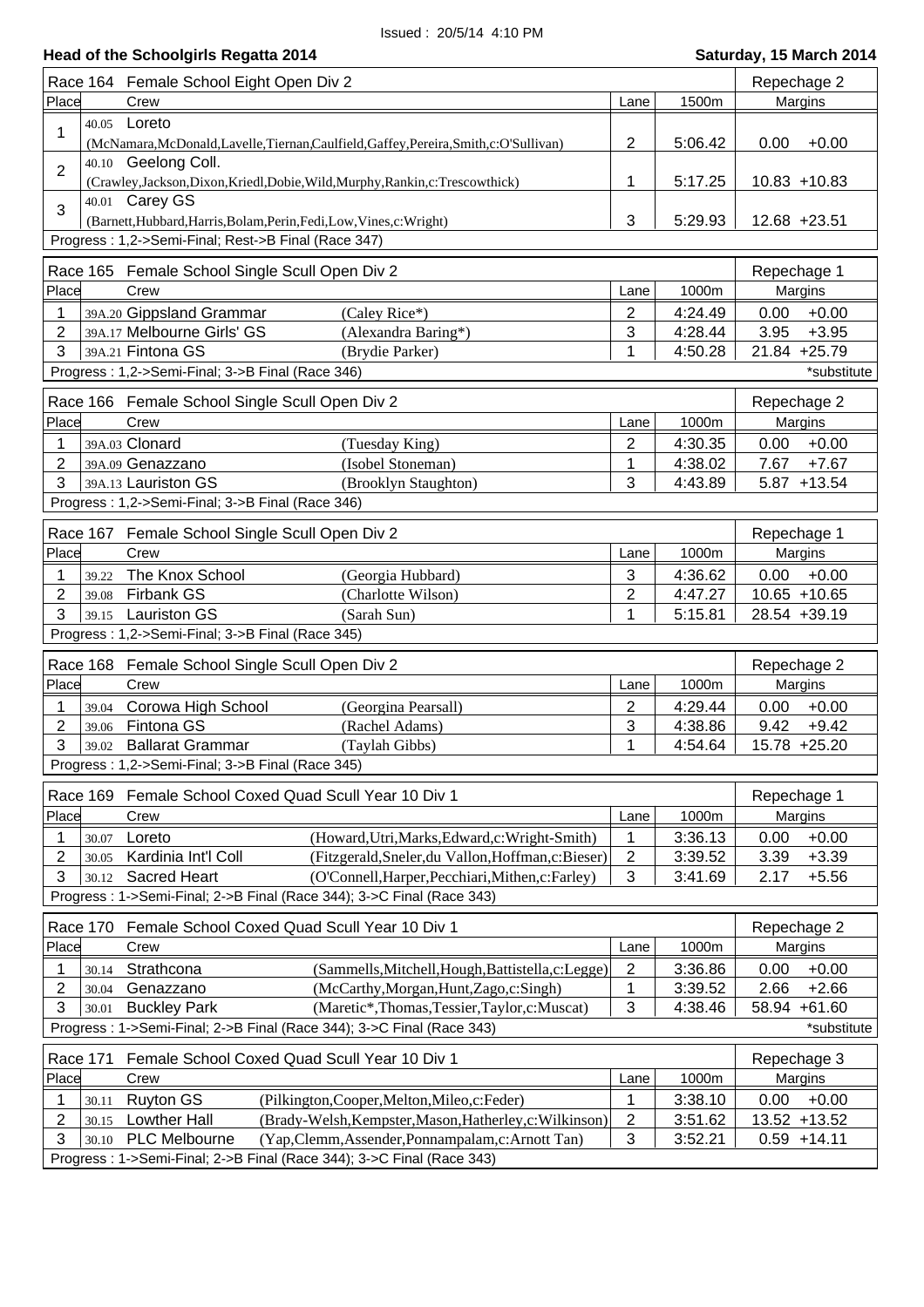Issued : 20/5/14 4:10 PM

**Head of the Schoolgirls Regatta 2014** **Saturday, 15 March 2014**

## Race 164 Female School Eight Open Div 2 — Repechage 2

| Place | Crew | Lane | 1500m | Margins |
|---|---|---|---|---|
| 1 | 40.05 Loreto (McNamara,McDonald,Lavelle,Tiernan,Caulfield,Gaffey,Pereira,Smith,c:O'Sullivan) | 2 | 5:06.42 | 0.00 +0.00 |
| 2 | 40.10 Geelong Coll. (Crawley,Jackson,Dixon,Kriedl,Dobie,Wild,Murphy,Rankin,c:Trescowthick) | 1 | 5:17.25 | 10.83 +10.83 |
| 3 | 40.01 Carey GS (Barnett,Hubbard,Harris,Bolam,Perin,Fedi,Low,Vines,c:Wright) | 3 | 5:29.93 | 12.68 +23.51 |

Progress : 1,2->Semi-Final; Rest->B Final (Race 347)

## Race 165 Female School Single Scull Open Div 2 — Repechage 1

| Place | Crew | | Lane | 1000m | Margins |
|---|---|---|---|---|---|
| 1 | 39A.20 Gippsland Grammar | (Caley Rice*) | 2 | 4:24.49 | 0.00 +0.00 |
| 2 | 39A.17 Melbourne Girls' GS | (Alexandra Baring*) | 3 | 4:28.44 | 3.95 +3.95 |
| 3 | 39A.21 Fintona GS | (Brydie Parker) | 1 | 4:50.28 | 21.84 +25.79 |

Progress : 1,2->Semi-Final; 3->B Final (Race 346) *substitute

## Race 166 Female School Single Scull Open Div 2 — Repechage 2

| Place | Crew | | Lane | 1000m | Margins |
|---|---|---|---|---|---|
| 1 | 39A.03 Clonard | (Tuesday King) | 2 | 4:30.35 | 0.00 +0.00 |
| 2 | 39A.09 Genazzano | (Isobel Stoneman) | 1 | 4:38.02 | 7.67 +7.67 |
| 3 | 39A.13 Lauriston GS | (Brooklyn Staughton) | 3 | 4:43.89 | 5.87 +13.54 |

Progress : 1,2->Semi-Final; 3->B Final (Race 346)

## Race 167 Female School Single Scull Open Div 2 — Repechage 1

| Place | Crew | | Lane | 1000m | Margins |
|---|---|---|---|---|---|
| 1 | 39.22 The Knox School | (Georgia Hubbard) | 3 | 4:36.62 | 0.00 +0.00 |
| 2 | 39.08 Firbank GS | (Charlotte Wilson) | 2 | 4:47.27 | 10.65 +10.65 |
| 3 | 39.15 Lauriston GS | (Sarah Sun) | 1 | 5:15.81 | 28.54 +39.19 |

Progress : 1,2->Semi-Final; 3->B Final (Race 345)

## Race 168 Female School Single Scull Open Div 2 — Repechage 2

| Place | Crew | | Lane | 1000m | Margins |
|---|---|---|---|---|---|
| 1 | 39.04 Corowa High School | (Georgina Pearsall) | 2 | 4:29.44 | 0.00 +0.00 |
| 2 | 39.06 Fintona GS | (Rachel Adams) | 3 | 4:38.86 | 9.42 +9.42 |
| 3 | 39.02 Ballarat Grammar | (Taylah Gibbs) | 1 | 4:54.64 | 15.78 +25.20 |

Progress : 1,2->Semi-Final; 3->B Final (Race 345)

## Race 169 Female School Coxed Quad Scull Year 10 Div 1 — Repechage 1

| Place | Crew | | Lane | 1000m | Margins |
|---|---|---|---|---|---|
| 1 | 30.07 Loreto | (Howard,Utri,Marks,Edward,c:Wright-Smith) | 1 | 3:36.13 | 0.00 +0.00 |
| 2 | 30.05 Kardinia Int'l Coll | (Fitzgerald,Sneler,du Vallon,Hoffman,c:Bieser) | 2 | 3:39.52 | 3.39 +3.39 |
| 3 | 30.12 Sacred Heart | (O'Connell,Harper,Pecchiari,Mithen,c:Farley) | 3 | 3:41.69 | 2.17 +5.56 |

Progress : 1->Semi-Final; 2->B Final (Race 344); 3->C Final (Race 343)

## Race 170 Female School Coxed Quad Scull Year 10 Div 1 — Repechage 2

| Place | Crew | | Lane | 1000m | Margins |
|---|---|---|---|---|---|
| 1 | 30.14 Strathcona | (Sammells,Mitchell,Hough,Battistella,c:Legge) | 2 | 3:36.86 | 0.00 +0.00 |
| 2 | 30.04 Genazzano | (McCarthy,Morgan,Hunt,Zago,c:Singh) | 1 | 3:39.52 | 2.66 +2.66 |
| 3 | 30.01 Buckley Park | (Maretic*,Thomas,Tessier,Taylor,c:Muscat) | 3 | 4:38.46 | 58.94 +61.60 |

Progress : 1->Semi-Final; 2->B Final (Race 344); 3->C Final (Race 343) *substitute

## Race 171 Female School Coxed Quad Scull Year 10 Div 1 — Repechage 3

| Place | Crew | | Lane | 1000m | Margins |
|---|---|---|---|---|---|
| 1 | 30.11 Ruyton GS | (Pilkington,Cooper,Melton,Mileo,c:Feder) | 1 | 3:38.10 | 0.00 +0.00 |
| 2 | 30.15 Lowther Hall | (Brady-Welsh,Kempster,Mason,Hatherley,c:Wilkinson) | 2 | 3:51.62 | 13.52 +13.52 |
| 3 | 30.10 PLC Melbourne | (Yap,Clemm,Assender,Ponnampalam,c:Arnott Tan) | 3 | 3:52.21 | 0.59 +14.11 |

Progress : 1->Semi-Final; 2->B Final (Race 344); 3->C Final (Race 343)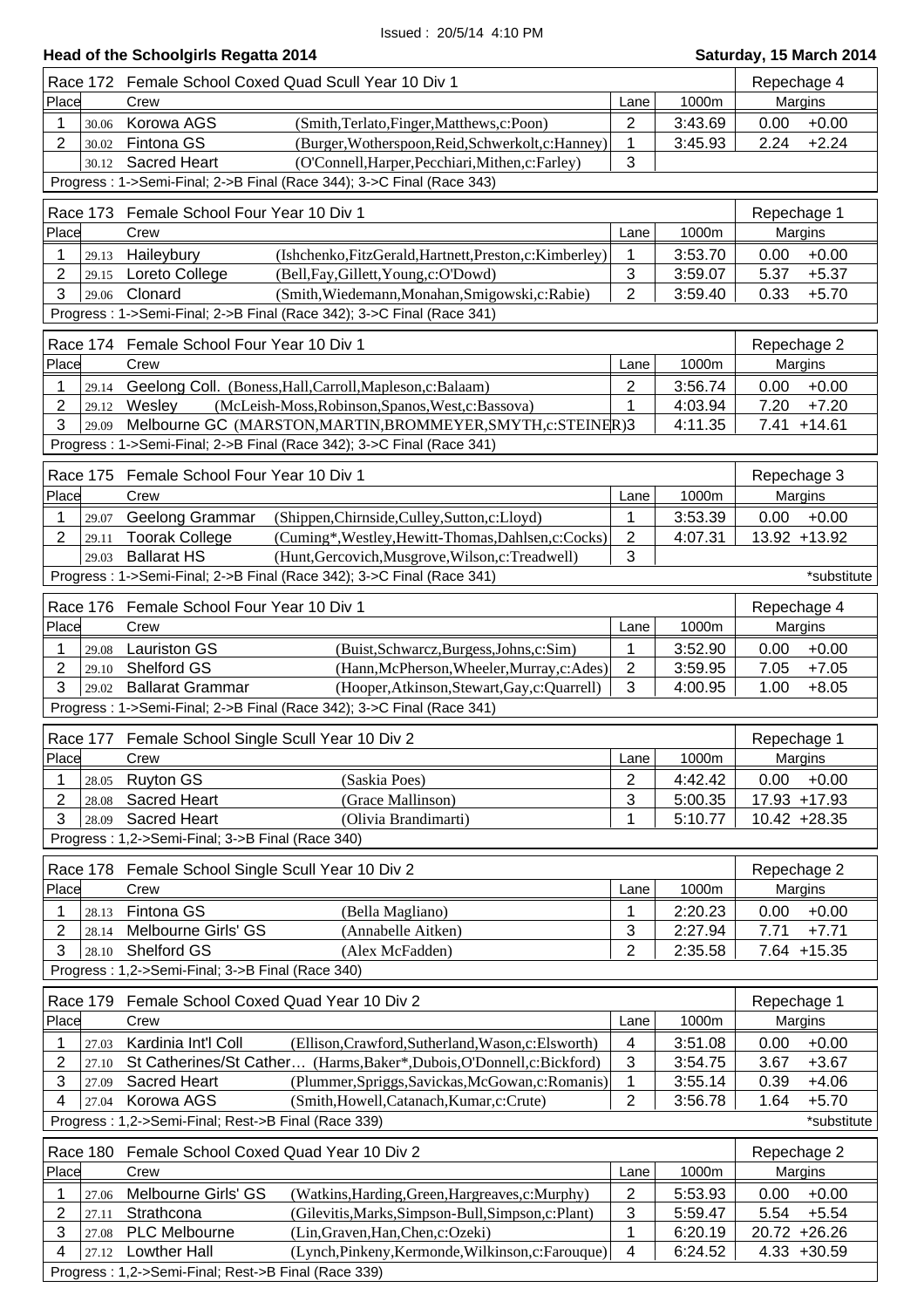Issued : 20/5/14 4:10 PM

**Head of the Schoolgirls Regatta 2014** **Saturday, 15 March 2014**

**Race 172 Female School Coxed Quad Scull Year 10 Div 1** — Repechage 4

| Place | | Crew | | Lane | 1000m | Margins | |
|---|---|---|---|---|---|---|---|
| 1 | 30.06 | Korowa AGS | (Smith,Terlato,Finger,Matthews,c:Poon) | 2 | 3:43.69 | 0.00 | +0.00 |
| 2 | 30.02 | Fintona GS | (Burger,Wotherspoon,Reid,Schwerkolt,c:Hanney) | 1 | 3:45.93 | 2.24 | +2.24 |
| | 30.12 | Sacred Heart | (O'Connell,Harper,Pecchiari,Mithen,c:Farley) | 3 | | | |

Progress : 1->Semi-Final; 2->B Final (Race 344); 3->C Final (Race 343)

**Race 173 Female School Four Year 10 Div 1** — Repechage 1

| Place | | Crew | | Lane | 1000m | Margins | |
|---|---|---|---|---|---|---|---|
| 1 | 29.13 | Haileybury | (Ishchenko,FitzGerald,Hartnett,Preston,c:Kimberley) | 1 | 3:53.70 | 0.00 | +0.00 |
| 2 | 29.15 | Loreto College | (Bell,Fay,Gillett,Young,c:O'Dowd) | 3 | 3:59.07 | 5.37 | +5.37 |
| 3 | 29.06 | Clonard | (Smith,Wiedemann,Monahan,Smigowski,c:Rabie) | 2 | 3:59.40 | 0.33 | +5.70 |

Progress : 1->Semi-Final; 2->B Final (Race 342); 3->C Final (Race 341)

**Race 174 Female School Four Year 10 Div 1** — Repechage 2

| Place | | Crew | | Lane | 1000m | Margins | |
|---|---|---|---|---|---|---|---|
| 1 | 29.14 | Geelong Coll. | (Boness,Hall,Carroll,Mapleson,c:Balaam) | 2 | 3:56.74 | 0.00 | +0.00 |
| 2 | 29.12 | Wesley | (McLeish-Moss,Robinson,Spanos,West,c:Bassova) | 1 | 4:03.94 | 7.20 | +7.20 |
| 3 | 29.09 | Melbourne GC | (MARSTON,MARTIN,BROMMEYER,SMYTH,c:STEINER) | 3 | 4:11.35 | 7.41 | +14.61 |

Progress : 1->Semi-Final; 2->B Final (Race 342); 3->C Final (Race 341)

**Race 175 Female School Four Year 10 Div 1** — Repechage 3

| Place | | Crew | | Lane | 1000m | Margins | |
|---|---|---|---|---|---|---|---|
| 1 | 29.07 | Geelong Grammar | (Shippen,Chirnside,Culley,Sutton,c:Lloyd) | 1 | 3:53.39 | 0.00 | +0.00 |
| 2 | 29.11 | Toorak College | (Cuming*,Westley,Hewitt-Thomas,Dahlsen,c:Cocks) | 2 | 4:07.31 | 13.92 | +13.92 |
| | 29.03 | Ballarat HS | (Hunt,Gercovich,Musgrove,Wilson,c:Treadwell) | 3 | | | |

Progress : 1->Semi-Final; 2->B Final (Race 342); 3->C Final (Race 341) — *substitute

**Race 176 Female School Four Year 10 Div 1** — Repechage 4

| Place | | Crew | | Lane | 1000m | Margins | |
|---|---|---|---|---|---|---|---|
| 1 | 29.08 | Lauriston GS | (Buist,Schwarcz,Burgess,Johns,c:Sim) | 1 | 3:52.90 | 0.00 | +0.00 |
| 2 | 29.10 | Shelford GS | (Hann,McPherson,Wheeler,Murray,c:Ades) | 2 | 3:59.95 | 7.05 | +7.05 |
| 3 | 29.02 | Ballarat Grammar | (Hooper,Atkinson,Stewart,Gay,c:Quarrell) | 3 | 4:00.95 | 1.00 | +8.05 |

Progress : 1->Semi-Final; 2->B Final (Race 342); 3->C Final (Race 341)

**Race 177 Female School Single Scull Year 10 Div 2** — Repechage 1

| Place | | Crew | | Lane | 1000m | Margins | |
|---|---|---|---|---|---|---|---|
| 1 | 28.05 | Ruyton GS | (Saskia Poes) | 2 | 4:42.42 | 0.00 | +0.00 |
| 2 | 28.08 | Sacred Heart | (Grace Mallinson) | 3 | 5:00.35 | 17.93 | +17.93 |
| 3 | 28.09 | Sacred Heart | (Olivia Brandimarti) | 1 | 5:10.77 | 10.42 | +28.35 |

Progress : 1,2->Semi-Final; 3->B Final (Race 340)

**Race 178 Female School Single Scull Year 10 Div 2** — Repechage 2

| Place | | Crew | | Lane | 1000m | Margins | |
|---|---|---|---|---|---|---|---|
| 1 | 28.13 | Fintona GS | (Bella Magliano) | 1 | 2:20.23 | 0.00 | +0.00 |
| 2 | 28.14 | Melbourne Girls' GS | (Annabelle Aitken) | 3 | 2:27.94 | 7.71 | +7.71 |
| 3 | 28.10 | Shelford GS | (Alex McFadden) | 2 | 2:35.58 | 7.64 | +15.35 |

Progress : 1,2->Semi-Final; 3->B Final (Race 340)

**Race 179 Female School Coxed Quad Year 10 Div 2** — Repechage 1

| Place | | Crew | | Lane | 1000m | Margins | |
|---|---|---|---|---|---|---|---|
| 1 | 27.03 | Kardinia Int'l Coll | (Ellison,Crawford,Sutherland,Wason,c:Elsworth) | 4 | 3:51.08 | 0.00 | +0.00 |
| 2 | 27.10 | St Catherines/St Cather… | (Harms,Baker*,Dubois,O'Donnell,c:Bickford) | 3 | 3:54.75 | 3.67 | +3.67 |
| 3 | 27.09 | Sacred Heart | (Plummer,Spriggs,Savickas,McGowan,c:Romanis) | 1 | 3:55.14 | 0.39 | +4.06 |
| 4 | 27.04 | Korowa AGS | (Smith,Howell,Catanach,Kumar,c:Crute) | 2 | 3:56.78 | 1.64 | +5.70 |

Progress : 1,2->Semi-Final; Rest->B Final (Race 339) — *substitute

**Race 180 Female School Coxed Quad Year 10 Div 2** — Repechage 2

| Place | | Crew | | Lane | 1000m | Margins | |
|---|---|---|---|---|---|---|---|
| 1 | 27.06 | Melbourne Girls' GS | (Watkins,Harding,Green,Hargreaves,c:Murphy) | 2 | 5:53.93 | 0.00 | +0.00 |
| 2 | 27.11 | Strathcona | (Gilevitis,Marks,Simpson-Bull,Simpson,c:Plant) | 3 | 5:59.47 | 5.54 | +5.54 |
| 3 | 27.08 | PLC Melbourne | (Lin,Graven,Han,Chen,c:Ozeki) | 1 | 6:20.19 | 20.72 | +26.26 |
| 4 | 27.12 | Lowther Hall | (Lynch,Pinkeny,Kermonde,Wilkinson,c:Farouque) | 4 | 6:24.52 | 4.33 | +30.59 |

Progress : 1,2->Semi-Final; Rest->B Final (Race 339)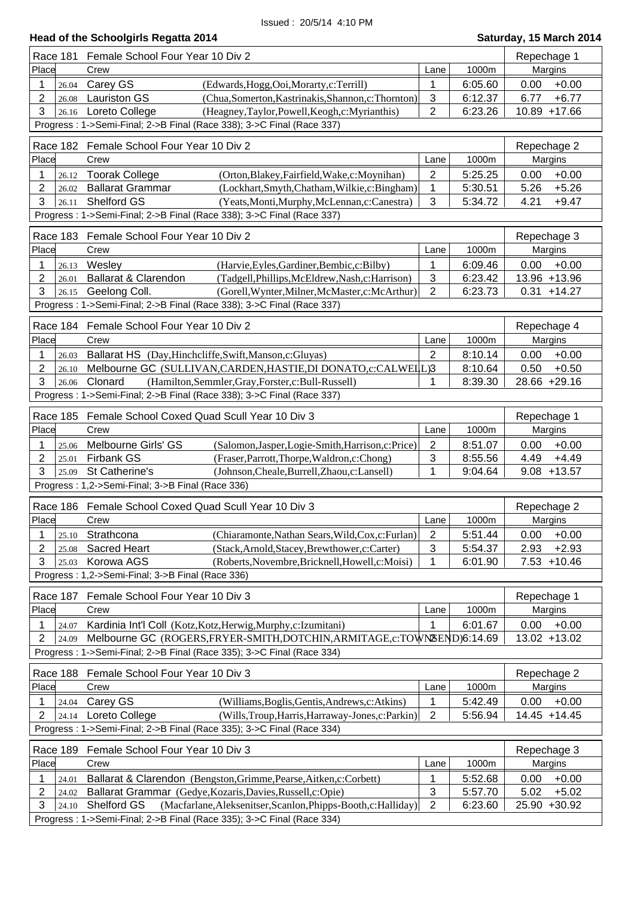Issued : 20/5/14 4:10 PM

**Head of the Schoolgirls Regatta 2014** — **Saturday, 15 March 2014**

**Race 181 Female School Four Year 10 Div 2 — Repechage 1**

| Place | | Crew | | Lane | 1000m | Margins | |
|---|---|---|---|---|---|---|---|
| 1 | 26.04 | Carey GS | (Edwards,Hogg,Ooi,Morarty,c:Terrill) | 1 | 6:05.60 | 0.00 | +0.00 |
| 2 | 26.08 | Lauriston GS | (Chua,Somerton,Kastrinakis,Shannon,c:Thornton) | 3 | 6:12.37 | 6.77 | +6.77 |
| 3 | 26.16 | Loreto College | (Heagney,Taylor,Powell,Keogh,c:Myrianthis) | 2 | 6:23.26 | 10.89 | +17.66 |

Progress : 1->Semi-Final; 2->B Final (Race 338); 3->C Final (Race 337)

**Race 182 Female School Four Year 10 Div 2 — Repechage 2**

| Place | | Crew | | Lane | 1000m | Margins | |
|---|---|---|---|---|---|---|---|
| 1 | 26.12 | Toorak College | (Orton,Blakey,Fairfield,Wake,c:Moynihan) | 2 | 5:25.25 | 0.00 | +0.00 |
| 2 | 26.02 | Ballarat Grammar | (Lockhart,Smyth,Chatham,Wilkie,c:Bingham) | 1 | 5:30.51 | 5.26 | +5.26 |
| 3 | 26.11 | Shelford GS | (Yeats,Monti,Murphy,McLennan,c:Canestra) | 3 | 5:34.72 | 4.21 | +9.47 |

Progress : 1->Semi-Final; 2->B Final (Race 338); 3->C Final (Race 337)

**Race 183 Female School Four Year 10 Div 2 — Repechage 3**

| Place | | Crew | | Lane | 1000m | Margins | |
|---|---|---|---|---|---|---|---|
| 1 | 26.13 | Wesley | (Harvie,Eyles,Gardiner,Bembic,c:Bilby) | 1 | 6:09.46 | 0.00 | +0.00 |
| 2 | 26.01 | Ballarat & Clarendon | (Tadgell,Phillips,McEldrew,Nash,c:Harrison) | 3 | 6:23.42 | 13.96 | +13.96 |
| 3 | 26.15 | Geelong Coll. | (Gorell,Wynter,Milner,McMaster,c:McArthur) | 2 | 6:23.73 | 0.31 | +14.27 |

Progress : 1->Semi-Final; 2->B Final (Race 338); 3->C Final (Race 337)

**Race 184 Female School Four Year 10 Div 2 — Repechage 4**

| Place | | Crew | | Lane | 1000m | Margins | |
|---|---|---|---|---|---|---|---|
| 1 | 26.03 | Ballarat HS | (Day,Hinchcliffe,Swift,Manson,c:Gluyas) | 2 | 8:10.14 | 0.00 | +0.00 |
| 2 | 26.10 | Melbourne GC | (SULLIVAN,CARDEN,HASTIE,DI DONATO,c:CALWELL) | 3 | 8:10.64 | 0.50 | +0.50 |
| 3 | 26.06 | Clonard | (Hamilton,Semmler,Gray,Forster,c:Bull-Russell) | 1 | 8:39.30 | 28.66 | +29.16 |

Progress : 1->Semi-Final; 2->B Final (Race 338); 3->C Final (Race 337)

**Race 185 Female School Coxed Quad Scull Year 10 Div 3 — Repechage 1**

| Place | | Crew | | Lane | 1000m | Margins | |
|---|---|---|---|---|---|---|---|
| 1 | 25.06 | Melbourne Girls' GS | (Salomon,Jasper,Logie-Smith,Harrison,c:Price) | 2 | 8:51.07 | 0.00 | +0.00 |
| 2 | 25.01 | Firbank GS | (Fraser,Parrott,Thorpe,Waldron,c:Chong) | 3 | 8:55.56 | 4.49 | +4.49 |
| 3 | 25.09 | St Catherine's | (Johnson,Cheale,Burrell,Zhaou,c:Lansell) | 1 | 9:04.64 | 9.08 | +13.57 |

Progress : 1,2->Semi-Final; 3->B Final (Race 336)

**Race 186 Female School Coxed Quad Scull Year 10 Div 3 — Repechage 2**

| Place | | Crew | | Lane | 1000m | Margins | |
|---|---|---|---|---|---|---|---|
| 1 | 25.10 | Strathcona | (Chiaramonte,Nathan Sears,Wild,Cox,c:Furlan) | 2 | 5:51.44 | 0.00 | +0.00 |
| 2 | 25.08 | Sacred Heart | (Stack,Arnold,Stacey,Brewthower,c:Carter) | 3 | 5:54.37 | 2.93 | +2.93 |
| 3 | 25.03 | Korowa AGS | (Roberts,Novembre,Bricknell,Howell,c:Moisi) | 1 | 6:01.90 | 7.53 | +10.46 |

Progress : 1,2->Semi-Final; 3->B Final (Race 336)

**Race 187 Female School Four Year 10 Div 3 — Repechage 1**

| Place | | Crew | | Lane | 1000m | Margins | |
|---|---|---|---|---|---|---|---|
| 1 | 24.07 | Kardinia Int'l Coll | (Kotz,Kotz,Herwig,Murphy,c:Izumitani) | 1 | 6:01.67 | 0.00 | +0.00 |
| 2 | 24.09 | Melbourne GC | (ROGERS,FRYER-SMITH,DOTCHIN,ARMITAGE,c:TOWNSEND) | 2 | 6:14.69 | 13.02 | +13.02 |

Progress : 1->Semi-Final; 2->B Final (Race 335); 3->C Final (Race 334)

**Race 188 Female School Four Year 10 Div 3 — Repechage 2**

| Place | | Crew | | Lane | 1000m | Margins | |
|---|---|---|---|---|---|---|---|
| 1 | 24.04 | Carey GS | (Williams,Boglis,Gentis,Andrews,c:Atkins) | 1 | 5:42.49 | 0.00 | +0.00 |
| 2 | 24.14 | Loreto College | (Wills,Troup,Harris,Harraway-Jones,c:Parkin) | 2 | 5:56.94 | 14.45 | +14.45 |

Progress : 1->Semi-Final; 2->B Final (Race 335); 3->C Final (Race 334)

**Race 189 Female School Four Year 10 Div 3 — Repechage 3**

| Place | | Crew | | Lane | 1000m | Margins | |
|---|---|---|---|---|---|---|---|
| 1 | 24.01 | Ballarat & Clarendon | (Bengston,Grimme,Pearse,Aitken,c:Corbett) | 1 | 5:52.68 | 0.00 | +0.00 |
| 2 | 24.02 | Ballarat Grammar | (Gedye,Kozaris,Davies,Russell,c:Opie) | 3 | 5:57.70 | 5.02 | +5.02 |
| 3 | 24.10 | Shelford GS | (Macfarlane,Aleksenitser,Scanlon,Phipps-Booth,c:Halliday) | 2 | 6:23.60 | 25.90 | +30.92 |

Progress : 1->Semi-Final; 2->B Final (Race 335); 3->C Final (Race 334)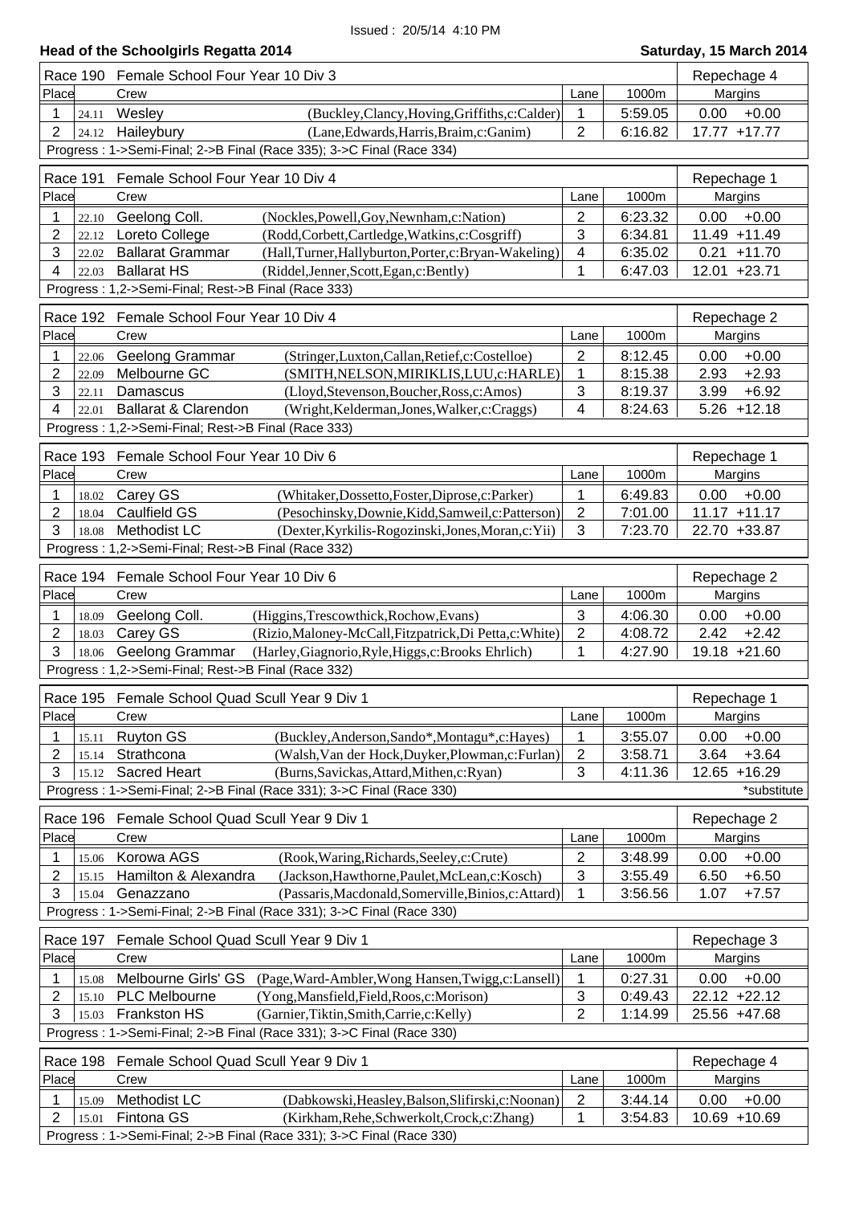Issued : 20/5/14 4:10 PM

**Head of the Schoolgirls Regatta 2014** — **Saturday, 15 March 2014**

| Race 190 | Female School Four Year 10 Div 3 | | | | | Repechage 4 | |
|---|---|---|---|---|---|---|---|
| Place | | Crew | | Lane | 1000m | Margins | |
| 1 | 24.11 | Wesley | (Buckley,Clancy,Hoving,Griffiths,c:Calder) | 1 | 5:59.05 | 0.00 | +0.00 |
| 2 | 24.12 | Haileybury | (Lane,Edwards,Harris,Braim,c:Ganim) | 2 | 6:16.82 | 17.77 | +17.77 |

Progress : 1->Semi-Final; 2->B Final (Race 335); 3->C Final (Race 334)

| Race 191 | Female School Four Year 10 Div 4 | | | | | Repechage 1 | |
|---|---|---|---|---|---|---|---|
| Place | | Crew | | Lane | 1000m | Margins | |
| 1 | 22.10 | Geelong Coll. | (Nockles,Powell,Goy,Newnham,c:Nation) | 2 | 6:23.32 | 0.00 | +0.00 |
| 2 | 22.12 | Loreto College | (Rodd,Corbett,Cartledge,Watkins,c:Cosgriff) | 3 | 6:34.81 | 11.49 | +11.49 |
| 3 | 22.02 | Ballarat Grammar | (Hall,Turner,Hallyburton,Porter,c:Bryan-Wakeling) | 4 | 6:35.02 | 0.21 | +11.70 |
| 4 | 22.03 | Ballarat HS | (Riddel,Jenner,Scott,Egan,c:Bently) | 1 | 6:47.03 | 12.01 | +23.71 |

Progress : 1,2->Semi-Final; Rest->B Final (Race 333)

| Race 192 | Female School Four Year 10 Div 4 | | | | | Repechage 2 | |
|---|---|---|---|---|---|---|---|
| Place | | Crew | | Lane | 1000m | Margins | |
| 1 | 22.06 | Geelong Grammar | (Stringer,Luxton,Callan,Retief,c:Costelloe) | 2 | 8:12.45 | 0.00 | +0.00 |
| 2 | 22.09 | Melbourne GC | (SMITH,NELSON,MIRIKLIS,LUU,c:HARLE) | 1 | 8:15.38 | 2.93 | +2.93 |
| 3 | 22.11 | Damascus | (Lloyd,Stevenson,Boucher,Ross,c:Amos) | 3 | 8:19.37 | 3.99 | +6.92 |
| 4 | 22.01 | Ballarat & Clarendon | (Wright,Kelderman,Jones,Walker,c:Craggs) | 4 | 8:24.63 | 5.26 | +12.18 |

Progress : 1,2->Semi-Final; Rest->B Final (Race 333)

| Race 193 | Female School Four Year 10 Div 6 | | | | | Repechage 1 | |
|---|---|---|---|---|---|---|---|
| Place | | Crew | | Lane | 1000m | Margins | |
| 1 | 18.02 | Carey GS | (Whitaker,Dossetto,Foster,Diprose,c:Parker) | 1 | 6:49.83 | 0.00 | +0.00 |
| 2 | 18.04 | Caulfield GS | (Pesochinsky,Downie,Kidd,Samweil,c:Patterson) | 2 | 7:01.00 | 11.17 | +11.17 |
| 3 | 18.08 | Methodist LC | (Dexter,Kyrkilis-Rogozinski,Jones,Moran,c:Yii) | 3 | 7:23.70 | 22.70 | +33.87 |

Progress : 1,2->Semi-Final; Rest->B Final (Race 332)

| Race 194 | Female School Four Year 10 Div 6 | | | | | Repechage 2 | |
|---|---|---|---|---|---|---|---|
| Place | | Crew | | Lane | 1000m | Margins | |
| 1 | 18.09 | Geelong Coll. | (Higgins,Trescowthick,Rochow,Evans) | 3 | 4:06.30 | 0.00 | +0.00 |
| 2 | 18.03 | Carey GS | (Rizio,Maloney-McCall,Fitzpatrick,Di Petta,c:White) | 2 | 4:08.72 | 2.42 | +2.42 |
| 3 | 18.06 | Geelong Grammar | (Harley,Giagnorio,Ryle,Higgs,c:Brooks Ehrlich) | 1 | 4:27.90 | 19.18 | +21.60 |

Progress : 1,2->Semi-Final; Rest->B Final (Race 332)

| Race 195 | Female School Quad Scull Year 9 Div 1 | | | | | Repechage 1 | |
|---|---|---|---|---|---|---|---|
| Place | | Crew | | Lane | 1000m | Margins | |
| 1 | 15.11 | Ruyton GS | (Buckley,Anderson,Sando*,Montagu*,c:Hayes) | 1 | 3:55.07 | 0.00 | +0.00 |
| 2 | 15.14 | Strathcona | (Walsh,Van der Hock,Duyker,Plowman,c:Furlan) | 2 | 3:58.71 | 3.64 | +3.64 |
| 3 | 15.12 | Sacred Heart | (Burns,Savickas,Attard,Mithen,c:Ryan) | 3 | 4:11.36 | 12.65 | +16.29 |

Progress : 1->Semi-Final; 2->B Final (Race 331); 3->C Final (Race 330) — *substitute

| Race 196 | Female School Quad Scull Year 9 Div 1 | | | | | Repechage 2 | |
|---|---|---|---|---|---|---|---|
| Place | | Crew | | Lane | 1000m | Margins | |
| 1 | 15.06 | Korowa AGS | (Rook,Waring,Richards,Seeley,c:Crute) | 2 | 3:48.99 | 0.00 | +0.00 |
| 2 | 15.15 | Hamilton & Alexandra | (Jackson,Hawthorne,Paulet,McLean,c:Kosch) | 3 | 3:55.49 | 6.50 | +6.50 |
| 3 | 15.04 | Genazzano | (Passaris,Macdonald,Somerville,Binios,c:Attard) | 1 | 3:56.56 | 1.07 | +7.57 |

Progress : 1->Semi-Final; 2->B Final (Race 331); 3->C Final (Race 330)

| Race 197 | Female School Quad Scull Year 9 Div 1 | | | | | Repechage 3 | |
|---|---|---|---|---|---|---|---|
| Place | | Crew | | Lane | 1000m | Margins | |
| 1 | 15.08 | Melbourne Girls' GS | (Page,Ward-Ambler,Wong Hansen,Twigg,c:Lansell) | 1 | 0:27.31 | 0.00 | +0.00 |
| 2 | 15.10 | PLC Melbourne | (Yong,Mansfield,Field,Roos,c:Morison) | 3 | 0:49.43 | 22.12 | +22.12 |
| 3 | 15.03 | Frankston HS | (Garnier,Tiktin,Smith,Carrie,c:Kelly) | 2 | 1:14.99 | 25.56 | +47.68 |

Progress : 1->Semi-Final; 2->B Final (Race 331); 3->C Final (Race 330)

| Race 198 | Female School Quad Scull Year 9 Div 1 | | | | | Repechage 4 | |
|---|---|---|---|---|---|---|---|
| Place | | Crew | | Lane | 1000m | Margins | |
| 1 | 15.09 | Methodist LC | (Dabkowski,Heasley,Balson,Slifirski,c:Noonan) | 2 | 3:44.14 | 0.00 | +0.00 |
| 2 | 15.01 | Fintona GS | (Kirkham,Rehe,Schwerkolt,Crock,c:Zhang) | 1 | 3:54.83 | 10.69 | +10.69 |

Progress : 1->Semi-Final; 2->B Final (Race 331); 3->C Final (Race 330)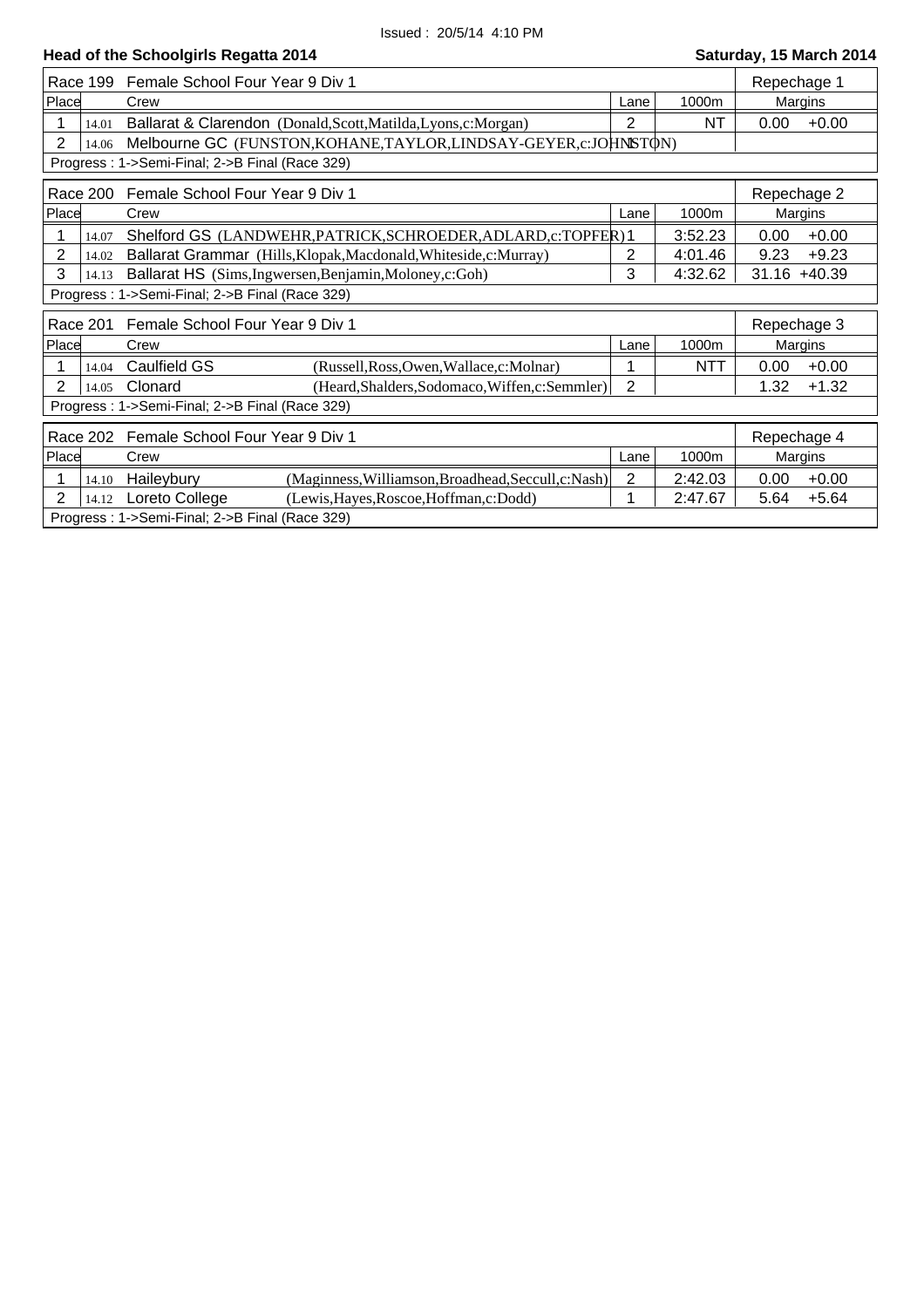Issued : 20/5/14 4:10 PM

## Head of the Schoolgirls Regatta 2014

**Saturday, 15 March 2014**

### Race 199 Female School Four Year 9 Div 1 — Repechage 1

| Place | | Crew | Lane | 1000m | Margins | |
|---|---|---|---|---|---|---|
| 1 | 14.01 | Ballarat & Clarendon (Donald,Scott,Matilda,Lyons,c:Morgan) | 2 | NT | 0.00 | +0.00 |
| 2 | 14.06 | Melbourne GC (FUNSTON,KOHANE,TAYLOR,LINDSAY-GEYER,c:JOHNSTON) | 1 | | | |

Progress : 1->Semi-Final; 2->B Final (Race 329)

### Race 200 Female School Four Year 9 Div 1 — Repechage 2

| Place | | Crew | Lane | 1000m | Margins | |
|---|---|---|---|---|---|---|
| 1 | 14.07 | Shelford GS (LANDWEHR,PATRICK,SCHROEDER,ADLARD,c:TOPFER) | 1 | 3:52.23 | 0.00 | +0.00 |
| 2 | 14.02 | Ballarat Grammar (Hills,Klopak,Macdonald,Whiteside,c:Murray) | 2 | 4:01.46 | 9.23 | +9.23 |
| 3 | 14.13 | Ballarat HS (Sims,Ingwersen,Benjamin,Moloney,c:Goh) | 3 | 4:32.62 | 31.16 | +40.39 |

Progress : 1->Semi-Final; 2->B Final (Race 329)

### Race 201 Female School Four Year 9 Div 1 — Repechage 3

| Place | | Crew | Lane | 1000m | Margins | |
|---|---|---|---|---|---|---|
| 1 | 14.04 | Caulfield GS (Russell,Ross,Owen,Wallace,c:Molnar) | 1 | NTT | 0.00 | +0.00 |
| 2 | 14.05 | Clonard (Heard,Shalders,Sodomaco,Wiffen,c:Semmler) | 2 | | 1.32 | +1.32 |

Progress : 1->Semi-Final; 2->B Final (Race 329)

### Race 202 Female School Four Year 9 Div 1 — Repechage 4

| Place | | Crew | Lane | 1000m | Margins | |
|---|---|---|---|---|---|---|
| 1 | 14.10 | Haileybury (Maginness,Williamson,Broadhead,Seccull,c:Nash) | 2 | 2:42.03 | 0.00 | +0.00 |
| 2 | 14.12 | Loreto College (Lewis,Hayes,Roscoe,Hoffman,c:Dodd) | 1 | 2:47.67 | 5.64 | +5.64 |

Progress : 1->Semi-Final; 2->B Final (Race 329)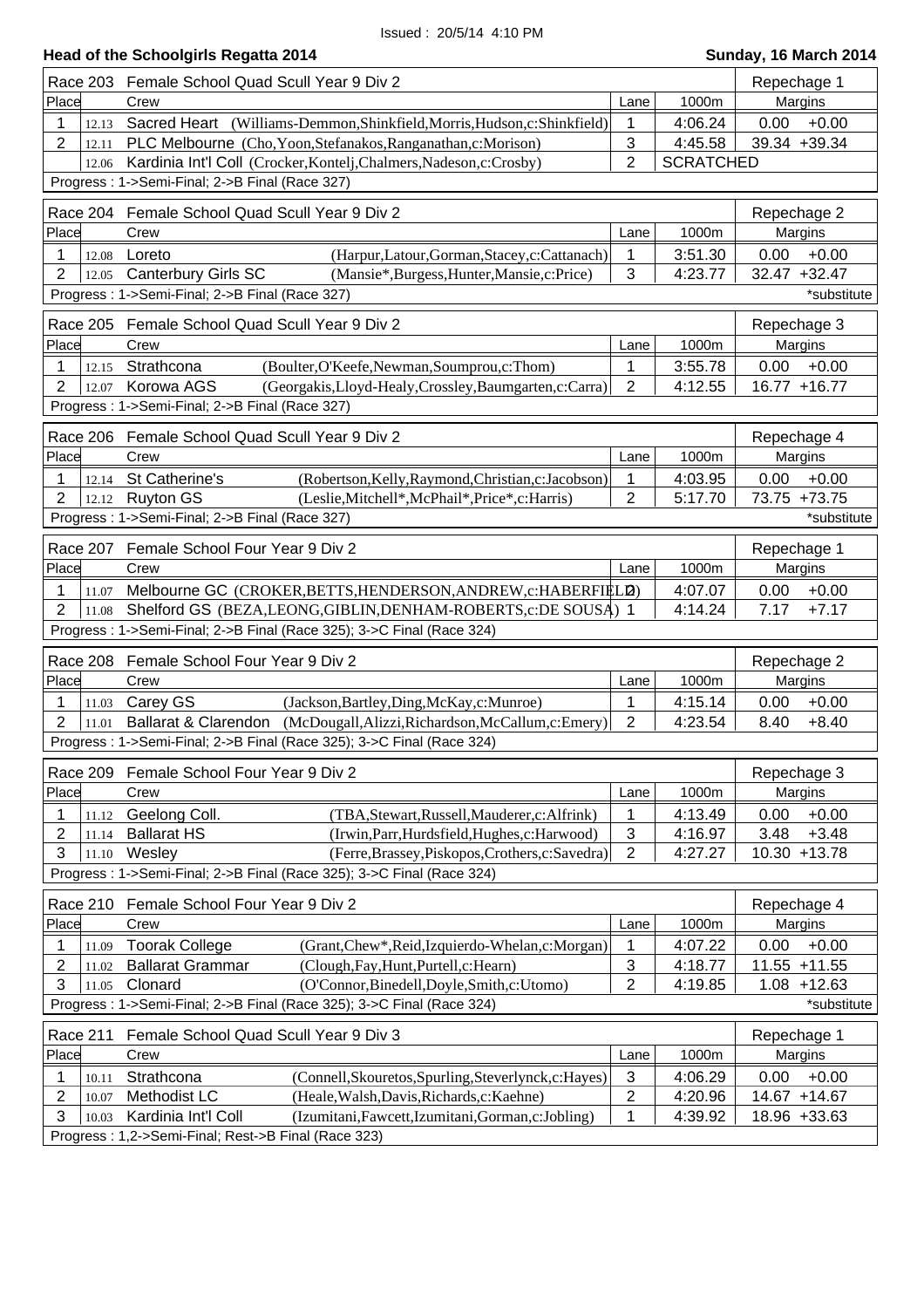Issued : 20/5/14 4:10 PM

## Head of the Schoolgirls Regatta 2014

**Sunday, 16 March 2014**

### Race 203 Female School Quad Scull Year 9 Div 2 — Repechage 1

| Place | | Crew | Lane | 1000m | Margins | |
|---|---|---|---|---|---|---|
| 1 | 12.13 | Sacred Heart (Williams-Demmon,Shinkfield,Morris,Hudson,c:Shinkfield) | 1 | 4:06.24 | 0.00 | +0.00 |
| 2 | 12.11 | PLC Melbourne (Cho,Yoon,Stefanakos,Ranganathan,c:Morison) | 3 | 4:45.58 | 39.34 | +39.34 |
| | 12.06 | Kardinia Int'l Coll (Crocker,Kontelj,Chalmers,Nadeson,c:Crosby) | 2 | SCRATCHED | | |

Progress : 1->Semi-Final; 2->B Final (Race 327)

### Race 204 Female School Quad Scull Year 9 Div 2 — Repechage 2

| Place | | Crew | Lane | 1000m | Margins | |
|---|---|---|---|---|---|---|
| 1 | 12.08 | Loreto (Harpur,Latour,Gorman,Stacey,c:Cattanach) | 1 | 3:51.30 | 0.00 | +0.00 |
| 2 | 12.05 | Canterbury Girls SC (Mansie*,Burgess,Hunter,Mansie,c:Price) | 3 | 4:23.77 | 32.47 | +32.47 |

Progress : 1->Semi-Final; 2->B Final (Race 327)

*substitute

### Race 205 Female School Quad Scull Year 9 Div 2 — Repechage 3

| Place | | Crew | Lane | 1000m | Margins | |
|---|---|---|---|---|---|---|
| 1 | 12.15 | Strathcona (Boulter,O'Keefe,Newman,Soumprou,c:Thom) | 1 | 3:55.78 | 0.00 | +0.00 |
| 2 | 12.07 | Korowa AGS (Georgakis,Lloyd-Healy,Crossley,Baumgarten,c:Carra) | 2 | 4:12.55 | 16.77 | +16.77 |

Progress : 1->Semi-Final; 2->B Final (Race 327)

### Race 206 Female School Quad Scull Year 9 Div 2 — Repechage 4

| Place | | Crew | Lane | 1000m | Margins | |
|---|---|---|---|---|---|---|
| 1 | 12.14 | St Catherine's (Robertson,Kelly,Raymond,Christian,c:Jacobson) | 1 | 4:03.95 | 0.00 | +0.00 |
| 2 | 12.12 | Ruyton GS (Leslie,Mitchell*,McPhail*,Price*,c:Harris) | 2 | 5:17.70 | 73.75 | +73.75 |

Progress : 1->Semi-Final; 2->B Final (Race 327)

*substitute

### Race 207 Female School Four Year 9 Div 2 — Repechage 1

| Place | | Crew | Lane | 1000m | Margins | |
|---|---|---|---|---|---|---|
| 1 | 11.07 | Melbourne GC (CROKER,BETTS,HENDERSON,ANDREW,c:HABERFIELD) | 2 | 4:07.07 | 0.00 | +0.00 |
| 2 | 11.08 | Shelford GS (BEZA,LEONG,GIBLIN,DENHAM-ROBERTS,c:DE SOUSA) | 1 | 4:14.24 | 7.17 | +7.17 |

Progress : 1->Semi-Final; 2->B Final (Race 325); 3->C Final (Race 324)

### Race 208 Female School Four Year 9 Div 2 — Repechage 2

| Place | | Crew | Lane | 1000m | Margins | |
|---|---|---|---|---|---|---|
| 1 | 11.03 | Carey GS (Jackson,Bartley,Ding,McKay,c:Munroe) | 1 | 4:15.14 | 0.00 | +0.00 |
| 2 | 11.01 | Ballarat & Clarendon (McDougall,Alizzi,Richardson,McCallum,c:Emery) | 2 | 4:23.54 | 8.40 | +8.40 |

Progress : 1->Semi-Final; 2->B Final (Race 325); 3->C Final (Race 324)

### Race 209 Female School Four Year 9 Div 2 — Repechage 3

| Place | | Crew | Lane | 1000m | Margins | |
|---|---|---|---|---|---|---|
| 1 | 11.12 | Geelong Coll. (TBA,Stewart,Russell,Mauderer,c:Alfrink) | 1 | 4:13.49 | 0.00 | +0.00 |
| 2 | 11.14 | Ballarat HS (Irwin,Parr,Hurdsfield,Hughes,c:Harwood) | 3 | 4:16.97 | 3.48 | +3.48 |
| 3 | 11.10 | Wesley (Ferre,Brassey,Piskopos,Crothers,c:Savedra) | 2 | 4:27.27 | 10.30 | +13.78 |

Progress : 1->Semi-Final; 2->B Final (Race 325); 3->C Final (Race 324)

### Race 210 Female School Four Year 9 Div 2 — Repechage 4

| Place | | Crew | Lane | 1000m | Margins | |
|---|---|---|---|---|---|---|
| 1 | 11.09 | Toorak College (Grant,Chew*,Reid,Izquierdo-Whelan,c:Morgan) | 1 | 4:07.22 | 0.00 | +0.00 |
| 2 | 11.02 | Ballarat Grammar (Clough,Fay,Hunt,Purtell,c:Hearn) | 3 | 4:18.77 | 11.55 | +11.55 |
| 3 | 11.05 | Clonard (O'Connor,Binedell,Doyle,Smith,c:Utomo) | 2 | 4:19.85 | 1.08 | +12.63 |

Progress : 1->Semi-Final; 2->B Final (Race 325); 3->C Final (Race 324)

*substitute

### Race 211 Female School Quad Scull Year 9 Div 3 — Repechage 1

| Place | | Crew | Lane | 1000m | Margins | |
|---|---|---|---|---|---|---|
| 1 | 10.11 | Strathcona (Connell,Skouretos,Spurling,Steverlynck,c:Hayes) | 3 | 4:06.29 | 0.00 | +0.00 |
| 2 | 10.07 | Methodist LC (Heale,Walsh,Davis,Richards,c:Kaehne) | 2 | 4:20.96 | 14.67 | +14.67 |
| 3 | 10.03 | Kardinia Int'l Coll (Izumitani,Fawcett,Izumitani,Gorman,c:Jobling) | 1 | 4:39.92 | 18.96 | +33.63 |

Progress : 1,2->Semi-Final; Rest->B Final (Race 323)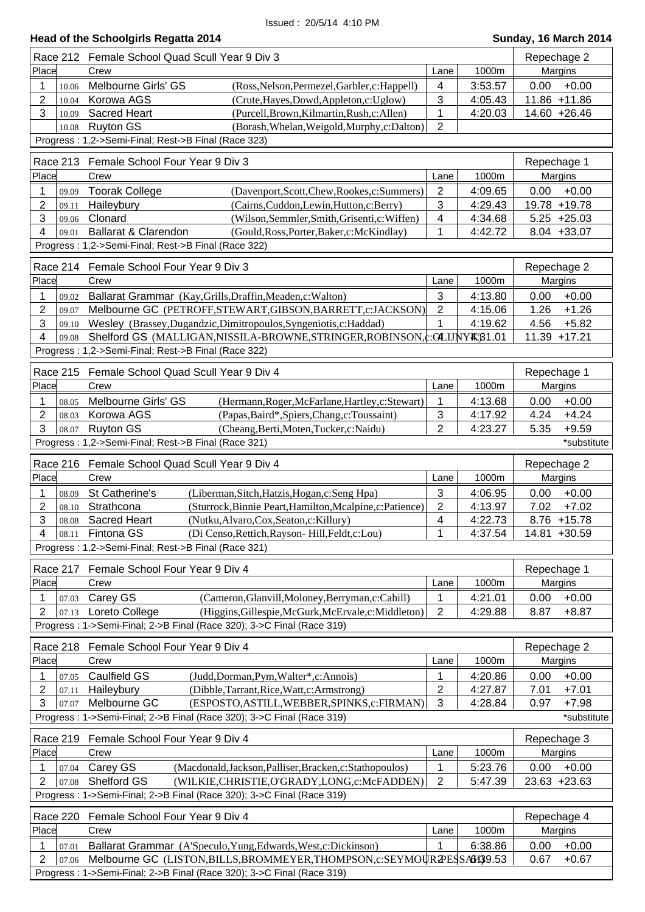Issued : 20/5/14 4:10 PM

**Head of the Schoolgirls Regatta 2014** **Sunday, 16 March 2014**

| Race 212 | Female School Quad Scull Year 9 Div 3 | | | | Repechage 2 | |
|---|---|---|---|---|---|---|
| Place | | Crew | Lane | 1000m | Margins | |
| 1 | 10.06 | Melbourne Girls' GS (Ross,Nelson,Permezel,Garbler,c:Happell) | 4 | 3:53.57 | 0.00 | +0.00 |
| 2 | 10.04 | Korowa AGS (Crute,Hayes,Dowd,Appleton,c:Uglow) | 3 | 4:05.43 | 11.86 | +11.86 |
| 3 | 10.09 | Sacred Heart (Purcell,Brown,Kilmartin,Rush,c:Allen) | 1 | 4:20.03 | 14.60 | +26.46 |
| | 10.08 | Ruyton GS (Borash,Whelan,Weigold,Murphy,c:Dalton) | 2 | | | |

Progress : 1,2->Semi-Final; Rest->B Final (Race 323)

| Race 213 | Female School Four Year 9 Div 3 | | | | Repechage 1 | |
|---|---|---|---|---|---|---|
| Place | | Crew | Lane | 1000m | Margins | |
| 1 | 09.09 | Toorak College (Davenport,Scott,Chew,Rookes,c:Summers) | 2 | 4:09.65 | 0.00 | +0.00 |
| 2 | 09.11 | Haileybury (Cairns,Cuddon,Lewin,Hutton,c:Berry) | 3 | 4:29.43 | 19.78 | +19.78 |
| 3 | 09.06 | Clonard (Wilson,Semmler,Smith,Grisenti,c:Wiffen) | 4 | 4:34.68 | 5.25 | +25.03 |
| 4 | 09.01 | Ballarat & Clarendon (Gould,Ross,Porter,Baker,c:McKindlay) | 1 | 4:42.72 | 8.04 | +33.07 |

Progress : 1,2->Semi-Final; Rest->B Final (Race 322)

| Race 214 | Female School Four Year 9 Div 3 | | | | Repechage 2 | |
|---|---|---|---|---|---|---|
| Place | | Crew | Lane | 1000m | Margins | |
| 1 | 09.02 | Ballarat Grammar (Kay,Grills,Draffin,Meaden,c:Walton) | 3 | 4:13.80 | 0.00 | +0.00 |
| 2 | 09.07 | Melbourne GC (PETROFF,STEWART,GIBSON,BARRETT,c:JACKSON) | 2 | 4:15.06 | 1.26 | +1.26 |
| 3 | 09.10 | Wesley (Brassey,Dugandzic,Dimitropoulos,Syngeniotis,c:Haddad) | 1 | 4:19.62 | 4.56 | +5.82 |
| 4 | 09.08 | Shelford GS (MALLIGAN,NISSILA-BROWNE,STRINGER,ROBINSON,c:OLIJNYK) | 4 | 4:31.01 | 11.39 | +17.21 |

Progress : 1,2->Semi-Final; Rest->B Final (Race 322)

| Race 215 | Female School Quad Scull Year 9 Div 4 | | | | Repechage 1 | |
|---|---|---|---|---|---|---|
| Place | | Crew | Lane | 1000m | Margins | |
| 1 | 08.05 | Melbourne Girls' GS (Hermann,Roger,McFarlane,Hartley,c:Stewart) | 1 | 4:13.68 | 0.00 | +0.00 |
| 2 | 08.03 | Korowa AGS (Papas,Baird*,Spiers,Chang,c:Toussaint) | 3 | 4:17.92 | 4.24 | +4.24 |
| 3 | 08.07 | Ruyton GS (Cheang,Berti,Moten,Tucker,c:Naidu) | 2 | 4:23.27 | 5.35 | +9.59 |

Progress : 1,2->Semi-Final; Rest->B Final (Race 321) *substitute

| Race 216 | Female School Quad Scull Year 9 Div 4 | | | | Repechage 2 | |
|---|---|---|---|---|---|---|
| Place | | Crew | Lane | 1000m | Margins | |
| 1 | 08.09 | St Catherine's (Liberman,Sitch,Hatzis,Hogan,c:Seng Hpa) | 3 | 4:06.95 | 0.00 | +0.00 |
| 2 | 08.10 | Strathcona (Sturrock,Binnie Peart,Hamilton,Mcalpine,c:Patience) | 2 | 4:13.97 | 7.02 | +7.02 |
| 3 | 08.08 | Sacred Heart (Nutku,Alvaro,Cox,Seaton,c:Killury) | 4 | 4:22.73 | 8.76 | +15.78 |
| 4 | 08.11 | Fintona GS (Di Censo,Rettich,Rayson- Hill,Feldt,c:Lou) | 1 | 4:37.54 | 14.81 | +30.59 |

Progress : 1,2->Semi-Final; Rest->B Final (Race 321)

| Race 217 | Female School Four Year 9 Div 4 | | | | Repechage 1 | |
|---|---|---|---|---|---|---|
| Place | | Crew | Lane | 1000m | Margins | |
| 1 | 07.03 | Carey GS (Cameron,Glanvill,Moloney,Berryman,c:Cahill) | 1 | 4:21.01 | 0.00 | +0.00 |
| 2 | 07.13 | Loreto College (Higgins,Gillespie,McGurk,McErvale,c:Middleton) | 2 | 4:29.88 | 8.87 | +8.87 |

Progress : 1->Semi-Final; 2->B Final (Race 320); 3->C Final (Race 319)

| Race 218 | Female School Four Year 9 Div 4 | | | | Repechage 2 | |
|---|---|---|---|---|---|---|
| Place | | Crew | Lane | 1000m | Margins | |
| 1 | 07.05 | Caulfield GS (Judd,Dorman,Pym,Walter*,c:Annois) | 1 | 4:20.86 | 0.00 | +0.00 |
| 2 | 07.11 | Haileybury (Dibble,Tarrant,Rice,Watt,c:Armstrong) | 2 | 4:27.87 | 7.01 | +7.01 |
| 3 | 07.07 | Melbourne GC (ESPOSTO,ASTILL,WEBBER,SPINKS,c:FIRMAN) | 3 | 4:28.84 | 0.97 | +7.98 |

Progress : 1->Semi-Final; 2->B Final (Race 320); 3->C Final (Race 319) *substitute

| Race 219 | Female School Four Year 9 Div 4 | | | | Repechage 3 | |
|---|---|---|---|---|---|---|
| Place | | Crew | Lane | 1000m | Margins | |
| 1 | 07.04 | Carey GS (Macdonald,Jackson,Palliser,Bracken,c:Stathopoulos) | 1 | 5:23.76 | 0.00 | +0.00 |
| 2 | 07.08 | Shelford GS (WILKIE,CHRISTIE,O'GRADY,LONG,c:McFADDEN) | 2 | 5:47.39 | 23.63 | +23.63 |

Progress : 1->Semi-Final; 2->B Final (Race 320); 3->C Final (Race 319)

| Race 220 | Female School Four Year 9 Div 4 | | | | Repechage 4 | |
|---|---|---|---|---|---|---|
| Place | | Crew | Lane | 1000m | Margins | |
| 1 | 07.01 | Ballarat Grammar (A'Speculo,Yung,Edwards,West,c:Dickinson) | 1 | 6:38.86 | 0.00 | +0.00 |
| 2 | 07.06 | Melbourne GC (LISTON,BILLS,BROMMEYER,THOMPSON,c:SEYMOUR-PESSAH) | 2 | 6:39.53 | 0.67 | +0.67 |

Progress : 1->Semi-Final; 2->B Final (Race 320); 3->C Final (Race 319)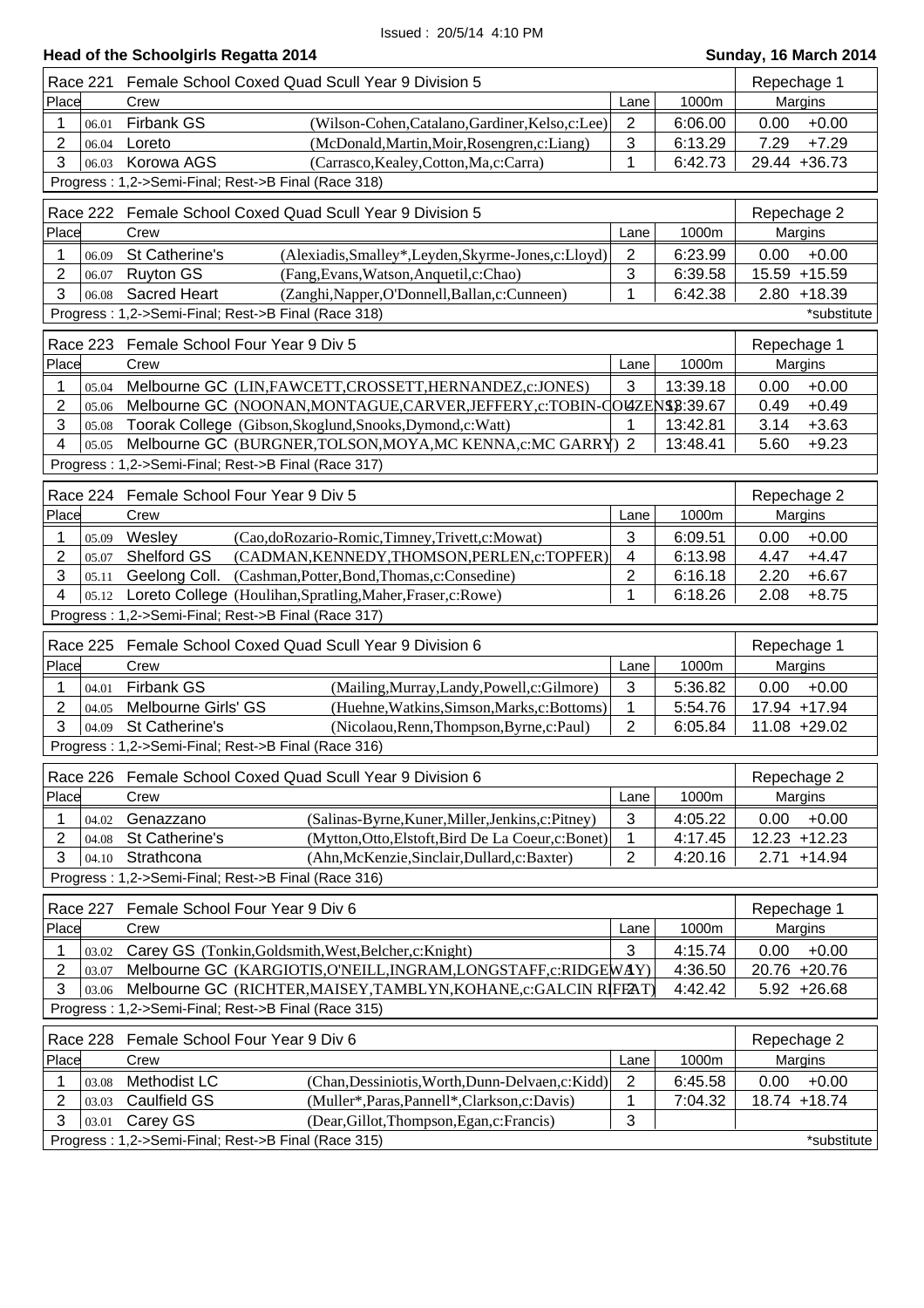Issued : 20/5/14 4:10 PM

**Head of the Schoolgirls Regatta 2014** — **Sunday, 16 March 2014**

| Race 221 | Female School Coxed Quad Scull Year 9 Division 5 | | | | Repechage 1 | |
|---|---|---|---|---|---|---|
| Place | | Crew | Lane | 1000m | Margins | |
| 1 | 06.01 | Firbank GS (Wilson-Cohen,Catalano,Gardiner,Kelso,c:Lee) | 2 | 6:06.00 | 0.00 | +0.00 |
| 2 | 06.04 | Loreto (McDonald,Martin,Moir,Rosengren,c:Liang) | 3 | 6:13.29 | 7.29 | +7.29 |
| 3 | 06.03 | Korowa AGS (Carrasco,Kealey,Cotton,Ma,c:Carra) | 1 | 6:42.73 | 29.44 | +36.73 |
| Progress : 1,2->Semi-Final; Rest->B Final (Race 318) | | | | | | |

| Race 222 | Female School Coxed Quad Scull Year 9 Division 5 | | | | Repechage 2 | |
|---|---|---|---|---|---|---|
| Place | | Crew | Lane | 1000m | Margins | |
| 1 | 06.09 | St Catherine's (Alexiadis,Smalley*,Leyden,Skyrme-Jones,c:Lloyd) | 2 | 6:23.99 | 0.00 | +0.00 |
| 2 | 06.07 | Ruyton GS (Fang,Evans,Watson,Anquetil,c:Chao) | 3 | 6:39.58 | 15.59 | +15.59 |
| 3 | 06.08 | Sacred Heart (Zanghi,Napper,O'Donnell,Ballan,c:Cunneen) | 1 | 6:42.38 | 2.80 | +18.39 |
| Progress : 1,2->Semi-Final; Rest->B Final (Race 318) | | | | | | *substitute |

| Race 223 | Female School Four Year 9 Div 5 | | | | Repechage 1 | |
|---|---|---|---|---|---|---|
| Place | | Crew | Lane | 1000m | Margins | |
| 1 | 05.04 | Melbourne GC (LIN,FAWCETT,CROSSETT,HERNANDEZ,c:JONES) | 3 | 13:39.18 | 0.00 | +0.00 |
| 2 | 05.06 | Melbourne GC (NOONAN,MONTAGUE,CARVER,JEFFERY,c:TOBIN-COUZENS) | 4 | 13:39.67 | 0.49 | +0.49 |
| 3 | 05.08 | Toorak College (Gibson,Skoglund,Snooks,Dymond,c:Watt) | 1 | 13:42.81 | 3.14 | +3.63 |
| 4 | 05.05 | Melbourne GC (BURGNER,TOLSON,MOYA,MC KENNA,c:MC GARRY) | 2 | 13:48.41 | 5.60 | +9.23 |
| Progress : 1,2->Semi-Final; Rest->B Final (Race 317) | | | | | | |

| Race 224 | Female School Four Year 9 Div 5 | | | | Repechage 2 | |
|---|---|---|---|---|---|---|
| Place | | Crew | Lane | 1000m | Margins | |
| 1 | 05.09 | Wesley (Cao,doRozario-Romic,Timney,Trivett,c:Mowat) | 3 | 6:09.51 | 0.00 | +0.00 |
| 2 | 05.07 | Shelford GS (CADMAN,KENNEDY,THOMSON,PERLEN,c:TOPFER) | 4 | 6:13.98 | 4.47 | +4.47 |
| 3 | 05.11 | Geelong Coll. (Cashman,Potter,Bond,Thomas,c:Consedine) | 2 | 6:16.18 | 2.20 | +6.67 |
| 4 | 05.12 | Loreto College (Houlihan,Spratling,Maher,Fraser,c:Rowe) | 1 | 6:18.26 | 2.08 | +8.75 |
| Progress : 1,2->Semi-Final; Rest->B Final (Race 317) | | | | | | |

| Race 225 | Female School Coxed Quad Scull Year 9 Division 6 | | | | Repechage 1 | |
|---|---|---|---|---|---|---|
| Place | | Crew | Lane | 1000m | Margins | |
| 1 | 04.01 | Firbank GS (Mailing,Murray,Landy,Powell,c:Gilmore) | 3 | 5:36.82 | 0.00 | +0.00 |
| 2 | 04.05 | Melbourne Girls' GS (Huehne,Watkins,Simson,Marks,c:Bottoms) | 1 | 5:54.76 | 17.94 | +17.94 |
| 3 | 04.09 | St Catherine's (Nicolaou,Renn,Thompson,Byrne,c:Paul) | 2 | 6:05.84 | 11.08 | +29.02 |
| Progress : 1,2->Semi-Final; Rest->B Final (Race 316) | | | | | | |

| Race 226 | Female School Coxed Quad Scull Year 9 Division 6 | | | | Repechage 2 | |
|---|---|---|---|---|---|---|
| Place | | Crew | Lane | 1000m | Margins | |
| 1 | 04.02 | Genazzano (Salinas-Byrne,Kuner,Miller,Jenkins,c:Pitney) | 3 | 4:05.22 | 0.00 | +0.00 |
| 2 | 04.08 | St Catherine's (Mytton,Otto,Elstoft,Bird De La Coeur,c:Bonet) | 1 | 4:17.45 | 12.23 | +12.23 |
| 3 | 04.10 | Strathcona (Ahn,McKenzie,Sinclair,Dullard,c:Baxter) | 2 | 4:20.16 | 2.71 | +14.94 |
| Progress : 1,2->Semi-Final; Rest->B Final (Race 316) | | | | | | |

| Race 227 | Female School Four Year 9 Div 6 | | | | Repechage 1 | |
|---|---|---|---|---|---|---|
| Place | | Crew | Lane | 1000m | Margins | |
| 1 | 03.02 | Carey GS (Tonkin,Goldsmith,West,Belcher,c:Knight) | 3 | 4:15.74 | 0.00 | +0.00 |
| 2 | 03.07 | Melbourne GC (KARGIOTIS,O'NEILL,INGRAM,LONGSTAFF,c:RIDGEWAY) | 1 | 4:36.50 | 20.76 | +20.76 |
| 3 | 03.06 | Melbourne GC (RICHTER,MAISEY,TAMBLYN,KOHANE,c:GALCIN RIFFAT) | 2 | 4:42.42 | 5.92 | +26.68 |
| Progress : 1,2->Semi-Final; Rest->B Final (Race 315) | | | | | | |

| Race 228 | Female School Four Year 9 Div 6 | | | | Repechage 2 | |
|---|---|---|---|---|---|---|
| Place | | Crew | Lane | 1000m | Margins | |
| 1 | 03.08 | Methodist LC (Chan,Dessiniotis,Worth,Dunn-Delvaen,c:Kidd) | 2 | 6:45.58 | 0.00 | +0.00 |
| 2 | 03.03 | Caulfield GS (Muller*,Paras,Pannell*,Clarkson,c:Davis) | 1 | 7:04.32 | 18.74 | +18.74 |
| 3 | 03.01 | Carey GS (Dear,Gillot,Thompson,Egan,c:Francis) | 3 | | | |
| Progress : 1,2->Semi-Final; Rest->B Final (Race 315) | | | | | | *substitute |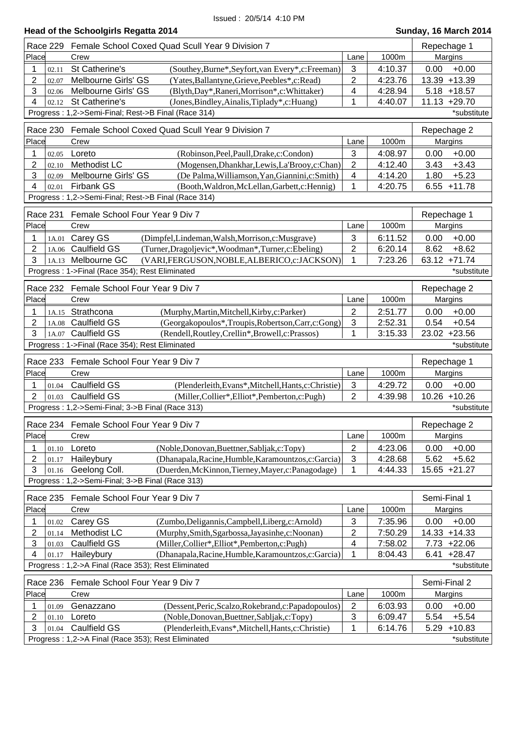Issued : 20/5/14 4:10 PM

**Head of the Schoolgirls Regatta 2014** — **Sunday, 16 March 2014**

| Race 229 | Female School Coxed Quad Scull Year 9 Division 7 | | | | | Repechage 1 | |
|---|---|---|---|---|---|---|---|
| Place | | Crew | | Lane | 1000m | Margins | |
| 1 | 02.11 | St Catherine's | (Southey,Burne*,Seyfort,van Every*,c:Freeman) | 3 | 4:10.37 | 0.00 | +0.00 |
| 2 | 02.07 | Melbourne Girls' GS | (Yates,Ballantyne,Grieve,Peebles*,c:Read) | 2 | 4:23.76 | 13.39 | +13.39 |
| 3 | 02.06 | Melbourne Girls' GS | (Blyth,Day*,Raneri,Morrison*,c:Whittaker) | 4 | 4:28.94 | 5.18 | +18.57 |
| 4 | 02.12 | St Catherine's | (Jones,Bindley,Ainalis,Tiplady*,c:Huang) | 1 | 4:40.07 | 11.13 | +29.70 |

Progress : 1,2->Semi-Final; Rest->B Final (Race 314) — *substitute

| Race 230 | Female School Coxed Quad Scull Year 9 Division 7 | | | | | Repechage 2 | |
|---|---|---|---|---|---|---|---|
| Place | | Crew | | Lane | 1000m | Margins | |
| 1 | 02.05 | Loreto | (Robinson,Peel,Paull,Drake,c:Condon) | 3 | 4:08.97 | 0.00 | +0.00 |
| 2 | 02.10 | Methodist LC | (Mogensen,Dhankhar,Lewis,La'Brooy,c:Chan) | 2 | 4:12.40 | 3.43 | +3.43 |
| 3 | 02.09 | Melbourne Girls' GS | (De Palma,Williamson,Yan,Giannini,c:Smith) | 4 | 4:14.20 | 1.80 | +5.23 |
| 4 | 02.01 | Firbank GS | (Booth,Waldron,McLellan,Garbett,c:Hennig) | 1 | 4:20.75 | 6.55 | +11.78 |

Progress : 1,2->Semi-Final; Rest->B Final (Race 314)

| Race 231 | Female School Four Year 9 Div 7 | | | | | Repechage 1 | |
|---|---|---|---|---|---|---|---|
| Place | | Crew | | Lane | 1000m | Margins | |
| 1 | 1A.01 | Carey GS | (Dimpfel,Lindeman,Walsh,Morrison,c:Musgrave) | 3 | 6:11.52 | 0.00 | +0.00 |
| 2 | 1A.06 | Caulfield GS | (Turner,Dragoljevic*,Woodman*,Turner,c:Ebeling) | 2 | 6:20.14 | 8.62 | +8.62 |
| 3 | 1A.13 | Melbourne GC | (VARI,FERGUSON,NOBLE,ALBERICO,c:JACKSON) | 1 | 7:23.26 | 63.12 | +71.74 |

Progress : 1->Final (Race 354); Rest Eliminated — *substitute

| Race 232 | Female School Four Year 9 Div 7 | | | | | Repechage 2 | |
|---|---|---|---|---|---|---|---|
| Place | | Crew | | Lane | 1000m | Margins | |
| 1 | 1A.15 | Strathcona | (Murphy,Martin,Mitchell,Kirby,c:Parker) | 2 | 2:51.77 | 0.00 | +0.00 |
| 2 | 1A.08 | Caulfield GS | (Georgakopoulos*,Troupis,Robertson,Carr,c:Gong) | 3 | 2:52.31 | 0.54 | +0.54 |
| 3 | 1A.07 | Caulfield GS | (Rendell,Routley,Crellin*,Browell,c:Prassos) | 1 | 3:15.33 | 23.02 | +23.56 |

Progress : 1->Final (Race 354); Rest Eliminated — *substitute

| Race 233 | Female School Four Year 9 Div 7 | | | | | Repechage 1 | |
|---|---|---|---|---|---|---|---|
| Place | | Crew | | Lane | 1000m | Margins | |
| 1 | 01.04 | Caulfield GS | (Plenderleith,Evans*,Mitchell,Hants,c:Christie) | 3 | 4:29.72 | 0.00 | +0.00 |
| 2 | 01.03 | Caulfield GS | (Miller,Collier*,Elliot*,Pemberton,c:Pugh) | 2 | 4:39.98 | 10.26 | +10.26 |

Progress : 1,2->Semi-Final; 3->B Final (Race 313) — *substitute

| Race 234 | Female School Four Year 9 Div 7 | | | | | Repechage 2 | |
|---|---|---|---|---|---|---|---|
| Place | | Crew | | Lane | 1000m | Margins | |
| 1 | 01.10 | Loreto | (Noble,Donovan,Buettner,Sabljak,c:Topy) | 2 | 4:23.06 | 0.00 | +0.00 |
| 2 | 01.17 | Haileybury | (Dhanapala,Racine,Humble,Karamountzos,c:Garcia) | 3 | 4:28.68 | 5.62 | +5.62 |
| 3 | 01.16 | Geelong Coll. | (Duerden,McKinnon,Tierney,Mayer,c:Panagodage) | 1 | 4:44.33 | 15.65 | +21.27 |

Progress : 1,2->Semi-Final; 3->B Final (Race 313)

| Race 235 | Female School Four Year 9 Div 7 | | | | | Semi-Final 1 | |
|---|---|---|---|---|---|---|---|
| Place | | Crew | | Lane | 1000m | Margins | |
| 1 | 01.02 | Carey GS | (Zumbo,Deligannis,Campbell,Liberg,c:Arnold) | 3 | 7:35.96 | 0.00 | +0.00 |
| 2 | 01.14 | Methodist LC | (Murphy,Smith,Sgarbossa,Jayasinhe,c:Noonan) | 2 | 7:50.29 | 14.33 | +14.33 |
| 3 | 01.03 | Caulfield GS | (Miller,Collier*,Elliot*,Pemberton,c:Pugh) | 4 | 7:58.02 | 7.73 | +22.06 |
| 4 | 01.17 | Haileybury | (Dhanapala,Racine,Humble,Karamountzos,c:Garcia) | 1 | 8:04.43 | 6.41 | +28.47 |

Progress : 1,2->A Final (Race 353); Rest Eliminated — *substitute

| Race 236 | Female School Four Year 9 Div 7 | | | | | Semi-Final 2 | |
|---|---|---|---|---|---|---|---|
| Place | | Crew | | Lane | 1000m | Margins | |
| 1 | 01.09 | Genazzano | (Dessent,Peric,Scalzo,Rokebrand,c:Papadopoulos) | 2 | 6:03.93 | 0.00 | +0.00 |
| 2 | 01.10 | Loreto | (Noble,Donovan,Buettner,Sabljak,c:Topy) | 3 | 6:09.47 | 5.54 | +5.54 |
| 3 | 01.04 | Caulfield GS | (Plenderleith,Evans*,Mitchell,Hants,c:Christie) | 1 | 6:14.76 | 5.29 | +10.83 |

Progress : 1,2->A Final (Race 353); Rest Eliminated — *substitute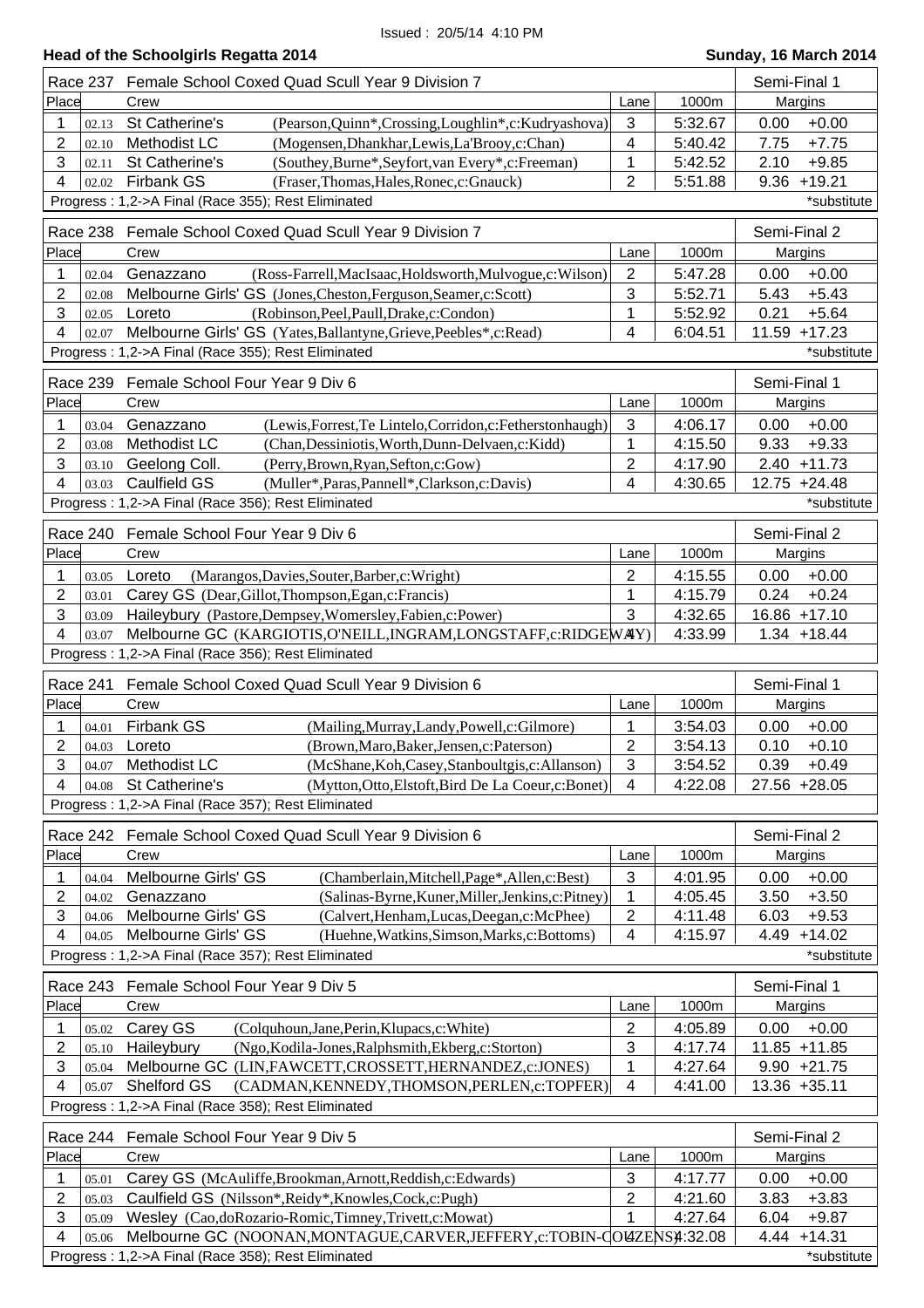Issued : 20/5/14 4:10 PM

**Head of the Schoolgirls Regatta 2014** — **Sunday, 16 March 2014**

### Race 237 Female School Coxed Quad Scull Year 9 Division 7 — Semi-Final 1

| Place | | Crew | | Lane | 1000m | Margins | |
|---|---|---|---|---|---|---|---|
| 1 | 02.13 | St Catherine's | (Pearson,Quinn*,Crossing,Loughlin*,c:Kudryashova) | 3 | 5:32.67 | 0.00 | +0.00 |
| 2 | 02.10 | Methodist LC | (Mogensen,Dhankhar,Lewis,La'Brooy,c:Chan) | 4 | 5:40.42 | 7.75 | +7.75 |
| 3 | 02.11 | St Catherine's | (Southey,Burne*,Seyfort,van Every*,c:Freeman) | 1 | 5:42.52 | 2.10 | +9.85 |
| 4 | 02.02 | Firbank GS | (Fraser,Thomas,Hales,Ronec,c:Gnauck) | 2 | 5:51.88 | 9.36 | +19.21 |

Progress : 1,2->A Final (Race 355); Rest Eliminated — *substitute

### Race 238 Female School Coxed Quad Scull Year 9 Division 7 — Semi-Final 2

| Place | | Crew | | Lane | 1000m | Margins | |
|---|---|---|---|---|---|---|---|
| 1 | 02.04 | Genazzano | (Ross-Farrell,MacIsaac,Holdsworth,Mulvogue,c:Wilson) | 2 | 5:47.28 | 0.00 | +0.00 |
| 2 | 02.08 | Melbourne Girls' GS | (Jones,Cheston,Ferguson,Seamer,c:Scott) | 3 | 5:52.71 | 5.43 | +5.43 |
| 3 | 02.05 | Loreto | (Robinson,Peel,Paull,Drake,c:Condon) | 1 | 5:52.92 | 0.21 | +5.64 |
| 4 | 02.07 | Melbourne Girls' GS | (Yates,Ballantyne,Grieve,Peebles*,c:Read) | 4 | 6:04.51 | 11.59 | +17.23 |

Progress : 1,2->A Final (Race 355); Rest Eliminated — *substitute

### Race 239 Female School Four Year 9 Div 6 — Semi-Final 1

| Place | | Crew | | Lane | 1000m | Margins | |
|---|---|---|---|---|---|---|---|
| 1 | 03.04 | Genazzano | (Lewis,Forrest,Te Lintelo,Corridon,c:Fetherstonhaugh) | 3 | 4:06.17 | 0.00 | +0.00 |
| 2 | 03.08 | Methodist LC | (Chan,Dessiniotis,Worth,Dunn-Delvaen,c:Kidd) | 1 | 4:15.50 | 9.33 | +9.33 |
| 3 | 03.10 | Geelong Coll. | (Perry,Brown,Ryan,Sefton,c:Gow) | 2 | 4:17.90 | 2.40 | +11.73 |
| 4 | 03.03 | Caulfield GS | (Muller*,Paras,Pannell*,Clarkson,c:Davis) | 4 | 4:30.65 | 12.75 | +24.48 |

Progress : 1,2->A Final (Race 356); Rest Eliminated — *substitute

### Race 240 Female School Four Year 9 Div 6 — Semi-Final 2

| Place | | Crew | | Lane | 1000m | Margins | |
|---|---|---|---|---|---|---|---|
| 1 | 03.05 | Loreto | (Marangos,Davies,Souter,Barber,c:Wright) | 2 | 4:15.55 | 0.00 | +0.00 |
| 2 | 03.01 | Carey GS | (Dear,Gillot,Thompson,Egan,c:Francis) | 1 | 4:15.79 | 0.24 | +0.24 |
| 3 | 03.09 | Haileybury | (Pastore,Dempsey,Womersley,Fabien,c:Power) | 3 | 4:32.65 | 16.86 | +17.10 |
| 4 | 03.07 | Melbourne GC | (KARGIOTIS,O'NEILL,INGRAM,LONGSTAFF,c:RIDGEWAY) | 4 | 4:33.99 | 1.34 | +18.44 |

Progress : 1,2->A Final (Race 356); Rest Eliminated

### Race 241 Female School Coxed Quad Scull Year 9 Division 6 — Semi-Final 1

| Place | | Crew | | Lane | 1000m | Margins | |
|---|---|---|---|---|---|---|---|
| 1 | 04.01 | Firbank GS | (Mailing,Murray,Landy,Powell,c:Gilmore) | 1 | 3:54.03 | 0.00 | +0.00 |
| 2 | 04.03 | Loreto | (Brown,Maro,Baker,Jensen,c:Paterson) | 2 | 3:54.13 | 0.10 | +0.10 |
| 3 | 04.07 | Methodist LC | (McShane,Koh,Casey,Stanboultgis,c:Allanson) | 3 | 3:54.52 | 0.39 | +0.49 |
| 4 | 04.08 | St Catherine's | (Mytton,Otto,Elstoft,Bird De La Coeur,c:Bonet) | 4 | 4:22.08 | 27.56 | +28.05 |

Progress : 1,2->A Final (Race 357); Rest Eliminated

### Race 242 Female School Coxed Quad Scull Year 9 Division 6 — Semi-Final 2

| Place | | Crew | | Lane | 1000m | Margins | |
|---|---|---|---|---|---|---|---|
| 1 | 04.04 | Melbourne Girls' GS | (Chamberlain,Mitchell,Page*,Allen,c:Best) | 3 | 4:01.95 | 0.00 | +0.00 |
| 2 | 04.02 | Genazzano | (Salinas-Byrne,Kuner,Miller,Jenkins,c:Pitney) | 1 | 4:05.45 | 3.50 | +3.50 |
| 3 | 04.06 | Melbourne Girls' GS | (Calvert,Henham,Lucas,Deegan,c:McPhee) | 2 | 4:11.48 | 6.03 | +9.53 |
| 4 | 04.05 | Melbourne Girls' GS | (Huehne,Watkins,Simson,Marks,c:Bottoms) | 4 | 4:15.97 | 4.49 | +14.02 |

Progress : 1,2->A Final (Race 357); Rest Eliminated — *substitute

### Race 243 Female School Four Year 9 Div 5 — Semi-Final 1

| Place | | Crew | | Lane | 1000m | Margins | |
|---|---|---|---|---|---|---|---|
| 1 | 05.02 | Carey GS | (Colquhoun,Jane,Perin,Klupacs,c:White) | 2 | 4:05.89 | 0.00 | +0.00 |
| 2 | 05.10 | Haileybury | (Ngo,Kodila-Jones,Ralphsmith,Ekberg,c:Storton) | 3 | 4:17.74 | 11.85 | +11.85 |
| 3 | 05.04 | Melbourne GC | (LIN,FAWCETT,CROSSETT,HERNANDEZ,c:JONES) | 1 | 4:27.64 | 9.90 | +21.75 |
| 4 | 05.07 | Shelford GS | (CADMAN,KENNEDY,THOMSON,PERLEN,c:TOPFER) | 4 | 4:41.00 | 13.36 | +35.11 |

Progress : 1,2->A Final (Race 358); Rest Eliminated

### Race 244 Female School Four Year 9 Div 5 — Semi-Final 2

| Place | | Crew | | Lane | 1000m | Margins | |
|---|---|---|---|---|---|---|---|
| 1 | 05.01 | Carey GS | (McAuliffe,Brookman,Arnott,Reddish,c:Edwards) | 3 | 4:17.77 | 0.00 | +0.00 |
| 2 | 05.03 | Caulfield GS | (Nilsson*,Reidy*,Knowles,Cock,c:Pugh) | 2 | 4:21.60 | 3.83 | +3.83 |
| 3 | 05.09 | Wesley | (Cao,doRozario-Romic,Timney,Trivett,c:Mowat) | 1 | 4:27.64 | 6.04 | +9.87 |
| 4 | 05.06 | Melbourne GC | (NOONAN,MONTAGUE,CARVER,JEFFERY,c:TOBIN-COUZENS) | 4 | 4:32.08 | 4.44 | +14.31 |

Progress : 1,2->A Final (Race 358); Rest Eliminated — *substitute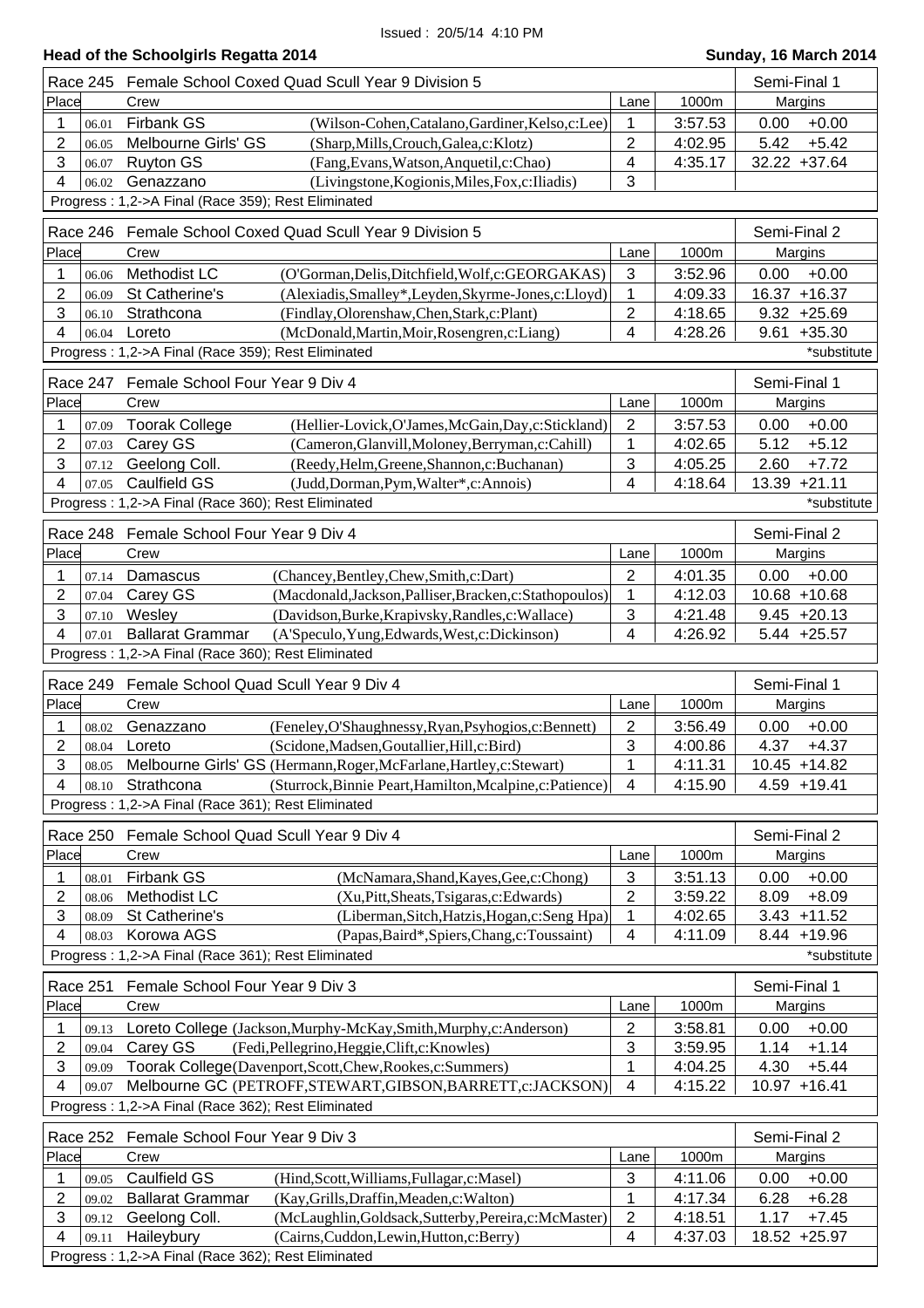Issued : 20/5/14 4:10 PM

**Head of the Schoolgirls Regatta 2014** — **Sunday, 16 March 2014**

### Race 245 Female School Coxed Quad Scull Year 9 Division 5 — Semi-Final 1

| Place | | Crew | | Lane | 1000m | Margins | |
|---|---|---|---|---|---|---|---|
| 1 | 06.01 | Firbank GS | (Wilson-Cohen,Catalano,Gardiner,Kelso,c:Lee) | 1 | 3:57.53 | 0.00 | +0.00 |
| 2 | 06.05 | Melbourne Girls' GS | (Sharp,Mills,Crouch,Galea,c:Klotz) | 2 | 4:02.95 | 5.42 | +5.42 |
| 3 | 06.07 | Ruyton GS | (Fang,Evans,Watson,Anquetil,c:Chao) | 4 | 4:35.17 | 32.22 | +37.64 |
| 4 | 06.02 | Genazzano | (Livingstone,Kogionis,Miles,Fox,c:Iliadis) | 3 | | | |

Progress : 1,2->A Final (Race 359); Rest Eliminated

### Race 246 Female School Coxed Quad Scull Year 9 Division 5 — Semi-Final 2

| Place | | Crew | | Lane | 1000m | Margins | |
|---|---|---|---|---|---|---|---|
| 1 | 06.06 | Methodist LC | (O'Gorman,Delis,Ditchfield,Wolf,c:GEORGAKAS) | 3 | 3:52.96 | 0.00 | +0.00 |
| 2 | 06.09 | St Catherine's | (Alexiadis,Smalley*,Leyden,Skyrme-Jones,c:Lloyd) | 1 | 4:09.33 | 16.37 | +16.37 |
| 3 | 06.10 | Strathcona | (Findlay,Olorenshaw,Chen,Stark,c:Plant) | 2 | 4:18.65 | 9.32 | +25.69 |
| 4 | 06.04 | Loreto | (McDonald,Martin,Moir,Rosengren,c:Liang) | 4 | 4:28.26 | 9.61 | +35.30 |

Progress : 1,2->A Final (Race 359); Rest Eliminated — *substitute

### Race 247 Female School Four Year 9 Div 4 — Semi-Final 1

| Place | | Crew | | Lane | 1000m | Margins | |
|---|---|---|---|---|---|---|---|
| 1 | 07.09 | Toorak College | (Hellier-Lovick,O'James,McGain,Day,c:Stickland) | 2 | 3:57.53 | 0.00 | +0.00 |
| 2 | 07.03 | Carey GS | (Cameron,Glanvill,Moloney,Berryman,c:Cahill) | 1 | 4:02.65 | 5.12 | +5.12 |
| 3 | 07.12 | Geelong Coll. | (Reedy,Helm,Greene,Shannon,c:Buchanan) | 3 | 4:05.25 | 2.60 | +7.72 |
| 4 | 07.05 | Caulfield GS | (Judd,Dorman,Pym,Walter*,c:Annois) | 4 | 4:18.64 | 13.39 | +21.11 |

Progress : 1,2->A Final (Race 360); Rest Eliminated — *substitute

### Race 248 Female School Four Year 9 Div 4 — Semi-Final 2

| Place | | Crew | | Lane | 1000m | Margins | |
|---|---|---|---|---|---|---|---|
| 1 | 07.14 | Damascus | (Chancey,Bentley,Chew,Smith,c:Dart) | 2 | 4:01.35 | 0.00 | +0.00 |
| 2 | 07.04 | Carey GS | (Macdonald,Jackson,Palliser,Bracken,c:Stathopoulos) | 1 | 4:12.03 | 10.68 | +10.68 |
| 3 | 07.10 | Wesley | (Davidson,Burke,Krapivsky,Randles,c:Wallace) | 3 | 4:21.48 | 9.45 | +20.13 |
| 4 | 07.01 | Ballarat Grammar | (A'Speculo,Yung,Edwards,West,c:Dickinson) | 4 | 4:26.92 | 5.44 | +25.57 |

Progress : 1,2->A Final (Race 360); Rest Eliminated

### Race 249 Female School Quad Scull Year 9 Div 4 — Semi-Final 1

| Place | | Crew | | Lane | 1000m | Margins | |
|---|---|---|---|---|---|---|---|
| 1 | 08.02 | Genazzano | (Feneley,O'Shaughnessy,Ryan,Psyhogios,c:Bennett) | 2 | 3:56.49 | 0.00 | +0.00 |
| 2 | 08.04 | Loreto | (Scidone,Madsen,Goutallier,Hill,c:Bird) | 3 | 4:00.86 | 4.37 | +4.37 |
| 3 | 08.05 | Melbourne Girls' GS | (Hermann,Roger,McFarlane,Hartley,c:Stewart) | 1 | 4:11.31 | 10.45 | +14.82 |
| 4 | 08.10 | Strathcona | (Sturrock,Binnie Peart,Hamilton,Mcalpine,c:Patience) | 4 | 4:15.90 | 4.59 | +19.41 |

Progress : 1,2->A Final (Race 361); Rest Eliminated

### Race 250 Female School Quad Scull Year 9 Div 4 — Semi-Final 2

| Place | | Crew | | Lane | 1000m | Margins | |
|---|---|---|---|---|---|---|---|
| 1 | 08.01 | Firbank GS | (McNamara,Shand,Kayes,Gee,c:Chong) | 3 | 3:51.13 | 0.00 | +0.00 |
| 2 | 08.06 | Methodist LC | (Xu,Pitt,Sheats,Tsigaras,c:Edwards) | 2 | 3:59.22 | 8.09 | +8.09 |
| 3 | 08.09 | St Catherine's | (Liberman,Sitch,Hatzis,Hogan,c:Seng Hpa) | 1 | 4:02.65 | 3.43 | +11.52 |
| 4 | 08.03 | Korowa AGS | (Papas,Baird*,Spiers,Chang,c:Toussaint) | 4 | 4:11.09 | 8.44 | +19.96 |

Progress : 1,2->A Final (Race 361); Rest Eliminated — *substitute

### Race 251 Female School Four Year 9 Div 3 — Semi-Final 1

| Place | | Crew | | Lane | 1000m | Margins | |
|---|---|---|---|---|---|---|---|
| 1 | 09.13 | Loreto College | (Jackson,Murphy-McKay,Smith,Murphy,c:Anderson) | 2 | 3:58.81 | 0.00 | +0.00 |
| 2 | 09.04 | Carey GS | (Fedi,Pellegrino,Heggie,Clift,c:Knowles) | 3 | 3:59.95 | 1.14 | +1.14 |
| 3 | 09.09 | Toorak College | (Davenport,Scott,Chew,Rookes,c:Summers) | 1 | 4:04.25 | 4.30 | +5.44 |
| 4 | 09.07 | Melbourne GC | (PETROFF,STEWART,GIBSON,BARRETT,c:JACKSON) | 4 | 4:15.22 | 10.97 | +16.41 |

Progress : 1,2->A Final (Race 362); Rest Eliminated

### Race 252 Female School Four Year 9 Div 3 — Semi-Final 2

| Place | | Crew | | Lane | 1000m | Margins | |
|---|---|---|---|---|---|---|---|
| 1 | 09.05 | Caulfield GS | (Hind,Scott,Williams,Fullagar,c:Masel) | 3 | 4:11.06 | 0.00 | +0.00 |
| 2 | 09.02 | Ballarat Grammar | (Kay,Grills,Draffin,Meaden,c:Walton) | 1 | 4:17.34 | 6.28 | +6.28 |
| 3 | 09.12 | Geelong Coll. | (McLaughlin,Goldsack,Sutterby,Pereira,c:McMaster) | 2 | 4:18.51 | 1.17 | +7.45 |
| 4 | 09.11 | Haileybury | (Cairns,Cuddon,Lewin,Hutton,c:Berry) | 4 | 4:37.03 | 18.52 | +25.97 |

Progress : 1,2->A Final (Race 362); Rest Eliminated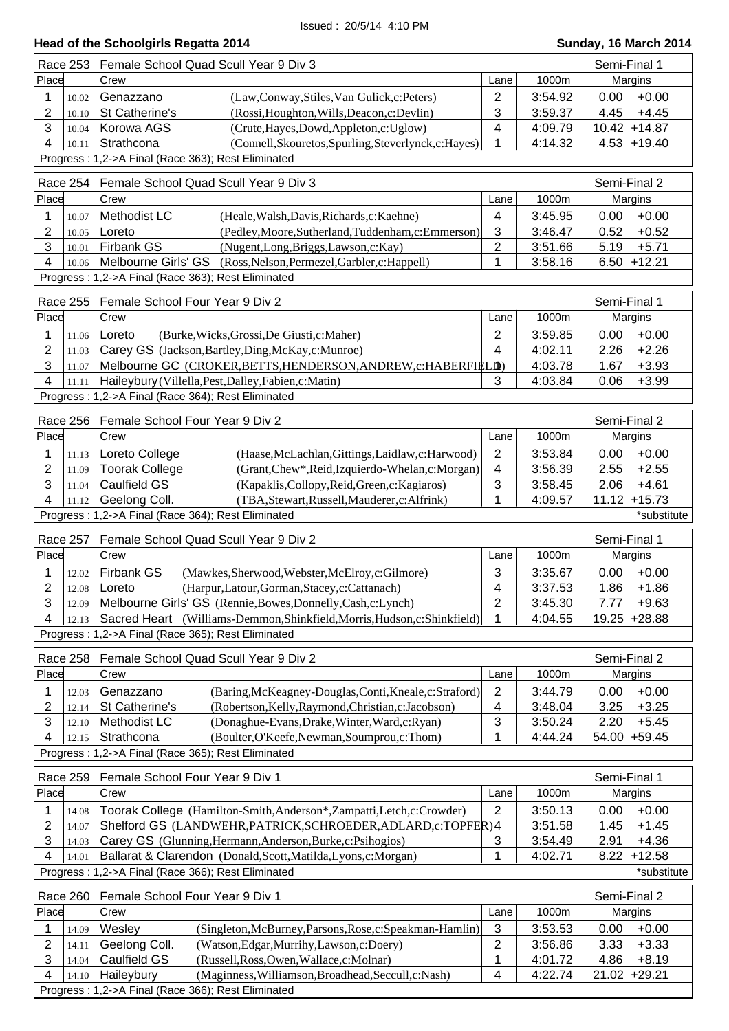Issued : 20/5/14 4:10 PM

**Head of the Schoolgirls Regatta 2014** — **Sunday, 16 March 2014**

### Race 253 Female School Quad Scull Year 9 Div 3 — Semi-Final 1

| Place | | Crew | | Lane | 1000m | Margins | |
|---|---|---|---|---|---|---|---|
| 1 | 10.02 | Genazzano | (Law,Conway,Stiles,Van Gulick,c:Peters) | 2 | 3:54.92 | 0.00 | +0.00 |
| 2 | 10.10 | St Catherine's | (Rossi,Houghton,Wills,Deacon,c:Devlin) | 3 | 3:59.37 | 4.45 | +4.45 |
| 3 | 10.04 | Korowa AGS | (Crute,Hayes,Dowd,Appleton,c:Uglow) | 4 | 4:09.79 | 10.42 | +14.87 |
| 4 | 10.11 | Strathcona | (Connell,Skouretos,Spurling,Steverlynck,c:Hayes) | 1 | 4:14.32 | 4.53 | +19.40 |

Progress : 1,2->A Final (Race 363); Rest Eliminated

### Race 254 Female School Quad Scull Year 9 Div 3 — Semi-Final 2

| Place | | Crew | | Lane | 1000m | Margins | |
|---|---|---|---|---|---|---|---|
| 1 | 10.07 | Methodist LC | (Heale,Walsh,Davis,Richards,c:Kaehne) | 4 | 3:45.95 | 0.00 | +0.00 |
| 2 | 10.05 | Loreto | (Pedley,Moore,Sutherland,Tuddenham,c:Emmerson) | 3 | 3:46.47 | 0.52 | +0.52 |
| 3 | 10.01 | Firbank GS | (Nugent,Long,Briggs,Lawson,c:Kay) | 2 | 3:51.66 | 5.19 | +5.71 |
| 4 | 10.06 | Melbourne Girls' GS | (Ross,Nelson,Permezel,Garbler,c:Happell) | 1 | 3:58.16 | 6.50 | +12.21 |

Progress : 1,2->A Final (Race 363); Rest Eliminated

### Race 255 Female School Four Year 9 Div 2 — Semi-Final 1

| Place | | Crew | | Lane | 1000m | Margins | |
|---|---|---|---|---|---|---|---|
| 1 | 11.06 | Loreto | (Burke,Wicks,Grossi,De Giusti,c:Maher) | 2 | 3:59.85 | 0.00 | +0.00 |
| 2 | 11.03 | Carey GS | (Jackson,Bartley,Ding,McKay,c:Munroe) | 4 | 4:02.11 | 2.26 | +2.26 |
| 3 | 11.07 | Melbourne GC | (CROKER,BETTS,HENDERSON,ANDREW,c:HABERFIELD) | 1 | 4:03.78 | 1.67 | +3.93 |
| 4 | 11.11 | Haileybury | (Villella,Pest,Dalley,Fabien,c:Matin) | 3 | 4:03.84 | 0.06 | +3.99 |

Progress : 1,2->A Final (Race 364); Rest Eliminated

### Race 256 Female School Four Year 9 Div 2 — Semi-Final 2

| Place | | Crew | | Lane | 1000m | Margins | |
|---|---|---|---|---|---|---|---|
| 1 | 11.13 | Loreto College | (Haase,McLachlan,Gittings,Laidlaw,c:Harwood) | 2 | 3:53.84 | 0.00 | +0.00 |
| 2 | 11.09 | Toorak College | (Grant,Chew*,Reid,Izquierdo-Whelan,c:Morgan) | 4 | 3:56.39 | 2.55 | +2.55 |
| 3 | 11.04 | Caulfield GS | (Kapaklis,Collopy,Reid,Green,c:Kagiaros) | 3 | 3:58.45 | 2.06 | +4.61 |
| 4 | 11.12 | Geelong Coll. | (TBA,Stewart,Russell,Mauderer,c:Alfrink) | 1 | 4:09.57 | 11.12 | +15.73 |

Progress : 1,2->A Final (Race 364); Rest Eliminated — *substitute

### Race 257 Female School Quad Scull Year 9 Div 2 — Semi-Final 1

| Place | | Crew | | Lane | 1000m | Margins | |
|---|---|---|---|---|---|---|---|
| 1 | 12.02 | Firbank GS | (Mawkes,Sherwood,Webster,McElroy,c:Gilmore) | 3 | 3:35.67 | 0.00 | +0.00 |
| 2 | 12.08 | Loreto | (Harpur,Latour,Gorman,Stacey,c:Cattanach) | 4 | 3:37.53 | 1.86 | +1.86 |
| 3 | 12.09 | Melbourne Girls' GS | (Rennie,Bowes,Donnelly,Cash,c:Lynch) | 2 | 3:45.30 | 7.77 | +9.63 |
| 4 | 12.13 | Sacred Heart | (Williams-Demmon,Shinkfield,Morris,Hudson,c:Shinkfield) | 1 | 4:04.55 | 19.25 | +28.88 |

Progress : 1,2->A Final (Race 365); Rest Eliminated

### Race 258 Female School Quad Scull Year 9 Div 2 — Semi-Final 2

| Place | | Crew | | Lane | 1000m | Margins | |
|---|---|---|---|---|---|---|---|
| 1 | 12.03 | Genazzano | (Baring,McKeagney-Douglas,Conti,Kneale,c:Straford) | 2 | 3:44.79 | 0.00 | +0.00 |
| 2 | 12.14 | St Catherine's | (Robertson,Kelly,Raymond,Christian,c:Jacobson) | 4 | 3:48.04 | 3.25 | +3.25 |
| 3 | 12.10 | Methodist LC | (Donaghue-Evans,Drake,Winter,Ward,c:Ryan) | 3 | 3:50.24 | 2.20 | +5.45 |
| 4 | 12.15 | Strathcona | (Boulter,O'Keefe,Newman,Soumprou,c:Thom) | 1 | 4:44.24 | 54.00 | +59.45 |

Progress : 1,2->A Final (Race 365); Rest Eliminated

### Race 259 Female School Four Year 9 Div 1 — Semi-Final 1

| Place | | Crew | | Lane | 1000m | Margins | |
|---|---|---|---|---|---|---|---|
| 1 | 14.08 | Toorak College | (Hamilton-Smith,Anderson*,Zampatti,Letch,c:Crowder) | 2 | 3:50.13 | 0.00 | +0.00 |
| 2 | 14.07 | Shelford GS | (LANDWEHR,PATRICK,SCHROEDER,ADLARD,c:TOPFER) | 4 | 3:51.58 | 1.45 | +1.45 |
| 3 | 14.03 | Carey GS | (Glunning,Hermann,Anderson,Burke,c:Psihogios) | 3 | 3:54.49 | 2.91 | +4.36 |
| 4 | 14.01 | Ballarat & Clarendon | (Donald,Scott,Matilda,Lyons,c:Morgan) | 1 | 4:02.71 | 8.22 | +12.58 |

Progress : 1,2->A Final (Race 366); Rest Eliminated — *substitute

### Race 260 Female School Four Year 9 Div 1 — Semi-Final 2

| Place | | Crew | | Lane | 1000m | Margins | |
|---|---|---|---|---|---|---|---|
| 1 | 14.09 | Wesley | (Singleton,McBurney,Parsons,Rose,c:Speakman-Hamlin) | 3 | 3:53.53 | 0.00 | +0.00 |
| 2 | 14.11 | Geelong Coll. | (Watson,Edgar,Murrihy,Lawson,c:Doery) | 2 | 3:56.86 | 3.33 | +3.33 |
| 3 | 14.04 | Caulfield GS | (Russell,Ross,Owen,Wallace,c:Molnar) | 1 | 4:01.72 | 4.86 | +8.19 |
| 4 | 14.10 | Haileybury | (Maginness,Williamson,Broadhead,Seccull,c:Nash) | 4 | 4:22.74 | 21.02 | +29.21 |

Progress : 1,2->A Final (Race 366); Rest Eliminated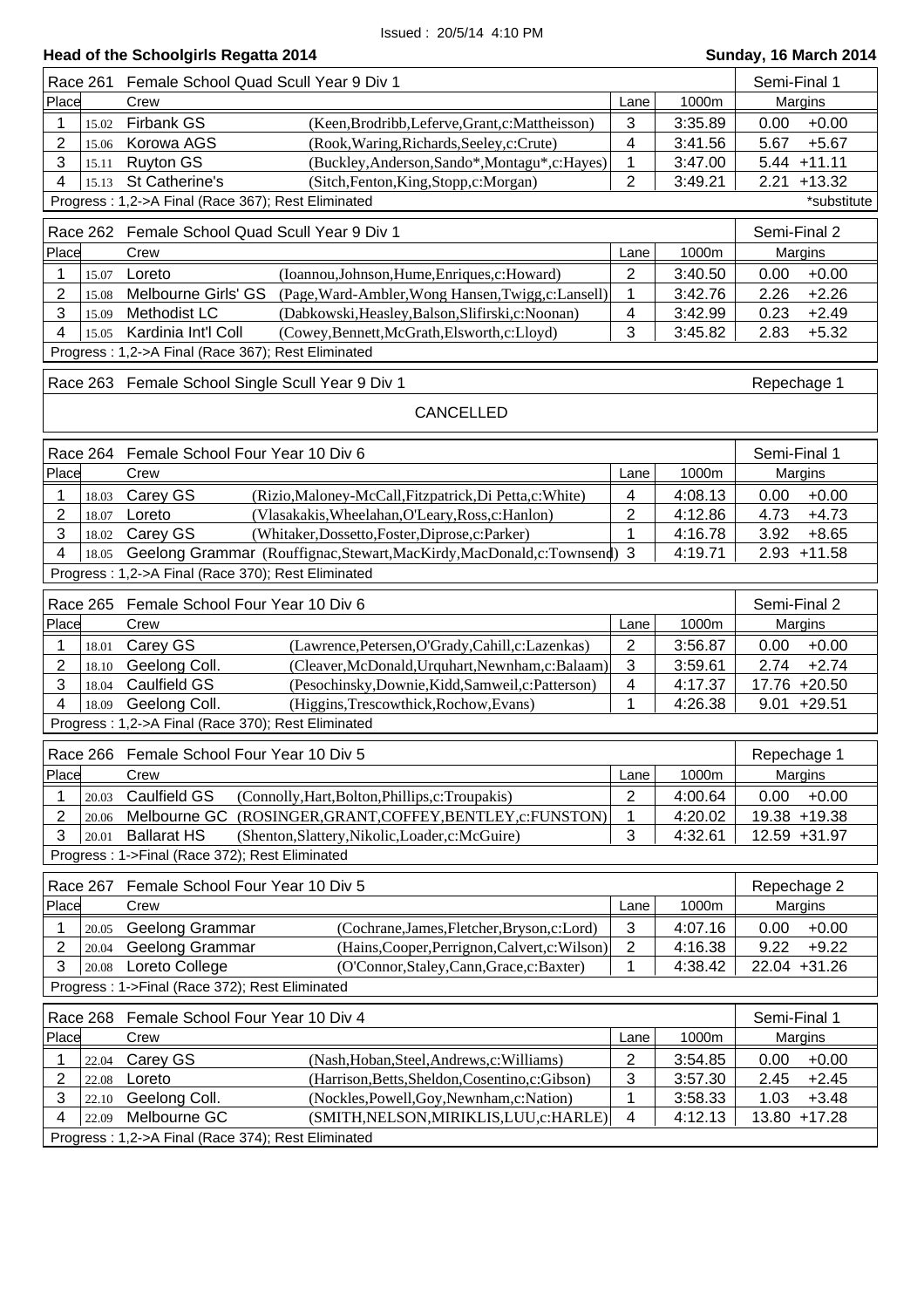Issued : 20/5/14 4:10 PM

## Head of the Schoolgirls Regatta 2014

**Sunday, 16 March 2014**

### Race 261 Female School Quad Scull Year 9 Div 1 — Semi-Final 1

| Place | | Crew | | Lane | 1000m | Margins | |
|---|---|---|---|---|---|---|---|
| 1 | 15.02 | Firbank GS | (Keen,Brodribb,Leferve,Grant,c:Mattheisson) | 3 | 3:35.89 | 0.00 | +0.00 |
| 2 | 15.06 | Korowa AGS | (Rook,Waring,Richards,Seeley,c:Crute) | 4 | 3:41.56 | 5.67 | +5.67 |
| 3 | 15.11 | Ruyton GS | (Buckley,Anderson,Sando*,Montagu*,c:Hayes) | 1 | 3:47.00 | 5.44 | +11.11 |
| 4 | 15.13 | St Catherine's | (Sitch,Fenton,King,Stopp,c:Morgan) | 2 | 3:49.21 | 2.21 | +13.32 |

Progress : 1,2->A Final (Race 367); Rest Eliminated — *substitute

### Race 262 Female School Quad Scull Year 9 Div 1 — Semi-Final 2

| Place | | Crew | | Lane | 1000m | Margins | |
|---|---|---|---|---|---|---|---|
| 1 | 15.07 | Loreto | (Ioannou,Johnson,Hume,Enriques,c:Howard) | 2 | 3:40.50 | 0.00 | +0.00 |
| 2 | 15.08 | Melbourne Girls' GS | (Page,Ward-Ambler,Wong Hansen,Twigg,c:Lansell) | 1 | 3:42.76 | 2.26 | +2.26 |
| 3 | 15.09 | Methodist LC | (Dabkowski,Heasley,Balson,Slifirski,c:Noonan) | 4 | 3:42.99 | 0.23 | +2.49 |
| 4 | 15.05 | Kardinia Int'l Coll | (Cowey,Bennett,McGrath,Elsworth,c:Lloyd) | 3 | 3:45.82 | 2.83 | +5.32 |

Progress : 1,2->A Final (Race 367); Rest Eliminated

### Race 263 Female School Single Scull Year 9 Div 1 — Repechage 1

CANCELLED

### Race 264 Female School Four Year 10 Div 6 — Semi-Final 1

| Place | | Crew | | Lane | 1000m | Margins | |
|---|---|---|---|---|---|---|---|
| 1 | 18.03 | Carey GS | (Rizio,Maloney-McCall,Fitzpatrick,Di Petta,c:White) | 4 | 4:08.13 | 0.00 | +0.00 |
| 2 | 18.07 | Loreto | (Vlasakakis,Wheelahan,O'Leary,Ross,c:Hanlon) | 2 | 4:12.86 | 4.73 | +4.73 |
| 3 | 18.02 | Carey GS | (Whitaker,Dossetto,Foster,Diprose,c:Parker) | 1 | 4:16.78 | 3.92 | +8.65 |
| 4 | 18.05 | Geelong Grammar | (Rouffignac,Stewart,MacKirdy,MacDonald,c:Townsend) | 3 | 4:19.71 | 2.93 | +11.58 |

Progress : 1,2->A Final (Race 370); Rest Eliminated

### Race 265 Female School Four Year 10 Div 6 — Semi-Final 2

| Place | | Crew | | Lane | 1000m | Margins | |
|---|---|---|---|---|---|---|---|
| 1 | 18.01 | Carey GS | (Lawrence,Petersen,O'Grady,Cahill,c:Lazenkas) | 2 | 3:56.87 | 0.00 | +0.00 |
| 2 | 18.10 | Geelong Coll. | (Cleaver,McDonald,Urquhart,Newnham,c:Balaam) | 3 | 3:59.61 | 2.74 | +2.74 |
| 3 | 18.04 | Caulfield GS | (Pesochinsky,Downie,Kidd,Samweil,c:Patterson) | 4 | 4:17.37 | 17.76 | +20.50 |
| 4 | 18.09 | Geelong Coll. | (Higgins,Trescowthick,Rochow,Evans) | 1 | 4:26.38 | 9.01 | +29.51 |

Progress : 1,2->A Final (Race 370); Rest Eliminated

### Race 266 Female School Four Year 10 Div 5 — Repechage 1

| Place | | Crew | | Lane | 1000m | Margins | |
|---|---|---|---|---|---|---|---|
| 1 | 20.03 | Caulfield GS | (Connolly,Hart,Bolton,Phillips,c:Troupakis) | 2 | 4:00.64 | 0.00 | +0.00 |
| 2 | 20.06 | Melbourne GC | (ROSINGER,GRANT,COFFEY,BENTLEY,c:FUNSTON) | 1 | 4:20.02 | 19.38 | +19.38 |
| 3 | 20.01 | Ballarat HS | (Shenton,Slattery,Nikolic,Loader,c:McGuire) | 3 | 4:32.61 | 12.59 | +31.97 |

Progress : 1->Final (Race 372); Rest Eliminated

### Race 267 Female School Four Year 10 Div 5 — Repechage 2

| Place | | Crew | | Lane | 1000m | Margins | |
|---|---|---|---|---|---|---|---|
| 1 | 20.05 | Geelong Grammar | (Cochrane,James,Fletcher,Bryson,c:Lord) | 3 | 4:07.16 | 0.00 | +0.00 |
| 2 | 20.04 | Geelong Grammar | (Hains,Cooper,Perrignon,Calvert,c:Wilson) | 2 | 4:16.38 | 9.22 | +9.22 |
| 3 | 20.08 | Loreto College | (O'Connor,Staley,Cann,Grace,c:Baxter) | 1 | 4:38.42 | 22.04 | +31.26 |

Progress : 1->Final (Race 372); Rest Eliminated

### Race 268 Female School Four Year 10 Div 4 — Semi-Final 1

| Place | | Crew | | Lane | 1000m | Margins | |
|---|---|---|---|---|---|---|---|
| 1 | 22.04 | Carey GS | (Nash,Hoban,Steel,Andrews,c:Williams) | 2 | 3:54.85 | 0.00 | +0.00 |
| 2 | 22.08 | Loreto | (Harrison,Betts,Sheldon,Cosentino,c:Gibson) | 3 | 3:57.30 | 2.45 | +2.45 |
| 3 | 22.10 | Geelong Coll. | (Nockles,Powell,Goy,Newnham,c:Nation) | 1 | 3:58.33 | 1.03 | +3.48 |
| 4 | 22.09 | Melbourne GC | (SMITH,NELSON,MIRIKLIS,LUU,c:HARLE) | 4 | 4:12.13 | 13.80 | +17.28 |

Progress : 1,2->A Final (Race 374); Rest Eliminated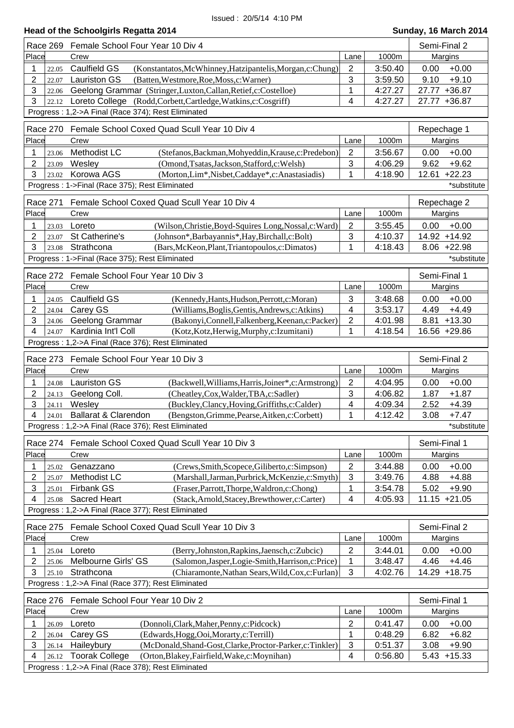Issued : 20/5/14 4:10 PM

**Head of the Schoolgirls Regatta 2014** — **Sunday, 16 March 2014**

**Race 269 Female School Four Year 10 Div 4** — Semi-Final 2

| Place | | Crew | | Lane | 1000m | Margins | |
|---|---|---|---|---|---|---|---|
| 1 | 22.05 | Caulfield GS | (Konstantatos,McWhinney,Hatzipantelis,Morgan,c:Chung) | 2 | 3:50.40 | 0.00 | +0.00 |
| 2 | 22.07 | Lauriston GS | (Batten,Westmore,Roe,Moss,c:Warner) | 3 | 3:59.50 | 9.10 | +9.10 |
| 3 | 22.06 | Geelong Grammar | (Stringer,Luxton,Callan,Retief,c:Costelloe) | 1 | 4:27.27 | 27.77 | +36.87 |
| 3 | 22.12 | Loreto College | (Rodd,Corbett,Cartledge,Watkins,c:Cosgriff) | 4 | 4:27.27 | 27.77 | +36.87 |

Progress : 1,2->A Final (Race 374); Rest Eliminated

**Race 270 Female School Coxed Quad Scull Year 10 Div 4** — Repechage 1

| Place | | Crew | | Lane | 1000m | Margins | |
|---|---|---|---|---|---|---|---|
| 1 | 23.06 | Methodist LC | (Stefanos,Backman,Mohyeddin,Krause,c:Predebon) | 2 | 3:56.67 | 0.00 | +0.00 |
| 2 | 23.09 | Wesley | (Omond,Tsatas,Jackson,Stafford,c:Welsh) | 3 | 4:06.29 | 9.62 | +9.62 |
| 3 | 23.02 | Korowa AGS | (Morton,Lim*,Nisbet,Caddaye*,c:Anastasiadis) | 1 | 4:18.90 | 12.61 | +22.23 |

Progress : 1->Final (Race 375); Rest Eliminated — *substitute

**Race 271 Female School Coxed Quad Scull Year 10 Div 4** — Repechage 2

| Place | | Crew | | Lane | 1000m | Margins | |
|---|---|---|---|---|---|---|---|
| 1 | 23.03 | Loreto | (Wilson,Christie,Boyd-Squires Long,Nossal,c:Ward) | 2 | 3:55.45 | 0.00 | +0.00 |
| 2 | 23.07 | St Catherine's | (Johnson*,Barbayannis*,Hay,Birchall,c:Bolt) | 3 | 4:10.37 | 14.92 | +14.92 |
| 3 | 23.08 | Strathcona | (Bars,McKeon,Plant,Triantopoulos,c:Dimatos) | 1 | 4:18.43 | 8.06 | +22.98 |

Progress : 1->Final (Race 375); Rest Eliminated — *substitute

**Race 272 Female School Four Year 10 Div 3** — Semi-Final 1

| Place | | Crew | | Lane | 1000m | Margins | |
|---|---|---|---|---|---|---|---|
| 1 | 24.05 | Caulfield GS | (Kennedy,Hants,Hudson,Perrott,c:Moran) | 3 | 3:48.68 | 0.00 | +0.00 |
| 2 | 24.04 | Carey GS | (Williams,Boglis,Gentis,Andrews,c:Atkins) | 4 | 3:53.17 | 4.49 | +4.49 |
| 3 | 24.06 | Geelong Grammar | (Bakonyi,Connell,Falkenberg,Keenan,c:Packer) | 2 | 4:01.98 | 8.81 | +13.30 |
| 4 | 24.07 | Kardinia Int'l Coll | (Kotz,Kotz,Herwig,Murphy,c:Izumitani) | 1 | 4:18.54 | 16.56 | +29.86 |

Progress : 1,2->A Final (Race 376); Rest Eliminated

**Race 273 Female School Four Year 10 Div 3** — Semi-Final 2

| Place | | Crew | | Lane | 1000m | Margins | |
|---|---|---|---|---|---|---|---|
| 1 | 24.08 | Lauriston GS | (Backwell,Williams,Harris,Joiner*,c:Armstrong) | 2 | 4:04.95 | 0.00 | +0.00 |
| 2 | 24.13 | Geelong Coll. | (Cheatley,Cox,Walder,TBA,c:Sadler) | 3 | 4:06.82 | 1.87 | +1.87 |
| 3 | 24.11 | Wesley | (Buckley,Clancy,Hoving,Griffiths,c:Calder) | 4 | 4:09.34 | 2.52 | +4.39 |
| 4 | 24.01 | Ballarat & Clarendon | (Bengston,Grimme,Pearse,Aitken,c:Corbett) | 1 | 4:12.42 | 3.08 | +7.47 |

Progress : 1,2->A Final (Race 376); Rest Eliminated — *substitute

**Race 274 Female School Coxed Quad Scull Year 10 Div 3** — Semi-Final 1

| Place | | Crew | | Lane | 1000m | Margins | |
|---|---|---|---|---|---|---|---|
| 1 | 25.02 | Genazzano | (Crews,Smith,Scopece,Giliberto,c:Simpson) | 2 | 3:44.88 | 0.00 | +0.00 |
| 2 | 25.07 | Methodist LC | (Marshall,Jarman,Purbrick,McKenzie,c:Smyth) | 3 | 3:49.76 | 4.88 | +4.88 |
| 3 | 25.01 | Firbank GS | (Fraser,Parrott,Thorpe,Waldron,c:Chong) | 1 | 3:54.78 | 5.02 | +9.90 |
| 4 | 25.08 | Sacred Heart | (Stack,Arnold,Stacey,Brewthower,c:Carter) | 4 | 4:05.93 | 11.15 | +21.05 |

Progress : 1,2->A Final (Race 377); Rest Eliminated

**Race 275 Female School Coxed Quad Scull Year 10 Div 3** — Semi-Final 2

| Place | | Crew | | Lane | 1000m | Margins | |
|---|---|---|---|---|---|---|---|
| 1 | 25.04 | Loreto | (Berry,Johnston,Rapkins,Jaensch,c:Zubcic) | 2 | 3:44.01 | 0.00 | +0.00 |
| 2 | 25.06 | Melbourne Girls' GS | (Salomon,Jasper,Logie-Smith,Harrison,c:Price) | 1 | 3:48.47 | 4.46 | +4.46 |
| 3 | 25.10 | Strathcona | (Chiaramonte,Nathan Sears,Wild,Cox,c:Furlan) | 3 | 4:02.76 | 14.29 | +18.75 |

Progress : 1,2->A Final (Race 377); Rest Eliminated

**Race 276 Female School Four Year 10 Div 2** — Semi-Final 1

| Place | | Crew | | Lane | 1000m | Margins | |
|---|---|---|---|---|---|---|---|
| 1 | 26.09 | Loreto | (Donnoli,Clark,Maher,Penny,c:Pidcock) | 2 | 0:41.47 | 0.00 | +0.00 |
| 2 | 26.04 | Carey GS | (Edwards,Hogg,Ooi,Morarty,c:Terrill) | 1 | 0:48.29 | 6.82 | +6.82 |
| 3 | 26.14 | Haileybury | (McDonald,Shand-Gost,Clarke,Proctor-Parker,c:Tinkler) | 3 | 0:51.37 | 3.08 | +9.90 |
| 4 | 26.12 | Toorak College | (Orton,Blakey,Fairfield,Wake,c:Moynihan) | 4 | 0:56.80 | 5.43 | +15.33 |

Progress : 1,2->A Final (Race 378); Rest Eliminated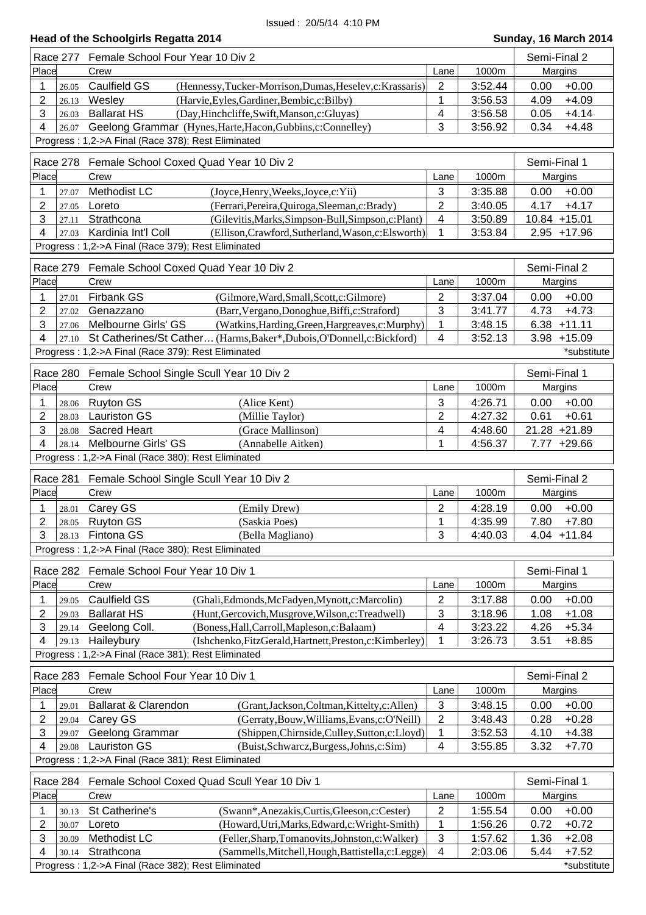Issued : 20/5/14 4:10 PM

## Head of the Schoolgirls Regatta 2014

**Sunday, 16 March 2014**

### Race 277 Female School Four Year 10 Div 2 — Semi-Final 2

| Place | | Crew | | Lane | 1000m | Margins | |
|---|---|---|---|---|---|---|---|
| 1 | 26.05 | Caulfield GS | (Hennessy,Tucker-Morrison,Dumas,Heselev,c:Krassaris) | 2 | 3:52.44 | 0.00 | +0.00 |
| 2 | 26.13 | Wesley | (Harvie,Eyles,Gardiner,Bembic,c:Bilby) | 1 | 3:56.53 | 4.09 | +4.09 |
| 3 | 26.03 | Ballarat HS | (Day,Hinchcliffe,Swift,Manson,c:Gluyas) | 4 | 3:56.58 | 0.05 | +4.14 |
| 4 | 26.07 | Geelong Grammar | (Hynes,Harte,Hacon,Gubbins,c:Connelley) | 3 | 3:56.92 | 0.34 | +4.48 |

Progress : 1,2->A Final (Race 378); Rest Eliminated

### Race 278 Female School Coxed Quad Year 10 Div 2 — Semi-Final 1

| Place | | Crew | | Lane | 1000m | Margins | |
|---|---|---|---|---|---|---|---|
| 1 | 27.07 | Methodist LC | (Joyce,Henry,Weeks,Joyce,c:Yii) | 3 | 3:35.88 | 0.00 | +0.00 |
| 2 | 27.05 | Loreto | (Ferrari,Pereira,Quiroga,Sleeman,c:Brady) | 2 | 3:40.05 | 4.17 | +4.17 |
| 3 | 27.11 | Strathcona | (Gilevitis,Marks,Simpson-Bull,Simpson,c:Plant) | 4 | 3:50.89 | 10.84 | +15.01 |
| 4 | 27.03 | Kardinia Int'l Coll | (Ellison,Crawford,Sutherland,Wason,c:Elsworth) | 1 | 3:53.84 | 2.95 | +17.96 |

Progress : 1,2->A Final (Race 379); Rest Eliminated

### Race 279 Female School Coxed Quad Year 10 Div 2 — Semi-Final 2

| Place | | Crew | | Lane | 1000m | Margins | |
|---|---|---|---|---|---|---|---|
| 1 | 27.01 | Firbank GS | (Gilmore,Ward,Small,Scott,c:Gilmore) | 2 | 3:37.04 | 0.00 | +0.00 |
| 2 | 27.02 | Genazzano | (Barr,Vergano,Donoghue,Biffi,c:Straford) | 3 | 3:41.77 | 4.73 | +4.73 |
| 3 | 27.06 | Melbourne Girls' GS | (Watkins,Harding,Green,Hargreaves,c:Murphy) | 1 | 3:48.15 | 6.38 | +11.11 |
| 4 | 27.10 | St Catherines/St Cather… | (Harms,Baker*,Dubois,O'Donnell,c:Bickford) | 4 | 3:52.13 | 3.98 | +15.09 |

Progress : 1,2->A Final (Race 379); Rest Eliminated — *substitute

### Race 280 Female School Single Scull Year 10 Div 2 — Semi-Final 1

| Place | | Crew | | Lane | 1000m | Margins | |
|---|---|---|---|---|---|---|---|
| 1 | 28.06 | Ruyton GS | (Alice Kent) | 3 | 4:26.71 | 0.00 | +0.00 |
| 2 | 28.03 | Lauriston GS | (Millie Taylor) | 2 | 4:27.32 | 0.61 | +0.61 |
| 3 | 28.08 | Sacred Heart | (Grace Mallinson) | 4 | 4:48.60 | 21.28 | +21.89 |
| 4 | 28.14 | Melbourne Girls' GS | (Annabelle Aitken) | 1 | 4:56.37 | 7.77 | +29.66 |

Progress : 1,2->A Final (Race 380); Rest Eliminated

### Race 281 Female School Single Scull Year 10 Div 2 — Semi-Final 2

| Place | | Crew | | Lane | 1000m | Margins | |
|---|---|---|---|---|---|---|---|
| 1 | 28.01 | Carey GS | (Emily Drew) | 2 | 4:28.19 | 0.00 | +0.00 |
| 2 | 28.05 | Ruyton GS | (Saskia Poes) | 1 | 4:35.99 | 7.80 | +7.80 |
| 3 | 28.13 | Fintona GS | (Bella Magliano) | 3 | 4:40.03 | 4.04 | +11.84 |

Progress : 1,2->A Final (Race 380); Rest Eliminated

### Race 282 Female School Four Year 10 Div 1 — Semi-Final 1

| Place | | Crew | | Lane | 1000m | Margins | |
|---|---|---|---|---|---|---|---|
| 1 | 29.05 | Caulfield GS | (Ghali,Edmonds,McFadyen,Mynott,c:Marcolin) | 2 | 3:17.88 | 0.00 | +0.00 |
| 2 | 29.03 | Ballarat HS | (Hunt,Gercovich,Musgrove,Wilson,c:Treadwell) | 3 | 3:18.96 | 1.08 | +1.08 |
| 3 | 29.14 | Geelong Coll. | (Boness,Hall,Carroll,Mapleson,c:Balaam) | 4 | 3:23.22 | 4.26 | +5.34 |
| 4 | 29.13 | Haileybury | (Ishchenko,FitzGerald,Hartnett,Preston,c:Kimberley) | 1 | 3:26.73 | 3.51 | +8.85 |

Progress : 1,2->A Final (Race 381); Rest Eliminated

### Race 283 Female School Four Year 10 Div 1 — Semi-Final 2

| Place | | Crew | | Lane | 1000m | Margins | |
|---|---|---|---|---|---|---|---|
| 1 | 29.01 | Ballarat & Clarendon | (Grant,Jackson,Coltman,Kittelty,c:Allen) | 3 | 3:48.15 | 0.00 | +0.00 |
| 2 | 29.04 | Carey GS | (Gerraty,Bouw,Williams,Evans,c:O'Neill) | 2 | 3:48.43 | 0.28 | +0.28 |
| 3 | 29.07 | Geelong Grammar | (Shippen,Chirnside,Culley,Sutton,c:Lloyd) | 1 | 3:52.53 | 4.10 | +4.38 |
| 4 | 29.08 | Lauriston GS | (Buist,Schwarcz,Burgess,Johns,c:Sim) | 4 | 3:55.85 | 3.32 | +7.70 |

Progress : 1,2->A Final (Race 381); Rest Eliminated

### Race 284 Female School Coxed Quad Scull Year 10 Div 1 — Semi-Final 1

| Place | | Crew | | Lane | 1000m | Margins | |
|---|---|---|---|---|---|---|---|
| 1 | 30.13 | St Catherine's | (Swann*,Anezakis,Curtis,Gleeson,c:Cester) | 2 | 1:55.54 | 0.00 | +0.00 |
| 2 | 30.07 | Loreto | (Howard,Utri,Marks,Edward,c:Wright-Smith) | 1 | 1:56.26 | 0.72 | +0.72 |
| 3 | 30.09 | Methodist LC | (Feller,Sharp,Tomanovits,Johnston,c:Walker) | 3 | 1:57.62 | 1.36 | +2.08 |
| 4 | 30.14 | Strathcona | (Sammells,Mitchell,Hough,Battistella,c:Legge) | 4 | 2:03.06 | 5.44 | +7.52 |

Progress : 1,2->A Final (Race 382); Rest Eliminated — *substitute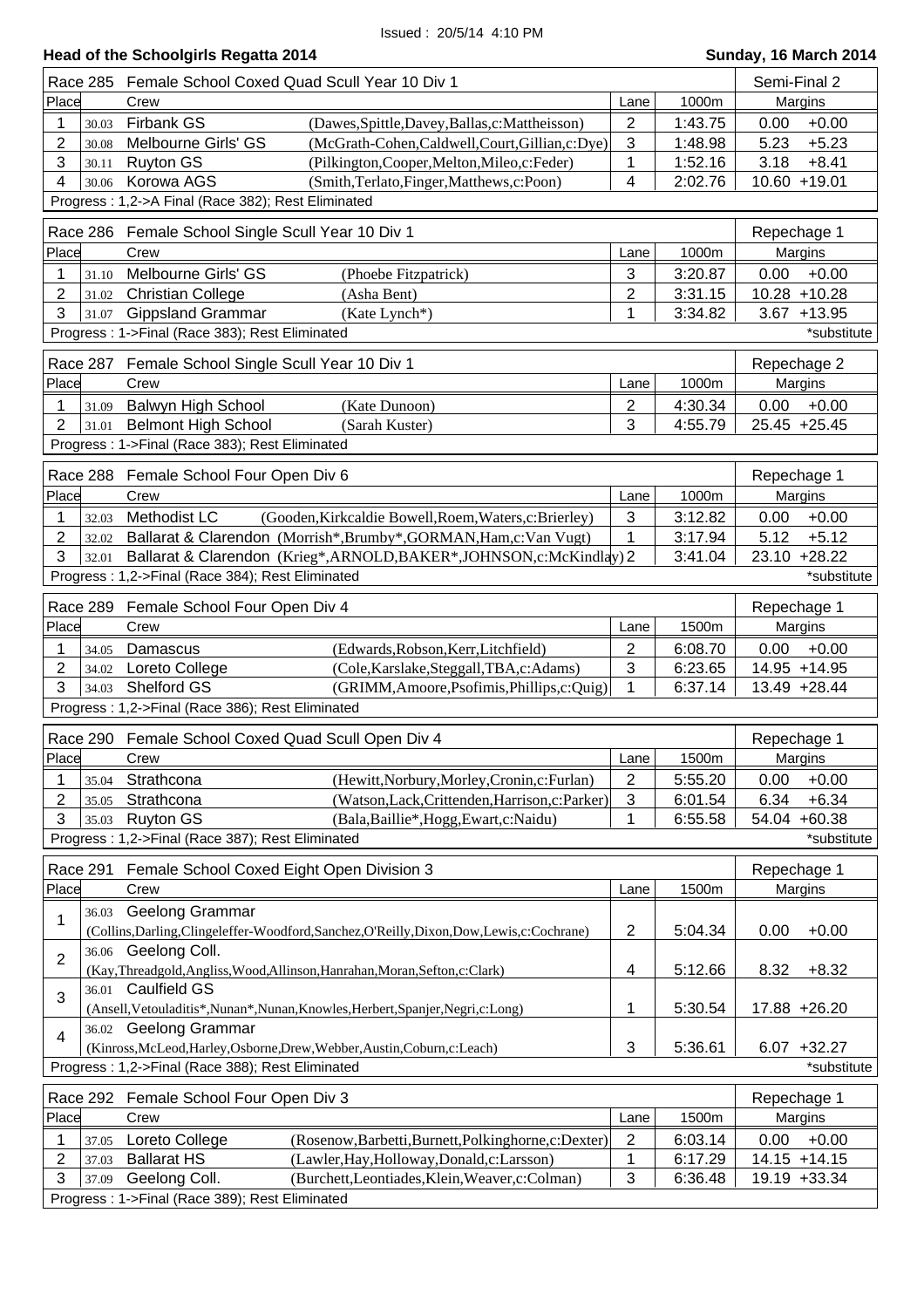Issued : 20/5/14 4:10 PM

**Head of the Schoolgirls Regatta 2014** — **Sunday, 16 March 2014**

**Race 285 Female School Coxed Quad Scull Year 10 Div 1** — Semi-Final 2

| Place | | Crew | | Lane | 1000m | Margins | |
|---|---|---|---|---|---|---|---|
| 1 | 30.03 | Firbank GS | (Dawes,Spittle,Davey,Ballas,c:Mattheisson) | 2 | 1:43.75 | 0.00 | +0.00 |
| 2 | 30.08 | Melbourne Girls' GS | (McGrath-Cohen,Caldwell,Court,Gillian,c:Dye) | 3 | 1:48.98 | 5.23 | +5.23 |
| 3 | 30.11 | Ruyton GS | (Pilkington,Cooper,Melton,Mileo,c:Feder) | 1 | 1:52.16 | 3.18 | +8.41 |
| 4 | 30.06 | Korowa AGS | (Smith,Terlato,Finger,Matthews,c:Poon) | 4 | 2:02.76 | 10.60 | +19.01 |

Progress : 1,2->A Final (Race 382); Rest Eliminated

**Race 286 Female School Single Scull Year 10 Div 1** — Repechage 1

| Place | | Crew | | Lane | 1000m | Margins | |
|---|---|---|---|---|---|---|---|
| 1 | 31.10 | Melbourne Girls' GS | (Phoebe Fitzpatrick) | 3 | 3:20.87 | 0.00 | +0.00 |
| 2 | 31.02 | Christian College | (Asha Bent) | 2 | 3:31.15 | 10.28 | +10.28 |
| 3 | 31.07 | Gippsland Grammar | (Kate Lynch*) | 1 | 3:34.82 | 3.67 | +13.95 |

Progress : 1->Final (Race 383); Rest Eliminated — *substitute

**Race 287 Female School Single Scull Year 10 Div 1** — Repechage 2

| Place | | Crew | | Lane | 1000m | Margins | |
|---|---|---|---|---|---|---|---|
| 1 | 31.09 | Balwyn High School | (Kate Dunoon) | 2 | 4:30.34 | 0.00 | +0.00 |
| 2 | 31.01 | Belmont High School | (Sarah Kuster) | 3 | 4:55.79 | 25.45 | +25.45 |

Progress : 1->Final (Race 383); Rest Eliminated

**Race 288 Female School Four Open Div 6** — Repechage 1

| Place | | Crew | | Lane | 1000m | Margins | |
|---|---|---|---|---|---|---|---|
| 1 | 32.03 | Methodist LC | (Gooden,Kirkcaldie Bowell,Roem,Waters,c:Brierley) | 3 | 3:12.82 | 0.00 | +0.00 |
| 2 | 32.02 | Ballarat & Clarendon | (Morrish*,Brumby*,GORMAN,Ham,c:Van Vugt) | 1 | 3:17.94 | 5.12 | +5.12 |
| 3 | 32.01 | Ballarat & Clarendon | (Krieg*,ARNOLD,BAKER*,JOHNSON,c:McKindlay) | 2 | 3:41.04 | 23.10 | +28.22 |

Progress : 1,2->Final (Race 384); Rest Eliminated — *substitute

**Race 289 Female School Four Open Div 4** — Repechage 1

| Place | | Crew | | Lane | 1500m | Margins | |
|---|---|---|---|---|---|---|---|
| 1 | 34.05 | Damascus | (Edwards,Robson,Kerr,Litchfield) | 2 | 6:08.70 | 0.00 | +0.00 |
| 2 | 34.02 | Loreto College | (Cole,Karslake,Steggall,TBA,c:Adams) | 3 | 6:23.65 | 14.95 | +14.95 |
| 3 | 34.03 | Shelford GS | (GRIMM,Amoore,Psofimis,Phillips,c:Quig) | 1 | 6:37.14 | 13.49 | +28.44 |

Progress : 1,2->Final (Race 386); Rest Eliminated

**Race 290 Female School Coxed Quad Scull Open Div 4** — Repechage 1

| Place | | Crew | | Lane | 1500m | Margins | |
|---|---|---|---|---|---|---|---|
| 1 | 35.04 | Strathcona | (Hewitt,Norbury,Morley,Cronin,c:Furlan) | 2 | 5:55.20 | 0.00 | +0.00 |
| 2 | 35.05 | Strathcona | (Watson,Lack,Crittenden,Harrison,c:Parker) | 3 | 6:01.54 | 6.34 | +6.34 |
| 3 | 35.03 | Ruyton GS | (Bala,Baillie*,Hogg,Ewart,c:Naidu) | 1 | 6:55.58 | 54.04 | +60.38 |

Progress : 1,2->Final (Race 387); Rest Eliminated — *substitute

**Race 291 Female School Coxed Eight Open Division 3** — Repechage 1

| Place | | Crew | Lane | 1500m | Margins | |
|---|---|---|---|---|---|---|
| 1 | 36.03 | Geelong Grammar (Collins,Darling,Clingeleffer-Woodford,Sanchez,O'Reilly,Dixon,Dow,Lewis,c:Cochrane) | 2 | 5:04.34 | 0.00 | +0.00 |
| 2 | 36.06 | Geelong Coll. (Kay,Threadgold,Angliss,Wood,Allinson,Hanrahan,Moran,Sefton,c:Clark) | 4 | 5:12.66 | 8.32 | +8.32 |
| 3 | 36.01 | Caulfield GS (Ansell,Vetouladitis*,Nunan*,Nunan,Knowles,Herbert,Spanjer,Negri,c:Long) | 1 | 5:30.54 | 17.88 | +26.20 |
| 4 | 36.02 | Geelong Grammar (Kinross,McLeod,Harley,Osborne,Drew,Webber,Austin,Coburn,c:Leach) | 3 | 5:36.61 | 6.07 | +32.27 |

Progress : 1,2->Final (Race 388); Rest Eliminated — *substitute

**Race 292 Female School Four Open Div 3** — Repechage 1

| Place | | Crew | | Lane | 1500m | Margins | |
|---|---|---|---|---|---|---|---|
| 1 | 37.05 | Loreto College | (Rosenow,Barbetti,Burnett,Polkinghorne,c:Dexter) | 2 | 6:03.14 | 0.00 | +0.00 |
| 2 | 37.03 | Ballarat HS | (Lawler,Hay,Holloway,Donald,c:Larsson) | 1 | 6:17.29 | 14.15 | +14.15 |
| 3 | 37.09 | Geelong Coll. | (Burchett,Leontiades,Klein,Weaver,c:Colman) | 3 | 6:36.48 | 19.19 | +33.34 |

Progress : 1->Final (Race 389); Rest Eliminated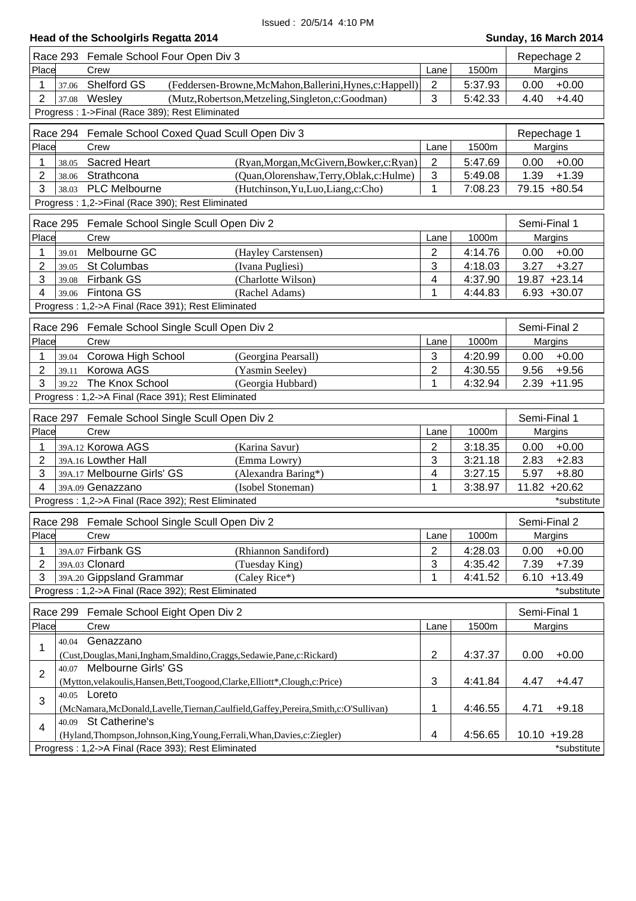Issued : 20/5/14 4:10 PM

## Head of the Schoolgirls Regatta 2014

**Sunday, 16 March 2014**

### Race 293 Female School Four Open Div 3 — Repechage 2

| Place | | Crew | | Lane | 1500m | Margins | |
|---|---|---|---|---|---|---|---|
| 1 | 37.06 | Shelford GS | (Feddersen-Browne,McMahon,Ballerini,Hynes,c:Happell) | 2 | 5:37.93 | 0.00 | +0.00 |
| 2 | 37.08 | Wesley | (Mutz,Robertson,Metzeling,Singleton,c:Goodman) | 3 | 5:42.33 | 4.40 | +4.40 |

Progress : 1->Final (Race 389); Rest Eliminated

### Race 294 Female School Coxed Quad Scull Open Div 3 — Repechage 1

| Place | | Crew | | Lane | 1500m | Margins | |
|---|---|---|---|---|---|---|---|
| 1 | 38.05 | Sacred Heart | (Ryan,Morgan,McGivern,Bowker,c:Ryan) | 2 | 5:47.69 | 0.00 | +0.00 |
| 2 | 38.06 | Strathcona | (Quan,Olorenshaw,Terry,Oblak,c:Hulme) | 3 | 5:49.08 | 1.39 | +1.39 |
| 3 | 38.03 | PLC Melbourne | (Hutchinson,Yu,Luo,Liang,c:Cho) | 1 | 7:08.23 | 79.15 | +80.54 |

Progress : 1,2->Final (Race 390); Rest Eliminated

### Race 295 Female School Single Scull Open Div 2 — Semi-Final 1

| Place | | Crew | | Lane | 1000m | Margins | |
|---|---|---|---|---|---|---|---|
| 1 | 39.01 | Melbourne GC | (Hayley Carstensen) | 2 | 4:14.76 | 0.00 | +0.00 |
| 2 | 39.05 | St Columbas | (Ivana Pugliesi) | 3 | 4:18.03 | 3.27 | +3.27 |
| 3 | 39.08 | Firbank GS | (Charlotte Wilson) | 4 | 4:37.90 | 19.87 | +23.14 |
| 4 | 39.06 | Fintona GS | (Rachel Adams) | 1 | 4:44.83 | 6.93 | +30.07 |

Progress : 1,2->A Final (Race 391); Rest Eliminated

### Race 296 Female School Single Scull Open Div 2 — Semi-Final 2

| Place | | Crew | | Lane | 1000m | Margins | |
|---|---|---|---|---|---|---|---|
| 1 | 39.04 | Corowa High School | (Georgina Pearsall) | 3 | 4:20.99 | 0.00 | +0.00 |
| 2 | 39.11 | Korowa AGS | (Yasmin Seeley) | 2 | 4:30.55 | 9.56 | +9.56 |
| 3 | 39.22 | The Knox School | (Georgia Hubbard) | 1 | 4:32.94 | 2.39 | +11.95 |

Progress : 1,2->A Final (Race 391); Rest Eliminated

### Race 297 Female School Single Scull Open Div 2 — Semi-Final 1

| Place | | Crew | | Lane | 1000m | Margins | |
|---|---|---|---|---|---|---|---|
| 1 | 39A.12 | Korowa AGS | (Karina Savur) | 2 | 3:18.35 | 0.00 | +0.00 |
| 2 | 39A.16 | Lowther Hall | (Emma Lowry) | 3 | 3:21.18 | 2.83 | +2.83 |
| 3 | 39A.17 | Melbourne Girls' GS | (Alexandra Baring*) | 4 | 3:27.15 | 5.97 | +8.80 |
| 4 | 39A.09 | Genazzano | (Isobel Stoneman) | 1 | 3:38.97 | 11.82 | +20.62 |

Progress : 1,2->A Final (Race 392); Rest Eliminated — *substitute

### Race 298 Female School Single Scull Open Div 2 — Semi-Final 2

| Place | | Crew | | Lane | 1000m | Margins | |
|---|---|---|---|---|---|---|---|
| 1 | 39A.07 | Firbank GS | (Rhiannon Sandiford) | 2 | 4:28.03 | 0.00 | +0.00 |
| 2 | 39A.03 | Clonard | (Tuesday King) | 3 | 4:35.42 | 7.39 | +7.39 |
| 3 | 39A.20 | Gippsland Grammar | (Caley Rice*) | 1 | 4:41.52 | 6.10 | +13.49 |

Progress : 1,2->A Final (Race 392); Rest Eliminated — *substitute

### Race 299 Female School Eight Open Div 2 — Semi-Final 1

| Place | | Crew | Lane | 1500m | Margins | |
|---|---|---|---|---|---|---|
| 1 | 40.04 | Genazzano (Cust,Douglas,Mani,Ingham,Smaldino,Craggs,Sedawie,Pane,c:Rickard) | 2 | 4:37.37 | 0.00 | +0.00 |
| 2 | 40.07 | Melbourne Girls' GS (Mytton,velakoulis,Hansen,Bett,Toogood,Clarke,Elliott*,Clough,c:Price) | 3 | 4:41.84 | 4.47 | +4.47 |
| 3 | 40.05 | Loreto (McNamara,McDonald,Lavelle,Tiernan,Caulfield,Gaffey,Pereira,Smith,c:O'Sullivan) | 1 | 4:46.55 | 4.71 | +9.18 |
| 4 | 40.09 | St Catherine's (Hyland,Thompson,Johnson,King,Young,Ferrali,Whan,Davies,c:Ziegler) | 4 | 4:56.65 | 10.10 | +19.28 |

Progress : 1,2->A Final (Race 393); Rest Eliminated — *substitute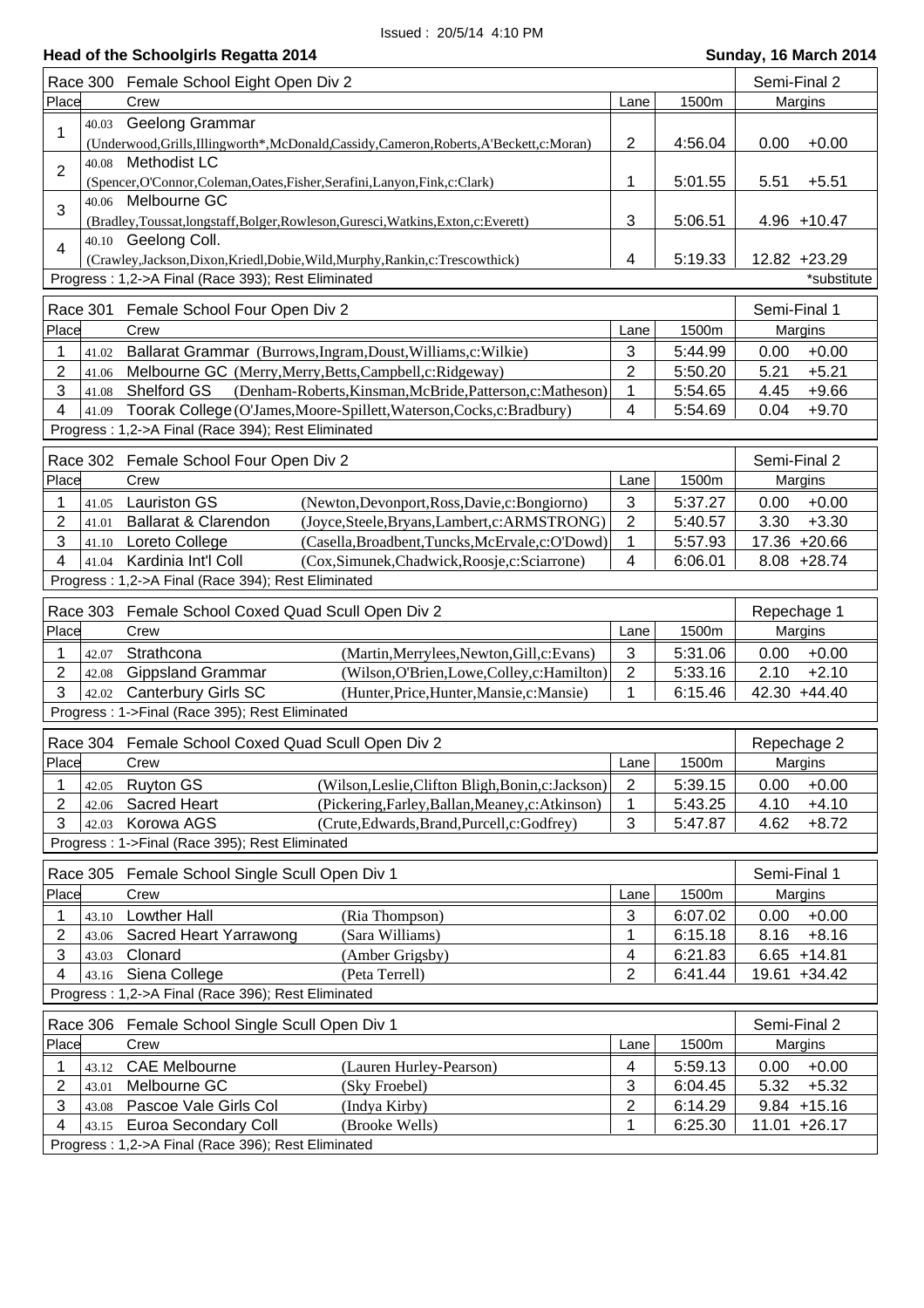Issued : 20/5/14 4:10 PM

## Head of the Schoolgirls Regatta 2014

**Sunday, 16 March 2014**

### Race 300 Female School Eight Open Div 2 — Semi-Final 2

| Place | | Crew | Lane | 1500m | Margins | |
|---|---|---|---|---|---|---|
| 1 | 40.03 | Geelong Grammar (Underwood,Grills,Illingworth*,McDonald,Cassidy,Cameron,Roberts,A'Beckett,c:Moran) | 2 | 4:56.04 | 0.00 | +0.00 |
| 2 | 40.08 | Methodist LC (Spencer,O'Connor,Coleman,Oates,Fisher,Serafini,Lanyon,Fink,c:Clark) | 1 | 5:01.55 | 5.51 | +5.51 |
| 3 | 40.06 | Melbourne GC (Bradley,Toussat,longstaff,Bolger,Rowleson,Guresci,Watkins,Exton,c:Everett) | 3 | 5:06.51 | 4.96 | +10.47 |
| 4 | 40.10 | Geelong Coll. (Crawley,Jackson,Dixon,Kriedl,Dobie,Wild,Murphy,Rankin,c:Trescowthick) | 4 | 5:19.33 | 12.82 | +23.29 |

Progress : 1,2->A Final (Race 393); Rest Eliminated — *substitute

### Race 301 Female School Four Open Div 2 — Semi-Final 1

| Place | | Crew | Lane | 1500m | Margins | |
|---|---|---|---|---|---|---|
| 1 | 41.02 | Ballarat Grammar (Burrows,Ingram,Doust,Williams,c:Wilkie) | 3 | 5:44.99 | 0.00 | +0.00 |
| 2 | 41.06 | Melbourne GC (Merry,Merry,Betts,Campbell,c:Ridgeway) | 2 | 5:50.20 | 5.21 | +5.21 |
| 3 | 41.08 | Shelford GS (Denham-Roberts,Kinsman,McBride,Patterson,c:Matheson) | 1 | 5:54.65 | 4.45 | +9.66 |
| 4 | 41.09 | Toorak College (O'James,Moore-Spillett,Waterson,Cocks,c:Bradbury) | 4 | 5:54.69 | 0.04 | +9.70 |

Progress : 1,2->A Final (Race 394); Rest Eliminated

### Race 302 Female School Four Open Div 2 — Semi-Final 2

| Place | | Crew | | Lane | 1500m | Margins | |
|---|---|---|---|---|---|---|---|
| 1 | 41.05 | Lauriston GS | (Newton,Devonport,Ross,Davie,c:Bongiorno) | 3 | 5:37.27 | 0.00 | +0.00 |
| 2 | 41.01 | Ballarat & Clarendon | (Joyce,Steele,Bryans,Lambert,c:ARMSTRONG) | 2 | 5:40.57 | 3.30 | +3.30 |
| 3 | 41.10 | Loreto College | (Casella,Broadbent,Tuncks,McErvale,c:O'Dowd) | 1 | 5:57.93 | 17.36 | +20.66 |
| 4 | 41.04 | Kardinia Int'l Coll | (Cox,Simunek,Chadwick,Roosje,c:Sciarrone) | 4 | 6:06.01 | 8.08 | +28.74 |

Progress : 1,2->A Final (Race 394); Rest Eliminated

### Race 303 Female School Coxed Quad Scull Open Div 2 — Repechage 1

| Place | | Crew | | Lane | 1500m | Margins | |
|---|---|---|---|---|---|---|---|
| 1 | 42.07 | Strathcona | (Martin,Merrylees,Newton,Gill,c:Evans) | 3 | 5:31.06 | 0.00 | +0.00 |
| 2 | 42.08 | Gippsland Grammar | (Wilson,O'Brien,Lowe,Colley,c:Hamilton) | 2 | 5:33.16 | 2.10 | +2.10 |
| 3 | 42.02 | Canterbury Girls SC | (Hunter,Price,Hunter,Mansie,c:Mansie) | 1 | 6:15.46 | 42.30 | +44.40 |

Progress : 1->Final (Race 395); Rest Eliminated

### Race 304 Female School Coxed Quad Scull Open Div 2 — Repechage 2

| Place | | Crew | | Lane | 1500m | Margins | |
|---|---|---|---|---|---|---|---|
| 1 | 42.05 | Ruyton GS | (Wilson,Leslie,Clifton Bligh,Bonin,c:Jackson) | 2 | 5:39.15 | 0.00 | +0.00 |
| 2 | 42.06 | Sacred Heart | (Pickering,Farley,Ballan,Meaney,c:Atkinson) | 1 | 5:43.25 | 4.10 | +4.10 |
| 3 | 42.03 | Korowa AGS | (Crute,Edwards,Brand,Purcell,c:Godfrey) | 3 | 5:47.87 | 4.62 | +8.72 |

Progress : 1->Final (Race 395); Rest Eliminated

### Race 305 Female School Single Scull Open Div 1 — Semi-Final 1

| Place | | Crew | | Lane | 1500m | Margins | |
|---|---|---|---|---|---|---|---|
| 1 | 43.10 | Lowther Hall | (Ria Thompson) | 3 | 6:07.02 | 0.00 | +0.00 |
| 2 | 43.06 | Sacred Heart Yarrawong | (Sara Williams) | 1 | 6:15.18 | 8.16 | +8.16 |
| 3 | 43.03 | Clonard | (Amber Grigsby) | 4 | 6:21.83 | 6.65 | +14.81 |
| 4 | 43.16 | Siena College | (Peta Terrell) | 2 | 6:41.44 | 19.61 | +34.42 |

Progress : 1,2->A Final (Race 396); Rest Eliminated

### Race 306 Female School Single Scull Open Div 1 — Semi-Final 2

| Place | | Crew | | Lane | 1500m | Margins | |
|---|---|---|---|---|---|---|---|
| 1 | 43.12 | CAE Melbourne | (Lauren Hurley-Pearson) | 4 | 5:59.13 | 0.00 | +0.00 |
| 2 | 43.01 | Melbourne GC | (Sky Froebel) | 3 | 6:04.45 | 5.32 | +5.32 |
| 3 | 43.08 | Pascoe Vale Girls Col | (Indya Kirby) | 2 | 6:14.29 | 9.84 | +15.16 |
| 4 | 43.15 | Euroa Secondary Coll | (Brooke Wells) | 1 | 6:25.30 | 11.01 | +26.17 |

Progress : 1,2->A Final (Race 396); Rest Eliminated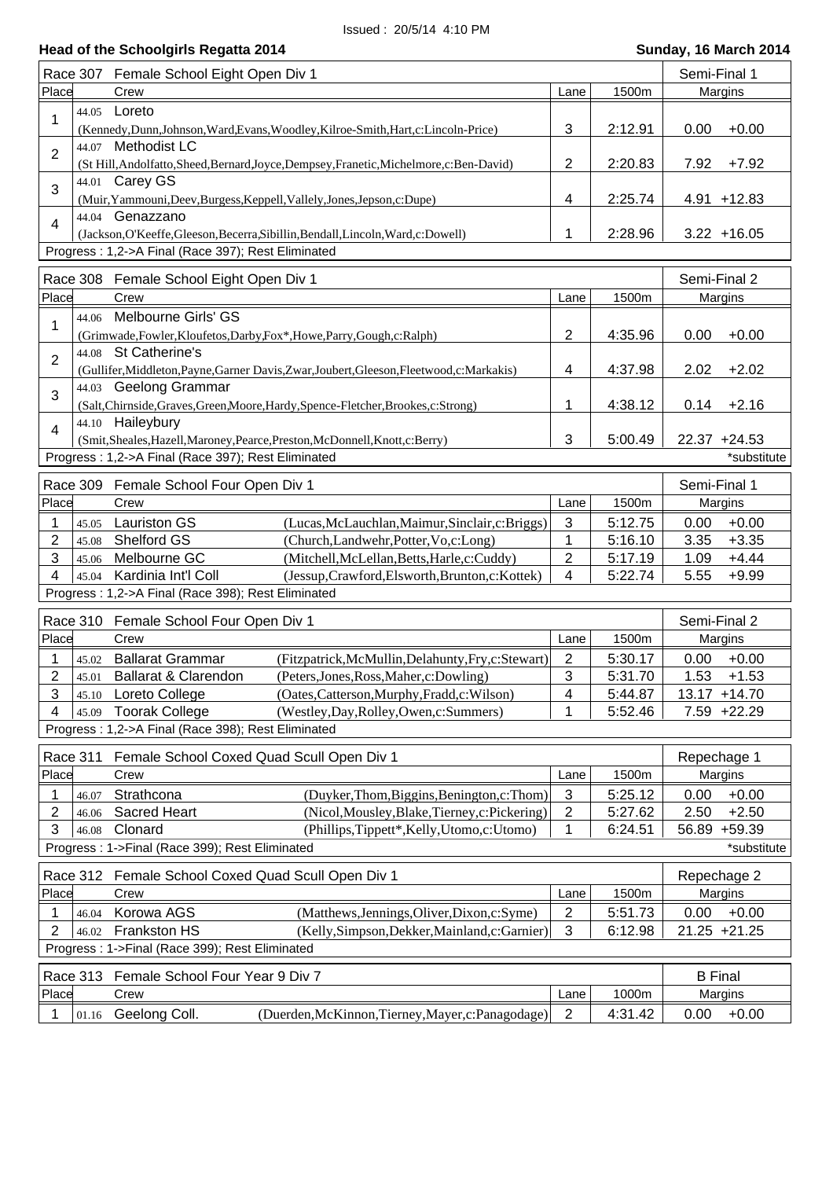Issued : 20/5/14 4:10 PM

**Head of the Schoolgirls Regatta 2014** — **Sunday, 16 March 2014**

**Race 307 Female School Eight Open Div 1** — Semi-Final 1

| Place | Crew | Lane | 1500m | Margins | |
|---|---|---|---|---|---|
| 1 | 44.05 Loreto (Kennedy,Dunn,Johnson,Ward,Evans,Woodley,Kilroe-Smith,Hart,c:Lincoln-Price) | 3 | 2:12.91 | 0.00 | +0.00 |
| 2 | 44.07 Methodist LC (St Hill,Andolfatto,Sheed,Bernard,Joyce,Dempsey,Franetic,Michelmore,c:Ben-David) | 2 | 2:20.83 | 7.92 | +7.92 |
| 3 | 44.01 Carey GS (Muir,Yammouni,Deev,Burgess,Keppell,Vallely,Jones,Jepson,c:Dupe) | 4 | 2:25.74 | 4.91 | +12.83 |
| 4 | 44.04 Genazzano (Jackson,O'Keeffe,Gleeson,Becerra,Sibillin,Bendall,Lincoln,Ward,c:Dowell) | 1 | 2:28.96 | 3.22 | +16.05 |

Progress : 1,2->A Final (Race 397); Rest Eliminated

**Race 308 Female School Eight Open Div 1** — Semi-Final 2

| Place | Crew | Lane | 1500m | Margins | |
|---|---|---|---|---|---|
| 1 | 44.06 Melbourne Girls' GS (Grimwade,Fowler,Kloufetos,Darby,Fox*,Howe,Parry,Gough,c:Ralph) | 2 | 4:35.96 | 0.00 | +0.00 |
| 2 | 44.08 St Catherine's (Gullifer,Middleton,Payne,Garner Davis,Zwar,Joubert,Gleeson,Fleetwood,c:Markakis) | 4 | 4:37.98 | 2.02 | +2.02 |
| 3 | 44.03 Geelong Grammar (Salt,Chirnside,Graves,Green,Moore,Hardy,Spence-Fletcher,Brookes,c:Strong) | 1 | 4:38.12 | 0.14 | +2.16 |
| 4 | 44.10 Haileybury (Smit,Sheales,Hazell,Maroney,Pearce,Preston,McDonnell,Knott,c:Berry) | 3 | 5:00.49 | 22.37 | +24.53 |

Progress : 1,2->A Final (Race 397); Rest Eliminated — *substitute

**Race 309 Female School Four Open Div 1** — Semi-Final 1

| Place | Crew | | Lane | 1500m | Margins | |
|---|---|---|---|---|---|---|
| 1 | 45.05 Lauriston GS | (Lucas,McLauchlan,Maimur,Sinclair,c:Briggs) | 3 | 5:12.75 | 0.00 | +0.00 |
| 2 | 45.08 Shelford GS | (Church,Landwehr,Potter,Vo,c:Long) | 1 | 5:16.10 | 3.35 | +3.35 |
| 3 | 45.06 Melbourne GC | (Mitchell,McLellan,Betts,Harle,c:Cuddy) | 2 | 5:17.19 | 1.09 | +4.44 |
| 4 | 45.04 Kardinia Int'l Coll | (Jessup,Crawford,Elsworth,Brunton,c:Kottek) | 4 | 5:22.74 | 5.55 | +9.99 |

Progress : 1,2->A Final (Race 398); Rest Eliminated

**Race 310 Female School Four Open Div 1** — Semi-Final 2

| Place | Crew | | Lane | 1500m | Margins | |
|---|---|---|---|---|---|---|
| 1 | 45.02 Ballarat Grammar | (Fitzpatrick,McMullin,Delahunty,Fry,c:Stewart) | 2 | 5:30.17 | 0.00 | +0.00 |
| 2 | 45.01 Ballarat & Clarendon | (Peters,Jones,Ross,Maher,c:Dowling) | 3 | 5:31.70 | 1.53 | +1.53 |
| 3 | 45.10 Loreto College | (Oates,Catterson,Murphy,Fradd,c:Wilson) | 4 | 5:44.87 | 13.17 | +14.70 |
| 4 | 45.09 Toorak College | (Westley,Day,Rolley,Owen,c:Summers) | 1 | 5:52.46 | 7.59 | +22.29 |

Progress : 1,2->A Final (Race 398); Rest Eliminated

**Race 311 Female School Coxed Quad Scull Open Div 1** — Repechage 1

| Place | Crew | | Lane | 1500m | Margins | |
|---|---|---|---|---|---|---|
| 1 | 46.07 Strathcona | (Duyker,Thom,Biggins,Benington,c:Thom) | 3 | 5:25.12 | 0.00 | +0.00 |
| 2 | 46.06 Sacred Heart | (Nicol,Mousley,Blake,Tierney,c:Pickering) | 2 | 5:27.62 | 2.50 | +2.50 |
| 3 | 46.08 Clonard | (Phillips,Tippett*,Kelly,Utomo,c:Utomo) | 1 | 6:24.51 | 56.89 | +59.39 |

Progress : 1->Final (Race 399); Rest Eliminated — *substitute

**Race 312 Female School Coxed Quad Scull Open Div 1** — Repechage 2

| Place | Crew | | Lane | 1500m | Margins | |
|---|---|---|---|---|---|---|
| 1 | 46.04 Korowa AGS | (Matthews,Jennings,Oliver,Dixon,c:Syme) | 2 | 5:51.73 | 0.00 | +0.00 |
| 2 | 46.02 Frankston HS | (Kelly,Simpson,Dekker,Mainland,c:Garnier) | 3 | 6:12.98 | 21.25 | +21.25 |

Progress : 1->Final (Race 399); Rest Eliminated

**Race 313 Female School Four Year 9 Div 7** — B Final

| Place | Crew | | Lane | 1000m | Margins | |
|---|---|---|---|---|---|---|
| 1 | 01.16 Geelong Coll. | (Duerden,McKinnon,Tierney,Mayer,c:Panagodage) | 2 | 4:31.42 | 0.00 | +0.00 |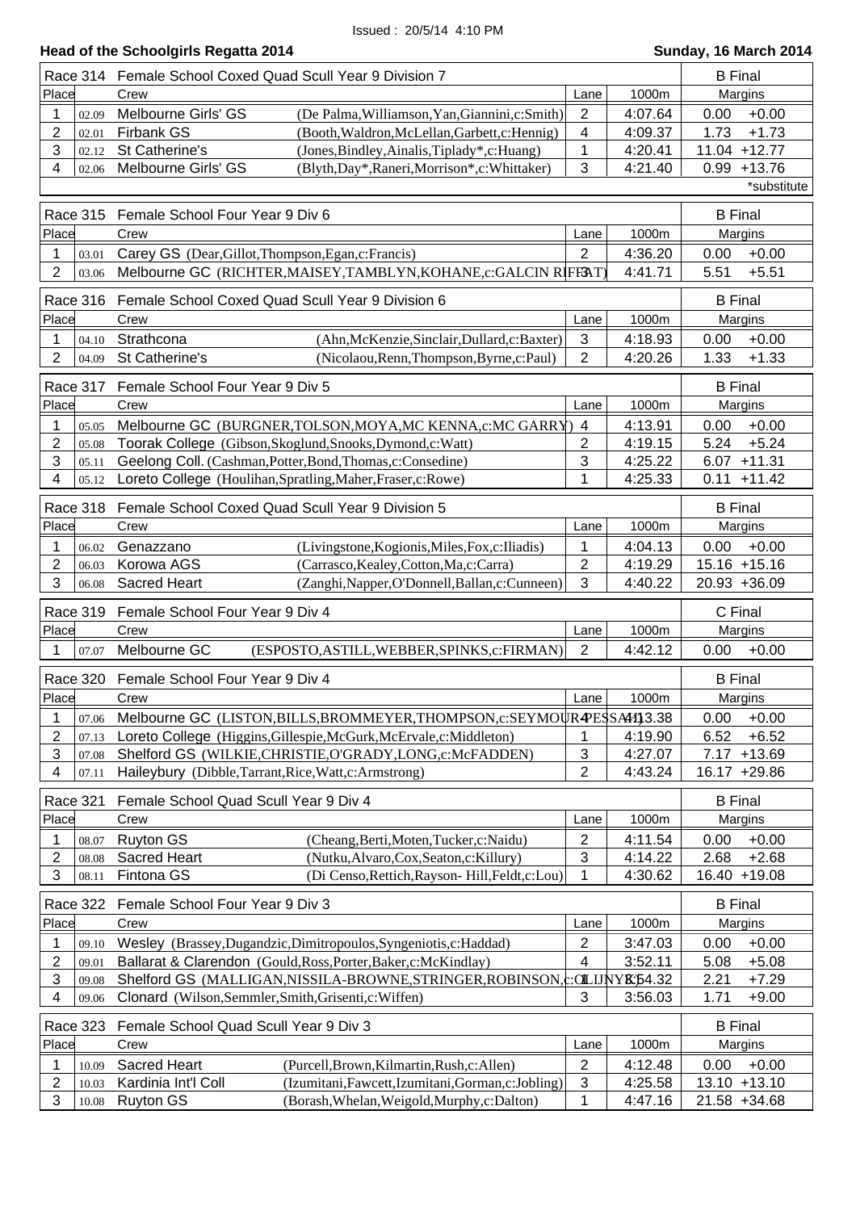Issued : 20/5/14 4:10 PM

## Head of the Schoolgirls Regatta 2014

**Sunday, 16 March 2014**

### Race 314 Female School Coxed Quad Scull Year 9 Division 7 — B Final

| Place | | Crew | | Lane | 1000m | Margins | |
|---|---|---|---|---|---|---|---|
| 1 | 02.09 | Melbourne Girls' GS | (De Palma,Williamson,Yan,Giannini,c:Smith) | 2 | 4:07.64 | 0.00 | +0.00 |
| 2 | 02.01 | Firbank GS | (Booth,Waldron,McLellan,Garbett,c:Hennig) | 4 | 4:09.37 | 1.73 | +1.73 |
| 3 | 02.12 | St Catherine's | (Jones,Bindley,Ainalis,Tiplady*,c:Huang) | 1 | 4:20.41 | 11.04 | +12.77 |
| 4 | 02.06 | Melbourne Girls' GS | (Blyth,Day*,Raneri,Morrison*,c:Whittaker) | 3 | 4:21.40 | 0.99 | +13.76 |

*substitute

### Race 315 Female School Four Year 9 Div 6 — B Final

| Place | | Crew | Lane | 1000m | Margins | |
|---|---|---|---|---|---|---|
| 1 | 03.01 | Carey GS (Dear,Gillot,Thompson,Egan,c:Francis) | 2 | 4:36.20 | 0.00 | +0.00 |
| 2 | 03.06 | Melbourne GC (RICHTER,MAISEY,TAMBLYN,KOHANE,c:GALCIN RIFFAT) | 3 | 4:41.71 | 5.51 | +5.51 |

### Race 316 Female School Coxed Quad Scull Year 9 Division 6 — B Final

| Place | | Crew | | Lane | 1000m | Margins | |
|---|---|---|---|---|---|---|---|
| 1 | 04.10 | Strathcona | (Ahn,McKenzie,Sinclair,Dullard,c:Baxter) | 3 | 4:18.93 | 0.00 | +0.00 |
| 2 | 04.09 | St Catherine's | (Nicolaou,Renn,Thompson,Byrne,c:Paul) | 2 | 4:20.26 | 1.33 | +1.33 |

### Race 317 Female School Four Year 9 Div 5 — B Final

| Place | | Crew | Lane | 1000m | Margins | |
|---|---|---|---|---|---|---|
| 1 | 05.05 | Melbourne GC (BURGNER,TOLSON,MOYA,MC KENNA,c:MC GARRY) | 4 | 4:13.91 | 0.00 | +0.00 |
| 2 | 05.08 | Toorak College (Gibson,Skoglund,Snooks,Dymond,c:Watt) | 2 | 4:19.15 | 5.24 | +5.24 |
| 3 | 05.11 | Geelong Coll. (Cashman,Potter,Bond,Thomas,c:Consedine) | 3 | 4:25.22 | 6.07 | +11.31 |
| 4 | 05.12 | Loreto College (Houlihan,Spratling,Maher,Fraser,c:Rowe) | 1 | 4:25.33 | 0.11 | +11.42 |

### Race 318 Female School Coxed Quad Scull Year 9 Division 5 — B Final

| Place | | Crew | | Lane | 1000m | Margins | |
|---|---|---|---|---|---|---|---|
| 1 | 06.02 | Genazzano | (Livingstone,Kogionis,Miles,Fox,c:Iliadis) | 1 | 4:04.13 | 0.00 | +0.00 |
| 2 | 06.03 | Korowa AGS | (Carrasco,Kealey,Cotton,Ma,c:Carra) | 2 | 4:19.29 | 15.16 | +15.16 |
| 3 | 06.08 | Sacred Heart | (Zanghi,Napper,O'Donnell,Ballan,c:Cunneen) | 3 | 4:40.22 | 20.93 | +36.09 |

### Race 319 Female School Four Year 9 Div 4 — C Final

| Place | | Crew | | Lane | 1000m | Margins | |
|---|---|---|---|---|---|---|---|
| 1 | 07.07 | Melbourne GC | (ESPOSTO,ASTILL,WEBBER,SPINKS,c:FIRMAN) | 2 | 4:42.12 | 0.00 | +0.00 |

### Race 320 Female School Four Year 9 Div 4 — B Final

| Place | | Crew | Lane | 1000m | Margins | |
|---|---|---|---|---|---|---|
| 1 | 07.06 | Melbourne GC (LISTON,BILLS,BROMMEYER,THOMPSON,c:SEYMOUR-PESSAH) | 4 | 4:13.38 | 0.00 | +0.00 |
| 2 | 07.13 | Loreto College (Higgins,Gillespie,McGurk,McErvale,c:Middleton) | 1 | 4:19.90 | 6.52 | +6.52 |
| 3 | 07.08 | Shelford GS (WILKIE,CHRISTIE,O'GRADY,LONG,c:McFADDEN) | 3 | 4:27.07 | 7.17 | +13.69 |
| 4 | 07.11 | Haileybury (Dibble,Tarrant,Rice,Watt,c:Armstrong) | 2 | 4:43.24 | 16.17 | +29.86 |

### Race 321 Female School Quad Scull Year 9 Div 4 — B Final

| Place | | Crew | | Lane | 1000m | Margins | |
|---|---|---|---|---|---|---|---|
| 1 | 08.07 | Ruyton GS | (Cheang,Berti,Moten,Tucker,c:Naidu) | 2 | 4:11.54 | 0.00 | +0.00 |
| 2 | 08.08 | Sacred Heart | (Nutku,Alvaro,Cox,Seaton,c:Killury) | 3 | 4:14.22 | 2.68 | +2.68 |
| 3 | 08.11 | Fintona GS | (Di Censo,Rettich,Rayson- Hill,Feldt,c:Lou) | 1 | 4:30.62 | 16.40 | +19.08 |

### Race 322 Female School Four Year 9 Div 3 — B Final

| Place | | Crew | Lane | 1000m | Margins | |
|---|---|---|---|---|---|---|
| 1 | 09.10 | Wesley (Brassey,Dugandzic,Dimitropoulos,Syngeniotis,c:Haddad) | 2 | 3:47.03 | 0.00 | +0.00 |
| 2 | 09.01 | Ballarat & Clarendon (Gould,Ross,Porter,Baker,c:McKindlay) | 4 | 3:52.11 | 5.08 | +5.08 |
| 3 | 09.08 | Shelford GS (MALLIGAN,NISSILA-BROWNE,STRINGER,ROBINSON,c:OLIJNYK) | 1 | 3:54.32 | 2.21 | +7.29 |
| 4 | 09.06 | Clonard (Wilson,Semmler,Smith,Grisenti,c:Wiffen) | 3 | 3:56.03 | 1.71 | +9.00 |

### Race 323 Female School Quad Scull Year 9 Div 3 — B Final

| Place | | Crew | | Lane | 1000m | Margins | |
|---|---|---|---|---|---|---|---|
| 1 | 10.09 | Sacred Heart | (Purcell,Brown,Kilmartin,Rush,c:Allen) | 2 | 4:12.48 | 0.00 | +0.00 |
| 2 | 10.03 | Kardinia Int'l Coll | (Izumitani,Fawcett,Izumitani,Gorman,c:Jobling) | 3 | 4:25.58 | 13.10 | +13.10 |
| 3 | 10.08 | Ruyton GS | (Borash,Whelan,Weigold,Murphy,c:Dalton) | 1 | 4:47.16 | 21.58 | +34.68 |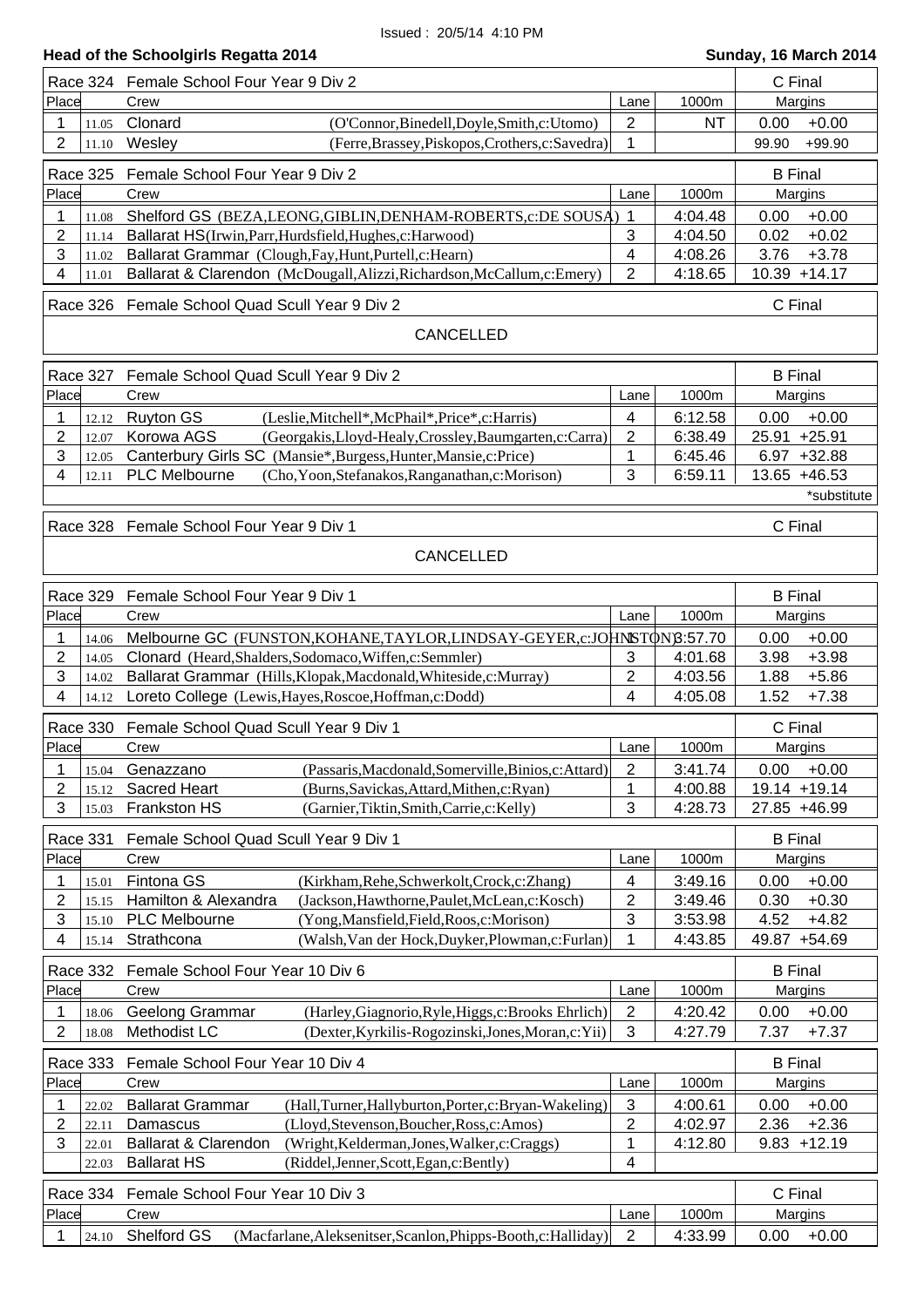Issued : 20/5/14 4:10 PM

**Head of the Schoolgirls Regatta 2014** — **Sunday, 16 March 2014**

### Race 324 Female School Four Year 9 Div 2 — C Final

| Place | | Crew | | Lane | 1000m | Margins | |
|---|---|---|---|---|---|---|---|
| 1 | 11.05 | Clonard | (O'Connor,Binedell,Doyle,Smith,c:Utomo) | 2 | NT | 0.00 | +0.00 |
| 2 | 11.10 | Wesley | (Ferre,Brassey,Piskopos,Crothers,c:Savedra) | 1 | | 99.90 | +99.90 |

### Race 325 Female School Four Year 9 Div 2 — B Final

| Place | | Crew | | Lane | 1000m | Margins | |
|---|---|---|---|---|---|---|---|
| 1 | 11.08 | Shelford GS | (BEZA,LEONG,GIBLIN,DENHAM-ROBERTS,c:DE SOUSA) | 1 | 4:04.48 | 0.00 | +0.00 |
| 2 | 11.14 | Ballarat HS | (Irwin,Parr,Hurdsfield,Hughes,c:Harwood) | 3 | 4:04.50 | 0.02 | +0.02 |
| 3 | 11.02 | Ballarat Grammar | (Clough,Fay,Hunt,Purtell,c:Hearn) | 4 | 4:08.26 | 3.76 | +3.78 |
| 4 | 11.01 | Ballarat & Clarendon | (McDougall,Alizzi,Richardson,McCallum,c:Emery) | 2 | 4:18.65 | 10.39 | +14.17 |

### Race 326 Female School Quad Scull Year 9 Div 2 — C Final

CANCELLED

### Race 327 Female School Quad Scull Year 9 Div 2 — B Final

| Place | | Crew | | Lane | 1000m | Margins | |
|---|---|---|---|---|---|---|---|
| 1 | 12.12 | Ruyton GS | (Leslie,Mitchell*,McPhail*,Price*,c:Harris) | 4 | 6:12.58 | 0.00 | +0.00 |
| 2 | 12.07 | Korowa AGS | (Georgakis,Lloyd-Healy,Crossley,Baumgarten,c:Carra) | 2 | 6:38.49 | 25.91 | +25.91 |
| 3 | 12.05 | Canterbury Girls SC | (Mansie*,Burgess,Hunter,Mansie,c:Price) | 1 | 6:45.46 | 6.97 | +32.88 |
| 4 | 12.11 | PLC Melbourne | (Cho,Yoon,Stefanakos,Ranganathan,c:Morison) | 3 | 6:59.11 | 13.65 | +46.53 |

*substitute

### Race 328 Female School Four Year 9 Div 1 — C Final

CANCELLED

### Race 329 Female School Four Year 9 Div 1 — B Final

| Place | | Crew | | Lane | 1000m | Margins | |
|---|---|---|---|---|---|---|---|
| 1 | 14.06 | Melbourne GC | (FUNSTON,KOHANE,TAYLOR,LINDSAY-GEYER,c:JOHNSTON) | 1 | 3:57.70 | 0.00 | +0.00 |
| 2 | 14.05 | Clonard | (Heard,Shalders,Sodomaco,Wiffen,c:Semmler) | 3 | 4:01.68 | 3.98 | +3.98 |
| 3 | 14.02 | Ballarat Grammar | (Hills,Klopak,Macdonald,Whiteside,c:Murray) | 2 | 4:03.56 | 1.88 | +5.86 |
| 4 | 14.12 | Loreto College | (Lewis,Hayes,Roscoe,Hoffman,c:Dodd) | 4 | 4:05.08 | 1.52 | +7.38 |

### Race 330 Female School Quad Scull Year 9 Div 1 — C Final

| Place | | Crew | | Lane | 1000m | Margins | |
|---|---|---|---|---|---|---|---|
| 1 | 15.04 | Genazzano | (Passaris,Macdonald,Somerville,Binios,c:Attard) | 2 | 3:41.74 | 0.00 | +0.00 |
| 2 | 15.12 | Sacred Heart | (Burns,Savickas,Attard,Mithen,c:Ryan) | 1 | 4:00.88 | 19.14 | +19.14 |
| 3 | 15.03 | Frankston HS | (Garnier,Tiktin,Smith,Carrie,c:Kelly) | 3 | 4:28.73 | 27.85 | +46.99 |

### Race 331 Female School Quad Scull Year 9 Div 1 — B Final

| Place | | Crew | | Lane | 1000m | Margins | |
|---|---|---|---|---|---|---|---|
| 1 | 15.01 | Fintona GS | (Kirkham,Rehe,Schwerkolt,Crock,c:Zhang) | 4 | 3:49.16 | 0.00 | +0.00 |
| 2 | 15.15 | Hamilton & Alexandra | (Jackson,Hawthorne,Paulet,McLean,c:Kosch) | 2 | 3:49.46 | 0.30 | +0.30 |
| 3 | 15.10 | PLC Melbourne | (Yong,Mansfield,Field,Roos,c:Morison) | 3 | 3:53.98 | 4.52 | +4.82 |
| 4 | 15.14 | Strathcona | (Walsh,Van der Hock,Duyker,Plowman,c:Furlan) | 1 | 4:43.85 | 49.87 | +54.69 |

### Race 332 Female School Four Year 10 Div 6 — B Final

| Place | | Crew | | Lane | 1000m | Margins | |
|---|---|---|---|---|---|---|---|
| 1 | 18.06 | Geelong Grammar | (Harley,Giagnorio,Ryle,Higgs,c:Brooks Ehrlich) | 2 | 4:20.42 | 0.00 | +0.00 |
| 2 | 18.08 | Methodist LC | (Dexter,Kyrkilis-Rogozinski,Jones,Moran,c:Yii) | 3 | 4:27.79 | 7.37 | +7.37 |

### Race 333 Female School Four Year 10 Div 4 — B Final

| Place | | Crew | | Lane | 1000m | Margins | |
|---|---|---|---|---|---|---|---|
| 1 | 22.02 | Ballarat Grammar | (Hall,Turner,Hallyburton,Porter,c:Bryan-Wakeling) | 3 | 4:00.61 | 0.00 | +0.00 |
| 2 | 22.11 | Damascus | (Lloyd,Stevenson,Boucher,Ross,c:Amos) | 2 | 4:02.97 | 2.36 | +2.36 |
| 3 | 22.01 | Ballarat & Clarendon | (Wright,Kelderman,Jones,Walker,c:Craggs) | 1 | 4:12.80 | 9.83 | +12.19 |
| | 22.03 | Ballarat HS | (Riddel,Jenner,Scott,Egan,c:Bently) | 4 | | | |

### Race 334 Female School Four Year 10 Div 3 — C Final

| Place | | Crew | | Lane | 1000m | Margins | |
|---|---|---|---|---|---|---|---|
| 1 | 24.10 | Shelford GS | (Macfarlane,Aleksenitser,Scanlon,Phipps-Booth,c:Halliday) | 2 | 4:33.99 | 0.00 | +0.00 |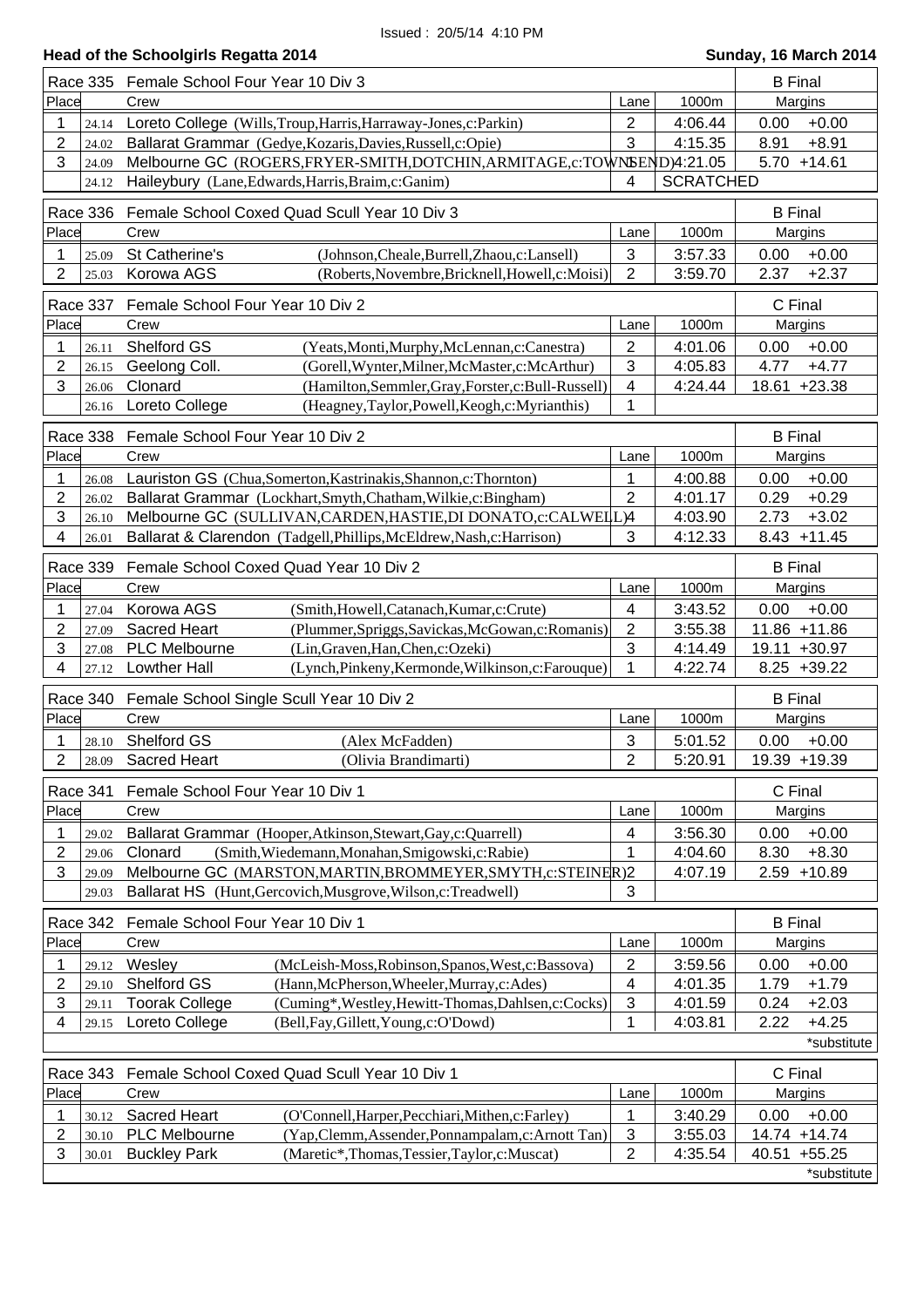Issued : 20/5/14 4:10 PM

## Head of the Schoolgirls Regatta 2014

**Sunday, 16 March 2014**

### Race 335 Female School Four Year 10 Div 3 — B Final

| Place | | Crew | Lane | 1000m | Margins | |
|---|---|---|---|---|---|---|
| 1 | 24.14 | Loreto College (Wills,Troup,Harris,Harraway-Jones,c:Parkin) | 2 | 4:06.44 | 0.00 | +0.00 |
| 2 | 24.02 | Ballarat Grammar (Gedye,Kozaris,Davies,Russell,c:Opie) | 3 | 4:15.35 | 8.91 | +8.91 |
| 3 | 24.09 | Melbourne GC (ROGERS,FRYER-SMITH,DOTCHIN,ARMITAGE,c:TOWNSEND) | 1 | 4:21.05 | 5.70 | +14.61 |
| | 24.12 | Haileybury (Lane,Edwards,Harris,Braim,c:Ganim) | 4 | SCRATCHED | | |

### Race 336 Female School Coxed Quad Scull Year 10 Div 3 — B Final

| Place | | Crew | | Lane | 1000m | Margins | |
|---|---|---|---|---|---|---|---|
| 1 | 25.09 | St Catherine's | (Johnson,Cheale,Burrell,Zhaou,c:Lansell) | 3 | 3:57.33 | 0.00 | +0.00 |
| 2 | 25.03 | Korowa AGS | (Roberts,Novembre,Bricknell,Howell,c:Moisi) | 2 | 3:59.70 | 2.37 | +2.37 |

### Race 337 Female School Four Year 10 Div 2 — C Final

| Place | | Crew | | Lane | 1000m | Margins | |
|---|---|---|---|---|---|---|---|
| 1 | 26.11 | Shelford GS | (Yeats,Monti,Murphy,McLennan,c:Canestra) | 2 | 4:01.06 | 0.00 | +0.00 |
| 2 | 26.15 | Geelong Coll. | (Gorell,Wynter,Milner,McMaster,c:McArthur) | 3 | 4:05.83 | 4.77 | +4.77 |
| 3 | 26.06 | Clonard | (Hamilton,Semmler,Gray,Forster,c:Bull-Russell) | 4 | 4:24.44 | 18.61 | +23.38 |
| | 26.16 | Loreto College | (Heagney,Taylor,Powell,Keogh,c:Myrianthis) | 1 | | | |

### Race 338 Female School Four Year 10 Div 2 — B Final

| Place | | Crew | Lane | 1000m | Margins | |
|---|---|---|---|---|---|---|
| 1 | 26.08 | Lauriston GS (Chua,Somerton,Kastrinakis,Shannon,c:Thornton) | 1 | 4:00.88 | 0.00 | +0.00 |
| 2 | 26.02 | Ballarat Grammar (Lockhart,Smyth,Chatham,Wilkie,c:Bingham) | 2 | 4:01.17 | 0.29 | +0.29 |
| 3 | 26.10 | Melbourne GC (SULLIVAN,CARDEN,HASTIE,DI DONATO,c:CALWELL) | 4 | 4:03.90 | 2.73 | +3.02 |
| 4 | 26.01 | Ballarat & Clarendon (Tadgell,Phillips,McEldrew,Nash,c:Harrison) | 3 | 4:12.33 | 8.43 | +11.45 |

### Race 339 Female School Coxed Quad Year 10 Div 2 — B Final

| Place | | Crew | | Lane | 1000m | Margins | |
|---|---|---|---|---|---|---|---|
| 1 | 27.04 | Korowa AGS | (Smith,Howell,Catanach,Kumar,c:Crute) | 4 | 3:43.52 | 0.00 | +0.00 |
| 2 | 27.09 | Sacred Heart | (Plummer,Spriggs,Savickas,McGowan,c:Romanis) | 2 | 3:55.38 | 11.86 | +11.86 |
| 3 | 27.08 | PLC Melbourne | (Lin,Graven,Han,Chen,c:Ozeki) | 3 | 4:14.49 | 19.11 | +30.97 |
| 4 | 27.12 | Lowther Hall | (Lynch,Pinkeny,Kermonde,Wilkinson,c:Farouque) | 1 | 4:22.74 | 8.25 | +39.22 |

### Race 340 Female School Single Scull Year 10 Div 2 — B Final

| Place | | Crew | | Lane | 1000m | Margins | |
|---|---|---|---|---|---|---|---|
| 1 | 28.10 | Shelford GS | (Alex McFadden) | 3 | 5:01.52 | 0.00 | +0.00 |
| 2 | 28.09 | Sacred Heart | (Olivia Brandimarti) | 2 | 5:20.91 | 19.39 | +19.39 |

### Race 341 Female School Four Year 10 Div 1 — C Final

| Place | | Crew | Lane | 1000m | Margins | |
|---|---|---|---|---|---|---|
| 1 | 29.02 | Ballarat Grammar (Hooper,Atkinson,Stewart,Gay,c:Quarrell) | 4 | 3:56.30 | 0.00 | +0.00 |
| 2 | 29.06 | Clonard (Smith,Wiedemann,Monahan,Smigowski,c:Rabie) | 1 | 4:04.60 | 8.30 | +8.30 |
| 3 | 29.09 | Melbourne GC (MARSTON,MARTIN,BROMMEYER,SMYTH,c:STEINER) | 2 | 4:07.19 | 2.59 | +10.89 |
| | 29.03 | Ballarat HS (Hunt,Gercovich,Musgrove,Wilson,c:Treadwell) | 3 | | | |

### Race 342 Female School Four Year 10 Div 1 — B Final

| Place | | Crew | | Lane | 1000m | Margins | |
|---|---|---|---|---|---|---|---|
| 1 | 29.12 | Wesley | (McLeish-Moss,Robinson,Spanos,West,c:Bassova) | 2 | 3:59.56 | 0.00 | +0.00 |
| 2 | 29.10 | Shelford GS | (Hann,McPherson,Wheeler,Murray,c:Ades) | 4 | 4:01.35 | 1.79 | +1.79 |
| 3 | 29.11 | Toorak College | (Cuming*,Westley,Hewitt-Thomas,Dahlsen,c:Cocks) | 3 | 4:01.59 | 0.24 | +2.03 |
| 4 | 29.15 | Loreto College | (Bell,Fay,Gillett,Young,c:O'Dowd) | 1 | 4:03.81 | 2.22 | +4.25 |

*substitute

### Race 343 Female School Coxed Quad Scull Year 10 Div 1 — C Final

| Place | | Crew | | Lane | 1000m | Margins | |
|---|---|---|---|---|---|---|---|
| 1 | 30.12 | Sacred Heart | (O'Connell,Harper,Pecchiari,Mithen,c:Farley) | 1 | 3:40.29 | 0.00 | +0.00 |
| 2 | 30.10 | PLC Melbourne | (Yap,Clemm,Assender,Ponnampalam,c:Arnott Tan) | 3 | 3:55.03 | 14.74 | +14.74 |
| 3 | 30.01 | Buckley Park | (Maretic*,Thomas,Tessier,Taylor,c:Muscat) | 2 | 4:35.54 | 40.51 | +55.25 |

*substitute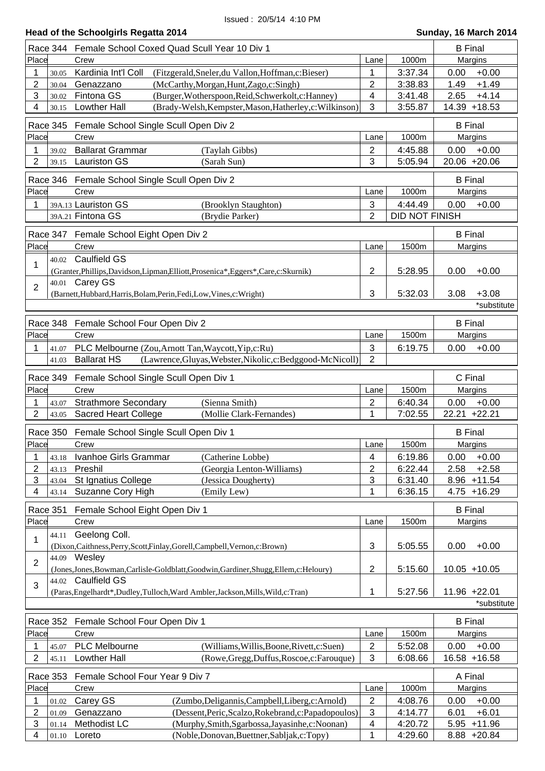Issued : 20/5/14 4:10 PM

## Head of the Schoolgirls Regatta 2014

**Sunday, 16 March 2014**

### Race 344 Female School Coxed Quad Scull Year 10 Div 1 — B Final

| Place | | Crew | | Lane | 1000m | Margins | |
|---|---|---|---|---|---|---|---|
| 1 | 30.05 | Kardinia Int'l Coll | (Fitzgerald,Sneler,du Vallon,Hoffman,c:Bieser) | 1 | 3:37.34 | 0.00 | +0.00 |
| 2 | 30.04 | Genazzano | (McCarthy,Morgan,Hunt,Zago,c:Singh) | 2 | 3:38.83 | 1.49 | +1.49 |
| 3 | 30.02 | Fintona GS | (Burger,Wotherspoon,Reid,Schwerkolt,c:Hanney) | 4 | 3:41.48 | 2.65 | +4.14 |
| 4 | 30.15 | Lowther Hall | (Brady-Welsh,Kempster,Mason,Hatherley,c:Wilkinson) | 3 | 3:55.87 | 14.39 | +18.53 |

### Race 345 Female School Single Scull Open Div 2 — B Final

| Place | | Crew | | Lane | 1000m | Margins | |
|---|---|---|---|---|---|---|---|
| 1 | 39.02 | Ballarat Grammar | (Taylah Gibbs) | 2 | 4:45.88 | 0.00 | +0.00 |
| 2 | 39.15 | Lauriston GS | (Sarah Sun) | 3 | 5:05.94 | 20.06 | +20.06 |

### Race 346 Female School Single Scull Open Div 2 — B Final

| Place | | Crew | | Lane | 1000m | Margins | |
|---|---|---|---|---|---|---|---|
| 1 | 39A.13 | Lauriston GS | (Brooklyn Staughton) | 3 | 4:44.49 | 0.00 | +0.00 |
| | 39A.21 | Fintona GS | (Brydie Parker) | 2 | DID NOT FINISH | | |

### Race 347 Female School Eight Open Div 2 — B Final

| Place | | Crew | Lane | 1500m | Margins | |
|---|---|---|---|---|---|---|
| 1 | 40.02 | Caulfield GS (Granter,Phillips,Davidson,Lipman,Elliott,Prosenica*,Eggers*,Care,c:Skurnik) | 2 | 5:28.95 | 0.00 | +0.00 |
| 2 | 40.01 | Carey GS (Barnett,Hubbard,Harris,Bolam,Perin,Fedi,Low,Vines,c:Wright) | 3 | 5:32.03 | 3.08 | +3.08 |

*substitute

### Race 348 Female School Four Open Div 2 — B Final

| Place | | Crew | | Lane | 1500m | Margins | |
|---|---|---|---|---|---|---|---|
| 1 | 41.07 | PLC Melbourne | (Zou,Arnott Tan,Waycott,Yip,c:Ru) | 3 | 6:19.75 | 0.00 | +0.00 |
| | 41.03 | Ballarat HS | (Lawrence,Gluyas,Webster,Nikolic,c:Bedggood-McNicoll) | 2 | | | |

### Race 349 Female School Single Scull Open Div 1 — C Final

| Place | | Crew | | Lane | 1500m | Margins | |
|---|---|---|---|---|---|---|---|
| 1 | 43.07 | Strathmore Secondary | (Sienna Smith) | 2 | 6:40.34 | 0.00 | +0.00 |
| 2 | 43.05 | Sacred Heart College | (Mollie Clark-Fernandes) | 1 | 7:02.55 | 22.21 | +22.21 |

### Race 350 Female School Single Scull Open Div 1 — B Final

| Place | | Crew | | Lane | 1500m | Margins | |
|---|---|---|---|---|---|---|---|
| 1 | 43.18 | Ivanhoe Girls Grammar | (Catherine Lobbe) | 4 | 6:19.86 | 0.00 | +0.00 |
| 2 | 43.13 | Preshil | (Georgia Lenton-Williams) | 2 | 6:22.44 | 2.58 | +2.58 |
| 3 | 43.04 | St Ignatius College | (Jessica Dougherty) | 3 | 6:31.40 | 8.96 | +11.54 |
| 4 | 43.14 | Suzanne Cory High | (Emily Lew) | 1 | 6:36.15 | 4.75 | +16.29 |

### Race 351 Female School Eight Open Div 1 — B Final

| Place | | Crew | Lane | 1500m | Margins | |
|---|---|---|---|---|---|---|
| 1 | 44.11 | Geelong Coll. (Dixon,Caithness,Perry,Scott,Finlay,Gorell,Campbell,Vernon,c:Brown) | 3 | 5:05.55 | 0.00 | +0.00 |
| 2 | 44.09 | Wesley (Jones,Jones,Bowman,Carlisle-Goldblatt,Goodwin,Gardiner,Shugg,Ellem,c:Heloury) | 2 | 5:15.60 | 10.05 | +10.05 |
| 3 | 44.02 | Caulfield GS (Paras,Engelhardt*,Dudley,Tulloch,Ward Ambler,Jackson,Mills,Wild,c:Tran) | 1 | 5:27.56 | 11.96 | +22.01 |

*substitute

### Race 352 Female School Four Open Div 1 — B Final

| Place | | Crew | | Lane | 1500m | Margins | |
|---|---|---|---|---|---|---|---|
| 1 | 45.07 | PLC Melbourne | (Williams,Willis,Boone,Rivett,c:Suen) | 2 | 5:52.08 | 0.00 | +0.00 |
| 2 | 45.11 | Lowther Hall | (Rowe,Gregg,Duffus,Roscoe,c:Farouque) | 3 | 6:08.66 | 16.58 | +16.58 |

### Race 353 Female School Four Year 9 Div 7 — A Final

| Place | | Crew | | Lane | 1000m | Margins | |
|---|---|---|---|---|---|---|---|
| 1 | 01.02 | Carey GS | (Zumbo,Deligannis,Campbell,Liberg,c:Arnold) | 2 | 4:08.76 | 0.00 | +0.00 |
| 2 | 01.09 | Genazzano | (Dessent,Peric,Scalzo,Rokebrand,c:Papadopoulos) | 3 | 4:14.77 | 6.01 | +6.01 |
| 3 | 01.14 | Methodist LC | (Murphy,Smith,Sgarbossa,Jayasinhe,c:Noonan) | 4 | 4:20.72 | 5.95 | +11.96 |
| 4 | 01.10 | Loreto | (Noble,Donovan,Buettner,Sabljak,c:Topy) | 1 | 4:29.60 | 8.88 | +20.84 |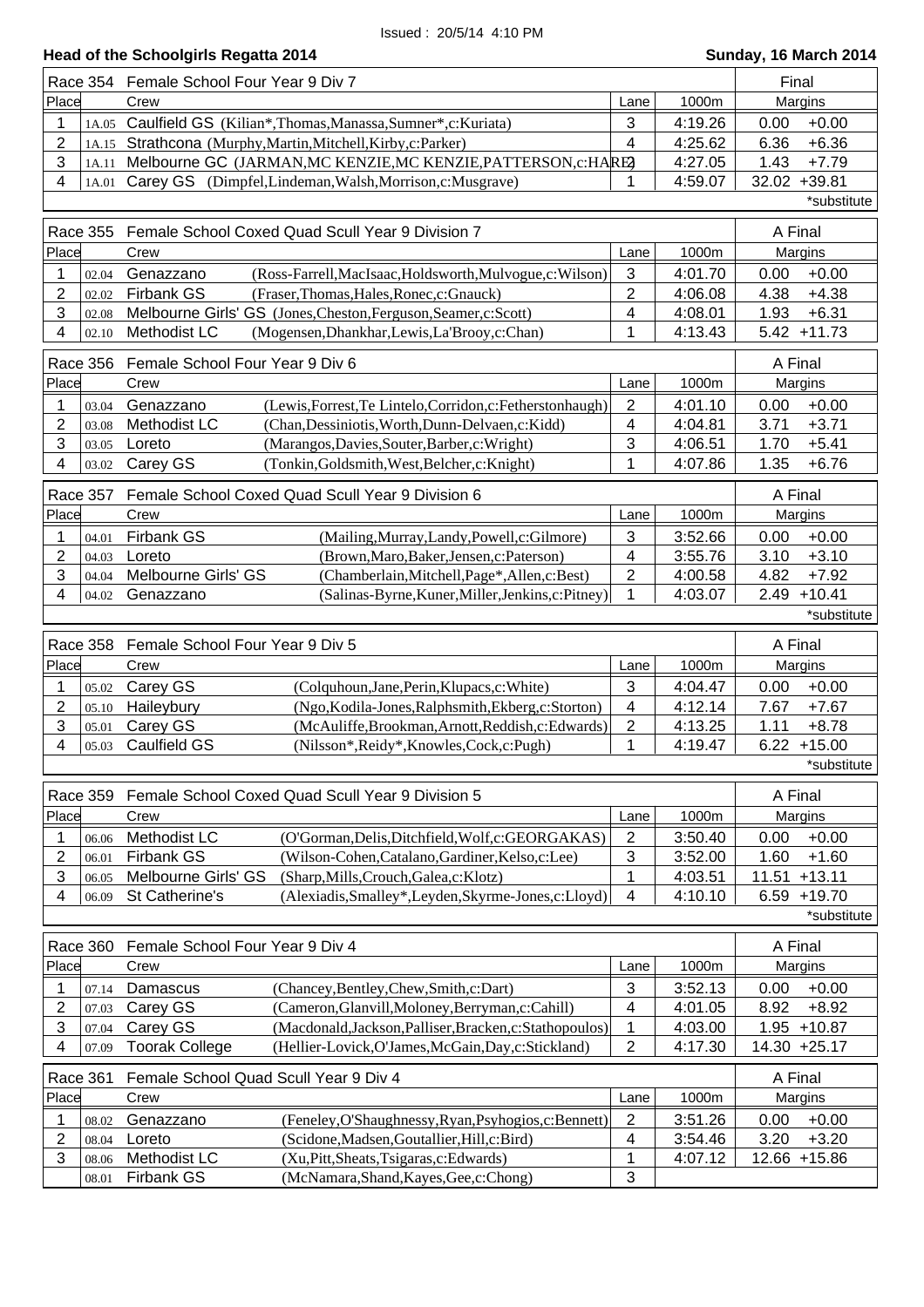Issued : 20/5/14 4:10 PM

**Head of the Schoolgirls Regatta 2014** — **Sunday, 16 March 2014**

| Race 354 | | Female School Four Year 9 Div 7 | | | Final | |
|---|---|---|---|---|---|---|
| Place | | Crew | Lane | 1000m | Margins | |
| 1 | 1A.05 | Caulfield GS (Kilian*,Thomas,Manassa,Sumner*,c:Kuriata) | 3 | 4:19.26 | 0.00 | +0.00 |
| 2 | 1A.15 | Strathcona (Murphy,Martin,Mitchell,Kirby,c:Parker) | 4 | 4:25.62 | 6.36 | +6.36 |
| 3 | 1A.11 | Melbourne GC (JARMAN,MC KENZIE,MC KENZIE,PATTERSON,c:HARE) | 2 | 4:27.05 | 1.43 | +7.79 |
| 4 | 1A.01 | Carey GS (Dimpfel,Lindeman,Walsh,Morrison,c:Musgrave) | 1 | 4:59.07 | 32.02 | +39.81 |

*substitute

| Race 355 | | Female School Coxed Quad Scull Year 9 Division 7 | | | | A Final | |
|---|---|---|---|---|---|---|---|
| Place | | Crew | | Lane | 1000m | Margins | |
| 1 | 02.04 | Genazzano | (Ross-Farrell,MacIsaac,Holdsworth,Mulvogue,c:Wilson) | 3 | 4:01.70 | 0.00 | +0.00 |
| 2 | 02.02 | Firbank GS | (Fraser,Thomas,Hales,Ronec,c:Gnauck) | 2 | 4:06.08 | 4.38 | +4.38 |
| 3 | 02.08 | Melbourne Girls' GS | (Jones,Cheston,Ferguson,Seamer,c:Scott) | 4 | 4:08.01 | 1.93 | +6.31 |
| 4 | 02.10 | Methodist LC | (Mogensen,Dhankhar,Lewis,La'Brooy,c:Chan) | 1 | 4:13.43 | 5.42 | +11.73 |

| Race 356 | | Female School Four Year 9 Div 6 | | | | A Final | |
|---|---|---|---|---|---|---|---|
| Place | | Crew | | Lane | 1000m | Margins | |
| 1 | 03.04 | Genazzano | (Lewis,Forrest,Te Lintelo,Corridon,c:Fetherstonhaugh) | 2 | 4:01.10 | 0.00 | +0.00 |
| 2 | 03.08 | Methodist LC | (Chan,Dessiniotis,Worth,Dunn-Delvaen,c:Kidd) | 4 | 4:04.81 | 3.71 | +3.71 |
| 3 | 03.05 | Loreto | (Marangos,Davies,Souter,Barber,c:Wright) | 3 | 4:06.51 | 1.70 | +5.41 |
| 4 | 03.02 | Carey GS | (Tonkin,Goldsmith,West,Belcher,c:Knight) | 1 | 4:07.86 | 1.35 | +6.76 |

| Race 357 | | Female School Coxed Quad Scull Year 9 Division 6 | | | | A Final | |
|---|---|---|---|---|---|---|---|
| Place | | Crew | | Lane | 1000m | Margins | |
| 1 | 04.01 | Firbank GS | (Mailing,Murray,Landy,Powell,c:Gilmore) | 3 | 3:52.66 | 0.00 | +0.00 |
| 2 | 04.03 | Loreto | (Brown,Maro,Baker,Jensen,c:Paterson) | 4 | 3:55.76 | 3.10 | +3.10 |
| 3 | 04.04 | Melbourne Girls' GS | (Chamberlain,Mitchell,Page*,Allen,c:Best) | 2 | 4:00.58 | 4.82 | +7.92 |
| 4 | 04.02 | Genazzano | (Salinas-Byrne,Kuner,Miller,Jenkins,c:Pitney) | 1 | 4:03.07 | 2.49 | +10.41 |

*substitute

| Race 358 | | Female School Four Year 9 Div 5 | | | | A Final | |
|---|---|---|---|---|---|---|---|
| Place | | Crew | | Lane | 1000m | Margins | |
| 1 | 05.02 | Carey GS | (Colquhoun,Jane,Perin,Klupacs,c:White) | 3 | 4:04.47 | 0.00 | +0.00 |
| 2 | 05.10 | Haileybury | (Ngo,Kodila-Jones,Ralphsmith,Ekberg,c:Storton) | 4 | 4:12.14 | 7.67 | +7.67 |
| 3 | 05.01 | Carey GS | (McAuliffe,Brookman,Arnott,Reddish,c:Edwards) | 2 | 4:13.25 | 1.11 | +8.78 |
| 4 | 05.03 | Caulfield GS | (Nilsson*,Reidy*,Knowles,Cock,c:Pugh) | 1 | 4:19.47 | 6.22 | +15.00 |

*substitute

| Race 359 | | Female School Coxed Quad Scull Year 9 Division 5 | | | | A Final | |
|---|---|---|---|---|---|---|---|
| Place | | Crew | | Lane | 1000m | Margins | |
| 1 | 06.06 | Methodist LC | (O'Gorman,Delis,Ditchfield,Wolf,c:GEORGAKAS) | 2 | 3:50.40 | 0.00 | +0.00 |
| 2 | 06.01 | Firbank GS | (Wilson-Cohen,Catalano,Gardiner,Kelso,c:Lee) | 3 | 3:52.00 | 1.60 | +1.60 |
| 3 | 06.05 | Melbourne Girls' GS | (Sharp,Mills,Crouch,Galea,c:Klotz) | 1 | 4:03.51 | 11.51 | +13.11 |
| 4 | 06.09 | St Catherine's | (Alexiadis,Smalley*,Leyden,Skyrme-Jones,c:Lloyd) | 4 | 4:10.10 | 6.59 | +19.70 |

*substitute

| Race 360 | | Female School Four Year 9 Div 4 | | | | A Final | |
|---|---|---|---|---|---|---|---|
| Place | | Crew | | Lane | 1000m | Margins | |
| 1 | 07.14 | Damascus | (Chancey,Bentley,Chew,Smith,c:Dart) | 3 | 3:52.13 | 0.00 | +0.00 |
| 2 | 07.03 | Carey GS | (Cameron,Glanvill,Moloney,Berryman,c:Cahill) | 4 | 4:01.05 | 8.92 | +8.92 |
| 3 | 07.04 | Carey GS | (Macdonald,Jackson,Palliser,Bracken,c:Stathopoulos) | 1 | 4:03.00 | 1.95 | +10.87 |
| 4 | 07.09 | Toorak College | (Hellier-Lovick,O'James,McGain,Day,c:Stickland) | 2 | 4:17.30 | 14.30 | +25.17 |

| Race 361 | | Female School Quad Scull Year 9 Div 4 | | | | A Final | |
|---|---|---|---|---|---|---|---|
| Place | | Crew | | Lane | 1000m | Margins | |
| 1 | 08.02 | Genazzano | (Feneley,O'Shaughnessy,Ryan,Psyhogios,c:Bennett) | 2 | 3:51.26 | 0.00 | +0.00 |
| 2 | 08.04 | Loreto | (Scidone,Madsen,Goutallier,Hill,c:Bird) | 4 | 3:54.46 | 3.20 | +3.20 |
| 3 | 08.06 | Methodist LC | (Xu,Pitt,Sheats,Tsigaras,c:Edwards) | 1 | 4:07.12 | 12.66 | +15.86 |
| | 08.01 | Firbank GS | (McNamara,Shand,Kayes,Gee,c:Chong) | 3 | | | |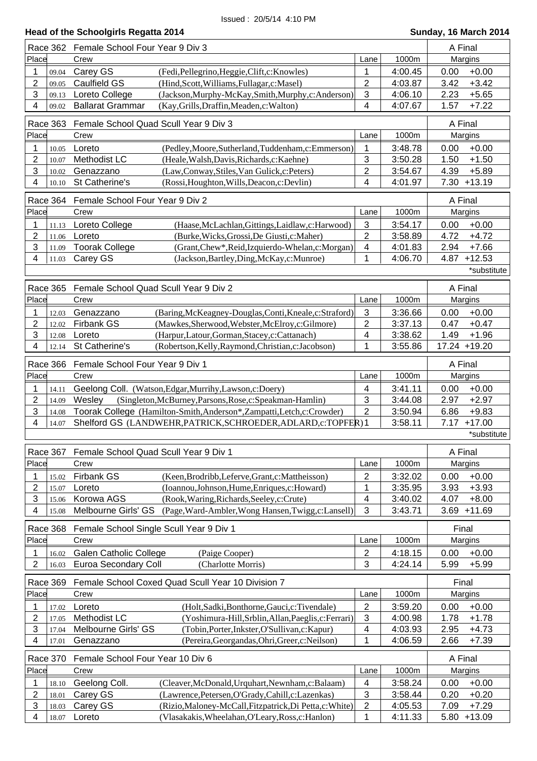Issued : 20/5/14 4:10 PM

**Head of the Schoolgirls Regatta 2014** — **Sunday, 16 March 2014**

| Race 362 | Female School Four Year 9 Div 3 | | | | A Final | |
|---|---|---|---|---|---|---|
| Place | | Crew | Lane | 1000m | Margins | |
| 1 | 09.04 | Carey GS (Fedi,Pellegrino,Heggie,Clift,c:Knowles) | 1 | 4:00.45 | 0.00 | +0.00 |
| 2 | 09.05 | Caulfield GS (Hind,Scott,Williams,Fullagar,c:Masel) | 2 | 4:03.87 | 3.42 | +3.42 |
| 3 | 09.13 | Loreto College (Jackson,Murphy-McKay,Smith,Murphy,c:Anderson) | 3 | 4:06.10 | 2.23 | +5.65 |
| 4 | 09.02 | Ballarat Grammar (Kay,Grills,Draffin,Meaden,c:Walton) | 4 | 4:07.67 | 1.57 | +7.22 |

| Race 363 | Female School Quad Scull Year 9 Div 3 | | | | A Final | |
|---|---|---|---|---|---|---|
| Place | | Crew | Lane | 1000m | Margins | |
| 1 | 10.05 | Loreto (Pedley,Moore,Sutherland,Tuddenham,c:Emmerson) | 1 | 3:48.78 | 0.00 | +0.00 |
| 2 | 10.07 | Methodist LC (Heale,Walsh,Davis,Richards,c:Kaehne) | 3 | 3:50.28 | 1.50 | +1.50 |
| 3 | 10.02 | Genazzano (Law,Conway,Stiles,Van Gulick,c:Peters) | 2 | 3:54.67 | 4.39 | +5.89 |
| 4 | 10.10 | St Catherine's (Rossi,Houghton,Wills,Deacon,c:Devlin) | 4 | 4:01.97 | 7.30 | +13.19 |

| Race 364 | Female School Four Year 9 Div 2 | | | | A Final | |
|---|---|---|---|---|---|---|
| Place | | Crew | Lane | 1000m | Margins | |
| 1 | 11.13 | Loreto College (Haase,McLachlan,Gittings,Laidlaw,c:Harwood) | 3 | 3:54.17 | 0.00 | +0.00 |
| 2 | 11.06 | Loreto (Burke,Wicks,Grossi,De Giusti,c:Maher) | 2 | 3:58.89 | 4.72 | +4.72 |
| 3 | 11.09 | Toorak College (Grant,Chew*,Reid,Izquierdo-Whelan,c:Morgan) | 4 | 4:01.83 | 2.94 | +7.66 |
| 4 | 11.03 | Carey GS (Jackson,Bartley,Ding,McKay,c:Munroe) | 1 | 4:06.70 | 4.87 | +12.53 |

*substitute

| Race 365 | Female School Quad Scull Year 9 Div 2 | | | | A Final | |
|---|---|---|---|---|---|---|
| Place | | Crew | Lane | 1000m | Margins | |
| 1 | 12.03 | Genazzano (Baring,McKeagney-Douglas,Conti,Kneale,c:Straford) | 3 | 3:36.66 | 0.00 | +0.00 |
| 2 | 12.02 | Firbank GS (Mawkes,Sherwood,Webster,McElroy,c:Gilmore) | 2 | 3:37.13 | 0.47 | +0.47 |
| 3 | 12.08 | Loreto (Harpur,Latour,Gorman,Stacey,c:Cattanach) | 4 | 3:38.62 | 1.49 | +1.96 |
| 4 | 12.14 | St Catherine's (Robertson,Kelly,Raymond,Christian,c:Jacobson) | 1 | 3:55.86 | 17.24 | +19.20 |

| Race 366 | Female School Four Year 9 Div 1 | | | | A Final | |
|---|---|---|---|---|---|---|
| Place | | Crew | Lane | 1000m | Margins | |
| 1 | 14.11 | Geelong Coll. (Watson,Edgar,Murrihy,Lawson,c:Doery) | 4 | 3:41.11 | 0.00 | +0.00 |
| 2 | 14.09 | Wesley (Singleton,McBurney,Parsons,Rose,c:Speakman-Hamlin) | 3 | 3:44.08 | 2.97 | +2.97 |
| 3 | 14.08 | Toorak College (Hamilton-Smith,Anderson*,Zampatti,Letch,c:Crowder) | 2 | 3:50.94 | 6.86 | +9.83 |
| 4 | 14.07 | Shelford GS (LANDWEHR,PATRICK,SCHROEDER,ADLARD,c:TOPFER) | 1 | 3:58.11 | 7.17 | +17.00 |

*substitute

| Race 367 | Female School Quad Scull Year 9 Div 1 | | | | A Final | |
|---|---|---|---|---|---|---|
| Place | | Crew | Lane | 1000m | Margins | |
| 1 | 15.02 | Firbank GS (Keen,Brodribb,Leferve,Grant,c:Mattheisson) | 2 | 3:32.02 | 0.00 | +0.00 |
| 2 | 15.07 | Loreto (Ioannou,Johnson,Hume,Enriques,c:Howard) | 1 | 3:35.95 | 3.93 | +3.93 |
| 3 | 15.06 | Korowa AGS (Rook,Waring,Richards,Seeley,c:Crute) | 4 | 3:40.02 | 4.07 | +8.00 |
| 4 | 15.08 | Melbourne Girls' GS (Page,Ward-Ambler,Wong Hansen,Twigg,c:Lansell) | 3 | 3:43.71 | 3.69 | +11.69 |

| Race 368 | Female School Single Scull Year 9 Div 1 | | | | Final | |
|---|---|---|---|---|---|---|
| Place | | Crew | Lane | 1000m | Margins | |
| 1 | 16.02 | Galen Catholic College (Paige Cooper) | 2 | 4:18.15 | 0.00 | +0.00 |
| 2 | 16.03 | Euroa Secondary Coll (Charlotte Morris) | 3 | 4:24.14 | 5.99 | +5.99 |

| Race 369 | Female School Coxed Quad Scull Year 10 Division 7 | | | | Final | |
|---|---|---|---|---|---|---|
| Place | | Crew | Lane | 1000m | Margins | |
| 1 | 17.02 | Loreto (Holt,Sadki,Bonthorne,Gauci,c:Tivendale) | 2 | 3:59.20 | 0.00 | +0.00 |
| 2 | 17.05 | Methodist LC (Yoshimura-Hill,Srblin,Allan,Paeglis,c:Ferrari) | 3 | 4:00.98 | 1.78 | +1.78 |
| 3 | 17.04 | Melbourne Girls' GS (Tobin,Porter,Inkster,O'Sullivan,c:Kapur) | 4 | 4:03.93 | 2.95 | +4.73 |
| 4 | 17.01 | Genazzano (Pereira,Georgandas,Ohri,Greer,c:Neilson) | 1 | 4:06.59 | 2.66 | +7.39 |

| Race 370 | Female School Four Year 10 Div 6 | | | | A Final | |
|---|---|---|---|---|---|---|
| Place | | Crew | Lane | 1000m | Margins | |
| 1 | 18.10 | Geelong Coll. (Cleaver,McDonald,Urquhart,Newnham,c:Balaam) | 4 | 3:58.24 | 0.00 | +0.00 |
| 2 | 18.01 | Carey GS (Lawrence,Petersen,O'Grady,Cahill,c:Lazenkas) | 3 | 3:58.44 | 0.20 | +0.20 |
| 3 | 18.03 | Carey GS (Rizio,Maloney-McCall,Fitzpatrick,Di Petta,c:White) | 2 | 4:05.53 | 7.09 | +7.29 |
| 4 | 18.07 | Loreto (Vlasakakis,Wheelahan,O'Leary,Ross,c:Hanlon) | 1 | 4:11.33 | 5.80 | +13.09 |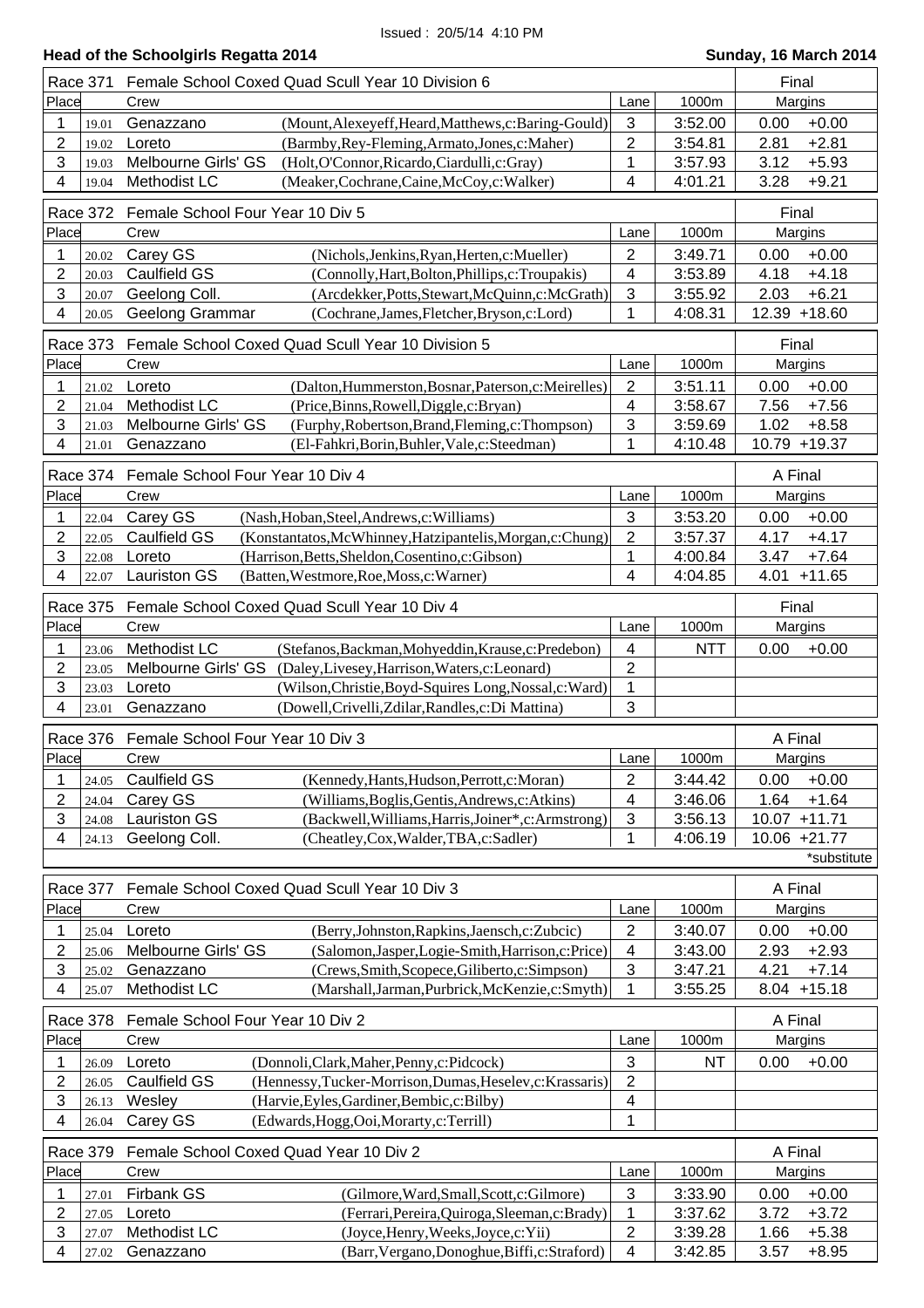Issued : 20/5/14 4:10 PM

## Head of the Schoolgirls Regatta 2014

**Sunday, 16 March 2014**

### Race 371 Female School Coxed Quad Scull Year 10 Division 6 — Final

| Place | | Crew | | Lane | 1000m | Margins | |
|---|---|---|---|---|---|---|---|
| 1 | 19.01 | Genazzano | (Mount,Alexeyeff,Heard,Matthews,c:Baring-Gould) | 3 | 3:52.00 | 0.00 | +0.00 |
| 2 | 19.02 | Loreto | (Barmby,Rey-Fleming,Armato,Jones,c:Maher) | 2 | 3:54.81 | 2.81 | +2.81 |
| 3 | 19.03 | Melbourne Girls' GS | (Holt,O'Connor,Ricardo,Ciardulli,c:Gray) | 1 | 3:57.93 | 3.12 | +5.93 |
| 4 | 19.04 | Methodist LC | (Meaker,Cochrane,Caine,McCoy,c:Walker) | 4 | 4:01.21 | 3.28 | +9.21 |

### Race 372 Female School Four Year 10 Div 5 — Final

| Place | | Crew | | Lane | 1000m | Margins | |
|---|---|---|---|---|---|---|---|
| 1 | 20.02 | Carey GS | (Nichols,Jenkins,Ryan,Herten,c:Mueller) | 2 | 3:49.71 | 0.00 | +0.00 |
| 2 | 20.03 | Caulfield GS | (Connolly,Hart,Bolton,Phillips,c:Troupakis) | 4 | 3:53.89 | 4.18 | +4.18 |
| 3 | 20.07 | Geelong Coll. | (Arcdekker,Potts,Stewart,McQuinn,c:McGrath) | 3 | 3:55.92 | 2.03 | +6.21 |
| 4 | 20.05 | Geelong Grammar | (Cochrane,James,Fletcher,Bryson,c:Lord) | 1 | 4:08.31 | 12.39 | +18.60 |

### Race 373 Female School Coxed Quad Scull Year 10 Division 5 — Final

| Place | | Crew | | Lane | 1000m | Margins | |
|---|---|---|---|---|---|---|---|
| 1 | 21.02 | Loreto | (Dalton,Hummerston,Bosnar,Paterson,c:Meirelles) | 2 | 3:51.11 | 0.00 | +0.00 |
| 2 | 21.04 | Methodist LC | (Price,Binns,Rowell,Diggle,c:Bryan) | 4 | 3:58.67 | 7.56 | +7.56 |
| 3 | 21.03 | Melbourne Girls' GS | (Furphy,Robertson,Brand,Fleming,c:Thompson) | 3 | 3:59.69 | 1.02 | +8.58 |
| 4 | 21.01 | Genazzano | (El-Fahkri,Borin,Buhler,Vale,c:Steedman) | 1 | 4:10.48 | 10.79 | +19.37 |

### Race 374 Female School Four Year 10 Div 4 — A Final

| Place | | Crew | | Lane | 1000m | Margins | |
|---|---|---|---|---|---|---|---|
| 1 | 22.04 | Carey GS | (Nash,Hoban,Steel,Andrews,c:Williams) | 3 | 3:53.20 | 0.00 | +0.00 |
| 2 | 22.05 | Caulfield GS | (Konstantatos,McWhinney,Hatzipantelis,Morgan,c:Chung) | 2 | 3:57.37 | 4.17 | +4.17 |
| 3 | 22.08 | Loreto | (Harrison,Betts,Sheldon,Cosentino,c:Gibson) | 1 | 4:00.84 | 3.47 | +7.64 |
| 4 | 22.07 | Lauriston GS | (Batten,Westmore,Roe,Moss,c:Warner) | 4 | 4:04.85 | 4.01 | +11.65 |

### Race 375 Female School Coxed Quad Scull Year 10 Div 4 — Final

| Place | | Crew | | Lane | 1000m | Margins | |
|---|---|---|---|---|---|---|---|
| 1 | 23.06 | Methodist LC | (Stefanos,Backman,Mohyeddin,Krause,c:Predebon) | 4 | NTT | 0.00 | +0.00 |
| 2 | 23.05 | Melbourne Girls' GS | (Daley,Livesey,Harrison,Waters,c:Leonard) | 2 | | | |
| 3 | 23.03 | Loreto | (Wilson,Christie,Boyd-Squires Long,Nossal,c:Ward) | 1 | | | |
| 4 | 23.01 | Genazzano | (Dowell,Crivelli,Zdilar,Randles,c:Di Mattina) | 3 | | | |

### Race 376 Female School Four Year 10 Div 3 — A Final

| Place | | Crew | | Lane | 1000m | Margins | |
|---|---|---|---|---|---|---|---|
| 1 | 24.05 | Caulfield GS | (Kennedy,Hants,Hudson,Perrott,c:Moran) | 2 | 3:44.42 | 0.00 | +0.00 |
| 2 | 24.04 | Carey GS | (Williams,Boglis,Gentis,Andrews,c:Atkins) | 4 | 3:46.06 | 1.64 | +1.64 |
| 3 | 24.08 | Lauriston GS | (Backwell,Williams,Harris,Joiner*,c:Armstrong) | 3 | 3:56.13 | 10.07 | +11.71 |
| 4 | 24.13 | Geelong Coll. | (Cheatley,Cox,Walder,TBA,c:Sadler) | 1 | 4:06.19 | 10.06 | +21.77 |

*substitute

### Race 377 Female School Coxed Quad Scull Year 10 Div 3 — A Final

| Place | | Crew | | Lane | 1000m | Margins | |
|---|---|---|---|---|---|---|---|
| 1 | 25.04 | Loreto | (Berry,Johnston,Rapkins,Jaensch,c:Zubcic) | 2 | 3:40.07 | 0.00 | +0.00 |
| 2 | 25.06 | Melbourne Girls' GS | (Salomon,Jasper,Logie-Smith,Harrison,c:Price) | 4 | 3:43.00 | 2.93 | +2.93 |
| 3 | 25.02 | Genazzano | (Crews,Smith,Scopece,Giliberto,c:Simpson) | 3 | 3:47.21 | 4.21 | +7.14 |
| 4 | 25.07 | Methodist LC | (Marshall,Jarman,Purbrick,McKenzie,c:Smyth) | 1 | 3:55.25 | 8.04 | +15.18 |

### Race 378 Female School Four Year 10 Div 2 — A Final

| Place | | Crew | | Lane | 1000m | Margins | |
|---|---|---|---|---|---|---|---|
| 1 | 26.09 | Loreto | (Donnoli,Clark,Maher,Penny,c:Pidcock) | 3 | NT | 0.00 | +0.00 |
| 2 | 26.05 | Caulfield GS | (Hennessy,Tucker-Morrison,Dumas,Heselev,c:Krassaris) | 2 | | | |
| 3 | 26.13 | Wesley | (Harvie,Eyles,Gardiner,Bembic,c:Bilby) | 4 | | | |
| 4 | 26.04 | Carey GS | (Edwards,Hogg,Ooi,Morarty,c:Terrill) | 1 | | | |

### Race 379 Female School Coxed Quad Year 10 Div 2 — A Final

| Place | | Crew | | Lane | 1000m | Margins | |
|---|---|---|---|---|---|---|---|
| 1 | 27.01 | Firbank GS | (Gilmore,Ward,Small,Scott,c:Gilmore) | 3 | 3:33.90 | 0.00 | +0.00 |
| 2 | 27.05 | Loreto | (Ferrari,Pereira,Quiroga,Sleeman,c:Brady) | 1 | 3:37.62 | 3.72 | +3.72 |
| 3 | 27.07 | Methodist LC | (Joyce,Henry,Weeks,Joyce,c:Yii) | 2 | 3:39.28 | 1.66 | +5.38 |
| 4 | 27.02 | Genazzano | (Barr,Vergano,Donoghue,Biffi,c:Straford) | 4 | 3:42.85 | 3.57 | +8.95 |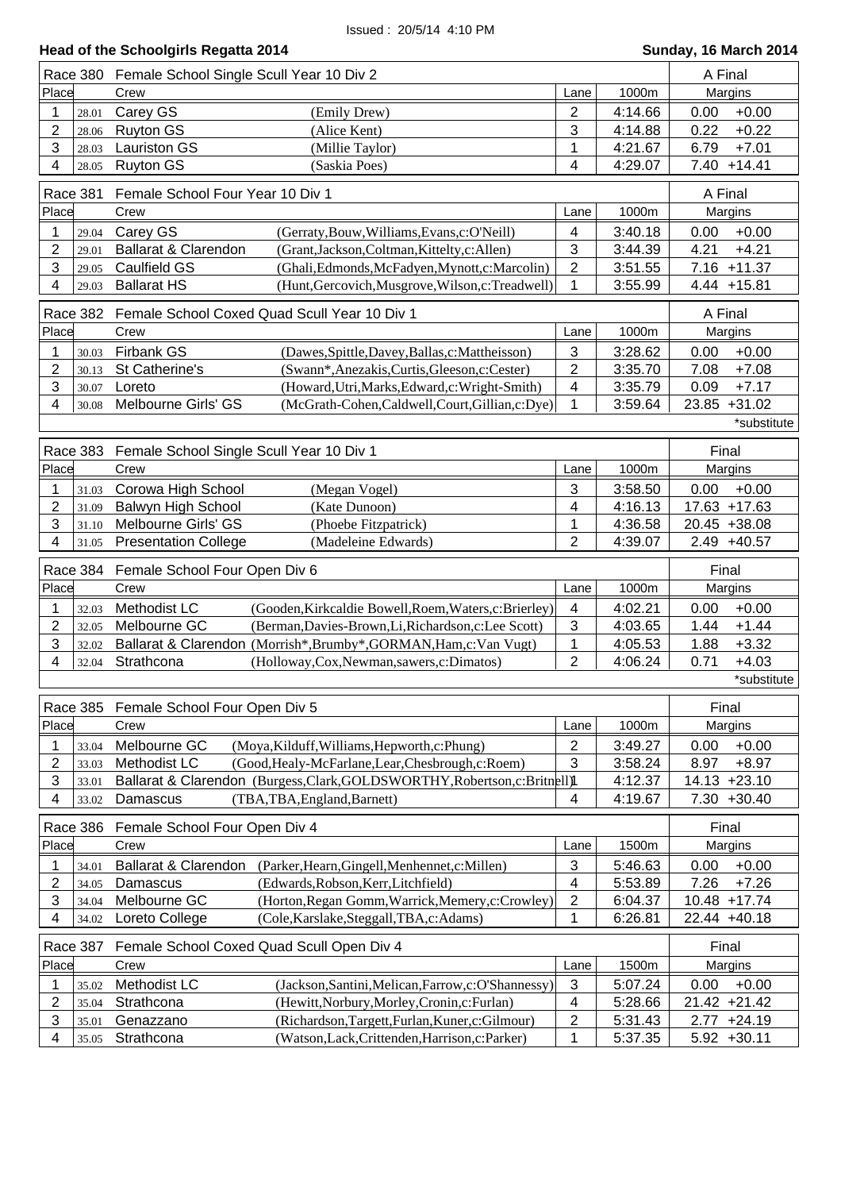Issued : 20/5/14 4:10 PM

## Head of the Schoolgirls Regatta 2014

**Sunday, 16 March 2014**

### Race 380 Female School Single Scull Year 10 Div 2 — A Final

| Place | | Crew | | Lane | 1000m | Margins | |
|---|---|---|---|---|---|---|---|
| 1 | 28.01 | Carey GS | (Emily Drew) | 2 | 4:14.66 | 0.00 | +0.00 |
| 2 | 28.06 | Ruyton GS | (Alice Kent) | 3 | 4:14.88 | 0.22 | +0.22 |
| 3 | 28.03 | Lauriston GS | (Millie Taylor) | 1 | 4:21.67 | 6.79 | +7.01 |
| 4 | 28.05 | Ruyton GS | (Saskia Poes) | 4 | 4:29.07 | 7.40 | +14.41 |

### Race 381 Female School Four Year 10 Div 1 — A Final

| Place | | Crew | | Lane | 1000m | Margins | |
|---|---|---|---|---|---|---|---|
| 1 | 29.04 | Carey GS | (Gerraty,Bouw,Williams,Evans,c:O'Neill) | 4 | 3:40.18 | 0.00 | +0.00 |
| 2 | 29.01 | Ballarat & Clarendon | (Grant,Jackson,Coltman,Kittelty,c:Allen) | 3 | 3:44.39 | 4.21 | +4.21 |
| 3 | 29.05 | Caulfield GS | (Ghali,Edmonds,McFadyen,Mynott,c:Marcolin) | 2 | 3:51.55 | 7.16 | +11.37 |
| 4 | 29.03 | Ballarat HS | (Hunt,Gercovich,Musgrove,Wilson,c:Treadwell) | 1 | 3:55.99 | 4.44 | +15.81 |

### Race 382 Female School Coxed Quad Scull Year 10 Div 1 — A Final

| Place | | Crew | | Lane | 1000m | Margins | |
|---|---|---|---|---|---|---|---|
| 1 | 30.03 | Firbank GS | (Dawes,Spittle,Davey,Ballas,c:Mattheisson) | 3 | 3:28.62 | 0.00 | +0.00 |
| 2 | 30.13 | St Catherine's | (Swann*,Anezakis,Curtis,Gleeson,c:Cester) | 2 | 3:35.70 | 7.08 | +7.08 |
| 3 | 30.07 | Loreto | (Howard,Utri,Marks,Edward,c:Wright-Smith) | 4 | 3:35.79 | 0.09 | +7.17 |
| 4 | 30.08 | Melbourne Girls' GS | (McGrath-Cohen,Caldwell,Court,Gillian,c:Dye) | 1 | 3:59.64 | 23.85 | +31.02 |

*substitute

### Race 383 Female School Single Scull Year 10 Div 1 — Final

| Place | | Crew | | Lane | 1000m | Margins | |
|---|---|---|---|---|---|---|---|
| 1 | 31.03 | Corowa High School | (Megan Vogel) | 3 | 3:58.50 | 0.00 | +0.00 |
| 2 | 31.09 | Balwyn High School | (Kate Dunoon) | 4 | 4:16.13 | 17.63 | +17.63 |
| 3 | 31.10 | Melbourne Girls' GS | (Phoebe Fitzpatrick) | 1 | 4:36.58 | 20.45 | +38.08 |
| 4 | 31.05 | Presentation College | (Madeleine Edwards) | 2 | 4:39.07 | 2.49 | +40.57 |

### Race 384 Female School Four Open Div 6 — Final

| Place | | Crew | | Lane | 1000m | Margins | |
|---|---|---|---|---|---|---|---|
| 1 | 32.03 | Methodist LC | (Gooden,Kirkcaldie Bowell,Roem,Waters,c:Brierley) | 4 | 4:02.21 | 0.00 | +0.00 |
| 2 | 32.05 | Melbourne GC | (Berman,Davies-Brown,Li,Richardson,c:Lee Scott) | 3 | 4:03.65 | 1.44 | +1.44 |
| 3 | 32.02 | Ballarat & Clarendon | (Morrish*,Brumby*,GORMAN,Ham,c:Van Vugt) | 1 | 4:05.53 | 1.88 | +3.32 |
| 4 | 32.04 | Strathcona | (Holloway,Cox,Newman,sawers,c:Dimatos) | 2 | 4:06.24 | 0.71 | +4.03 |

*substitute

### Race 385 Female School Four Open Div 5 — Final

| Place | | Crew | | Lane | 1000m | Margins | |
|---|---|---|---|---|---|---|---|
| 1 | 33.04 | Melbourne GC | (Moya,Kilduff,Williams,Hepworth,c:Phung) | 2 | 3:49.27 | 0.00 | +0.00 |
| 2 | 33.03 | Methodist LC | (Good,Healy-McFarlane,Lear,Chesbrough,c:Roem) | 3 | 3:58.24 | 8.97 | +8.97 |
| 3 | 33.01 | Ballarat & Clarendon | (Burgess,Clark,GOLDSWORTHY,Robertson,c:Britnell) | 1 | 4:12.37 | 14.13 | +23.10 |
| 4 | 33.02 | Damascus | (TBA,TBA,England,Barnett) | 4 | 4:19.67 | 7.30 | +30.40 |

### Race 386 Female School Four Open Div 4 — Final

| Place | | Crew | | Lane | 1500m | Margins | |
|---|---|---|---|---|---|---|---|
| 1 | 34.01 | Ballarat & Clarendon | (Parker,Hearn,Gingell,Menhennet,c:Millen) | 3 | 5:46.63 | 0.00 | +0.00 |
| 2 | 34.05 | Damascus | (Edwards,Robson,Kerr,Litchfield) | 4 | 5:53.89 | 7.26 | +7.26 |
| 3 | 34.04 | Melbourne GC | (Horton,Regan Gomm,Warrick,Memery,c:Crowley) | 2 | 6:04.37 | 10.48 | +17.74 |
| 4 | 34.02 | Loreto College | (Cole,Karslake,Steggall,TBA,c:Adams) | 1 | 6:26.81 | 22.44 | +40.18 |

### Race 387 Female School Coxed Quad Scull Open Div 4 — Final

| Place | | Crew | | Lane | 1500m | Margins | |
|---|---|---|---|---|---|---|---|
| 1 | 35.02 | Methodist LC | (Jackson,Santini,Melican,Farrow,c:O'Shannessy) | 3 | 5:07.24 | 0.00 | +0.00 |
| 2 | 35.04 | Strathcona | (Hewitt,Norbury,Morley,Cronin,c:Furlan) | 4 | 5:28.66 | 21.42 | +21.42 |
| 3 | 35.01 | Genazzano | (Richardson,Targett,Furlan,Kuner,c:Gilmour) | 2 | 5:31.43 | 2.77 | +24.19 |
| 4 | 35.05 | Strathcona | (Watson,Lack,Crittenden,Harrison,c:Parker) | 1 | 5:37.35 | 5.92 | +30.11 |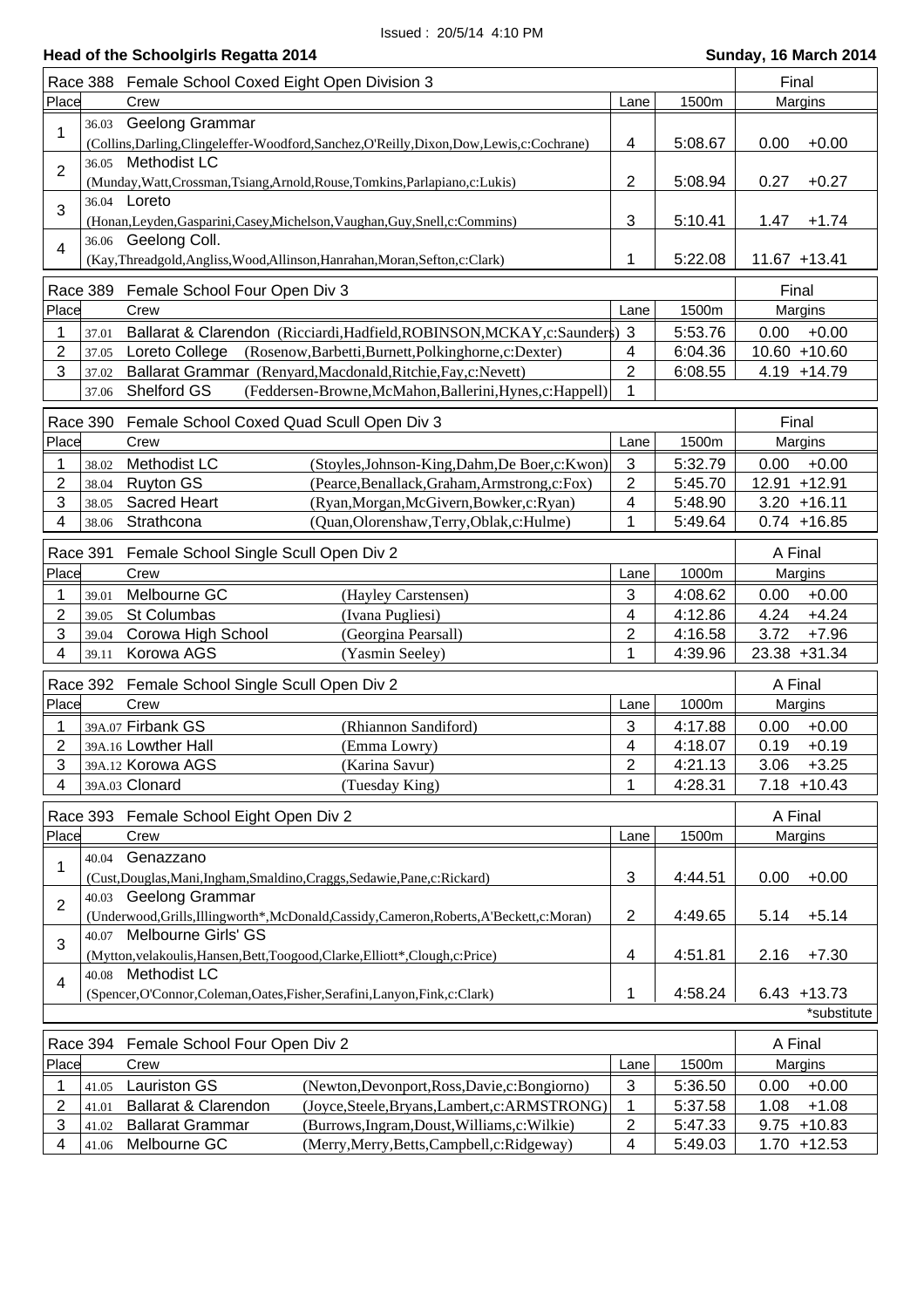Issued : 20/5/14 4:10 PM

## Head of the Schoolgirls Regatta 2014

**Sunday, 16 March 2014**

### Race 388 Female School Coxed Eight Open Division 3 — Final

| Place | Crew | Lane | 1500m | Margins | |
|---|---|---|---|---|---|
| 1 | 36.03 Geelong Grammar (Collins,Darling,Clingeleffer-Woodford,Sanchez,O'Reilly,Dixon,Dow,Lewis,c:Cochrane) | 4 | 5:08.67 | 0.00 | +0.00 |
| 2 | 36.05 Methodist LC (Munday,Watt,Crossman,Tsiang,Arnold,Rouse,Tomkins,Parlapiano,c:Lukis) | 2 | 5:08.94 | 0.27 | +0.27 |
| 3 | 36.04 Loreto (Honan,Leyden,Gasparini,Casey,Michelson,Vaughan,Guy,Snell,c:Commins) | 3 | 5:10.41 | 1.47 | +1.74 |
| 4 | 36.06 Geelong Coll. (Kay,Threadgold,Angliss,Wood,Allinson,Hanrahan,Moran,Sefton,c:Clark) | 1 | 5:22.08 | 11.67 | +13.41 |

### Race 389 Female School Four Open Div 3 — Final

| Place | Crew | Lane | 1500m | Margins | |
|---|---|---|---|---|---|
| 1 | 37.01 Ballarat & Clarendon (Ricciardi,Hadfield,ROBINSON,MCKAY,c:Saunders) | 3 | 5:53.76 | 0.00 | +0.00 |
| 2 | 37.05 Loreto College (Rosenow,Barbetti,Burnett,Polkinghorne,c:Dexter) | 4 | 6:04.36 | 10.60 | +10.60 |
| 3 | 37.02 Ballarat Grammar (Renyard,Macdonald,Ritchie,Fay,c:Nevett) | 2 | 6:08.55 | 4.19 | +14.79 |
| | 37.06 Shelford GS (Feddersen-Browne,McMahon,Ballerini,Hynes,c:Happell) | 1 | | | |

### Race 390 Female School Coxed Quad Scull Open Div 3 — Final

| Place | Crew | Lane | 1500m | Margins | |
|---|---|---|---|---|---|
| 1 | 38.02 Methodist LC (Stoyles,Johnson-King,Dahm,De Boer,c:Kwon) | 3 | 5:32.79 | 0.00 | +0.00 |
| 2 | 38.04 Ruyton GS (Pearce,Benallack,Graham,Armstrong,c:Fox) | 2 | 5:45.70 | 12.91 | +12.91 |
| 3 | 38.05 Sacred Heart (Ryan,Morgan,McGivern,Bowker,c:Ryan) | 4 | 5:48.90 | 3.20 | +16.11 |
| 4 | 38.06 Strathcona (Quan,Olorenshaw,Terry,Oblak,c:Hulme) | 1 | 5:49.64 | 0.74 | +16.85 |

### Race 391 Female School Single Scull Open Div 2 — A Final

| Place | Crew | Lane | 1000m | Margins | |
|---|---|---|---|---|---|
| 1 | 39.01 Melbourne GC (Hayley Carstensen) | 3 | 4:08.62 | 0.00 | +0.00 |
| 2 | 39.05 St Columbas (Ivana Pugliesi) | 4 | 4:12.86 | 4.24 | +4.24 |
| 3 | 39.04 Corowa High School (Georgina Pearsall) | 2 | 4:16.58 | 3.72 | +7.96 |
| 4 | 39.11 Korowa AGS (Yasmin Seeley) | 1 | 4:39.96 | 23.38 | +31.34 |

### Race 392 Female School Single Scull Open Div 2 — A Final

| Place | Crew | Lane | 1000m | Margins | |
|---|---|---|---|---|---|
| 1 | 39A.07 Firbank GS (Rhiannon Sandiford) | 3 | 4:17.88 | 0.00 | +0.00 |
| 2 | 39A.16 Lowther Hall (Emma Lowry) | 4 | 4:18.07 | 0.19 | +0.19 |
| 3 | 39A.12 Korowa AGS (Karina Savur) | 2 | 4:21.13 | 3.06 | +3.25 |
| 4 | 39A.03 Clonard (Tuesday King) | 1 | 4:28.31 | 7.18 | +10.43 |

### Race 393 Female School Eight Open Div 2 — A Final

| Place | Crew | Lane | 1500m | Margins | |
|---|---|---|---|---|---|
| 1 | 40.04 Genazzano (Cust,Douglas,Mani,Ingham,Smaldino,Craggs,Sedawie,Pane,c:Rickard) | 3 | 4:44.51 | 0.00 | +0.00 |
| 2 | 40.03 Geelong Grammar (Underwood,Grills,Illingworth*,McDonald,Cassidy,Cameron,Roberts,A'Beckett,c:Moran) | 2 | 4:49.65 | 5.14 | +5.14 |
| 3 | 40.07 Melbourne Girls' GS (Mytton,velakoulis,Hansen,Bett,Toogood,Clarke,Elliott*,Clough,c:Price) | 4 | 4:51.81 | 2.16 | +7.30 |
| 4 | 40.08 Methodist LC (Spencer,O'Connor,Coleman,Oates,Fisher,Serafini,Lanyon,Fink,c:Clark) | 1 | 4:58.24 | 6.43 | +13.73 |

*substitute

### Race 394 Female School Four Open Div 2 — A Final

| Place | Crew | Lane | 1500m | Margins | |
|---|---|---|---|---|---|
| 1 | 41.05 Lauriston GS (Newton,Devonport,Ross,Davie,c:Bongiorno) | 3 | 5:36.50 | 0.00 | +0.00 |
| 2 | 41.01 Ballarat & Clarendon (Joyce,Steele,Bryans,Lambert,c:ARMSTRONG) | 1 | 5:37.58 | 1.08 | +1.08 |
| 3 | 41.02 Ballarat Grammar (Burrows,Ingram,Doust,Williams,c:Wilkie) | 2 | 5:47.33 | 9.75 | +10.83 |
| 4 | 41.06 Melbourne GC (Merry,Merry,Betts,Campbell,c:Ridgeway) | 4 | 5:49.03 | 1.70 | +12.53 |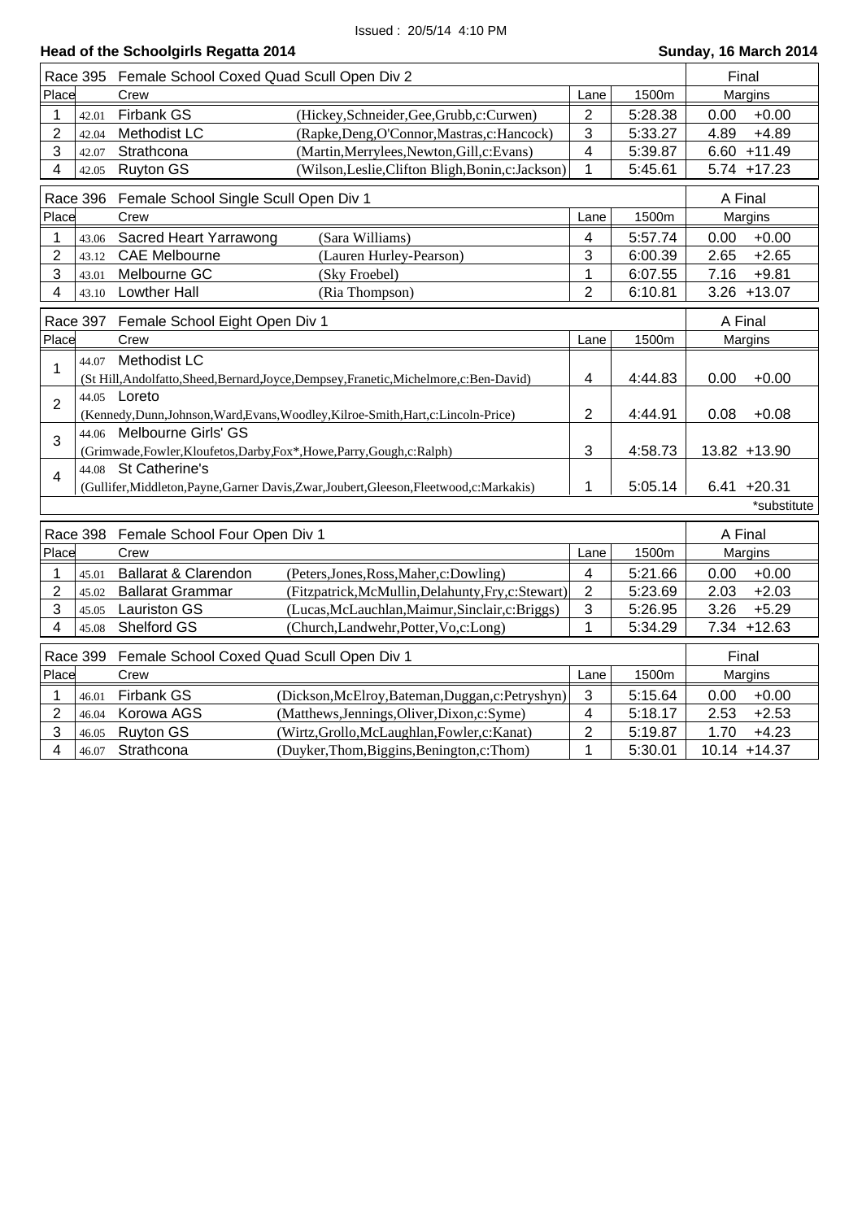Issued : 20/5/14 4:10 PM

**Head of the Schoolgirls Regatta 2014** — **Sunday, 16 March 2014**

### Race 395 Female School Coxed Quad Scull Open Div 2 — Final

| Place | | Crew | | Lane | 1500m | Margins | |
|---|---|---|---|---|---|---|---|
| 1 | 42.01 | Firbank GS | (Hickey,Schneider,Gee,Grubb,c:Curwen) | 2 | 5:28.38 | 0.00 | +0.00 |
| 2 | 42.04 | Methodist LC | (Rapke,Deng,O'Connor,Mastras,c:Hancock) | 3 | 5:33.27 | 4.89 | +4.89 |
| 3 | 42.07 | Strathcona | (Martin,Merrylees,Newton,Gill,c:Evans) | 4 | 5:39.87 | 6.60 | +11.49 |
| 4 | 42.05 | Ruyton GS | (Wilson,Leslie,Clifton Bligh,Bonin,c:Jackson) | 1 | 5:45.61 | 5.74 | +17.23 |

### Race 396 Female School Single Scull Open Div 1 — A Final

| Place | | Crew | | Lane | 1500m | Margins | |
|---|---|---|---|---|---|---|---|
| 1 | 43.06 | Sacred Heart Yarrawong | (Sara Williams) | 4 | 5:57.74 | 0.00 | +0.00 |
| 2 | 43.12 | CAE Melbourne | (Lauren Hurley-Pearson) | 3 | 6:00.39 | 2.65 | +2.65 |
| 3 | 43.01 | Melbourne GC | (Sky Froebel) | 1 | 6:07.55 | 7.16 | +9.81 |
| 4 | 43.10 | Lowther Hall | (Ria Thompson) | 2 | 6:10.81 | 3.26 | +13.07 |

### Race 397 Female School Eight Open Div 1 — A Final

| Place | | Crew | | Lane | 1500m | Margins | |
|---|---|---|---|---|---|---|---|
| 1 | 44.07 | Methodist LC | (St Hill,Andolfatto,Sheed,Bernard,Joyce,Dempsey,Franetic,Michelmore,c:Ben-David) | 4 | 4:44.83 | 0.00 | +0.00 |
| 2 | 44.05 | Loreto | (Kennedy,Dunn,Johnson,Ward,Evans,Woodley,Kilroe-Smith,Hart,c:Lincoln-Price) | 2 | 4:44.91 | 0.08 | +0.08 |
| 3 | 44.06 | Melbourne Girls' GS | (Grimwade,Fowler,Kloufetos,Darby,Fox*,Howe,Parry,Gough,c:Ralph) | 3 | 4:58.73 | 13.82 | +13.90 |
| 4 | 44.08 | St Catherine's | (Gullifer,Middleton,Payne,Garner Davis,Zwar,Joubert,Gleeson,Fleetwood,c:Markakis) | 1 | 5:05.14 | 6.41 | +20.31 |

*substitute

### Race 398 Female School Four Open Div 1 — A Final

| Place | | Crew | | Lane | 1500m | Margins | |
|---|---|---|---|---|---|---|---|
| 1 | 45.01 | Ballarat & Clarendon | (Peters,Jones,Ross,Maher,c:Dowling) | 4 | 5:21.66 | 0.00 | +0.00 |
| 2 | 45.02 | Ballarat Grammar | (Fitzpatrick,McMullin,Delahunty,Fry,c:Stewart) | 2 | 5:23.69 | 2.03 | +2.03 |
| 3 | 45.05 | Lauriston GS | (Lucas,McLauchlan,Maimur,Sinclair,c:Briggs) | 3 | 5:26.95 | 3.26 | +5.29 |
| 4 | 45.08 | Shelford GS | (Church,Landwehr,Potter,Vo,c:Long) | 1 | 5:34.29 | 7.34 | +12.63 |

### Race 399 Female School Coxed Quad Scull Open Div 1 — Final

| Place | | Crew | | Lane | 1500m | Margins | |
|---|---|---|---|---|---|---|---|
| 1 | 46.01 | Firbank GS | (Dickson,McElroy,Bateman,Duggan,c:Petryshyn) | 3 | 5:15.64 | 0.00 | +0.00 |
| 2 | 46.04 | Korowa AGS | (Matthews,Jennings,Oliver,Dixon,c:Syme) | 4 | 5:18.17 | 2.53 | +2.53 |
| 3 | 46.05 | Ruyton GS | (Wirtz,Grollo,McLaughlan,Fowler,c:Kanat) | 2 | 5:19.87 | 1.70 | +4.23 |
| 4 | 46.07 | Strathcona | (Duyker,Thom,Biggins,Benington,c:Thom) | 1 | 5:30.01 | 10.14 | +14.37 |